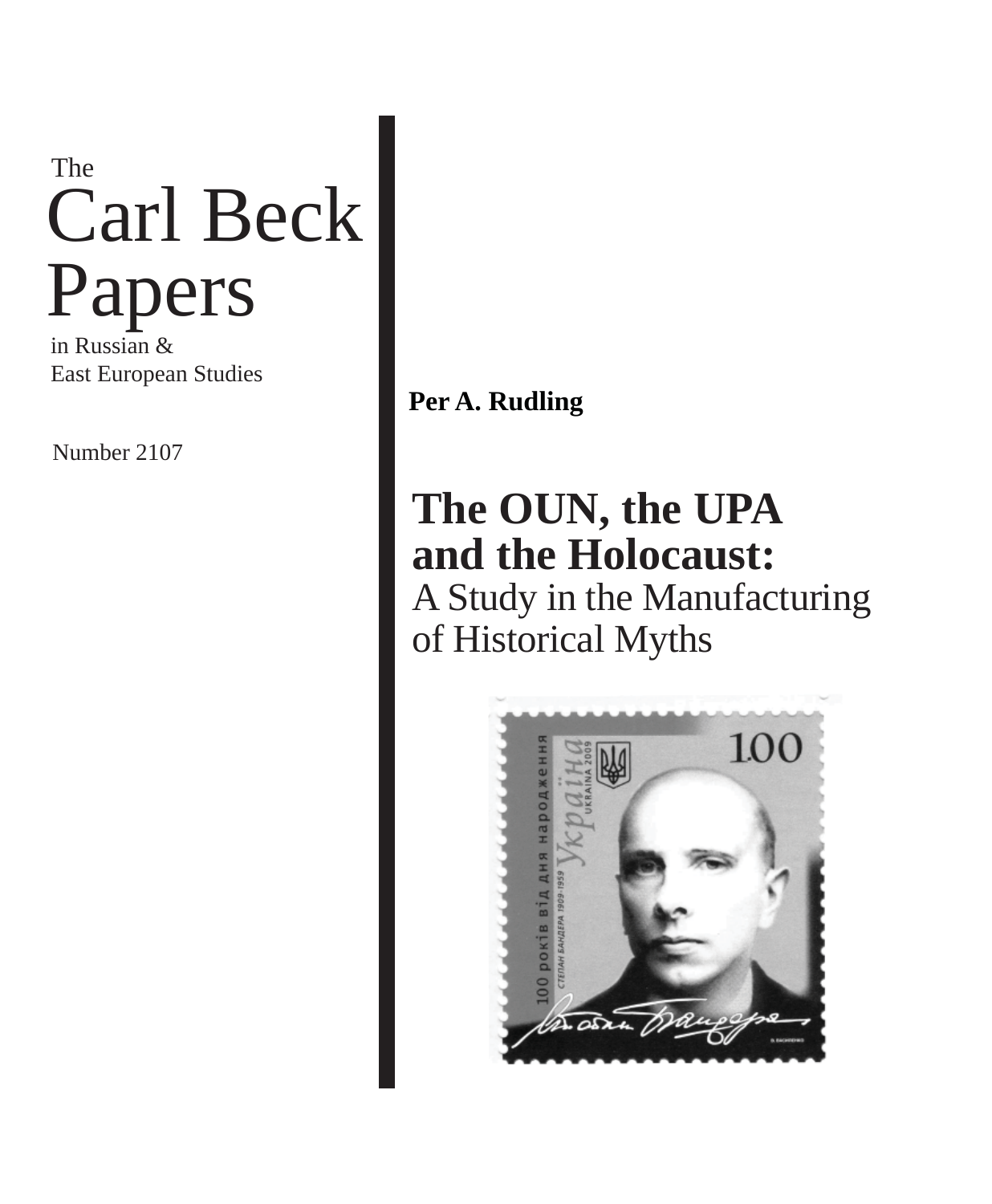The

# Carl Beck Papers

in Russian & East European Studies

Number 2107

**Per A. Rudling**

# The OUN, the UPA and the Holocaust:

## A Study in the Manufacturing of Historical Myths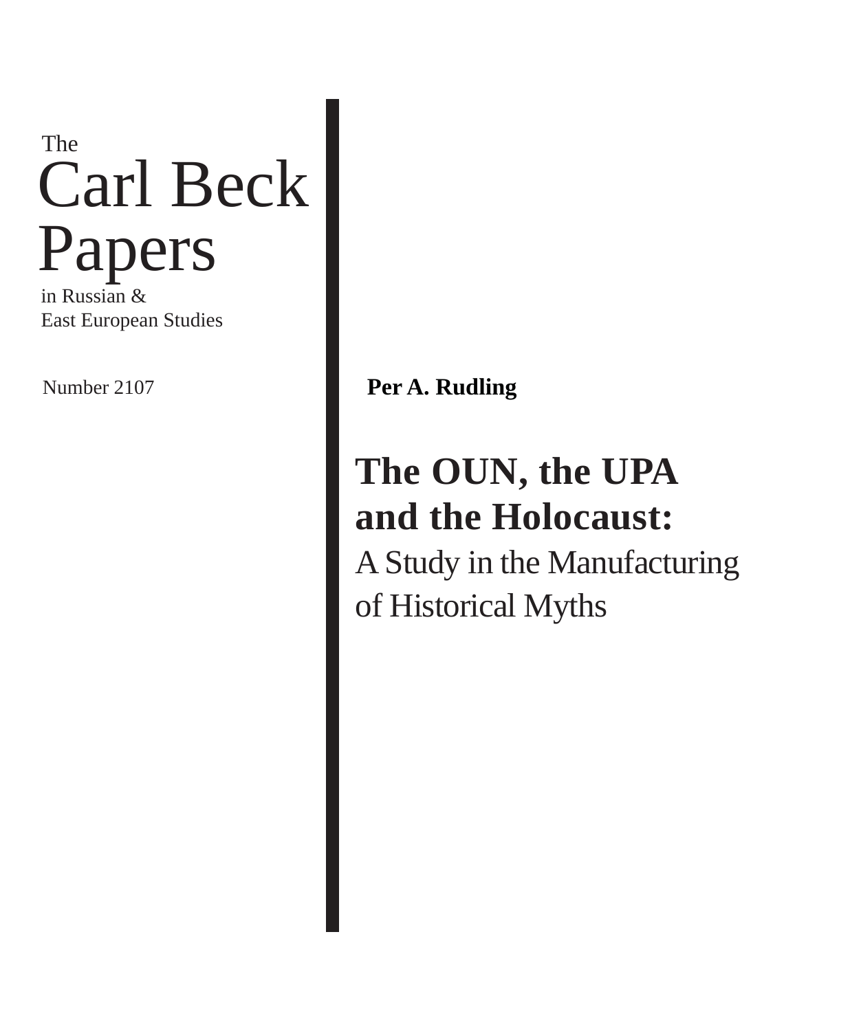The

# Carl Beck Papers

in Russian &
East European Studies

Number 2107

**Per A. Rudling**

# The OUN, the UPA and the Holocaust:

## A Study in the Manufacturing of Historical Myths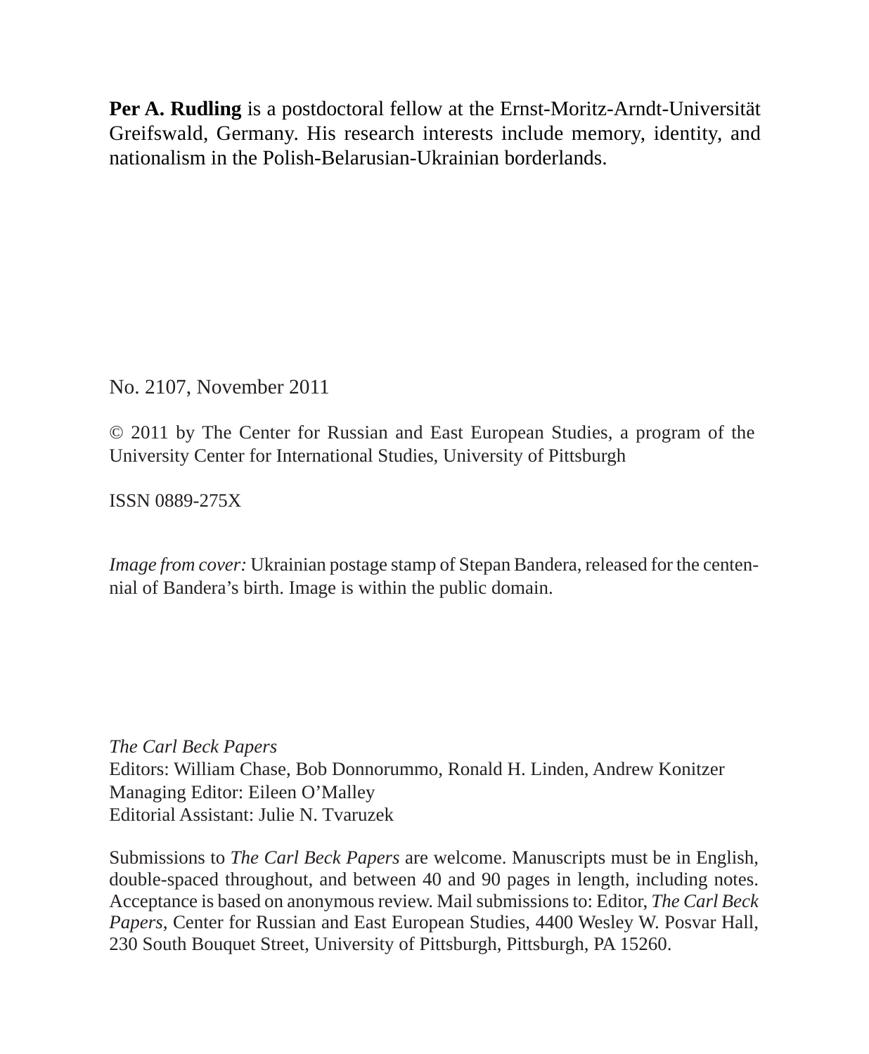**Per A. Rudling** is a postdoctoral fellow at the Ernst-Moritz-Arndt-Universität Greifswald, Germany. His research interests include memory, identity, and nationalism in the Polish-Belarusian-Ukrainian borderlands.

No. 2107, November 2011

© 2011 by The Center for Russian and East European Studies, a program of the University Center for International Studies, University of Pittsburgh

ISSN 0889-275X

*Image from cover:* Ukrainian postage stamp of Stepan Bandera, released for the centennial of Bandera's birth. Image is within the public domain.

*The Carl Beck Papers*
Editors: William Chase, Bob Donnorummo, Ronald H. Linden, Andrew Konitzer
Managing Editor: Eileen O'Malley
Editorial Assistant: Julie N. Tvaruzek

Submissions to *The Carl Beck Papers* are welcome. Manuscripts must be in English, double-spaced throughout, and between 40 and 90 pages in length, including notes. Acceptance is based on anonymous review. Mail submissions to: Editor, *The Carl Beck Papers*, Center for Russian and East European Studies, 4400 Wesley W. Posvar Hall, 230 South Bouquet Street, University of Pittsburgh, Pittsburgh, PA 15260.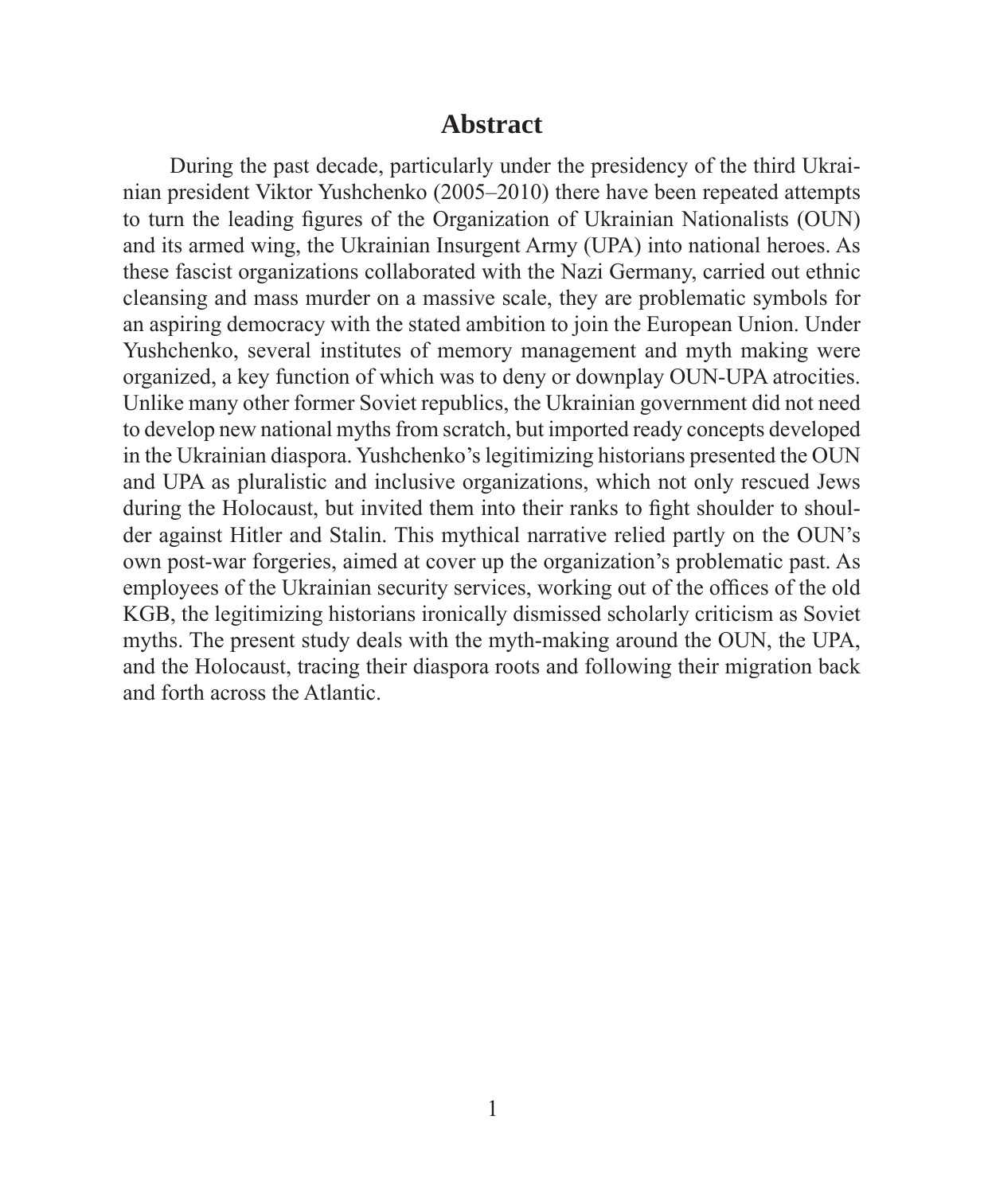# Abstract

During the past decade, particularly under the presidency of the third Ukrainian president Viktor Yushchenko (2005–2010) there have been repeated attempts to turn the leading figures of the Organization of Ukrainian Nationalists (OUN) and its armed wing, the Ukrainian Insurgent Army (UPA) into national heroes. As these fascist organizations collaborated with the Nazi Germany, carried out ethnic cleansing and mass murder on a massive scale, they are problematic symbols for an aspiring democracy with the stated ambition to join the European Union. Under Yushchenko, several institutes of memory management and myth making were organized, a key function of which was to deny or downplay OUN-UPA atrocities. Unlike many other former Soviet republics, the Ukrainian government did not need to develop new national myths from scratch, but imported ready concepts developed in the Ukrainian diaspora. Yushchenko's legitimizing historians presented the OUN and UPA as pluralistic and inclusive organizations, which not only rescued Jews during the Holocaust, but invited them into their ranks to fight shoulder to shoulder against Hitler and Stalin. This mythical narrative relied partly on the OUN's own post-war forgeries, aimed at cover up the organization's problematic past. As employees of the Ukrainian security services, working out of the offices of the old KGB, the legitimizing historians ironically dismissed scholarly criticism as Soviet myths. The present study deals with the myth-making around the OUN, the UPA, and the Holocaust, tracing their diaspora roots and following their migration back and forth across the Atlantic.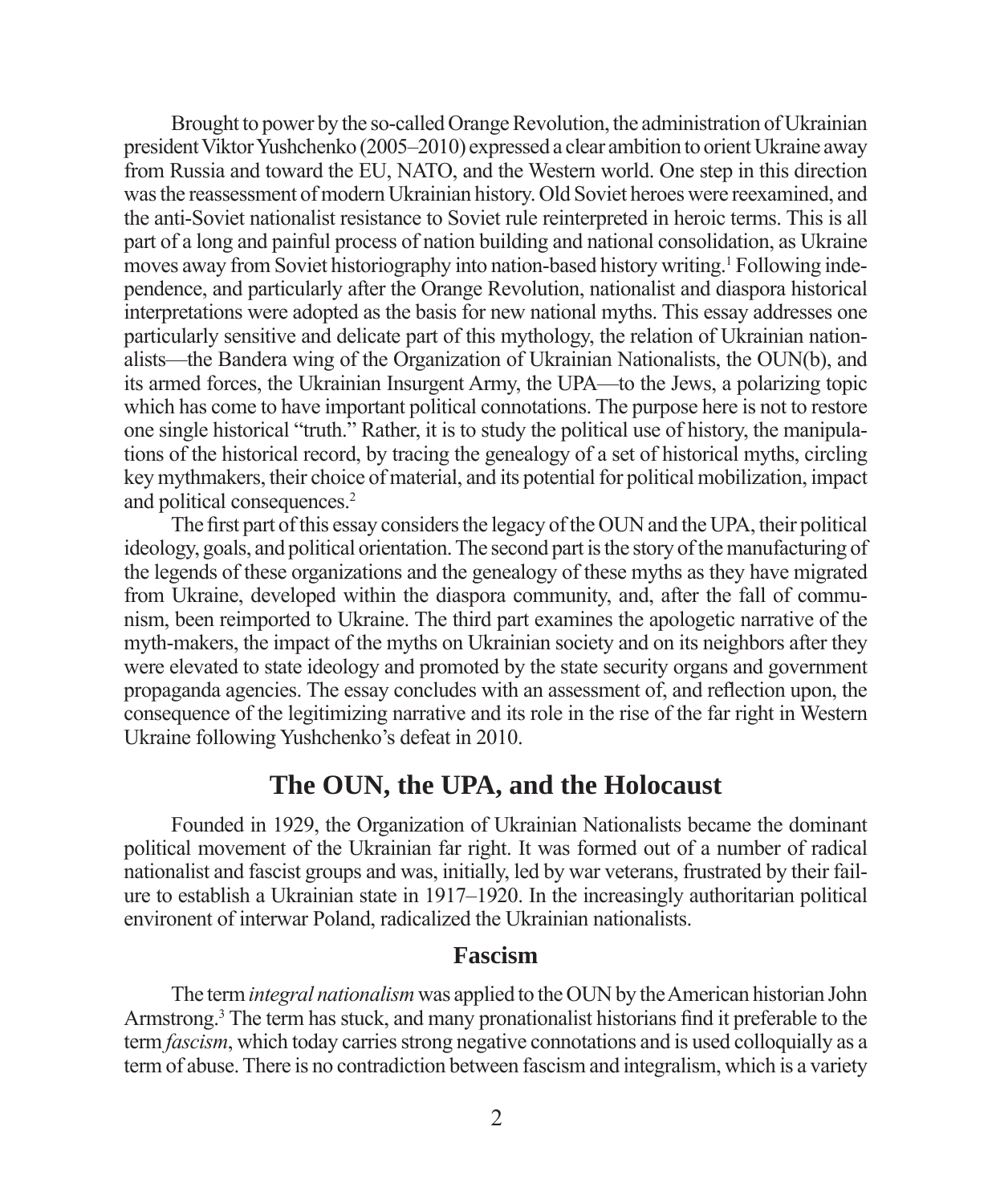Brought to power by the so-called Orange Revolution, the administration of Ukrainian president Viktor Yushchenko (2005–2010) expressed a clear ambition to orient Ukraine away from Russia and toward the EU, NATO, and the Western world. One step in this direction was the reassessment of modern Ukrainian history. Old Soviet heroes were reexamined, and the anti-Soviet nationalist resistance to Soviet rule reinterpreted in heroic terms. This is all part of a long and painful process of nation building and national consolidation, as Ukraine moves away from Soviet historiography into nation-based history writing.[1] Following independence, and particularly after the Orange Revolution, nationalist and diaspora historical interpretations were adopted as the basis for new national myths. This essay addresses one particularly sensitive and delicate part of this mythology, the relation of Ukrainian nationalists—the Bandera wing of the Organization of Ukrainian Nationalists, the OUN(b), and its armed forces, the Ukrainian Insurgent Army, the UPA—to the Jews, a polarizing topic which has come to have important political connotations. The purpose here is not to restore one single historical "truth." Rather, it is to study the political use of history, the manipulations of the historical record, by tracing the genealogy of a set of historical myths, circling key mythmakers, their choice of material, and its potential for political mobilization, impact and political consequences.[2]

The first part of this essay considers the legacy of the OUN and the UPA, their political ideology, goals, and political orientation. The second part is the story of the manufacturing of the legends of these organizations and the genealogy of these myths as they have migrated from Ukraine, developed within the diaspora community, and, after the fall of communism, been reimported to Ukraine. The third part examines the apologetic narrative of the myth-makers, the impact of the myths on Ukrainian society and on its neighbors after they were elevated to state ideology and promoted by the state security organs and government propaganda agencies. The essay concludes with an assessment of, and reflection upon, the consequence of the legitimizing narrative and its role in the rise of the far right in Western Ukraine following Yushchenko's defeat in 2010.

## The OUN, the UPA, and the Holocaust

Founded in 1929, the Organization of Ukrainian Nationalists became the dominant political movement of the Ukrainian far right. It was formed out of a number of radical nationalist and fascist groups and was, initially, led by war veterans, frustrated by their failure to establish a Ukrainian state in 1917–1920. In the increasingly authoritarian political environent of interwar Poland, radicalized the Ukrainian nationalists.

### Fascism

The term *integral nationalism* was applied to the OUN by the American historian John Armstrong.[3] The term has stuck, and many pronationalist historians find it preferable to the term *fascism*, which today carries strong negative connotations and is used colloquially as a term of abuse. There is no contradiction between fascism and integralism, which is a variety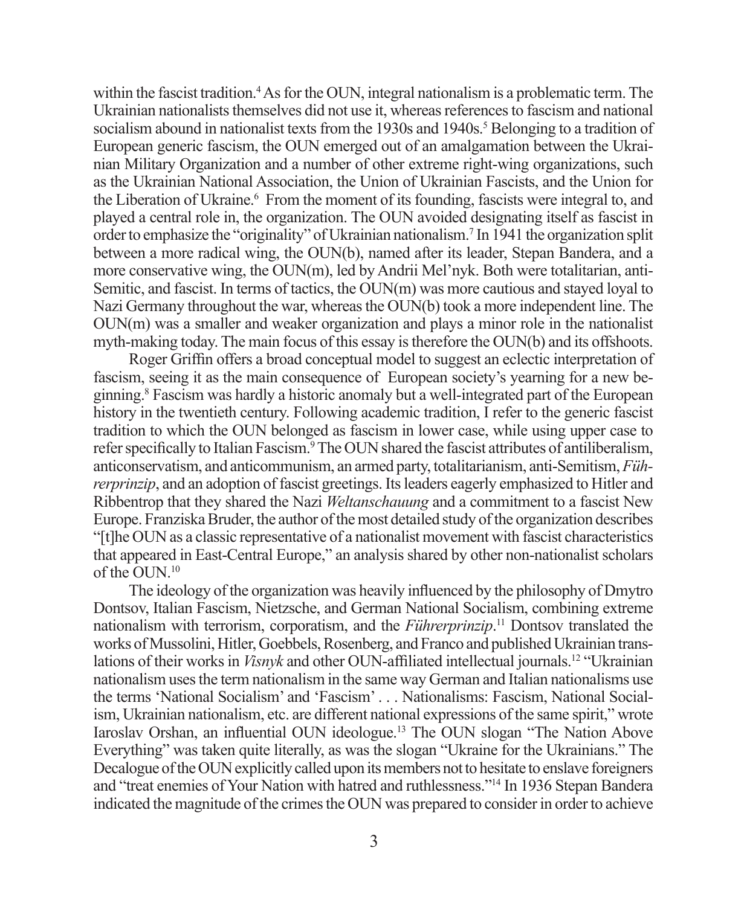within the fascist tradition.[4] As for the OUN, integral nationalism is a problematic term. The Ukrainian nationalists themselves did not use it, whereas references to fascism and national socialism abound in nationalist texts from the 1930s and 1940s.[5] Belonging to a tradition of European generic fascism, the OUN emerged out of an amalgamation between the Ukrainian Military Organization and a number of other extreme right-wing organizations, such as the Ukrainian National Association, the Union of Ukrainian Fascists, and the Union for the Liberation of Ukraine.[6] From the moment of its founding, fascists were integral to, and played a central role in, the organization. The OUN avoided designating itself as fascist in order to emphasize the "originality" of Ukrainian nationalism.[7] In 1941 the organization split between a more radical wing, the OUN(b), named after its leader, Stepan Bandera, and a more conservative wing, the OUN(m), led by Andrii Mel'nyk. Both were totalitarian, anti-Semitic, and fascist. In terms of tactics, the OUN(m) was more cautious and stayed loyal to Nazi Germany throughout the war, whereas the OUN(b) took a more independent line. The OUN(m) was a smaller and weaker organization and plays a minor role in the nationalist myth-making today. The main focus of this essay is therefore the OUN(b) and its offshoots.

Roger Griffin offers a broad conceptual model to suggest an eclectic interpretation of fascism, seeing it as the main consequence of European society's yearning for a new beginning.[8] Fascism was hardly a historic anomaly but a well-integrated part of the European history in the twentieth century. Following academic tradition, I refer to the generic fascist tradition to which the OUN belonged as fascism in lower case, while using upper case to refer specifically to Italian Fascism.[9] The OUN shared the fascist attributes of antiliberalism, anticonservatism, and anticommunism, an armed party, totalitarianism, anti-Semitism, *Führerprinzip*, and an adoption of fascist greetings. Its leaders eagerly emphasized to Hitler and Ribbentrop that they shared the Nazi *Weltanschauung* and a commitment to a fascist New Europe. Franziska Bruder, the author of the most detailed study of the organization describes "[t]he OUN as a classic representative of a nationalist movement with fascist characteristics that appeared in East-Central Europe," an analysis shared by other non-nationalist scholars of the OUN.[10]

The ideology of the organization was heavily influenced by the philosophy of Dmytro Dontsov, Italian Fascism, Nietzsche, and German National Socialism, combining extreme nationalism with terrorism, corporatism, and the *Führerprinzip*.[11] Dontsov translated the works of Mussolini, Hitler, Goebbels, Rosenberg, and Franco and published Ukrainian translations of their works in *Visnyk* and other OUN-affiliated intellectual journals.[12] "Ukrainian nationalism uses the term nationalism in the same way German and Italian nationalisms use the terms 'National Socialism' and 'Fascism' . . . Nationalisms: Fascism, National Socialism, Ukrainian nationalism, etc. are different national expressions of the same spirit," wrote Iaroslav Orshan, an influential OUN ideologue.[13] The OUN slogan "The Nation Above Everything" was taken quite literally, as was the slogan "Ukraine for the Ukrainians." The Decalogue of the OUN explicitly called upon its members not to hesitate to enslave foreigners and "treat enemies of Your Nation with hatred and ruthlessness."[14] In 1936 Stepan Bandera indicated the magnitude of the crimes the OUN was prepared to consider in order to achieve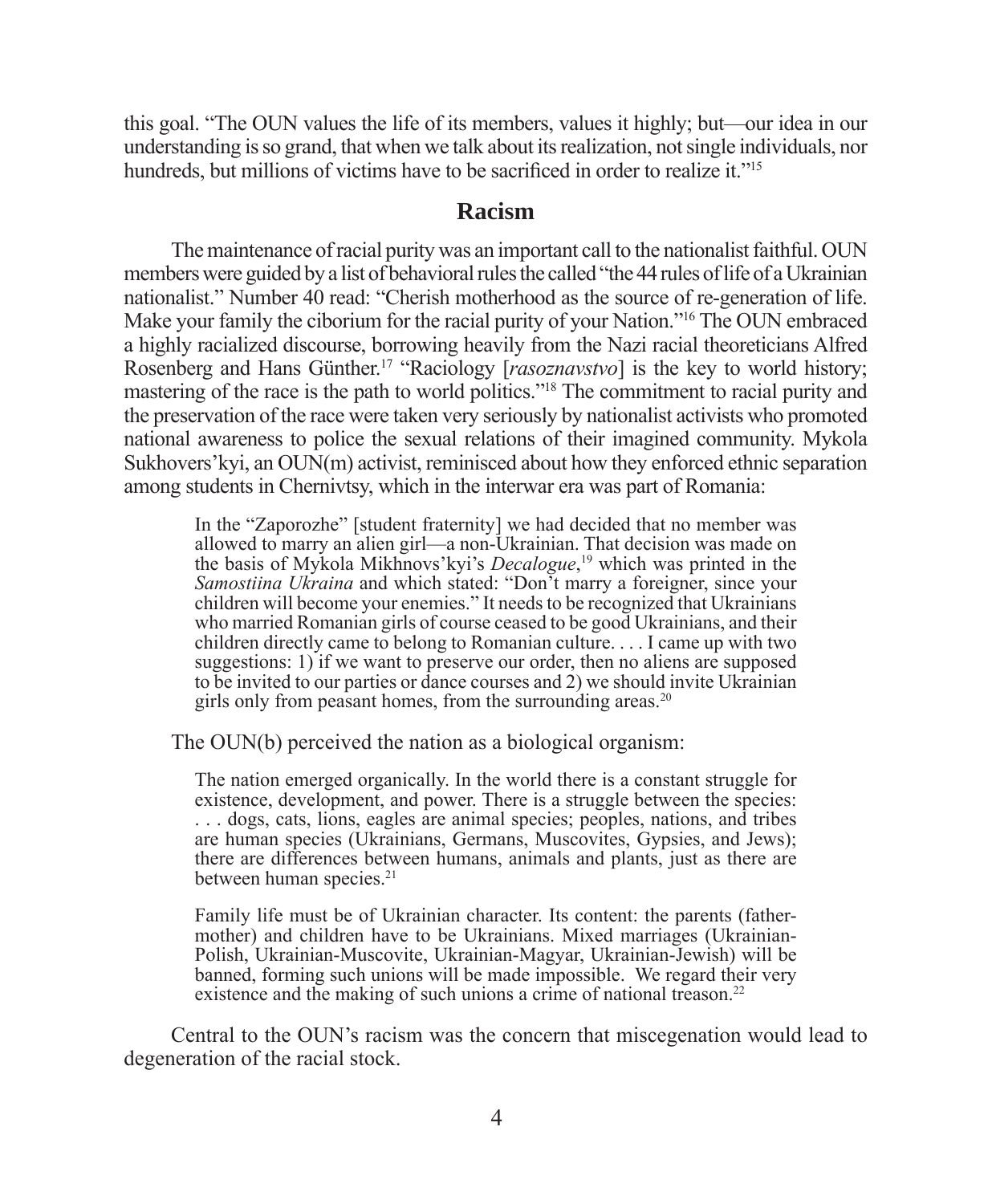this goal. "The OUN values the life of its members, values it highly; but—our idea in our understanding is so grand, that when we talk about its realization, not single individuals, nor hundreds, but millions of victims have to be sacrificed in order to realize it."[15]

## Racism

The maintenance of racial purity was an important call to the nationalist faithful. OUN members were guided by a list of behavioral rules the called "the 44 rules of life of a Ukrainian nationalist." Number 40 read: "Cherish motherhood as the source of re-generation of life. Make your family the ciborium for the racial purity of your Nation."[16] The OUN embraced a highly racialized discourse, borrowing heavily from the Nazi racial theoreticians Alfred Rosenberg and Hans Günther.[17] "Raciology [*rasoznavstvo*] is the key to world history; mastering of the race is the path to world politics."[18] The commitment to racial purity and the preservation of the race were taken very seriously by nationalist activists who promoted national awareness to police the sexual relations of their imagined community. Mykola Sukhovers'kyi, an OUN(m) activist, reminisced about how they enforced ethnic separation among students in Chernivtsy, which in the interwar era was part of Romania:

> In the "Zaporozhe" [student fraternity] we had decided that no member was allowed to marry an alien girl—a non-Ukrainian. That decision was made on the basis of Mykola Mikhnovs'kyi's *Decalogue*,[19] which was printed in the *Samostiina Ukraina* and which stated: "Don't marry a foreigner, since your children will become your enemies." It needs to be recognized that Ukrainians who married Romanian girls of course ceased to be good Ukrainians, and their children directly came to belong to Romanian culture. . . . I came up with two suggestions: 1) if we want to preserve our order, then no aliens are supposed to be invited to our parties or dance courses and 2) we should invite Ukrainian girls only from peasant homes, from the surrounding areas.[20]

The OUN(b) perceived the nation as a biological organism:

> The nation emerged organically. In the world there is a constant struggle for existence, development, and power. There is a struggle between the species: . . . dogs, cats, lions, eagles are animal species; peoples, nations, and tribes are human species (Ukrainians, Germans, Muscovites, Gypsies, and Jews); there are differences between humans, animals and plants, just as there are between human species.[21]

> Family life must be of Ukrainian character. Its content: the parents (father-mother) and children have to be Ukrainians. Mixed marriages (Ukrainian-Polish, Ukrainian-Muscovite, Ukrainian-Magyar, Ukrainian-Jewish) will be banned, forming such unions will be made impossible. We regard their very existence and the making of such unions a crime of national treason.[22]

Central to the OUN's racism was the concern that miscegenation would lead to degeneration of the racial stock.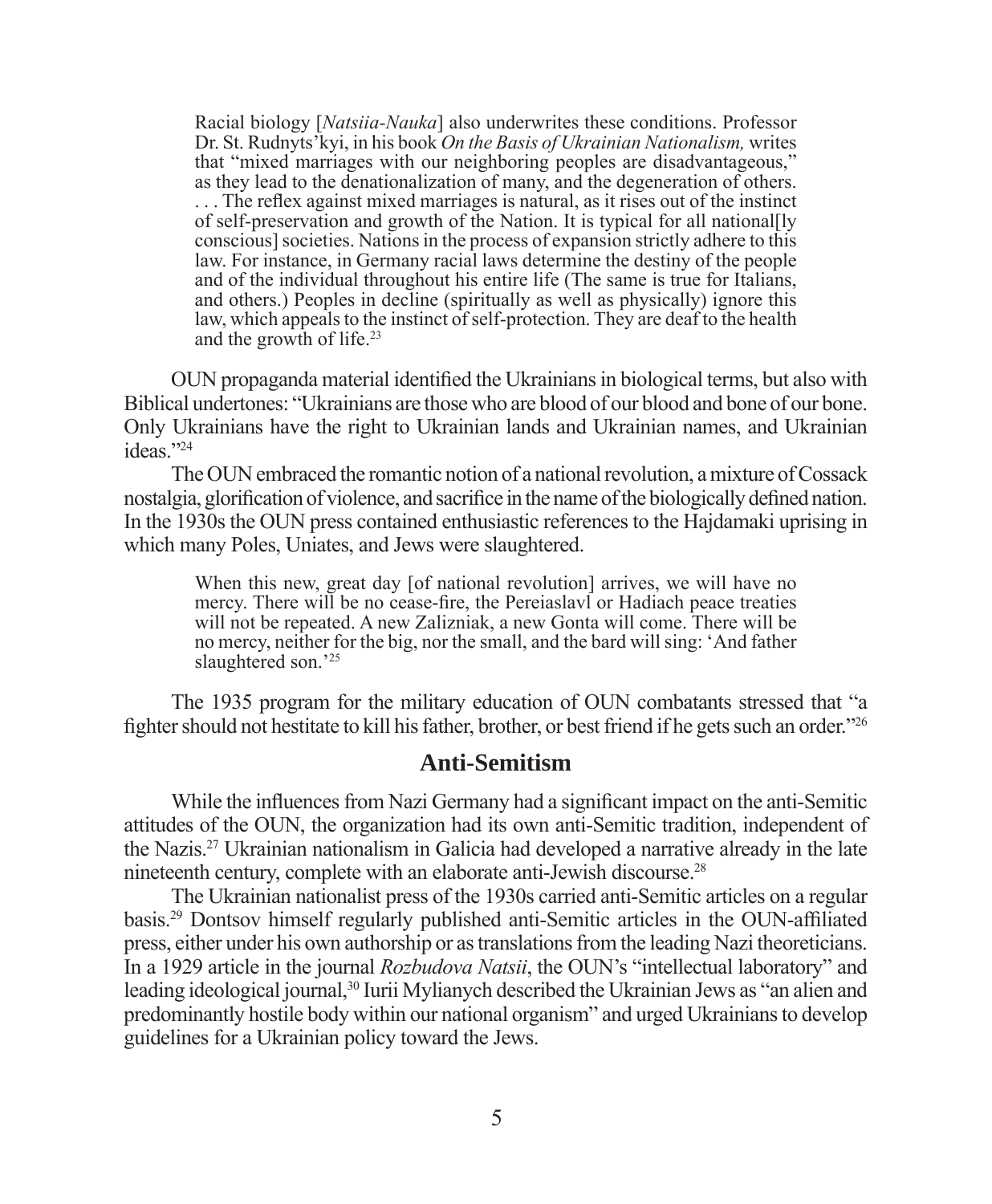> Racial biology [*Natsiia-Nauka*] also underwrites these conditions. Professor Dr. St. Rudnyts'kyi, in his book *On the Basis of Ukrainian Nationalism,* writes that "mixed marriages with our neighboring peoples are disadvantageous," as they lead to the denationalization of many, and the degeneration of others. . . . The reflex against mixed marriages is natural, as it rises out of the instinct of self-preservation and growth of the Nation. It is typical for all national[ly conscious] societies. Nations in the process of expansion strictly adhere to this law. For instance, in Germany racial laws determine the destiny of the people and of the individual throughout his entire life (The same is true for Italians, and others.) Peoples in decline (spiritually as well as physically) ignore this law, which appeals to the instinct of self-protection. They are deaf to the health and the growth of life.[23]

OUN propaganda material identified the Ukrainians in biological terms, but also with Biblical undertones: "Ukrainians are those who are blood of our blood and bone of our bone. Only Ukrainians have the right to Ukrainian lands and Ukrainian names, and Ukrainian ideas."[24]

The OUN embraced the romantic notion of a national revolution, a mixture of Cossack nostalgia, glorification of violence, and sacrifice in the name of the biologically defined nation. In the 1930s the OUN press contained enthusiastic references to the Hajdamaki uprising in which many Poles, Uniates, and Jews were slaughtered.

> When this new, great day [of national revolution] arrives, we will have no mercy. There will be no cease-fire, the Pereiaslavl or Hadiach peace treaties will not be repeated. A new Zalizniak, a new Gonta will come. There will be no mercy, neither for the big, nor the small, and the bard will sing: 'And father slaughtered son.'[25]

The 1935 program for the military education of OUN combatants stressed that "a fighter should not hesitate to kill his father, brother, or best friend if he gets such an order."[26]

## Anti-Semitism

While the influences from Nazi Germany had a significant impact on the anti-Semitic attitudes of the OUN, the organization had its own anti-Semitic tradition, independent of the Nazis.[27] Ukrainian nationalism in Galicia had developed a narrative already in the late nineteenth century, complete with an elaborate anti-Jewish discourse.[28]

The Ukrainian nationalist press of the 1930s carried anti-Semitic articles on a regular basis.[29] Dontsov himself regularly published anti-Semitic articles in the OUN-affiliated press, either under his own authorship or as translations from the leading Nazi theoreticians. In a 1929 article in the journal *Rozbudova Natsii*, the OUN's "intellectual laboratory" and leading ideological journal,[30] Iurii Mylianych described the Ukrainian Jews as "an alien and predominantly hostile body within our national organism" and urged Ukrainians to develop guidelines for a Ukrainian policy toward the Jews.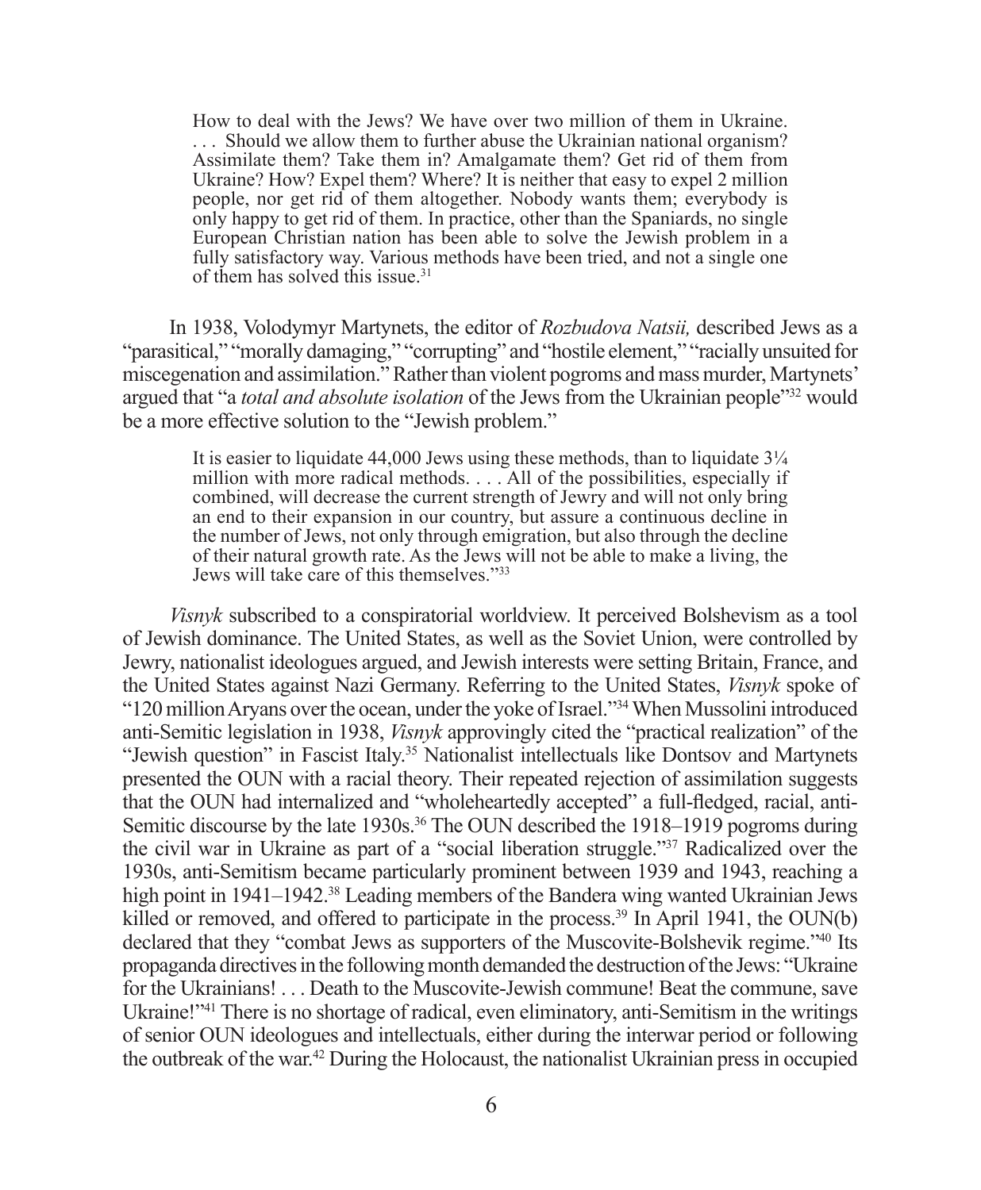> How to deal with the Jews? We have over two million of them in Ukraine. . . . Should we allow them to further abuse the Ukrainian national organism? Assimilate them? Take them in? Amalgamate them? Get rid of them from Ukraine? How? Expel them? Where? It is neither that easy to expel 2 million people, nor get rid of them altogether. Nobody wants them; everybody is only happy to get rid of them. In practice, other than the Spaniards, no single European Christian nation has been able to solve the Jewish problem in a fully satisfactory way. Various methods have been tried, and not a single one of them has solved this issue.[31]

In 1938, Volodymyr Martynets, the editor of *Rozbudova Natsii,* described Jews as a "parasitical," "morally damaging," "corrupting" and "hostile element," "racially unsuited for miscegenation and assimilation." Rather than violent pogroms and mass murder, Martynets' argued that "a *total and absolute isolation* of the Jews from the Ukrainian people"[32] would be a more effective solution to the "Jewish problem."

> It is easier to liquidate 44,000 Jews using these methods, than to liquidate 3¼ million with more radical methods. . . . All of the possibilities, especially if combined, will decrease the current strength of Jewry and will not only bring an end to their expansion in our country, but assure a continuous decline in the number of Jews, not only through emigration, but also through the decline of their natural growth rate. As the Jews will not be able to make a living, the Jews will take care of this themselves."[33]

*Visnyk* subscribed to a conspiratorial worldview. It perceived Bolshevism as a tool of Jewish dominance. The United States, as well as the Soviet Union, were controlled by Jewry, nationalist ideologues argued, and Jewish interests were setting Britain, France, and the United States against Nazi Germany. Referring to the United States, *Visnyk* spoke of "120 million Aryans over the ocean, under the yoke of Israel."[34] When Mussolini introduced anti-Semitic legislation in 1938, *Visnyk* approvingly cited the "practical realization" of the "Jewish question" in Fascist Italy.[35] Nationalist intellectuals like Dontsov and Martynets presented the OUN with a racial theory. Their repeated rejection of assimilation suggests that the OUN had internalized and "wholeheartedly accepted" a full-fledged, racial, anti-Semitic discourse by the late 1930s.[36] The OUN described the 1918–1919 pogroms during the civil war in Ukraine as part of a "social liberation struggle."[37] Radicalized over the 1930s, anti-Semitism became particularly prominent between 1939 and 1943, reaching a high point in 1941–1942.[38] Leading members of the Bandera wing wanted Ukrainian Jews killed or removed, and offered to participate in the process.[39] In April 1941, the OUN(b) declared that they "combat Jews as supporters of the Muscovite-Bolshevik regime."[40] Its propaganda directives in the following month demanded the destruction of the Jews: "Ukraine for the Ukrainians! . . . Death to the Muscovite-Jewish commune! Beat the commune, save Ukraine!"[41] There is no shortage of radical, even eliminatory, anti-Semitism in the writings of senior OUN ideologues and intellectuals, either during the interwar period or following the outbreak of the war.[42] During the Holocaust, the nationalist Ukrainian press in occupied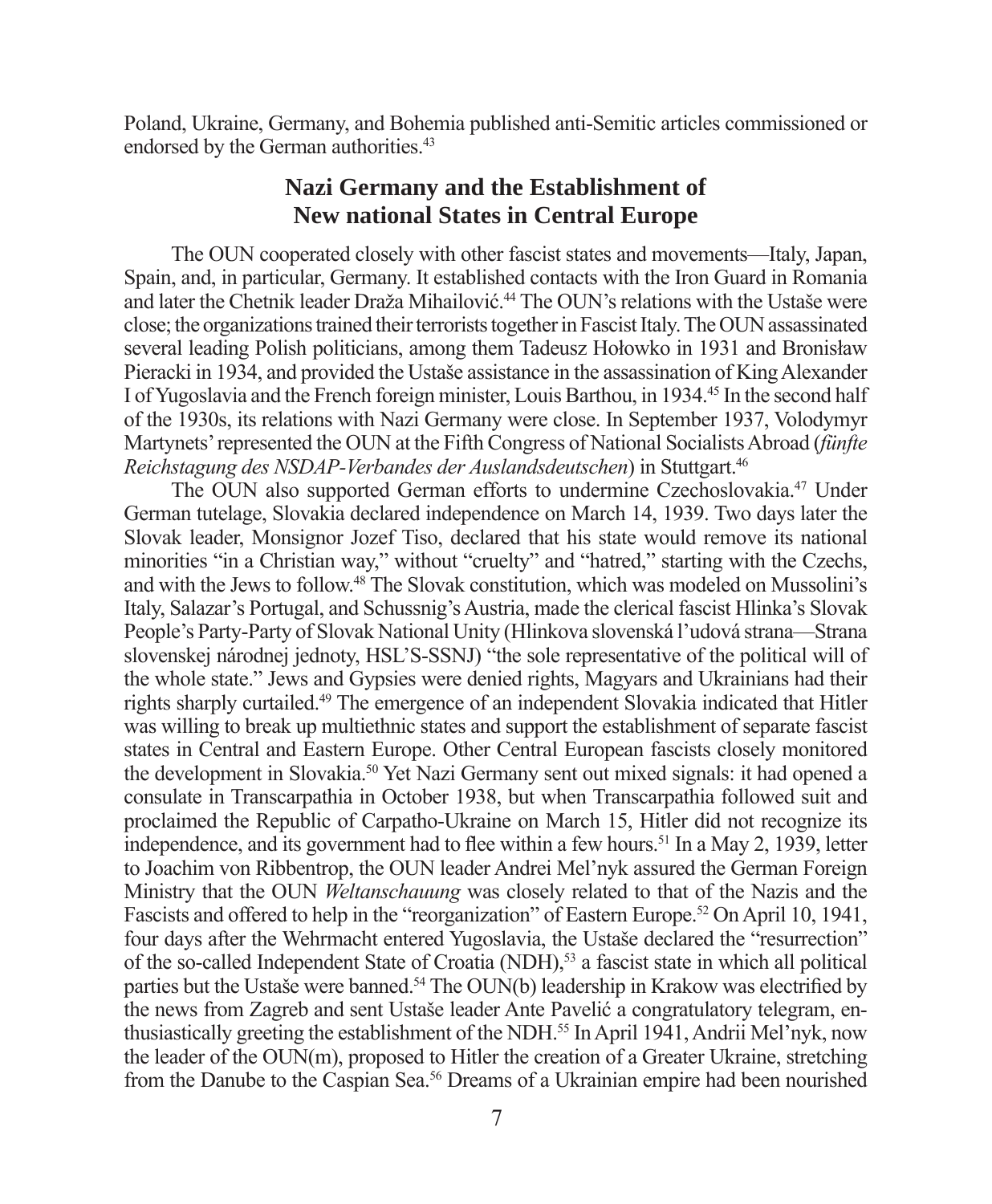Poland, Ukraine, Germany, and Bohemia published anti-Semitic articles commissioned or endorsed by the German authorities.[43]

## Nazi Germany and the Establishment of New national States in Central Europe

The OUN cooperated closely with other fascist states and movements—Italy, Japan, Spain, and, in particular, Germany. It established contacts with the Iron Guard in Romania and later the Chetnik leader Draža Mihailović.[44] The OUN's relations with the Ustaše were close; the organizations trained their terrorists together in Fascist Italy. The OUN assassinated several leading Polish politicians, among them Tadeusz Hołowko in 1931 and Bronisław Pieracki in 1934, and provided the Ustaše assistance in the assassination of King Alexander I of Yugoslavia and the French foreign minister, Louis Barthou, in 1934.[45] In the second half of the 1930s, its relations with Nazi Germany were close. In September 1937, Volodymyr Martynets' represented the OUN at the Fifth Congress of National Socialists Abroad (*fünfte Reichstagung des NSDAP-Verbandes der Auslandsdeutschen*) in Stuttgart.[46]

The OUN also supported German efforts to undermine Czechoslovakia.[47] Under German tutelage, Slovakia declared independence on March 14, 1939. Two days later the Slovak leader, Monsignor Jozef Tiso, declared that his state would remove its national minorities "in a Christian way," without "cruelty" and "hatred," starting with the Czechs, and with the Jews to follow.[48] The Slovak constitution, which was modeled on Mussolini's Italy, Salazar's Portugal, and Schussnig's Austria, made the clerical fascist Hlinka's Slovak People's Party-Party of Slovak National Unity (Hlinkova slovenská l'udová strana—Strana slovenskej národnej jednoty, HSL'S-SSNJ) "the sole representative of the political will of the whole state." Jews and Gypsies were denied rights, Magyars and Ukrainians had their rights sharply curtailed.[49] The emergence of an independent Slovakia indicated that Hitler was willing to break up multiethnic states and support the establishment of separate fascist states in Central and Eastern Europe. Other Central European fascists closely monitored the development in Slovakia.[50] Yet Nazi Germany sent out mixed signals: it had opened a consulate in Transcarpathia in October 1938, but when Transcarpathia followed suit and proclaimed the Republic of Carpatho-Ukraine on March 15, Hitler did not recognize its independence, and its government had to flee within a few hours.[51] In a May 2, 1939, letter to Joachim von Ribbentrop, the OUN leader Andrei Mel'nyk assured the German Foreign Ministry that the OUN *Weltanschauung* was closely related to that of the Nazis and the Fascists and offered to help in the "reorganization" of Eastern Europe.[52] On April 10, 1941, four days after the Wehrmacht entered Yugoslavia, the Ustaše declared the "resurrection" of the so-called Independent State of Croatia (NDH),[53] a fascist state in which all political parties but the Ustaše were banned.[54] The OUN(b) leadership in Krakow was electrified by the news from Zagreb and sent Ustaše leader Ante Pavelić a congratulatory telegram, enthusiastically greeting the establishment of the NDH.[55] In April 1941, Andrii Mel'nyk, now the leader of the OUN(m), proposed to Hitler the creation of a Greater Ukraine, stretching from the Danube to the Caspian Sea.[56] Dreams of a Ukrainian empire had been nourished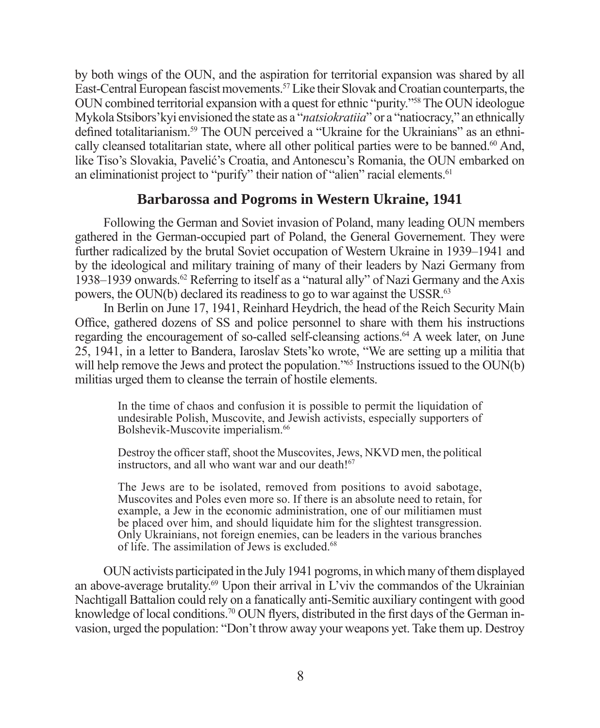by both wings of the OUN, and the aspiration for territorial expansion was shared by all East-Central European fascist movements.[57] Like their Slovak and Croatian counterparts, the OUN combined territorial expansion with a quest for ethnic "purity."[58] The OUN ideologue Mykola Stsibors'kyi envisioned the state as a "*natsiokratiia*" or a "natiocracy," an ethnically defined totalitarianism.[59] The OUN perceived a "Ukraine for the Ukrainians" as an ethnically cleansed totalitarian state, where all other political parties were to be banned.[60] And, like Tiso's Slovakia, Pavelić's Croatia, and Antonescu's Romania, the OUN embarked on an eliminationist project to "purify" their nation of "alien" racial elements.[61]

## Barbarossa and Pogroms in Western Ukraine, 1941

Following the German and Soviet invasion of Poland, many leading OUN members gathered in the German-occupied part of Poland, the General Governement. They were further radicalized by the brutal Soviet occupation of Western Ukraine in 1939–1941 and by the ideological and military training of many of their leaders by Nazi Germany from 1938–1939 onwards.[62] Referring to itself as a "natural ally" of Nazi Germany and the Axis powers, the OUN(b) declared its readiness to go to war against the USSR.[63]

In Berlin on June 17, 1941, Reinhard Heydrich, the head of the Reich Security Main Office, gathered dozens of SS and police personnel to share with them his instructions regarding the encouragement of so-called self-cleansing actions.[64] A week later, on June 25, 1941, in a letter to Bandera, Iaroslav Stets'ko wrote, "We are setting up a militia that will help remove the Jews and protect the population."[65] Instructions issued to the OUN(b) militias urged them to cleanse the terrain of hostile elements.

> In the time of chaos and confusion it is possible to permit the liquidation of undesirable Polish, Muscovite, and Jewish activists, especially supporters of Bolshevik-Muscovite imperialism.[66]

> Destroy the officer staff, shoot the Muscovites, Jews, NKVD men, the political instructors, and all who want war and our death![67]

> The Jews are to be isolated, removed from positions to avoid sabotage, Muscovites and Poles even more so. If there is an absolute need to retain, for example, a Jew in the economic administration, one of our militiamen must be placed over him, and should liquidate him for the slightest transgression. Only Ukrainians, not foreign enemies, can be leaders in the various branches of life. The assimilation of Jews is excluded.[68]

OUN activists participated in the July 1941 pogroms, in which many of them displayed an above-average brutality.[69] Upon their arrival in L'viv the commandos of the Ukrainian Nachtigall Battalion could rely on a fanatically anti-Semitic auxiliary contingent with good knowledge of local conditions.[70] OUN flyers, distributed in the first days of the German invasion, urged the population: "Don't throw away your weapons yet. Take them up. Destroy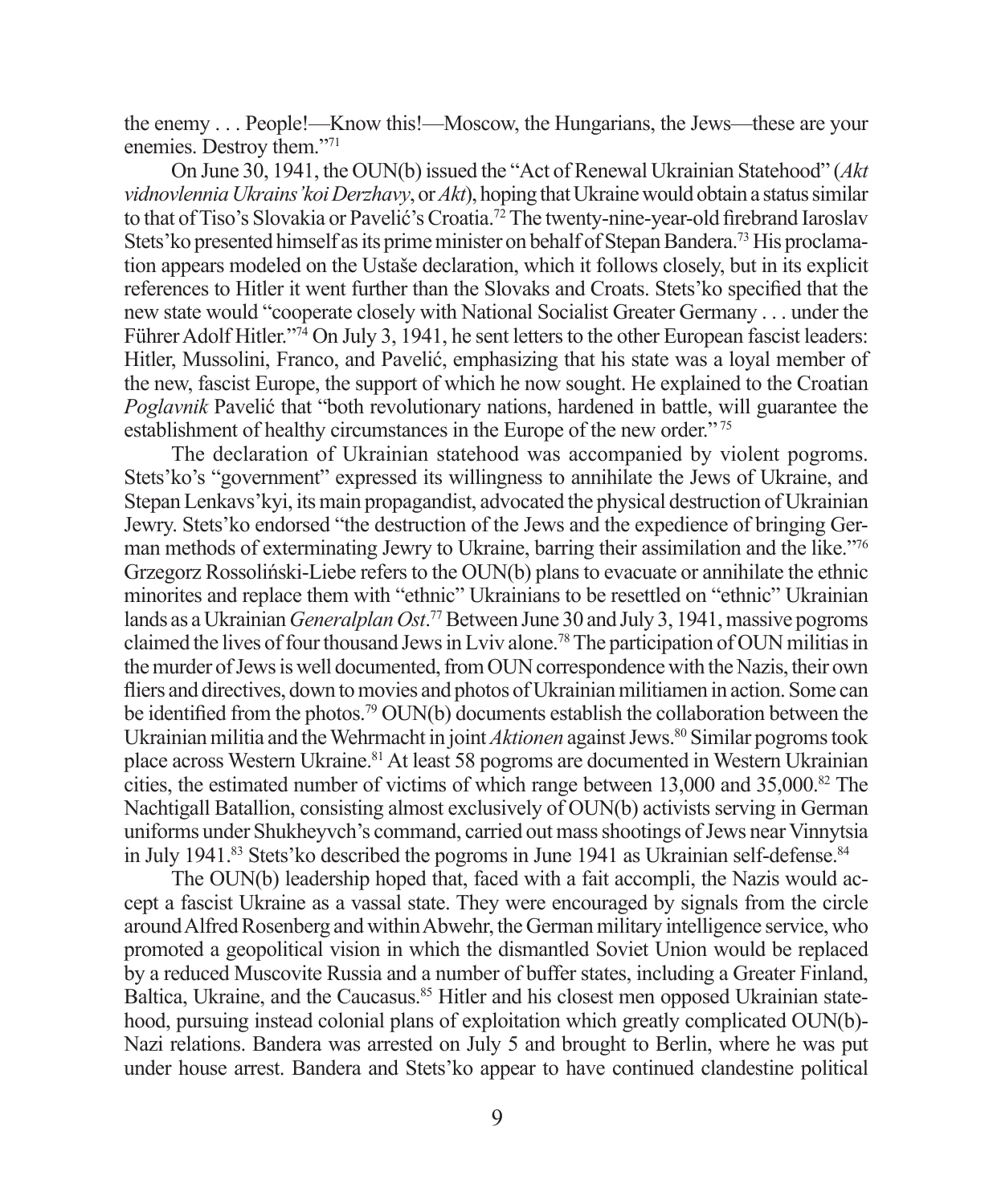the enemy . . . People!—Know this!—Moscow, the Hungarians, the Jews—these are your enemies. Destroy them."[71]

On June 30, 1941, the OUN(b) issued the "Act of Renewal Ukrainian Statehood" (*Akt vidnovlennia Ukrains'koi Derzhavy*, or *Akt*), hoping that Ukraine would obtain a status similar to that of Tiso's Slovakia or Pavelić's Croatia.[72] The twenty-nine-year-old firebrand Iaroslav Stets'ko presented himself as its prime minister on behalf of Stepan Bandera.[73] His proclamation appears modeled on the Ustaše declaration, which it follows closely, but in its explicit references to Hitler it went further than the Slovaks and Croats. Stets'ko specified that the new state would "cooperate closely with National Socialist Greater Germany . . . under the Führer Adolf Hitler."[74] On July 3, 1941, he sent letters to the other European fascist leaders: Hitler, Mussolini, Franco, and Pavelić, emphasizing that his state was a loyal member of the new, fascist Europe, the support of which he now sought. He explained to the Croatian *Poglavnik* Pavelić that "both revolutionary nations, hardened in battle, will guarantee the establishment of healthy circumstances in the Europe of the new order."[75]

The declaration of Ukrainian statehood was accompanied by violent pogroms. Stets'ko's "government" expressed its willingness to annihilate the Jews of Ukraine, and Stepan Lenkavs'kyi, its main propagandist, advocated the physical destruction of Ukrainian Jewry. Stets'ko endorsed "the destruction of the Jews and the expedience of bringing German methods of exterminating Jewry to Ukraine, barring their assimilation and the like."[76] Grzegorz Rossoliński-Liebe refers to the OUN(b) plans to evacuate or annihilate the ethnic minorites and replace them with "ethnic" Ukrainians to be resettled on "ethnic" Ukrainian lands as a Ukrainian *Generalplan Ost*.[77] Between June 30 and July 3, 1941, massive pogroms claimed the lives of four thousand Jews in Lviv alone.[78] The participation of OUN militias in the murder of Jews is well documented, from OUN correspondence with the Nazis, their own fliers and directives, down to movies and photos of Ukrainian militiamen in action. Some can be identified from the photos.[79] OUN(b) documents establish the collaboration between the Ukrainian militia and the Wehrmacht in joint *Aktionen* against Jews.[80] Similar pogroms took place across Western Ukraine.[81] At least 58 pogroms are documented in Western Ukrainian cities, the estimated number of victims of which range between 13,000 and 35,000.[82] The Nachtigall Batallion, consisting almost exclusively of OUN(b) activists serving in German uniforms under Shukheyvch's command, carried out mass shootings of Jews near Vinnytsia in July 1941.[83] Stets'ko described the pogroms in June 1941 as Ukrainian self-defense.[84]

The OUN(b) leadership hoped that, faced with a fait accompli, the Nazis would accept a fascist Ukraine as a vassal state. They were encouraged by signals from the circle around Alfred Rosenberg and within Abwehr, the German military intelligence service, who promoted a geopolitical vision in which the dismantled Soviet Union would be replaced by a reduced Muscovite Russia and a number of buffer states, including a Greater Finland, Baltica, Ukraine, and the Caucasus.[85] Hitler and his closest men opposed Ukrainian statehood, pursuing instead colonial plans of exploitation which greatly complicated OUN(b)-Nazi relations. Bandera was arrested on July 5 and brought to Berlin, where he was put under house arrest. Bandera and Stets'ko appear to have continued clandestine political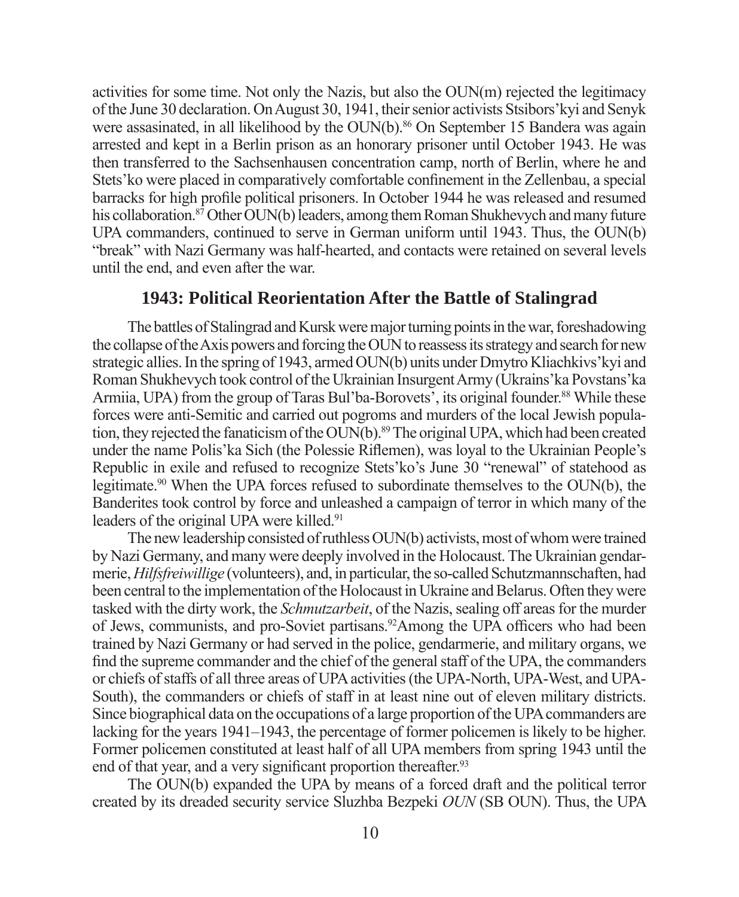activities for some time. Not only the Nazis, but also the OUN(m) rejected the legitimacy of the June 30 declaration. On August 30, 1941, their senior activists Stsibors'kyi and Senyk were assasinated, in all likelihood by the OUN(b).[86] On September 15 Bandera was again arrested and kept in a Berlin prison as an honorary prisoner until October 1943. He was then transferred to the Sachsenhausen concentration camp, north of Berlin, where he and Stets'ko were placed in comparatively comfortable confinement in the Zellenbau, a special barracks for high profile political prisoners. In October 1944 he was released and resumed his collaboration.[87] Other OUN(b) leaders, among them Roman Shukhevych and many future UPA commanders, continued to serve in German uniform until 1943. Thus, the OUN(b) "break" with Nazi Germany was half-hearted, and contacts were retained on several levels until the end, and even after the war.

## 1943: Political Reorientation After the Battle of Stalingrad

The battles of Stalingrad and Kursk were major turning points in the war, foreshadowing the collapse of the Axis powers and forcing the OUN to reassess its strategy and search for new strategic allies. In the spring of 1943, armed OUN(b) units under Dmytro Kliachkivs'kyi and Roman Shukhevych took control of the Ukrainian Insurgent Army (Ukrains'ka Povstans'ka Armiia, UPA) from the group of Taras Bul'ba-Borovets', its original founder.[88] While these forces were anti-Semitic and carried out pogroms and murders of the local Jewish population, they rejected the fanaticism of the OUN(b).[89] The original UPA, which had been created under the name Polis'ka Sich (the Polessie Riflemen), was loyal to the Ukrainian People's Republic in exile and refused to recognize Stets'ko's June 30 "renewal" of statehood as legitimate.[90] When the UPA forces refused to subordinate themselves to the OUN(b), the Banderites took control by force and unleashed a campaign of terror in which many of the leaders of the original UPA were killed.[91]

The new leadership consisted of ruthless OUN(b) activists, most of whom were trained by Nazi Germany, and many were deeply involved in the Holocaust. The Ukrainian gendarmerie, *Hilfsfreiwillige* (volunteers), and, in particular, the so-called Schutzmannschaften, had been central to the implementation of the Holocaust in Ukraine and Belarus. Often they were tasked with the dirty work, the *Schmutzarbeit*, of the Nazis, sealing off areas for the murder of Jews, communists, and pro-Soviet partisans.[92]Among the UPA officers who had been trained by Nazi Germany or had served in the police, gendarmerie, and military organs, we find the supreme commander and the chief of the general staff of the UPA, the commanders or chiefs of staffs of all three areas of UPA activities (the UPA-North, UPA-West, and UPA-South), the commanders or chiefs of staff in at least nine out of eleven military districts. Since biographical data on the occupations of a large proportion of the UPA commanders are lacking for the years 1941–1943, the percentage of former policemen is likely to be higher. Former policemen constituted at least half of all UPA members from spring 1943 until the end of that year, and a very significant proportion thereafter.[93]

The OUN(b) expanded the UPA by means of a forced draft and the political terror created by its dreaded security service Sluzhba Bezpeki *OUN* (SB OUN). Thus, the UPA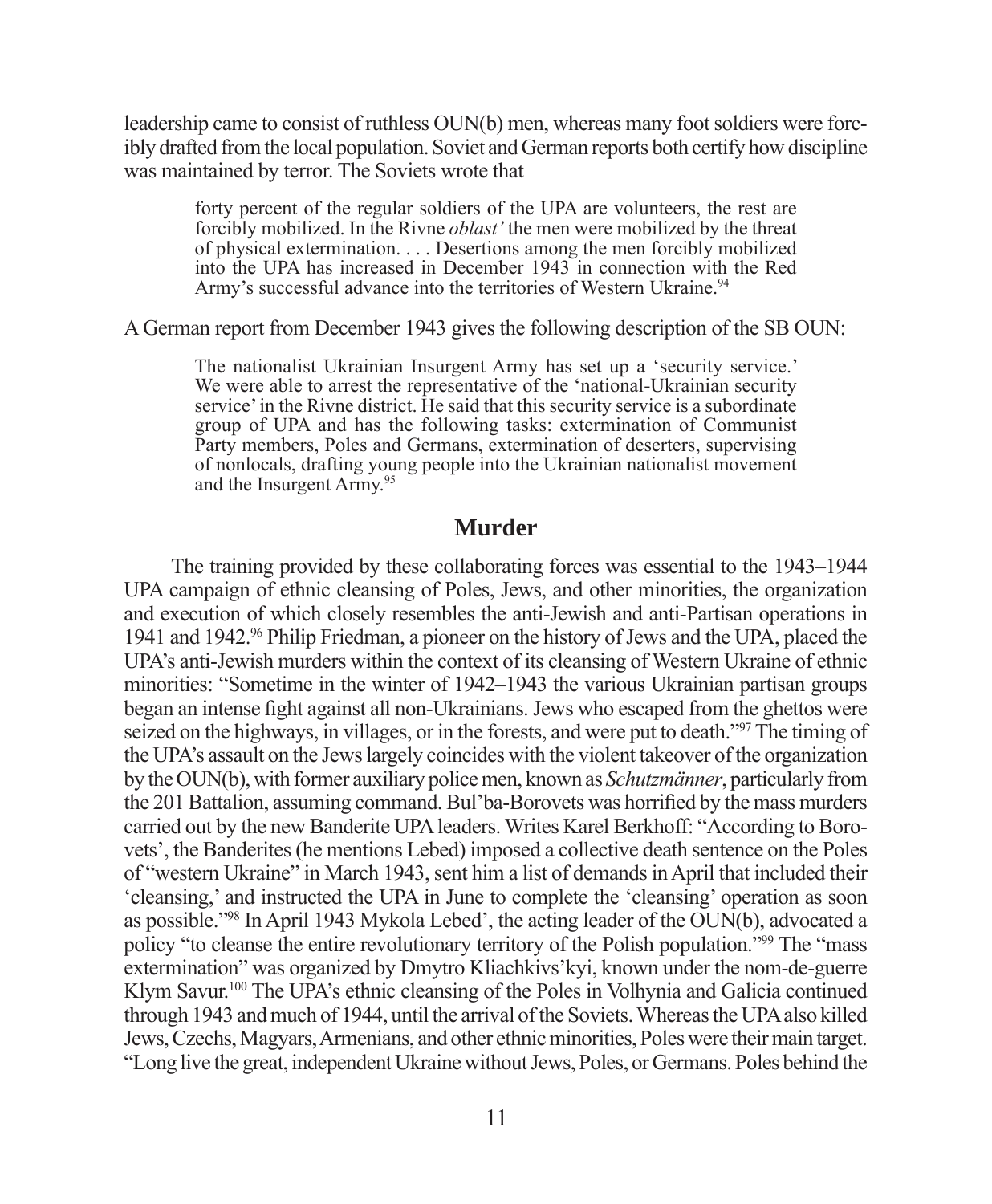leadership came to consist of ruthless OUN(b) men, whereas many foot soldiers were forcibly drafted from the local population. Soviet and German reports both certify how discipline was maintained by terror. The Soviets wrote that

> forty percent of the regular soldiers of the UPA are volunteers, the rest are forcibly mobilized. In the Rivne *oblast'* the men were mobilized by the threat of physical extermination. . . . Desertions among the men forcibly mobilized into the UPA has increased in December 1943 in connection with the Red Army's successful advance into the territories of Western Ukraine.[94]

A German report from December 1943 gives the following description of the SB OUN:

> The nationalist Ukrainian Insurgent Army has set up a 'security service.' We were able to arrest the representative of the 'national-Ukrainian security service' in the Rivne district. He said that this security service is a subordinate group of UPA and has the following tasks: extermination of Communist Party members, Poles and Germans, extermination of deserters, supervising of nonlocals, drafting young people into the Ukrainian nationalist movement and the Insurgent Army.[95]

## Murder

The training provided by these collaborating forces was essential to the 1943–1944 UPA campaign of ethnic cleansing of Poles, Jews, and other minorities, the organization and execution of which closely resembles the anti-Jewish and anti-Partisan operations in 1941 and 1942.[96] Philip Friedman, a pioneer on the history of Jews and the UPA, placed the UPA's anti-Jewish murders within the context of its cleansing of Western Ukraine of ethnic minorities: "Sometime in the winter of 1942–1943 the various Ukrainian partisan groups began an intense fight against all non-Ukrainians. Jews who escaped from the ghettos were seized on the highways, in villages, or in the forests, and were put to death."[97] The timing of the UPA's assault on the Jews largely coincides with the violent takeover of the organization by the OUN(b), with former auxiliary police men, known as *Schutzmänner*, particularly from the 201 Battalion, assuming command. Bul'ba-Borovets was horrified by the mass murders carried out by the new Banderite UPA leaders. Writes Karel Berkhoff: "According to Borovets', the Banderites (he mentions Lebed) imposed a collective death sentence on the Poles of "western Ukraine" in March 1943, sent him a list of demands in April that included their 'cleansing,' and instructed the UPA in June to complete the 'cleansing' operation as soon as possible."[98] In April 1943 Mykola Lebed', the acting leader of the OUN(b), advocated a policy "to cleanse the entire revolutionary territory of the Polish population."[99] The "mass extermination" was organized by Dmytro Kliachkivs'kyi, known under the nom-de-guerre Klym Savur.[100] The UPA's ethnic cleansing of the Poles in Volhynia and Galicia continued through 1943 and much of 1944, until the arrival of the Soviets. Whereas the UPA also killed Jews, Czechs, Magyars, Armenians, and other ethnic minorities, Poles were their main target. "Long live the great, independent Ukraine without Jews, Poles, or Germans. Poles behind the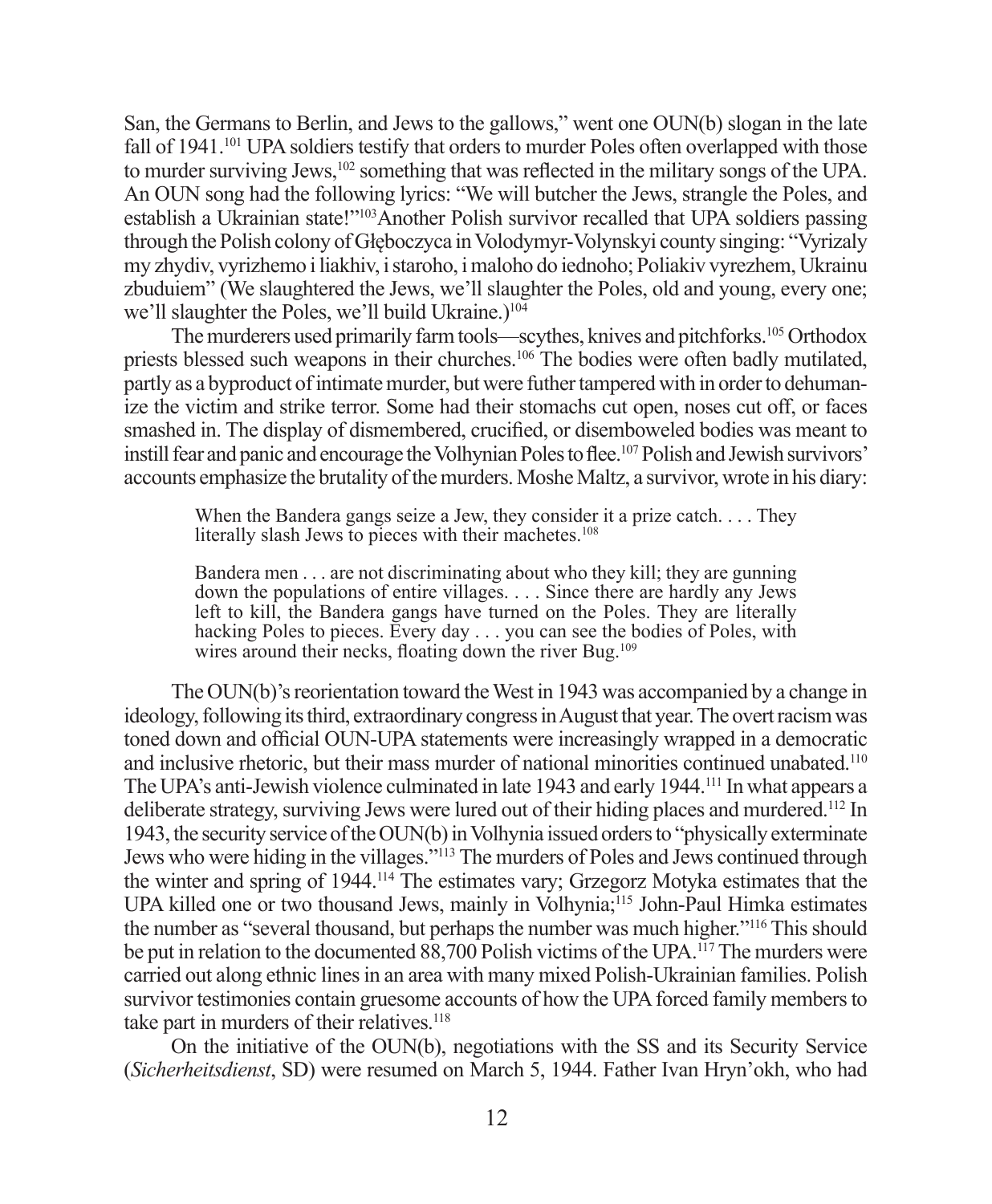San, the Germans to Berlin, and Jews to the gallows," went one OUN(b) slogan in the late fall of 1941.[101] UPA soldiers testify that orders to murder Poles often overlapped with those to murder surviving Jews,[102] something that was reflected in the military songs of the UPA. An OUN song had the following lyrics: "We will butcher the Jews, strangle the Poles, and establish a Ukrainian state!"[103] Another Polish survivor recalled that UPA soldiers passing through the Polish colony of Głęboczyca in Volodymyr-Volynskyi county singing: "Vyrizaly my zhydiv, vyrizhemo i liakhiv, i staroho, i maloho do iednoho; Poliakiv vyrezhem, Ukrainu zbuduiem" (We slaughtered the Jews, we'll slaughter the Poles, old and young, every one; we'll slaughter the Poles, we'll build Ukraine.)[104]

The murderers used primarily farm tools—scythes, knives and pitchforks.[105] Orthodox priests blessed such weapons in their churches.[106] The bodies were often badly mutilated, partly as a byproduct of intimate murder, but were futher tampered with in order to dehumanize the victim and strike terror. Some had their stomachs cut open, noses cut off, or faces smashed in. The display of dismembered, crucified, or disemboweled bodies was meant to instill fear and panic and encourage the Volhynian Poles to flee.[107] Polish and Jewish survivors' accounts emphasize the brutality of the murders. Moshe Maltz, a survivor, wrote in his diary:

> When the Bandera gangs seize a Jew, they consider it a prize catch. . . . They literally slash Jews to pieces with their machetes.[108]
>
> Bandera men . . . are not discriminating about who they kill; they are gunning down the populations of entire villages. . . . Since there are hardly any Jews left to kill, the Bandera gangs have turned on the Poles. They are literally hacking Poles to pieces. Every day . . . you can see the bodies of Poles, with wires around their necks, floating down the river Bug.[109]

The OUN(b)'s reorientation toward the West in 1943 was accompanied by a change in ideology, following its third, extraordinary congress in August that year. The overt racism was toned down and official OUN-UPA statements were increasingly wrapped in a democratic and inclusive rhetoric, but their mass murder of national minorities continued unabated.[110] The UPA's anti-Jewish violence culminated in late 1943 and early 1944.[111] In what appears a deliberate strategy, surviving Jews were lured out of their hiding places and murdered.[112] In 1943, the security service of the OUN(b) in Volhynia issued orders to "physically exterminate Jews who were hiding in the villages."[113] The murders of Poles and Jews continued through the winter and spring of 1944.[114] The estimates vary; Grzegorz Motyka estimates that the UPA killed one or two thousand Jews, mainly in Volhynia;[115] John-Paul Himka estimates the number as "several thousand, but perhaps the number was much higher."[116] This should be put in relation to the documented 88,700 Polish victims of the UPA.[117] The murders were carried out along ethnic lines in an area with many mixed Polish-Ukrainian families. Polish survivor testimonies contain gruesome accounts of how the UPA forced family members to take part in murders of their relatives.[118]

On the initiative of the OUN(b), negotiations with the SS and its Security Service (*Sicherheitsdienst*, SD) were resumed on March 5, 1944. Father Ivan Hryn'okh, who had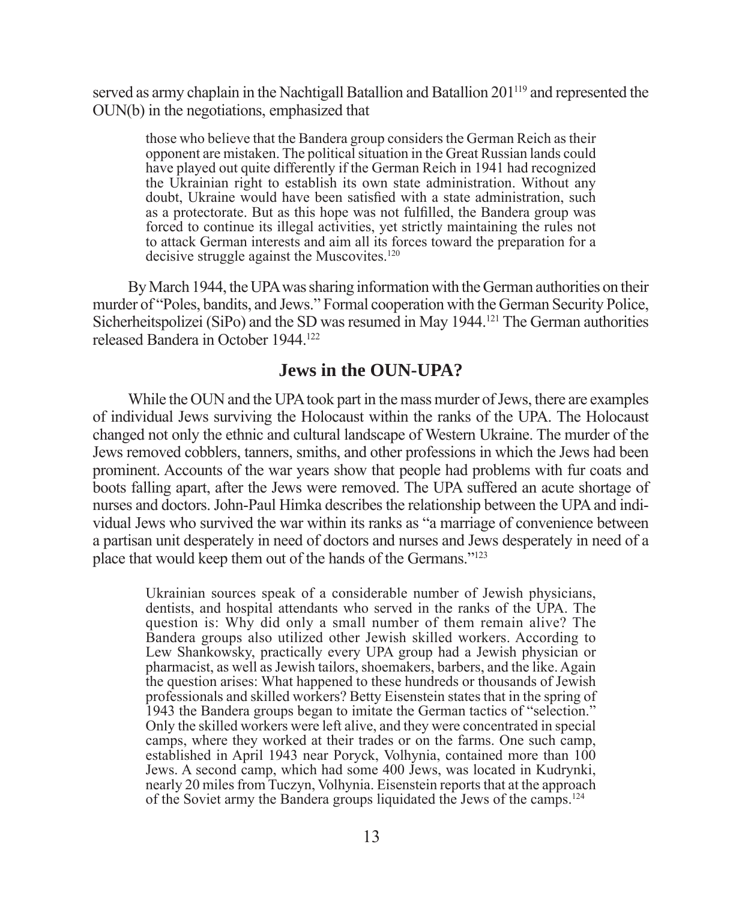served as army chaplain in the Nachtigall Batallion and Batallion 201[119] and represented the OUN(b) in the negotiations, emphasized that

> those who believe that the Bandera group considers the German Reich as their opponent are mistaken. The political situation in the Great Russian lands could have played out quite differently if the German Reich in 1941 had recognized the Ukrainian right to establish its own state administration. Without any doubt, Ukraine would have been satisfied with a state administration, such as a protectorate. But as this hope was not fulfilled, the Bandera group was forced to continue its illegal activities, yet strictly maintaining the rules not to attack German interests and aim all its forces toward the preparation for a decisive struggle against the Muscovites.[120]

By March 1944, the UPA was sharing information with the German authorities on their murder of "Poles, bandits, and Jews." Formal cooperation with the German Security Police, Sicherheitspolizei (SiPo) and the SD was resumed in May 1944.[121] The German authorities released Bandera in October 1944.[122]

## Jews in the OUN-UPA?

While the OUN and the UPA took part in the mass murder of Jews, there are examples of individual Jews surviving the Holocaust within the ranks of the UPA. The Holocaust changed not only the ethnic and cultural landscape of Western Ukraine. The murder of the Jews removed cobblers, tanners, smiths, and other professions in which the Jews had been prominent. Accounts of the war years show that people had problems with fur coats and boots falling apart, after the Jews were removed. The UPA suffered an acute shortage of nurses and doctors. John-Paul Himka describes the relationship between the UPA and individual Jews who survived the war within its ranks as "a marriage of convenience between a partisan unit desperately in need of doctors and nurses and Jews desperately in need of a place that would keep them out of the hands of the Germans."[123]

> Ukrainian sources speak of a considerable number of Jewish physicians, dentists, and hospital attendants who served in the ranks of the UPA. The question is: Why did only a small number of them remain alive? The Bandera groups also utilized other Jewish skilled workers. According to Lew Shankowsky, practically every UPA group had a Jewish physician or pharmacist, as well as Jewish tailors, shoemakers, barbers, and the like. Again the question arises: What happened to these hundreds or thousands of Jewish professionals and skilled workers? Betty Eisenstein states that in the spring of 1943 the Bandera groups began to imitate the German tactics of "selection." Only the skilled workers were left alive, and they were concentrated in special camps, where they worked at their trades or on the farms. One such camp, established in April 1943 near Poryck, Volhynia, contained more than 100 Jews. A second camp, which had some 400 Jews, was located in Kudrynki, nearly 20 miles from Tuczyn, Volhynia. Eisenstein reports that at the approach of the Soviet army the Bandera groups liquidated the Jews of the camps.[124]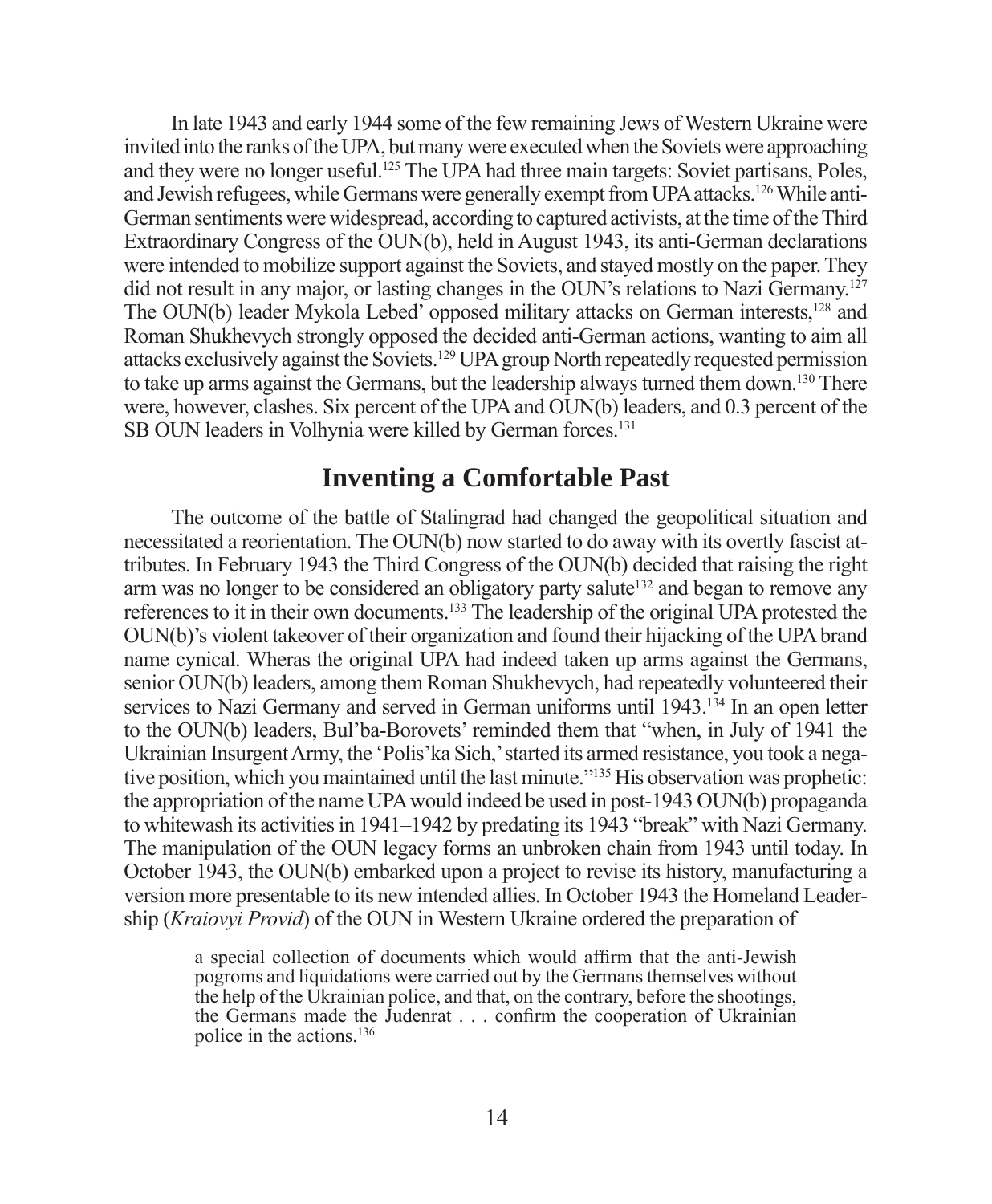In late 1943 and early 1944 some of the few remaining Jews of Western Ukraine were invited into the ranks of the UPA, but many were executed when the Soviets were approaching and they were no longer useful.[125] The UPA had three main targets: Soviet partisans, Poles, and Jewish refugees, while Germans were generally exempt from UPA attacks.[126] While anti-German sentiments were widespread, according to captured activists, at the time of the Third Extraordinary Congress of the OUN(b), held in August 1943, its anti-German declarations were intended to mobilize support against the Soviets, and stayed mostly on the paper. They did not result in any major, or lasting changes in the OUN's relations to Nazi Germany.[127] The OUN(b) leader Mykola Lebed' opposed military attacks on German interests,[128] and Roman Shukhevych strongly opposed the decided anti-German actions, wanting to aim all attacks exclusively against the Soviets.[129] UPA group North repeatedly requested permission to take up arms against the Germans, but the leadership always turned them down.[130] There were, however, clashes. Six percent of the UPA and OUN(b) leaders, and 0.3 percent of the SB OUN leaders in Volhynia were killed by German forces.[131]

## Inventing a Comfortable Past

The outcome of the battle of Stalingrad had changed the geopolitical situation and necessitated a reorientation. The OUN(b) now started to do away with its overtly fascist attributes. In February 1943 the Third Congress of the OUN(b) decided that raising the right arm was no longer to be considered an obligatory party salute[132] and began to remove any references to it in their own documents.[133] The leadership of the original UPA protested the OUN(b)'s violent takeover of their organization and found their hijacking of the UPA brand name cynical. Wheras the original UPA had indeed taken up arms against the Germans, senior OUN(b) leaders, among them Roman Shukhevych, had repeatedly volunteered their services to Nazi Germany and served in German uniforms until 1943.[134] In an open letter to the OUN(b) leaders, Bul'ba-Borovets' reminded them that "when, in July of 1941 the Ukrainian Insurgent Army, the 'Polis'ka Sich,' started its armed resistance, you took a negative position, which you maintained until the last minute."[135] His observation was prophetic: the appropriation of the name UPA would indeed be used in post-1943 OUN(b) propaganda to whitewash its activities in 1941–1942 by predating its 1943 "break" with Nazi Germany. The manipulation of the OUN legacy forms an unbroken chain from 1943 until today. In October 1943, the OUN(b) embarked upon a project to revise its history, manufacturing a version more presentable to its new intended allies. In October 1943 the Homeland Leadership (*Kraiovyi Provid*) of the OUN in Western Ukraine ordered the preparation of

> a special collection of documents which would affirm that the anti-Jewish pogroms and liquidations were carried out by the Germans themselves without the help of the Ukrainian police, and that, on the contrary, before the shootings, the Germans made the Judenrat . . . confirm the cooperation of Ukrainian police in the actions.[136]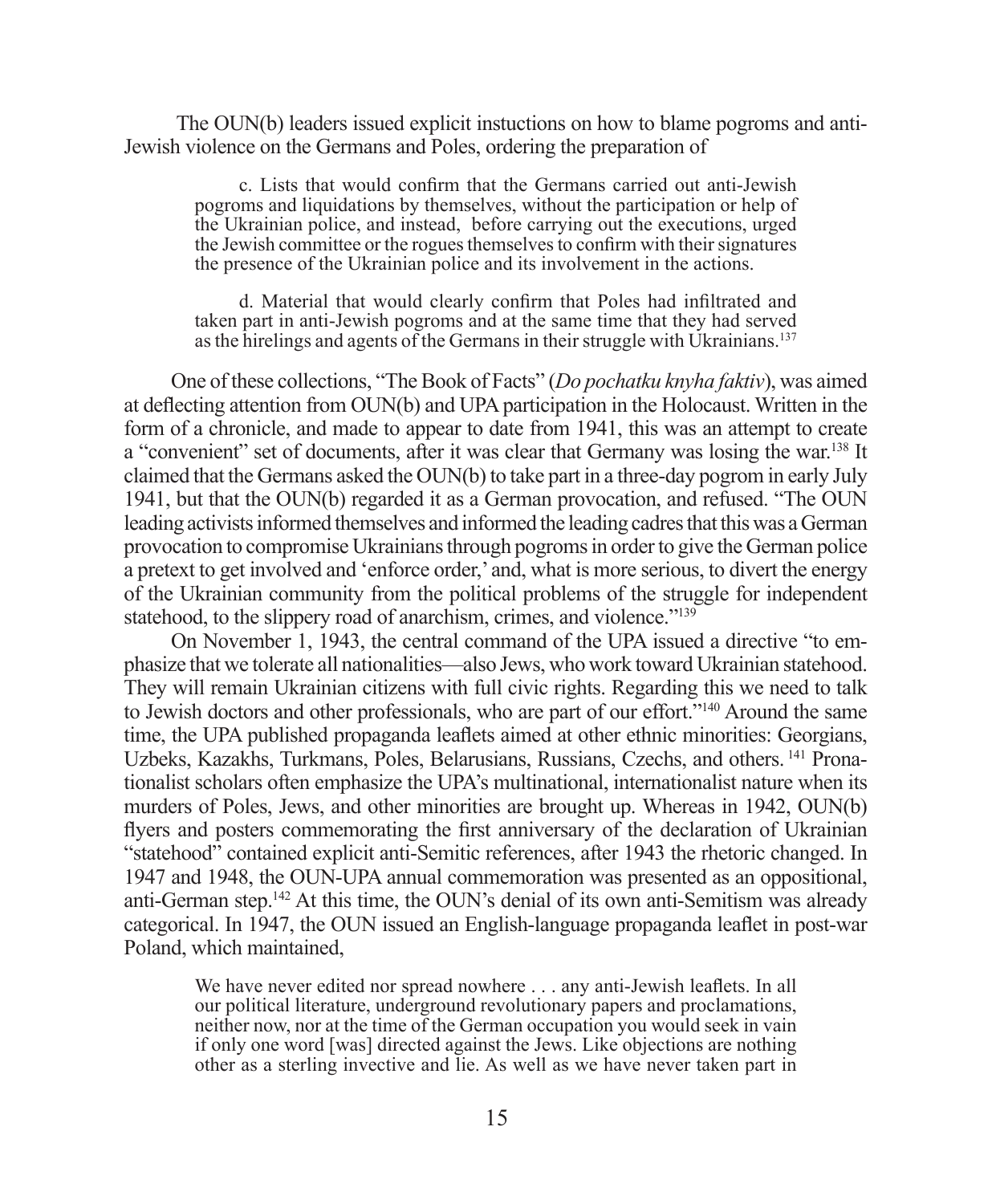The OUN(b) leaders issued explicit instuctions on how to blame pogroms and anti-Jewish violence on the Germans and Poles, ordering the preparation of

> c. Lists that would confirm that the Germans carried out anti-Jewish pogroms and liquidations by themselves, without the participation or help of the Ukrainian police, and instead, before carrying out the executions, urged the Jewish committee or the rogues themselves to confirm with their signatures the presence of the Ukrainian police and its involvement in the actions.
>
> d. Material that would clearly confirm that Poles had infiltrated and taken part in anti-Jewish pogroms and at the same time that they had served as the hirelings and agents of the Germans in their struggle with Ukrainians.[137]

One of these collections, "The Book of Facts" (*Do pochatku knyha faktiv*), was aimed at deflecting attention from OUN(b) and UPA participation in the Holocaust. Written in the form of a chronicle, and made to appear to date from 1941, this was an attempt to create a "convenient" set of documents, after it was clear that Germany was losing the war.[138] It claimed that the Germans asked the OUN(b) to take part in a three-day pogrom in early July 1941, but that the OUN(b) regarded it as a German provocation, and refused. "The OUN leading activists informed themselves and informed the leading cadres that this was a German provocation to compromise Ukrainians through pogroms in order to give the German police a pretext to get involved and 'enforce order,' and, what is more serious, to divert the energy of the Ukrainian community from the political problems of the struggle for independent statehood, to the slippery road of anarchism, crimes, and violence."[139]

On November 1, 1943, the central command of the UPA issued a directive "to emphasize that we tolerate all nationalities—also Jews, who work toward Ukrainian statehood. They will remain Ukrainian citizens with full civic rights. Regarding this we need to talk to Jewish doctors and other professionals, who are part of our effort."[140] Around the same time, the UPA published propaganda leaflets aimed at other ethnic minorities: Georgians, Uzbeks, Kazakhs, Turkmans, Poles, Belarusians, Russians, Czechs, and others. [141] Pronationalist scholars often emphasize the UPA's multinational, internationalist nature when its murders of Poles, Jews, and other minorities are brought up. Whereas in 1942, OUN(b) flyers and posters commemorating the first anniversary of the declaration of Ukrainian "statehood" contained explicit anti-Semitic references, after 1943 the rhetoric changed. In 1947 and 1948, the OUN-UPA annual commemoration was presented as an oppositional, anti-German step.[142] At this time, the OUN's denial of its own anti-Semitism was already categorical. In 1947, the OUN issued an English-language propaganda leaflet in post-war Poland, which maintained,

> We have never edited nor spread nowhere . . . any anti-Jewish leaflets. In all our political literature, underground revolutionary papers and proclamations, neither now, nor at the time of the German occupation you would seek in vain if only one word [was] directed against the Jews. Like objections are nothing other as a sterling invective and lie. As well as we have never taken part in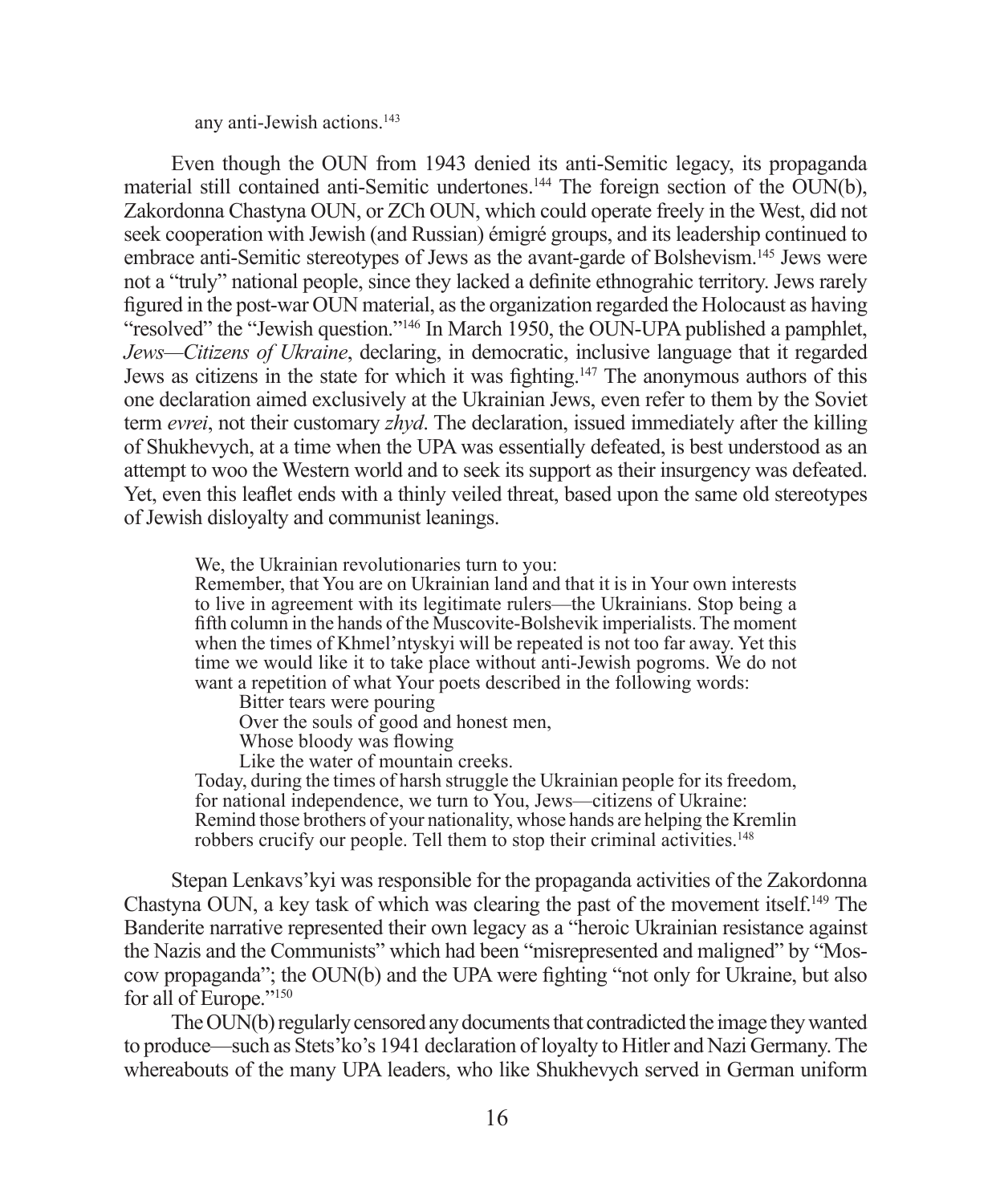any anti-Jewish actions.[143]

Even though the OUN from 1943 denied its anti-Semitic legacy, its propaganda material still contained anti-Semitic undertones.[144] The foreign section of the OUN(b), Zakordonna Chastyna OUN, or ZCh OUN, which could operate freely in the West, did not seek cooperation with Jewish (and Russian) émigré groups, and its leadership continued to embrace anti-Semitic stereotypes of Jews as the avant-garde of Bolshevism.[145] Jews were not a "truly" national people, since they lacked a definite ethnograhic territory. Jews rarely figured in the post-war OUN material, as the organization regarded the Holocaust as having "resolved" the "Jewish question."[146] In March 1950, the OUN-UPA published a pamphlet, *Jews—Citizens of Ukraine*, declaring, in democratic, inclusive language that it regarded Jews as citizens in the state for which it was fighting.[147] The anonymous authors of this one declaration aimed exclusively at the Ukrainian Jews, even refer to them by the Soviet term *evrei*, not their customary *zhyd*. The declaration, issued immediately after the killing of Shukhevych, at a time when the UPA was essentially defeated, is best understood as an attempt to woo the Western world and to seek its support as their insurgency was defeated. Yet, even this leaflet ends with a thinly veiled threat, based upon the same old stereotypes of Jewish disloyalty and communist leanings.

> We, the Ukrainian revolutionaries turn to you:
> Remember, that You are on Ukrainian land and that it is in Your own interests to live in agreement with its legitimate rulers—the Ukrainians. Stop being a fifth column in the hands of the Muscovite-Bolshevik imperialists. The moment when the times of Khmel'ntyskyi will be repeated is not too far away. Yet this time we would like it to take place without anti-Jewish pogroms. We do not want a repetition of what Your poets described in the following words:
>
> Bitter tears were pouring
> Over the souls of good and honest men,
> Whose bloody was flowing
> Like the water of mountain creeks.
>
> Today, during the times of harsh struggle the Ukrainian people for its freedom, for national independence, we turn to You, Jews—citizens of Ukraine:
> Remind those brothers of your nationality, whose hands are helping the Kremlin robbers crucify our people. Tell them to stop their criminal activities.[148]

Stepan Lenkavs'kyi was responsible for the propaganda activities of the Zakordonna Chastyna OUN, a key task of which was clearing the past of the movement itself.[149] The Banderite narrative represented their own legacy as a "heroic Ukrainian resistance against the Nazis and the Communists" which had been "misrepresented and maligned" by "Moscow propaganda"; the OUN(b) and the UPA were fighting "not only for Ukraine, but also for all of Europe."[150]

The OUN(b) regularly censored any documents that contradicted the image they wanted to produce—such as Stets'ko's 1941 declaration of loyalty to Hitler and Nazi Germany. The whereabouts of the many UPA leaders, who like Shukhevych served in German uniform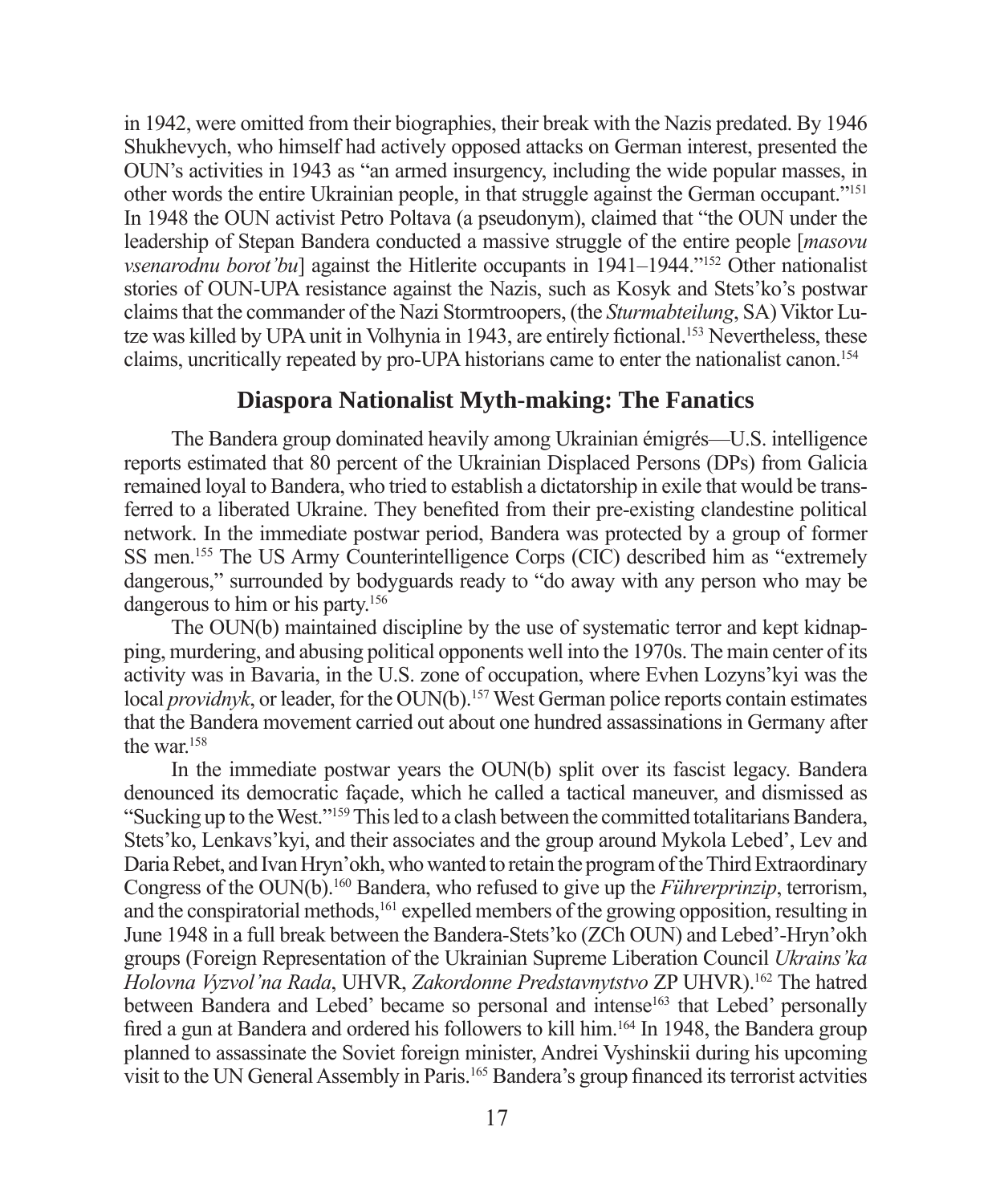in 1942, were omitted from their biographies, their break with the Nazis predated. By 1946 Shukhevych, who himself had actively opposed attacks on German interest, presented the OUN's activities in 1943 as "an armed insurgency, including the wide popular masses, in other words the entire Ukrainian people, in that struggle against the German occupant."[151] In 1948 the OUN activist Petro Poltava (a pseudonym), claimed that "the OUN under the leadership of Stepan Bandera conducted a massive struggle of the entire people [*masovu vsenarodnu borot'bu*] against the Hitlerite occupants in 1941–1944."[152] Other nationalist stories of OUN-UPA resistance against the Nazis, such as Kosyk and Stets'ko's postwar claims that the commander of the Nazi Stormtroopers, (the *Sturmabteilung*, SA) Viktor Lutze was killed by UPA unit in Volhynia in 1943, are entirely fictional.[153] Nevertheless, these claims, uncritically repeated by pro-UPA historians came to enter the nationalist canon.[154]

## Diaspora Nationalist Myth-making: The Fanatics

The Bandera group dominated heavily among Ukrainian émigrés—U.S. intelligence reports estimated that 80 percent of the Ukrainian Displaced Persons (DPs) from Galicia remained loyal to Bandera, who tried to establish a dictatorship in exile that would be transferred to a liberated Ukraine. They benefited from their pre-existing clandestine political network. In the immediate postwar period, Bandera was protected by a group of former SS men.[155] The US Army Counterintelligence Corps (CIC) described him as "extremely dangerous," surrounded by bodyguards ready to "do away with any person who may be dangerous to him or his party.[156]

The OUN(b) maintained discipline by the use of systematic terror and kept kidnapping, murdering, and abusing political opponents well into the 1970s. The main center of its activity was in Bavaria, in the U.S. zone of occupation, where Evhen Lozyns'kyi was the local *providnyk*, or leader, for the OUN(b).[157] West German police reports contain estimates that the Bandera movement carried out about one hundred assassinations in Germany after the war.[158]

In the immediate postwar years the OUN(b) split over its fascist legacy. Bandera denounced its democratic façade, which he called a tactical maneuver, and dismissed as "Sucking up to the West."[159] This led to a clash between the committed totalitarians Bandera, Stets'ko, Lenkavs'kyi, and their associates and the group around Mykola Lebed', Lev and Daria Rebet, and Ivan Hryn'okh, who wanted to retain the program of the Third Extraordinary Congress of the OUN(b).[160] Bandera, who refused to give up the *Führerprinzip*, terrorism, and the conspiratorial methods,[161] expelled members of the growing opposition, resulting in June 1948 in a full break between the Bandera-Stets'ko (ZCh OUN) and Lebed'-Hryn'okh groups (Foreign Representation of the Ukrainian Supreme Liberation Council *Ukrains'ka Holovna Vyzvol'na Rada*, UHVR, *Zakordonne Predstavnytstvo* ZP UHVR).[162] The hatred between Bandera and Lebed' became so personal and intense[163] that Lebed' personally fired a gun at Bandera and ordered his followers to kill him.[164] In 1948, the Bandera group planned to assassinate the Soviet foreign minister, Andrei Vyshinskii during his upcoming visit to the UN General Assembly in Paris.[165] Bandera's group financed its terrorist actvities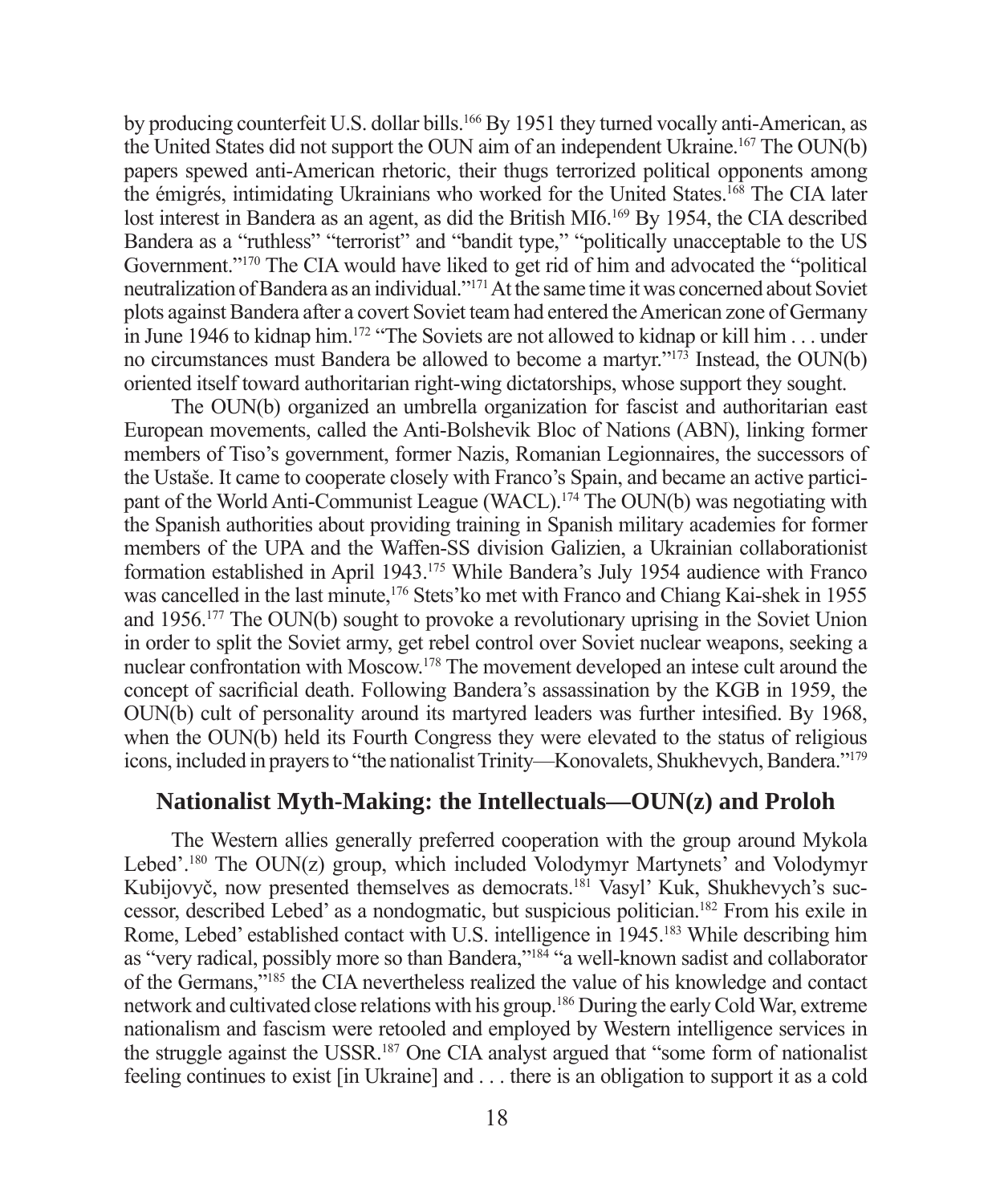by producing counterfeit U.S. dollar bills.[166] By 1951 they turned vocally anti-American, as the United States did not support the OUN aim of an independent Ukraine.[167] The OUN(b) papers spewed anti-American rhetoric, their thugs terrorized political opponents among the émigrés, intimidating Ukrainians who worked for the United States.[168] The CIA later lost interest in Bandera as an agent, as did the British MI6.[169] By 1954, the CIA described Bandera as a "ruthless" "terrorist" and "bandit type," "politically unacceptable to the US Government."[170] The CIA would have liked to get rid of him and advocated the "political neutralization of Bandera as an individual."[171] At the same time it was concerned about Soviet plots against Bandera after a covert Soviet team had entered the American zone of Germany in June 1946 to kidnap him.[172] "The Soviets are not allowed to kidnap or kill him . . . under no circumstances must Bandera be allowed to become a martyr."[173] Instead, the OUN(b) oriented itself toward authoritarian right-wing dictatorships, whose support they sought.

The OUN(b) organized an umbrella organization for fascist and authoritarian east European movements, called the Anti-Bolshevik Bloc of Nations (ABN), linking former members of Tiso's government, former Nazis, Romanian Legionnaires, the successors of the Ustaše. It came to cooperate closely with Franco's Spain, and became an active participant of the World Anti-Communist League (WACL).[174] The OUN(b) was negotiating with the Spanish authorities about providing training in Spanish military academies for former members of the UPA and the Waffen-SS division Galizien, a Ukrainian collaborationist formation established in April 1943.[175] While Bandera's July 1954 audience with Franco was cancelled in the last minute,[176] Stets'ko met with Franco and Chiang Kai-shek in 1955 and 1956.[177] The OUN(b) sought to provoke a revolutionary uprising in the Soviet Union in order to split the Soviet army, get rebel control over Soviet nuclear weapons, seeking a nuclear confrontation with Moscow.[178] The movement developed an intese cult around the concept of sacrificial death. Following Bandera's assassination by the KGB in 1959, the OUN(b) cult of personality around its martyred leaders was further intesified. By 1968, when the OUN(b) held its Fourth Congress they were elevated to the status of religious icons, included in prayers to "the nationalist Trinity—Konovalets, Shukhevych, Bandera."[179]

## Nationalist Myth-Making: the Intellectuals—OUN(z) and Proloh

The Western allies generally preferred cooperation with the group around Mykola Lebed'.[180] The OUN(z) group, which included Volodymyr Martynets' and Volodymyr Kubijovyč, now presented themselves as democrats.[181] Vasyl' Kuk, Shukhevych's successor, described Lebed' as a nondogmatic, but suspicious politician.[182] From his exile in Rome, Lebed' established contact with U.S. intelligence in 1945.[183] While describing him as "very radical, possibly more so than Bandera,"[184] "a well-known sadist and collaborator of the Germans,"[185] the CIA nevertheless realized the value of his knowledge and contact network and cultivated close relations with his group.[186] During the early Cold War, extreme nationalism and fascism were retooled and employed by Western intelligence services in the struggle against the USSR.[187] One CIA analyst argued that "some form of nationalist feeling continues to exist [in Ukraine] and . . . there is an obligation to support it as a cold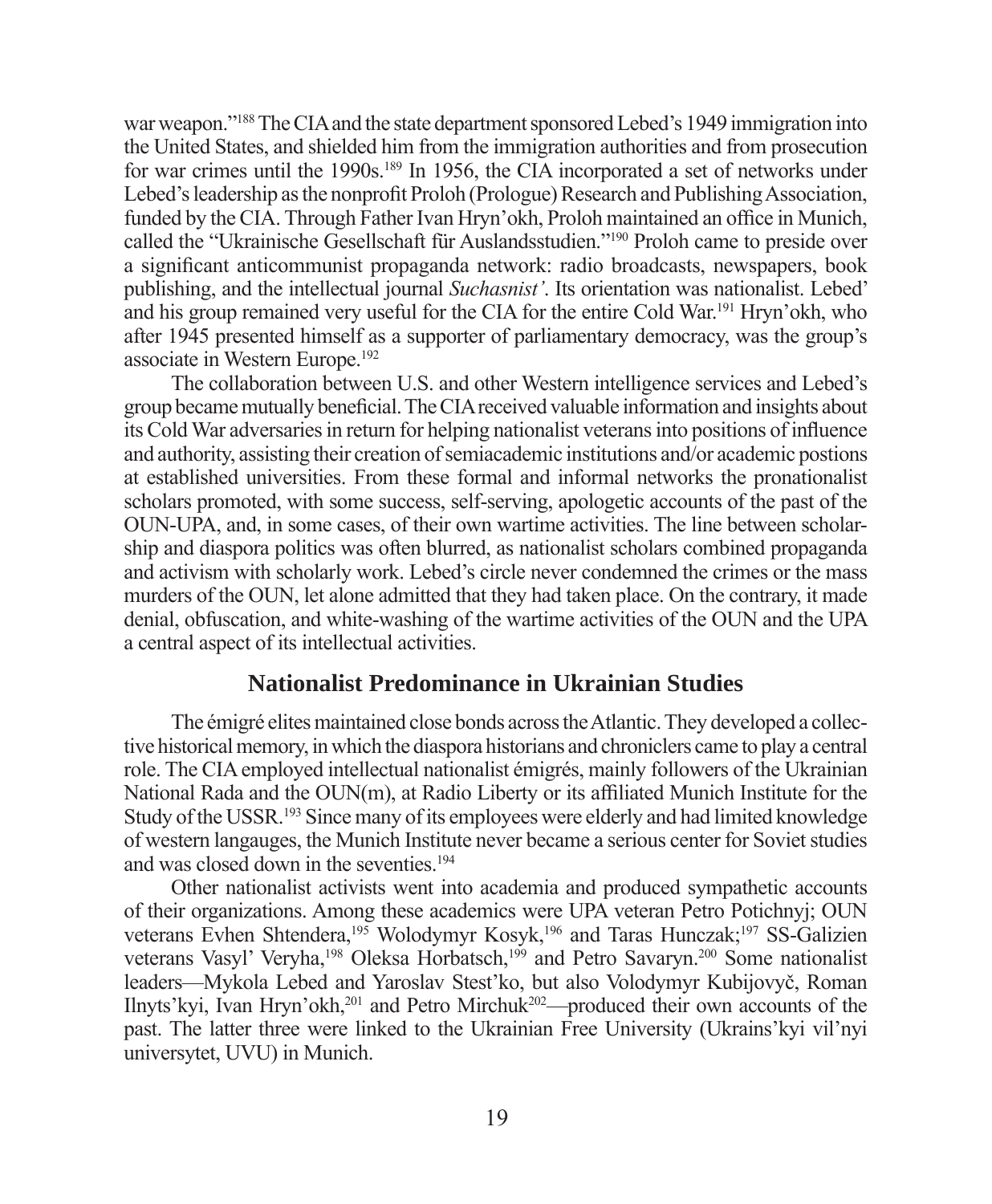war weapon."[188] The CIA and the state department sponsored Lebed's 1949 immigration into the United States, and shielded him from the immigration authorities and from prosecution for war crimes until the 1990s.[189] In 1956, the CIA incorporated a set of networks under Lebed's leadership as the nonprofit Proloh (Prologue) Research and Publishing Association, funded by the CIA. Through Father Ivan Hryn'okh, Proloh maintained an office in Munich, called the "Ukrainische Gesellschaft für Auslandsstudien."[190] Proloh came to preside over a significant anticommunist propaganda network: radio broadcasts, newspapers, book publishing, and the intellectual journal *Suchasnist'*. Its orientation was nationalist. Lebed' and his group remained very useful for the CIA for the entire Cold War.[191] Hryn'okh, who after 1945 presented himself as a supporter of parliamentary democracy, was the group's associate in Western Europe.[192]

The collaboration between U.S. and other Western intelligence services and Lebed's group became mutually beneficial. The CIA received valuable information and insights about its Cold War adversaries in return for helping nationalist veterans into positions of influence and authority, assisting their creation of semiacademic institutions and/or academic postions at established universities. From these formal and informal networks the pronationalist scholars promoted, with some success, self-serving, apologetic accounts of the past of the OUN-UPA, and, in some cases, of their own wartime activities. The line between scholarship and diaspora politics was often blurred, as nationalist scholars combined propaganda and activism with scholarly work. Lebed's circle never condemned the crimes or the mass murders of the OUN, let alone admitted that they had taken place. On the contrary, it made denial, obfuscation, and white-washing of the wartime activities of the OUN and the UPA a central aspect of its intellectual activities.

## Nationalist Predominance in Ukrainian Studies

The émigré elites maintained close bonds across the Atlantic. They developed a collective historical memory, in which the diaspora historians and chroniclers came to play a central role. The CIA employed intellectual nationalist émigrés, mainly followers of the Ukrainian National Rada and the OUN(m), at Radio Liberty or its affiliated Munich Institute for the Study of the USSR.[193] Since many of its employees were elderly and had limited knowledge of western langauges, the Munich Institute never became a serious center for Soviet studies and was closed down in the seventies.[194]

Other nationalist activists went into academia and produced sympathetic accounts of their organizations. Among these academics were UPA veteran Petro Potichnyj; OUN veterans Evhen Shtendera,[195] Wolodymyr Kosyk,[196] and Taras Hunczak;[197] SS-Galizien veterans Vasyl' Veryha,[198] Oleksa Horbatsch,[199] and Petro Savaryn.[200] Some nationalist leaders—Mykola Lebed and Yaroslav Stest'ko, but also Volodymyr Kubijovyč, Roman Ilnyts'kyi, Ivan Hryn'okh,[201] and Petro Mirchuk[202]—produced their own accounts of the past. The latter three were linked to the Ukrainian Free University (Ukrains'kyi vil'nyi universytet, UVU) in Munich.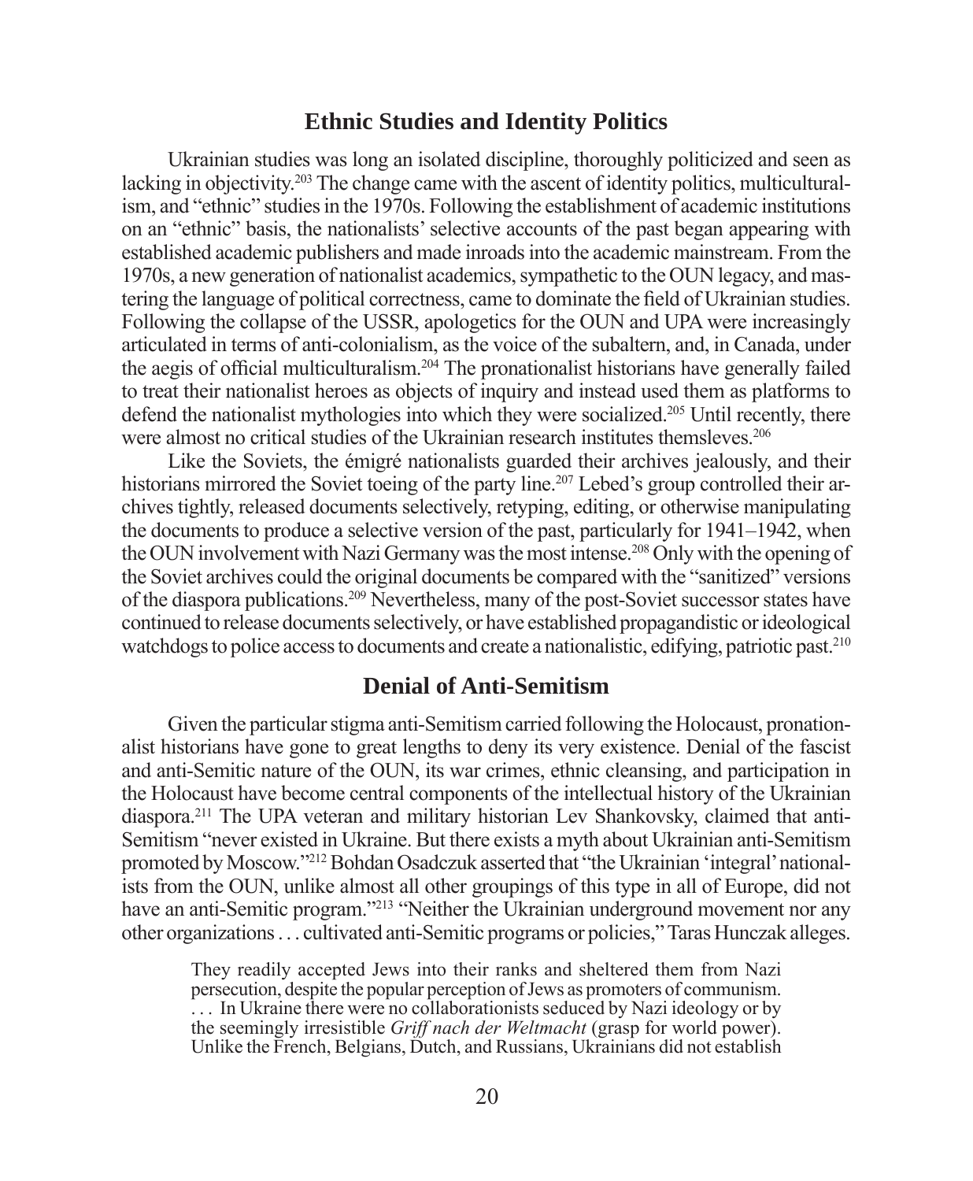## Ethnic Studies and Identity Politics

Ukrainian studies was long an isolated discipline, thoroughly politicized and seen as lacking in objectivity.[203] The change came with the ascent of identity politics, multiculturalism, and "ethnic" studies in the 1970s. Following the establishment of academic institutions on an "ethnic" basis, the nationalists' selective accounts of the past began appearing with established academic publishers and made inroads into the academic mainstream. From the 1970s, a new generation of nationalist academics, sympathetic to the OUN legacy, and mastering the language of political correctness, came to dominate the field of Ukrainian studies. Following the collapse of the USSR, apologetics for the OUN and UPA were increasingly articulated in terms of anti-colonialism, as the voice of the subaltern, and, in Canada, under the aegis of official multiculturalism.[204] The pronationalist historians have generally failed to treat their nationalist heroes as objects of inquiry and instead used them as platforms to defend the nationalist mythologies into which they were socialized.[205] Until recently, there were almost no critical studies of the Ukrainian research institutes themsleves.[206]

Like the Soviets, the émigré nationalists guarded their archives jealously, and their historians mirrored the Soviet toeing of the party line.[207] Lebed's group controlled their archives tightly, released documents selectively, retyping, editing, or otherwise manipulating the documents to produce a selective version of the past, particularly for 1941–1942, when the OUN involvement with Nazi Germany was the most intense.[208] Only with the opening of the Soviet archives could the original documents be compared with the "sanitized" versions of the diaspora publications.[209] Nevertheless, many of the post-Soviet successor states have continued to release documents selectively, or have established propagandistic or ideological watchdogs to police access to documents and create a nationalistic, edifying, patriotic past.[210]

## Denial of Anti-Semitism

Given the particular stigma anti-Semitism carried following the Holocaust, pronationalist historians have gone to great lengths to deny its very existence. Denial of the fascist and anti-Semitic nature of the OUN, its war crimes, ethnic cleansing, and participation in the Holocaust have become central components of the intellectual history of the Ukrainian diaspora.[211] The UPA veteran and military historian Lev Shankovsky, claimed that anti-Semitism "never existed in Ukraine. But there exists a myth about Ukrainian anti-Semitism promoted by Moscow."[212] Bohdan Osadczuk asserted that "the Ukrainian 'integral' nationalists from the OUN, unlike almost all other groupings of this type in all of Europe, did not have an anti-Semitic program."[213] "Neither the Ukrainian underground movement nor any other organizations . . . cultivated anti-Semitic programs or policies," Taras Hunczak alleges.

> They readily accepted Jews into their ranks and sheltered them from Nazi persecution, despite the popular perception of Jews as promoters of communism. . . . In Ukraine there were no collaborationists seduced by Nazi ideology or by the seemingly irresistible *Griff nach der Weltmacht* (grasp for world power). Unlike the French, Belgians, Dutch, and Russians, Ukrainians did not establish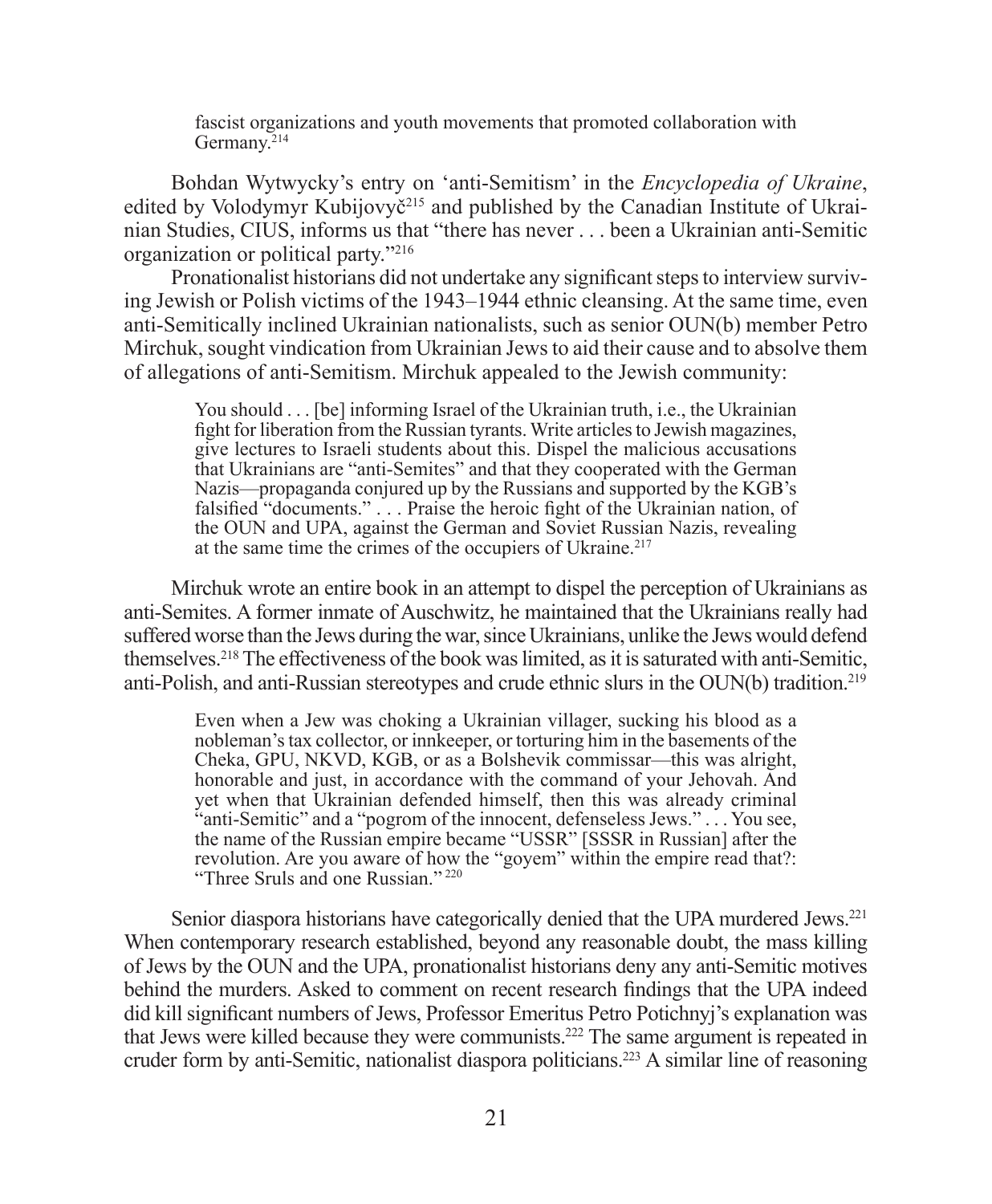> fascist organizations and youth movements that promoted collaboration with Germany.[214]

Bohdan Wytwycky's entry on 'anti-Semitism' in the *Encyclopedia of Ukraine*, edited by Volodymyr Kubijovyč[215] and published by the Canadian Institute of Ukrainian Studies, CIUS, informs us that "there has never . . . been a Ukrainian anti-Semitic organization or political party."[216]

Pronationalist historians did not undertake any significant steps to interview surviving Jewish or Polish victims of the 1943–1944 ethnic cleansing. At the same time, even anti-Semitically inclined Ukrainian nationalists, such as senior OUN(b) member Petro Mirchuk, sought vindication from Ukrainian Jews to aid their cause and to absolve them of allegations of anti-Semitism. Mirchuk appealed to the Jewish community:

> You should . . . [be] informing Israel of the Ukrainian truth, i.e., the Ukrainian fight for liberation from the Russian tyrants. Write articles to Jewish magazines, give lectures to Israeli students about this. Dispel the malicious accusations that Ukrainians are "anti-Semites" and that they cooperated with the German Nazis—propaganda conjured up by the Russians and supported by the KGB's falsified "documents." . . . Praise the heroic fight of the Ukrainian nation, of the OUN and UPA, against the German and Soviet Russian Nazis, revealing at the same time the crimes of the occupiers of Ukraine.[217]

Mirchuk wrote an entire book in an attempt to dispel the perception of Ukrainians as anti-Semites. A former inmate of Auschwitz, he maintained that the Ukrainians really had suffered worse than the Jews during the war, since Ukrainians, unlike the Jews would defend themselves.[218] The effectiveness of the book was limited, as it is saturated with anti-Semitic, anti-Polish, and anti-Russian stereotypes and crude ethnic slurs in the OUN(b) tradition.[219]

> Even when a Jew was choking a Ukrainian villager, sucking his blood as a nobleman's tax collector, or innkeeper, or torturing him in the basements of the Cheka, GPU, NKVD, KGB, or as a Bolshevik commissar—this was alright, honorable and just, in accordance with the command of your Jehovah. And yet when that Ukrainian defended himself, then this was already criminal "anti-Semitic" and a "pogrom of the innocent, defenseless Jews." . . . You see, the name of the Russian empire became "USSR" [SSSR in Russian] after the revolution. Are you aware of how the "goyem" within the empire read that?: "Three Sruls and one Russian."[220]

Senior diaspora historians have categorically denied that the UPA murdered Jews.[221] When contemporary research established, beyond any reasonable doubt, the mass killing of Jews by the OUN and the UPA, pronationalist historians deny any anti-Semitic motives behind the murders. Asked to comment on recent research findings that the UPA indeed did kill significant numbers of Jews, Professor Emeritus Petro Potichnyj's explanation was that Jews were killed because they were communists.[222] The same argument is repeated in cruder form by anti-Semitic, nationalist diaspora politicians.[223] A similar line of reasoning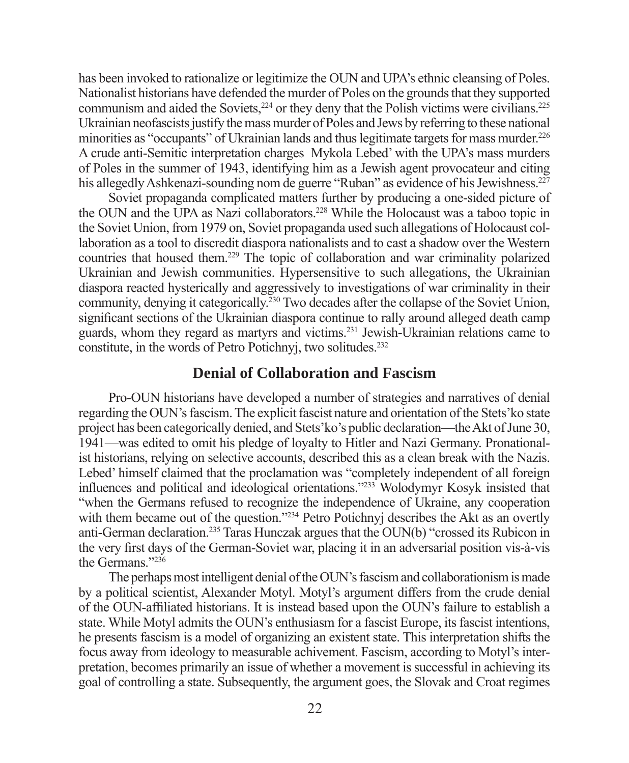has been invoked to rationalize or legitimize the OUN and UPA's ethnic cleansing of Poles. Nationalist historians have defended the murder of Poles on the grounds that they supported communism and aided the Soviets,[224] or they deny that the Polish victims were civilians.[225] Ukrainian neofascists justify the mass murder of Poles and Jews by referring to these national minorities as "occupants" of Ukrainian lands and thus legitimate targets for mass murder.[226] A crude anti-Semitic interpretation charges Mykola Lebed' with the UPA's mass murders of Poles in the summer of 1943, identifying him as a Jewish agent provocateur and citing his allegedly Ashkenazi-sounding nom de guerre "Ruban" as evidence of his Jewishness.[227]

Soviet propaganda complicated matters further by producing a one-sided picture of the OUN and the UPA as Nazi collaborators.[228] While the Holocaust was a taboo topic in the Soviet Union, from 1979 on, Soviet propaganda used such allegations of Holocaust collaboration as a tool to discredit diaspora nationalists and to cast a shadow over the Western countries that housed them.[229] The topic of collaboration and war criminality polarized Ukrainian and Jewish communities. Hypersensitive to such allegations, the Ukrainian diaspora reacted hysterically and aggressively to investigations of war criminality in their community, denying it categorically.[230] Two decades after the collapse of the Soviet Union, significant sections of the Ukrainian diaspora continue to rally around alleged death camp guards, whom they regard as martyrs and victims.[231] Jewish-Ukrainian relations came to constitute, in the words of Petro Potichnyj, two solitudes.[232]

## Denial of Collaboration and Fascism

Pro-OUN historians have developed a number of strategies and narratives of denial regarding the OUN's fascism. The explicit fascist nature and orientation of the Stets'ko state project has been categorically denied, and Stets'ko's public declaration—the Akt of June 30, 1941—was edited to omit his pledge of loyalty to Hitler and Nazi Germany. Pronationalist historians, relying on selective accounts, described this as a clean break with the Nazis. Lebed' himself claimed that the proclamation was "completely independent of all foreign influences and political and ideological orientations."[233] Wolodymyr Kosyk insisted that "when the Germans refused to recognize the independence of Ukraine, any cooperation with them became out of the question."[234] Petro Potichnyj describes the Akt as an overtly anti-German declaration.[235] Taras Hunczak argues that the OUN(b) "crossed its Rubicon in the very first days of the German-Soviet war, placing it in an adversarial position vis-à-vis the Germans."[236]

The perhaps most intelligent denial of the OUN's fascism and collaborationism is made by a political scientist, Alexander Motyl. Motyl's argument differs from the crude denial of the OUN-affiliated historians. It is instead based upon the OUN's failure to establish a state. While Motyl admits the OUN's enthusiasm for a fascist Europe, its fascist intentions, he presents fascism is a model of organizing an existent state. This interpretation shifts the focus away from ideology to measurable achivement. Fascism, according to Motyl's interpretation, becomes primarily an issue of whether a movement is successful in achieving its goal of controlling a state. Subsequently, the argument goes, the Slovak and Croat regimes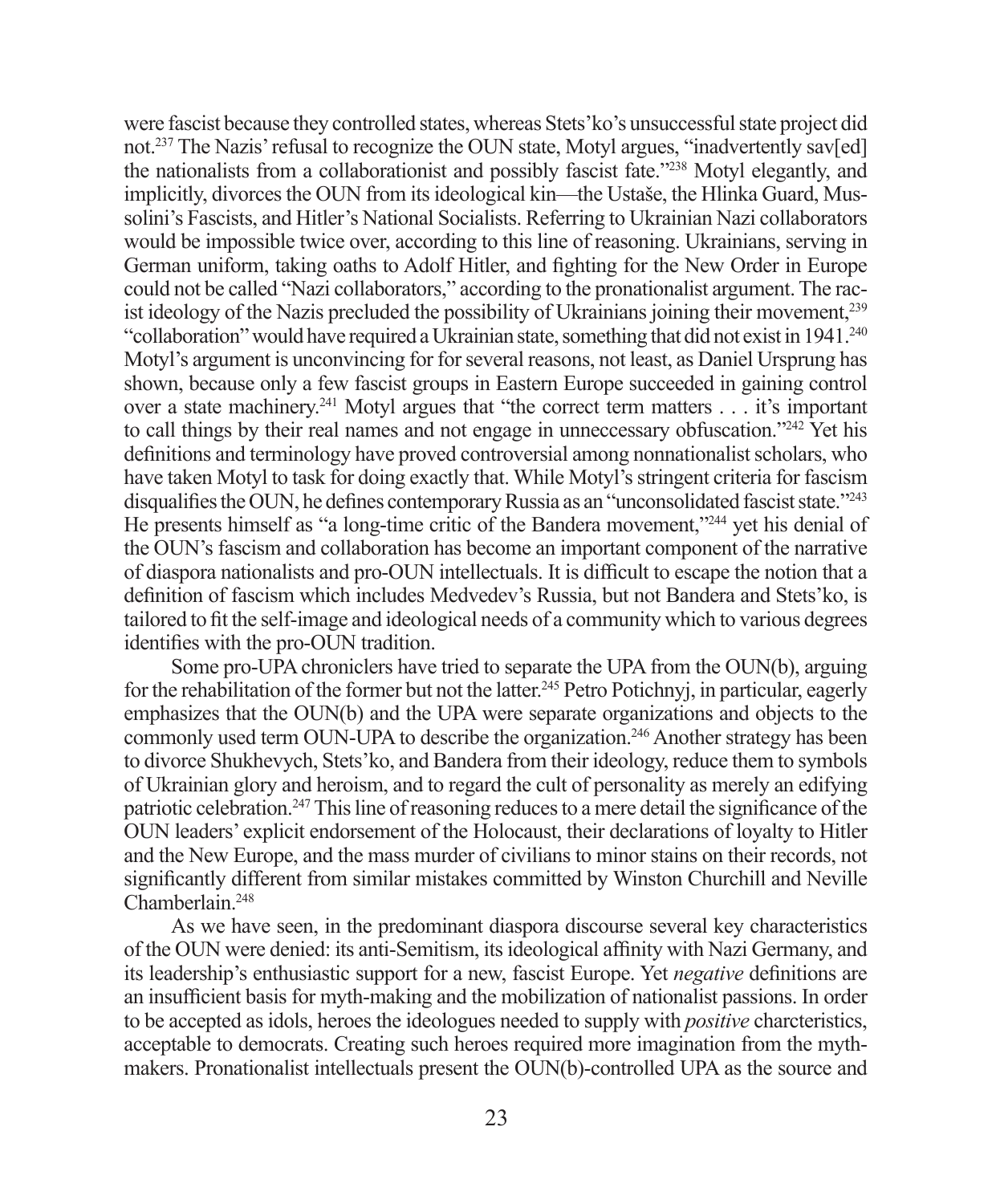were fascist because they controlled states, whereas Stets'ko's unsuccessful state project did not.[237] The Nazis' refusal to recognize the OUN state, Motyl argues, "inadvertently sav[ed] the nationalists from a collaborationist and possibly fascist fate."[238] Motyl elegantly, and implicitly, divorces the OUN from its ideological kin—the Ustaše, the Hlinka Guard, Mussolini's Fascists, and Hitler's National Socialists. Referring to Ukrainian Nazi collaborators would be impossible twice over, according to this line of reasoning. Ukrainians, serving in German uniform, taking oaths to Adolf Hitler, and fighting for the New Order in Europe could not be called "Nazi collaborators," according to the pronationalist argument. The racist ideology of the Nazis precluded the possibility of Ukrainians joining their movement,[239] "collaboration" would have required a Ukrainian state, something that did not exist in 1941.[240] Motyl's argument is unconvincing for for several reasons, not least, as Daniel Ursprung has shown, because only a few fascist groups in Eastern Europe succeeded in gaining control over a state machinery.[241] Motyl argues that "the correct term matters . . . it's important to call things by their real names and not engage in unneccessary obfuscation."[242] Yet his definitions and terminology have proved controversial among nonnationalist scholars, who have taken Motyl to task for doing exactly that. While Motyl's stringent criteria for fascism disqualifies the OUN, he defines contemporary Russia as an "unconsolidated fascist state."[243] He presents himself as "a long-time critic of the Bandera movement,"[244] yet his denial of the OUN's fascism and collaboration has become an important component of the narrative of diaspora nationalists and pro-OUN intellectuals. It is difficult to escape the notion that a definition of fascism which includes Medvedev's Russia, but not Bandera and Stets'ko, is tailored to fit the self-image and ideological needs of a community which to various degrees identifies with the pro-OUN tradition.

Some pro-UPA chroniclers have tried to separate the UPA from the OUN(b), arguing for the rehabilitation of the former but not the latter.[245] Petro Potichnyj, in particular, eagerly emphasizes that the OUN(b) and the UPA were separate organizations and objects to the commonly used term OUN-UPA to describe the organization.[246] Another strategy has been to divorce Shukhevych, Stets'ko, and Bandera from their ideology, reduce them to symbols of Ukrainian glory and heroism, and to regard the cult of personality as merely an edifying patriotic celebration.[247] This line of reasoning reduces to a mere detail the significance of the OUN leaders' explicit endorsement of the Holocaust, their declarations of loyalty to Hitler and the New Europe, and the mass murder of civilians to minor stains on their records, not significantly different from similar mistakes committed by Winston Churchill and Neville Chamberlain.[248]

As we have seen, in the predominant diaspora discourse several key characteristics of the OUN were denied: its anti-Semitism, its ideological affinity with Nazi Germany, and its leadership's enthusiastic support for a new, fascist Europe. Yet *negative* definitions are an insufficient basis for myth-making and the mobilization of nationalist passions. In order to be accepted as idols, heroes the ideologues needed to supply with *positive* charcteristics, acceptable to democrats. Creating such heroes required more imagination from the myth-makers. Pronationalist intellectuals present the OUN(b)-controlled UPA as the source and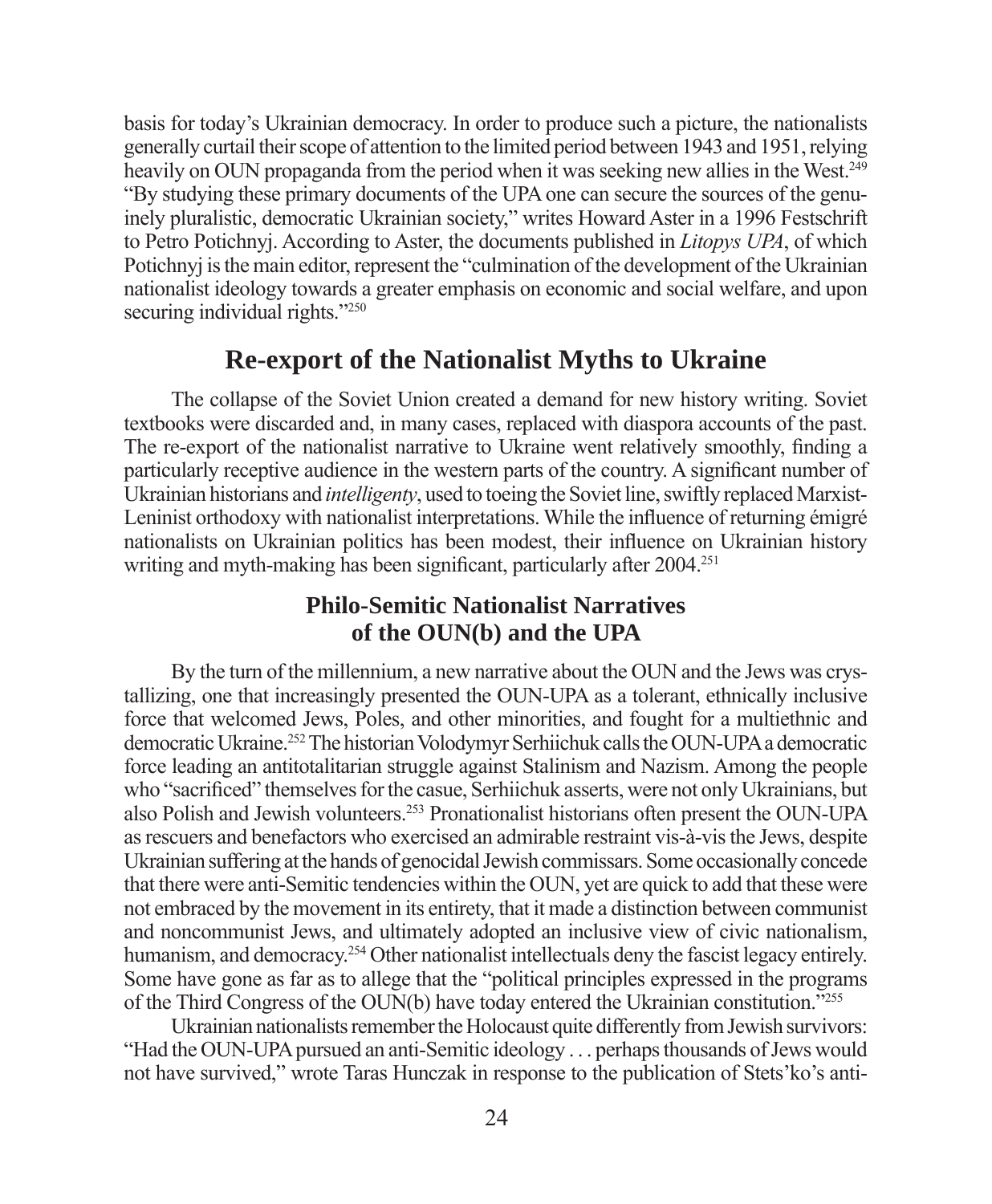basis for today's Ukrainian democracy. In order to produce such a picture, the nationalists generally curtail their scope of attention to the limited period between 1943 and 1951, relying heavily on OUN propaganda from the period when it was seeking new allies in the West.[249] "By studying these primary documents of the UPA one can secure the sources of the genuinely pluralistic, democratic Ukrainian society," writes Howard Aster in a 1996 Festschrift to Petro Potichnyj. According to Aster, the documents published in *Litopys UPA*, of which Potichnyj is the main editor, represent the "culmination of the development of the Ukrainian nationalist ideology towards a greater emphasis on economic and social welfare, and upon securing individual rights."[250]

## Re-export of the Nationalist Myths to Ukraine

The collapse of the Soviet Union created a demand for new history writing. Soviet textbooks were discarded and, in many cases, replaced with diaspora accounts of the past. The re-export of the nationalist narrative to Ukraine went relatively smoothly, finding a particularly receptive audience in the western parts of the country. A significant number of Ukrainian historians and *intelligenty*, used to toeing the Soviet line, swiftly replaced Marxist-Leninist orthodoxy with nationalist interpretations. While the influence of returning émigré nationalists on Ukrainian politics has been modest, their influence on Ukrainian history writing and myth-making has been significant, particularly after 2004.[251]

### Philo-Semitic Nationalist Narratives of the OUN(b) and the UPA

By the turn of the millennium, a new narrative about the OUN and the Jews was crystallizing, one that increasingly presented the OUN-UPA as a tolerant, ethnically inclusive force that welcomed Jews, Poles, and other minorities, and fought for a multiethnic and democratic Ukraine.[252] The historian Volodymyr Serhiichuk calls the OUN-UPA a democratic force leading an antitotalitarian struggle against Stalinism and Nazism. Among the people who "sacrificed" themselves for the casue, Serhiichuk asserts, were not only Ukrainians, but also Polish and Jewish volunteers.[253] Pronationalist historians often present the OUN-UPA as rescuers and benefactors who exercised an admirable restraint vis-à-vis the Jews, despite Ukrainian suffering at the hands of genocidal Jewish commissars. Some occasionally concede that there were anti-Semitic tendencies within the OUN, yet are quick to add that these were not embraced by the movement in its entirety, that it made a distinction between communist and noncommunist Jews, and ultimately adopted an inclusive view of civic nationalism, humanism, and democracy.[254] Other nationalist intellectuals deny the fascist legacy entirely. Some have gone as far as to allege that the "political principles expressed in the programs of the Third Congress of the OUN(b) have today entered the Ukrainian constitution."[255]

Ukrainian nationalists remember the Holocaust quite differently from Jewish survivors: "Had the OUN-UPA pursued an anti-Semitic ideology . . . perhaps thousands of Jews would not have survived," wrote Taras Hunczak in response to the publication of Stets'ko's anti-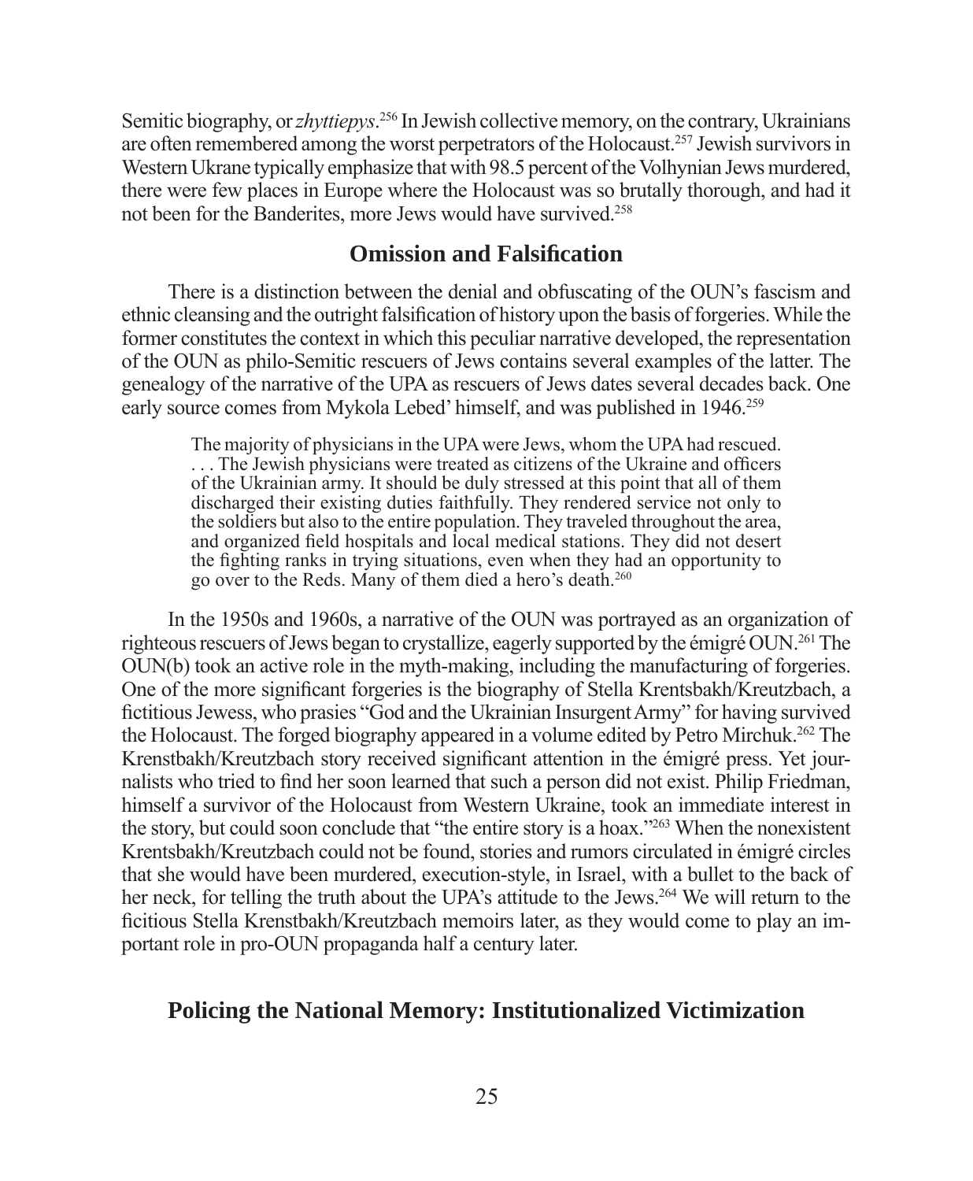Semitic biography, or *zhyttiepys*.[256] In Jewish collective memory, on the contrary, Ukrainians are often remembered among the worst perpetrators of the Holocaust.[257] Jewish survivors in Western Ukrane typically emphasize that with 98.5 percent of the Volhynian Jews murdered, there were few places in Europe where the Holocaust was so brutally thorough, and had it not been for the Banderites, more Jews would have survived.[258]

## Omission and Falsification

There is a distinction between the denial and obfuscating of the OUN's fascism and ethnic cleansing and the outright falsification of history upon the basis of forgeries. While the former constitutes the context in which this peculiar narrative developed, the representation of the OUN as philo-Semitic rescuers of Jews contains several examples of the latter. The genealogy of the narrative of the UPA as rescuers of Jews dates several decades back. One early source comes from Mykola Lebed' himself, and was published in 1946.[259]

> The majority of physicians in the UPA were Jews, whom the UPA had rescued. . . . The Jewish physicians were treated as citizens of the Ukraine and officers of the Ukrainian army. It should be duly stressed at this point that all of them discharged their existing duties faithfully. They rendered service not only to the soldiers but also to the entire population. They traveled throughout the area, and organized field hospitals and local medical stations. They did not desert the fighting ranks in trying situations, even when they had an opportunity to go over to the Reds. Many of them died a hero's death.[260]

In the 1950s and 1960s, a narrative of the OUN was portrayed as an organization of righteous rescuers of Jews began to crystallize, eagerly supported by the émigré OUN.[261] The OUN(b) took an active role in the myth-making, including the manufacturing of forgeries. One of the more significant forgeries is the biography of Stella Krentsbakh/Kreutzbach, a fictitious Jewess, who prasies "God and the Ukrainian Insurgent Army" for having survived the Holocaust. The forged biography appeared in a volume edited by Petro Mirchuk.[262] The Krenstbakh/Kreutzbach story received significant attention in the émigré press. Yet journalists who tried to find her soon learned that such a person did not exist. Philip Friedman, himself a survivor of the Holocaust from Western Ukraine, took an immediate interest in the story, but could soon conclude that "the entire story is a hoax."[263] When the nonexistent Krentsbakh/Kreutzbach could not be found, stories and rumors circulated in émigré circles that she would have been murdered, execution-style, in Israel, with a bullet to the back of her neck, for telling the truth about the UPA's attitude to the Jews.[264] We will return to the ficitious Stella Krenstbakh/Kreutzbach memoirs later, as they would come to play an important role in pro-OUN propaganda half a century later.

## Policing the National Memory: Institutionalized Victimization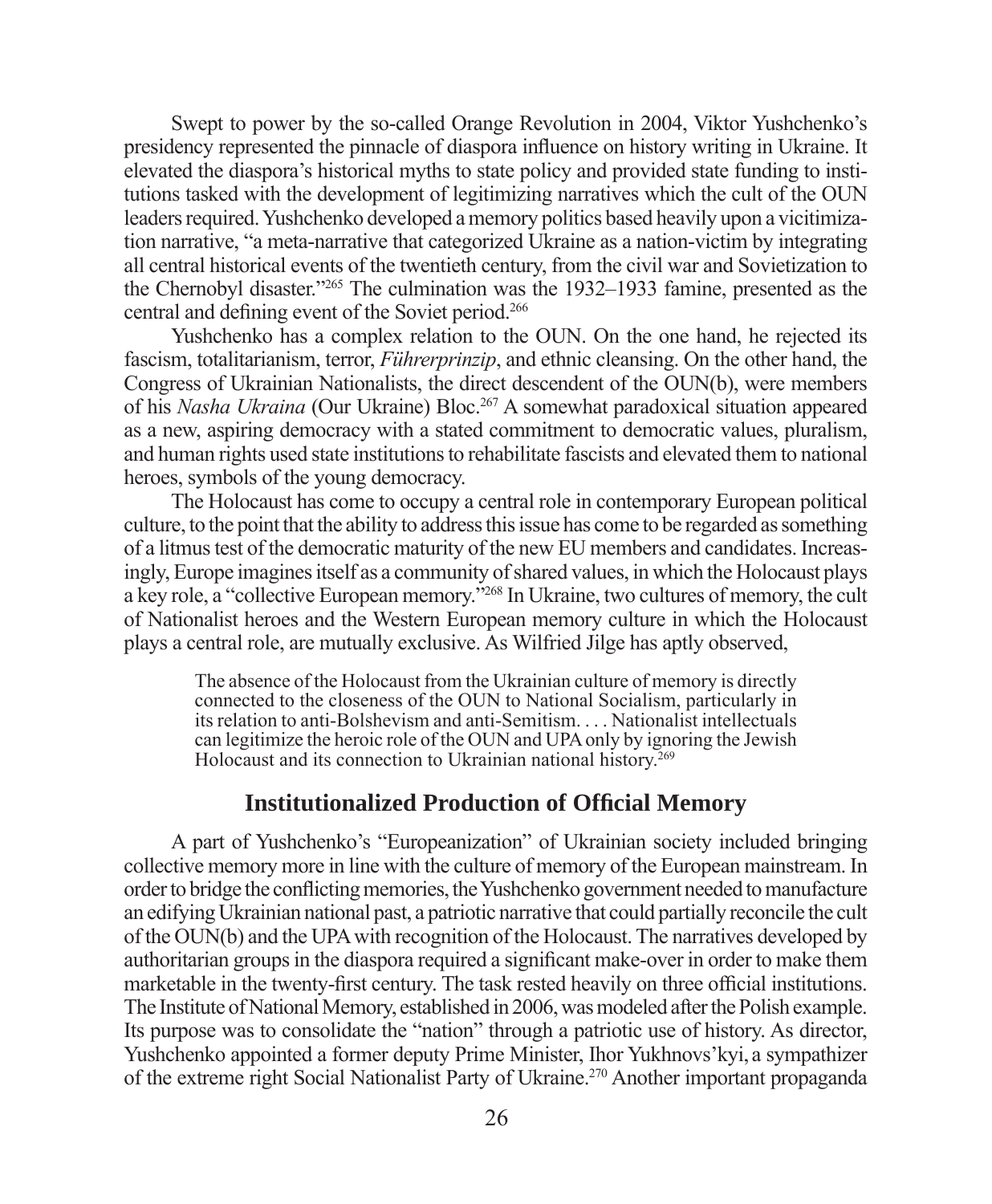Swept to power by the so-called Orange Revolution in 2004, Viktor Yushchenko's presidency represented the pinnacle of diaspora influence on history writing in Ukraine. It elevated the diaspora's historical myths to state policy and provided state funding to institutions tasked with the development of legitimizing narratives which the cult of the OUN leaders required. Yushchenko developed a memory politics based heavily upon a vicitimization narrative, "a meta-narrative that categorized Ukraine as a nation-victim by integrating all central historical events of the twentieth century, from the civil war and Sovietization to the Chernobyl disaster."[265] The culmination was the 1932–1933 famine, presented as the central and defining event of the Soviet period.[266]

Yushchenko has a complex relation to the OUN. On the one hand, he rejected its fascism, totalitarianism, terror, *Führerprinzip*, and ethnic cleansing. On the other hand, the Congress of Ukrainian Nationalists, the direct descendent of the OUN(b), were members of his *Nasha Ukraina* (Our Ukraine) Bloc.[267] A somewhat paradoxical situation appeared as a new, aspiring democracy with a stated commitment to democratic values, pluralism, and human rights used state institutions to rehabilitate fascists and elevated them to national heroes, symbols of the young democracy.

The Holocaust has come to occupy a central role in contemporary European political culture, to the point that the ability to address this issue has come to be regarded as something of a litmus test of the democratic maturity of the new EU members and candidates. Increasingly, Europe imagines itself as a community of shared values, in which the Holocaust plays a key role, a "collective European memory."[268] In Ukraine, two cultures of memory, the cult of Nationalist heroes and the Western European memory culture in which the Holocaust plays a central role, are mutually exclusive. As Wilfried Jilge has aptly observed,

> The absence of the Holocaust from the Ukrainian culture of memory is directly connected to the closeness of the OUN to National Socialism, particularly in its relation to anti-Bolshevism and anti-Semitism. . . . Nationalist intellectuals can legitimize the heroic role of the OUN and UPA only by ignoring the Jewish Holocaust and its connection to Ukrainian national history.[269]

## Institutionalized Production of Official Memory

A part of Yushchenko's "Europeanization" of Ukrainian society included bringing collective memory more in line with the culture of memory of the European mainstream. In order to bridge the conflicting memories, the Yushchenko government needed to manufacture an edifying Ukrainian national past, a patriotic narrative that could partially reconcile the cult of the OUN(b) and the UPA with recognition of the Holocaust. The narratives developed by authoritarian groups in the diaspora required a significant make-over in order to make them marketable in the twenty-first century. The task rested heavily on three official institutions. The Institute of National Memory, established in 2006, was modeled after the Polish example. Its purpose was to consolidate the "nation" through a patriotic use of history. As director, Yushchenko appointed a former deputy Prime Minister, Ihor Yukhnovs'kyi, a sympathizer of the extreme right Social Nationalist Party of Ukraine.[270] Another important propaganda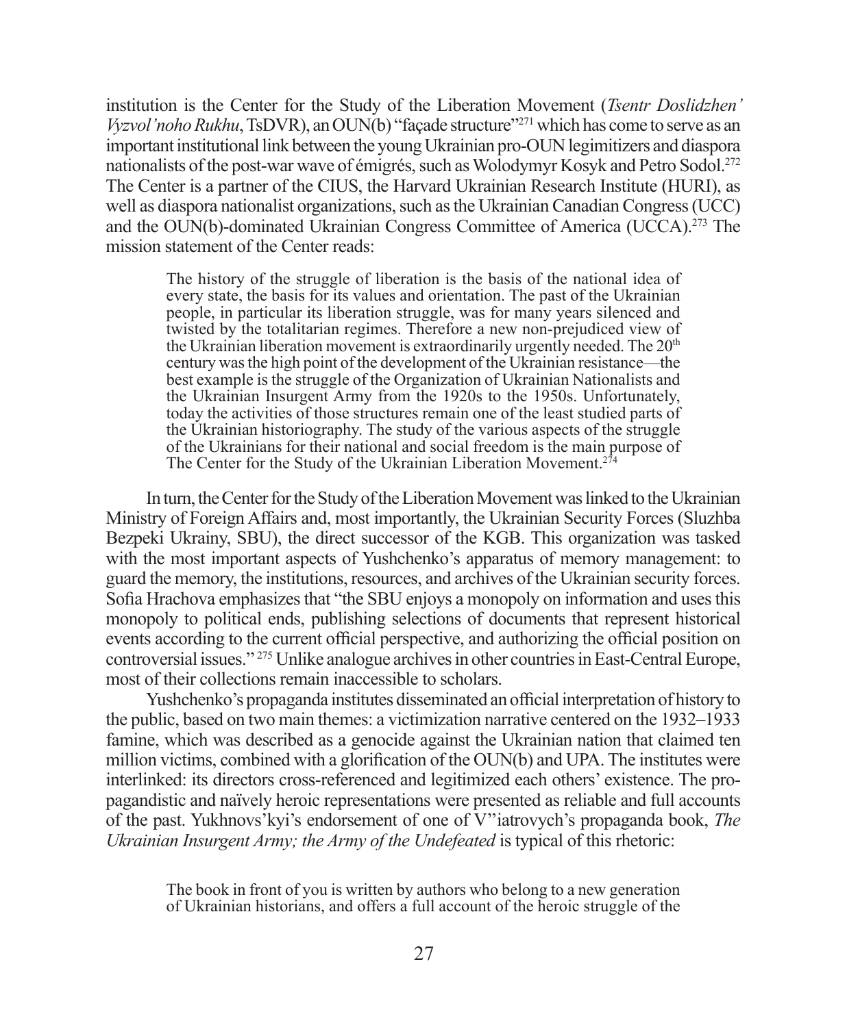institution is the Center for the Study of the Liberation Movement (*Tsentr Doslidzhen' Vyzvol'noho Rukhu*, TsDVR), an OUN(b) "façade structure"[271] which has come to serve as an important institutional link between the young Ukrainian pro-OUN legimitizers and diaspora nationalists of the post-war wave of émigrés, such as Wolodymyr Kosyk and Petro Sodol.[272] The Center is a partner of the CIUS, the Harvard Ukrainian Research Institute (HURI), as well as diaspora nationalist organizations, such as the Ukrainian Canadian Congress (UCC) and the OUN(b)-dominated Ukrainian Congress Committee of America (UCCA).[273] The mission statement of the Center reads:

> The history of the struggle of liberation is the basis of the national idea of every state, the basis for its values and orientation. The past of the Ukrainian people, in particular its liberation struggle, was for many years silenced and twisted by the totalitarian regimes. Therefore a new non-prejudiced view of the Ukrainian liberation movement is extraordinarily urgently needed. The 20th century was the high point of the development of the Ukrainian resistance—the best example is the struggle of the Organization of Ukrainian Nationalists and the Ukrainian Insurgent Army from the 1920s to the 1950s. Unfortunately, today the activities of those structures remain one of the least studied parts of the Ukrainian historiography. The study of the various aspects of the struggle of the Ukrainians for their national and social freedom is the main purpose of The Center for the Study of the Ukrainian Liberation Movement.[274]

In turn, the Center for the Study of the Liberation Movement was linked to the Ukrainian Ministry of Foreign Affairs and, most importantly, the Ukrainian Security Forces (Sluzhba Bezpeki Ukrainy, SBU), the direct successor of the KGB. This organization was tasked with the most important aspects of Yushchenko's apparatus of memory management: to guard the memory, the institutions, resources, and archives of the Ukrainian security forces. Sofia Hrachova emphasizes that "the SBU enjoys a monopoly on information and uses this monopoly to political ends, publishing selections of documents that represent historical events according to the current official perspective, and authorizing the official position on controversial issues."[275] Unlike analogue archives in other countries in East-Central Europe, most of their collections remain inaccessible to scholars.

Yushchenko's propaganda institutes disseminated an official interpretation of history to the public, based on two main themes: a victimization narrative centered on the 1932–1933 famine, which was described as a genocide against the Ukrainian nation that claimed ten million victims, combined with a glorification of the OUN(b) and UPA. The institutes were interlinked: its directors cross-referenced and legitimized each others' existence. The propagandistic and naïvely heroic representations were presented as reliable and full accounts of the past. Yukhnovs'kyi's endorsement of one of V"iatrovych's propaganda book, *The Ukrainian Insurgent Army; the Army of the Undefeated* is typical of this rhetoric:

> The book in front of you is written by authors who belong to a new generation of Ukrainian historians, and offers a full account of the heroic struggle of the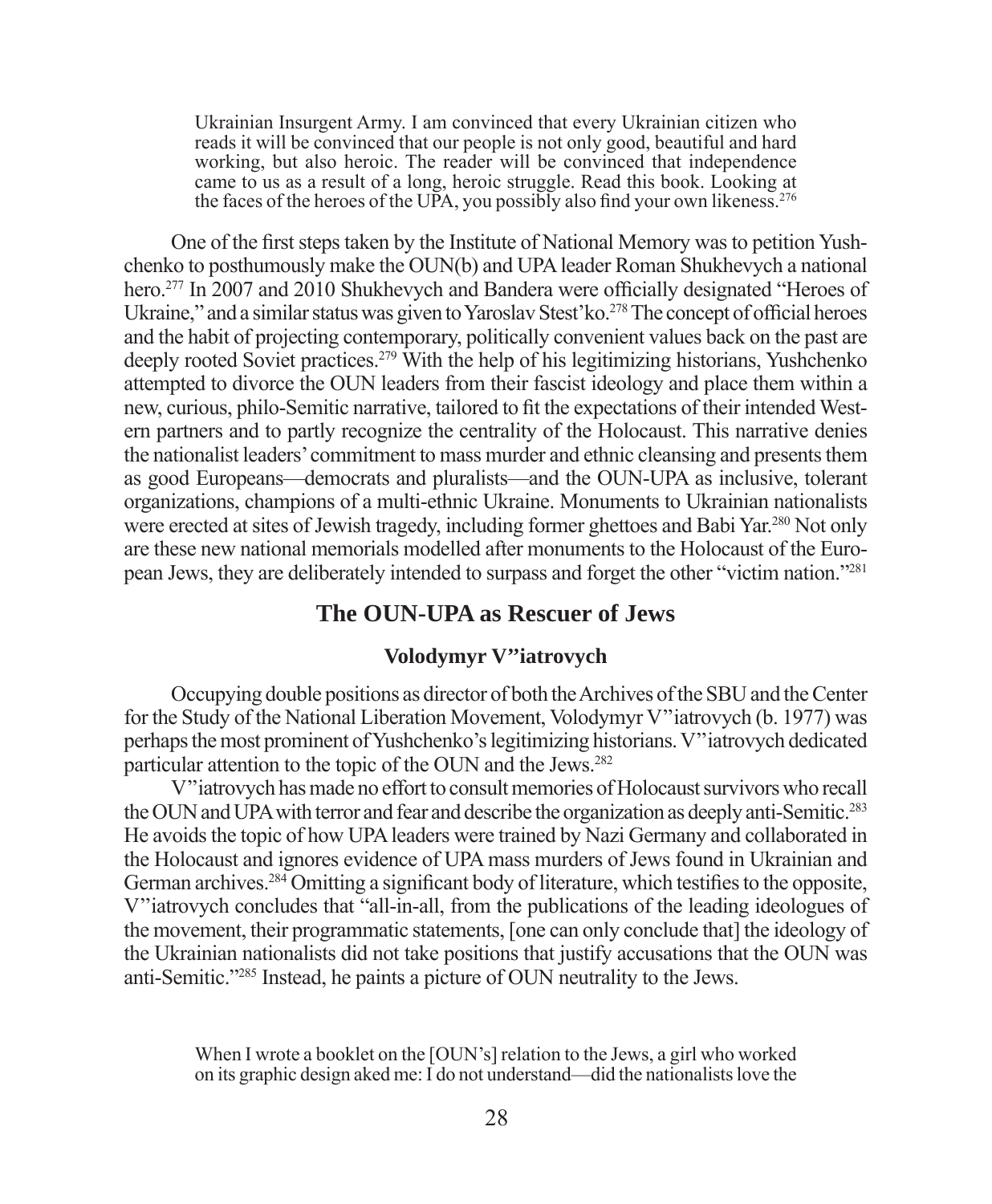> Ukrainian Insurgent Army. I am convinced that every Ukrainian citizen who reads it will be convinced that our people is not only good, beautiful and hard working, but also heroic. The reader will be convinced that independence came to us as a result of a long, heroic struggle. Read this book. Looking at the faces of the heroes of the UPA, you possibly also find your own likeness.[276]

One of the first steps taken by the Institute of National Memory was to petition Yushchenko to posthumously make the OUN(b) and UPA leader Roman Shukhevych a national hero.[277] In 2007 and 2010 Shukhevych and Bandera were officially designated "Heroes of Ukraine," and a similar status was given to Yaroslav Stest'ko.[278] The concept of official heroes and the habit of projecting contemporary, politically convenient values back on the past are deeply rooted Soviet practices.[279] With the help of his legitimizing historians, Yushchenko attempted to divorce the OUN leaders from their fascist ideology and place them within a new, curious, philo-Semitic narrative, tailored to fit the expectations of their intended Western partners and to partly recognize the centrality of the Holocaust. This narrative denies the nationalist leaders' commitment to mass murder and ethnic cleansing and presents them as good Europeans—democrats and pluralists—and the OUN-UPA as inclusive, tolerant organizations, champions of a multi-ethnic Ukraine. Monuments to Ukrainian nationalists were erected at sites of Jewish tragedy, including former ghettoes and Babi Yar.[280] Not only are these new national memorials modelled after monuments to the Holocaust of the European Jews, they are deliberately intended to surpass and forget the other "victim nation."[281]

## The OUN-UPA as Rescuer of Jews

### Volodymyr V''iatrovych

Occupying double positions as director of both the Archives of the SBU and the Center for the Study of the National Liberation Movement, Volodymyr V''iatrovych (b. 1977) was perhaps the most prominent of Yushchenko's legitimizing historians. V''iatrovych dedicated particular attention to the topic of the OUN and the Jews.[282]

V''iatrovych has made no effort to consult memories of Holocaust survivors who recall the OUN and UPA with terror and fear and describe the organization as deeply anti-Semitic.[283] He avoids the topic of how UPA leaders were trained by Nazi Germany and collaborated in the Holocaust and ignores evidence of UPA mass murders of Jews found in Ukrainian and German archives.[284] Omitting a significant body of literature, which testifies to the opposite, V''iatrovych concludes that "all-in-all, from the publications of the leading ideologues of the movement, their programmatic statements, [one can only conclude that] the ideology of the Ukrainian nationalists did not take positions that justify accusations that the OUN was anti-Semitic."[285] Instead, he paints a picture of OUN neutrality to the Jews.

> When I wrote a booklet on the [OUN's] relation to the Jews, a girl who worked on its graphic design aked me: I do not understand—did the nationalists love the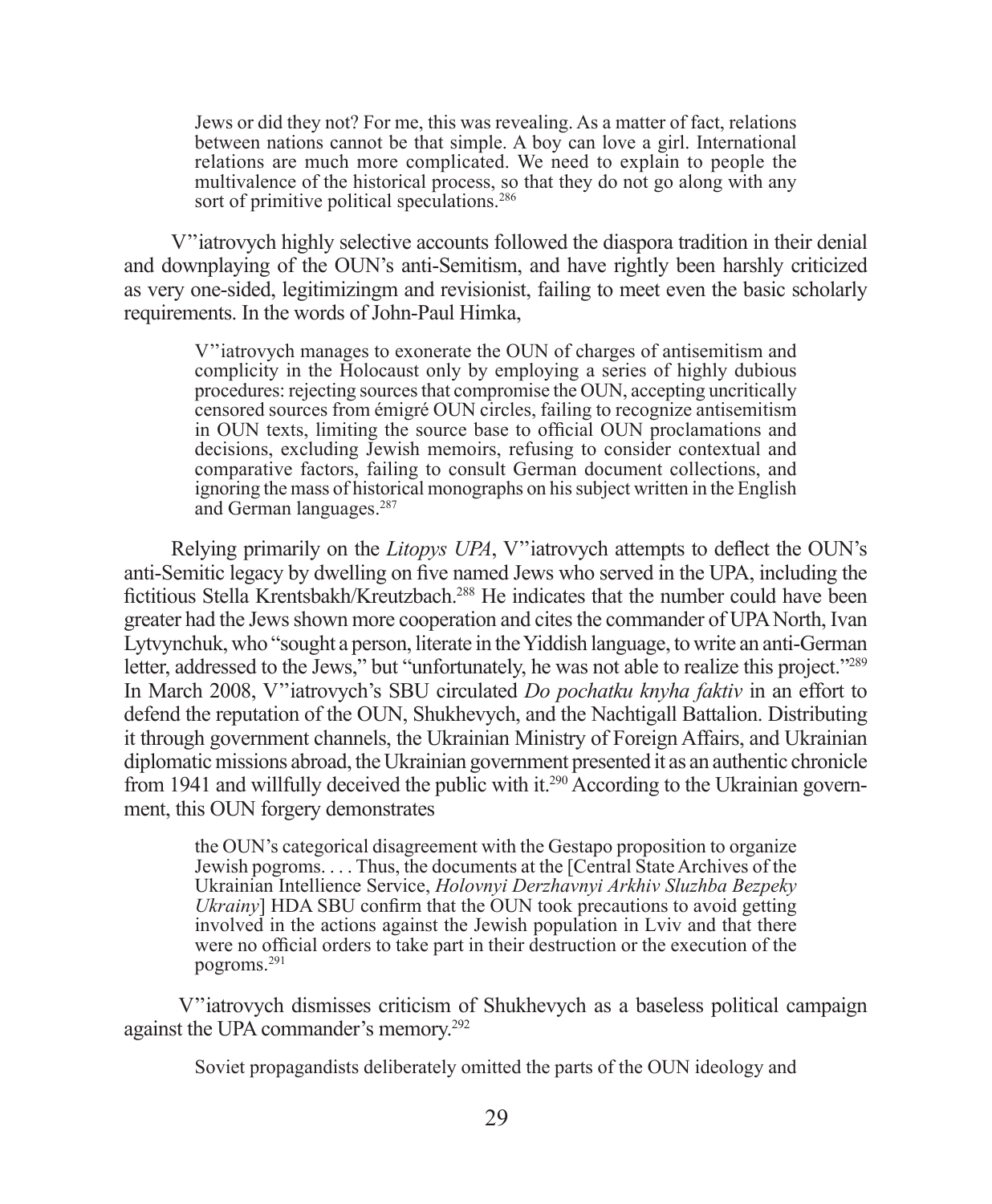> Jews or did they not? For me, this was revealing. As a matter of fact, relations between nations cannot be that simple. A boy can love a girl. International relations are much more complicated. We need to explain to people the multivalence of the historical process, so that they do not go along with any sort of primitive political speculations.[286]

V"iatrovych highly selective accounts followed the diaspora tradition in their denial and downplaying of the OUN's anti-Semitism, and have rightly been harshly criticized as very one-sided, legitimizingm and revisionist, failing to meet even the basic scholarly requirements. In the words of John-Paul Himka,

> V"iatrovych manages to exonerate the OUN of charges of antisemitism and complicity in the Holocaust only by employing a series of highly dubious procedures: rejecting sources that compromise the OUN, accepting uncritically censored sources from émigré OUN circles, failing to recognize antisemitism in OUN texts, limiting the source base to official OUN proclamations and decisions, excluding Jewish memoirs, refusing to consider contextual and comparative factors, failing to consult German document collections, and ignoring the mass of historical monographs on his subject written in the English and German languages.[287]

Relying primarily on the *Litopys UPA*, V"iatrovych attempts to deflect the OUN's anti-Semitic legacy by dwelling on five named Jews who served in the UPA, including the fictitious Stella Krentsbakh/Kreutzbach.[288] He indicates that the number could have been greater had the Jews shown more cooperation and cites the commander of UPA North, Ivan Lytvynchuk, who "sought a person, literate in the Yiddish language, to write an anti-German letter, addressed to the Jews," but "unfortunately, he was not able to realize this project."[289] In March 2008, V"iatrovych's SBU circulated *Do pochatku knyha faktiv* in an effort to defend the reputation of the OUN, Shukhevych, and the Nachtigall Battalion. Distributing it through government channels, the Ukrainian Ministry of Foreign Affairs, and Ukrainian diplomatic missions abroad, the Ukrainian government presented it as an authentic chronicle from 1941 and willfully deceived the public with it.[290] According to the Ukrainian government, this OUN forgery demonstrates

> the OUN's categorical disagreement with the Gestapo proposition to organize Jewish pogroms. . . . Thus, the documents at the [Central State Archives of the Ukrainian Intellience Service, *Holovnyi Derzhavnyi Arkhiv Sluzhba Bezpeky Ukrainy*] HDA SBU confirm that the OUN took precautions to avoid getting involved in the actions against the Jewish population in Lviv and that there were no official orders to take part in their destruction or the execution of the pogroms.[291]

V"iatrovych dismisses criticism of Shukhevych as a baseless political campaign against the UPA commander's memory.[292]

> Soviet propagandists deliberately omitted the parts of the OUN ideology and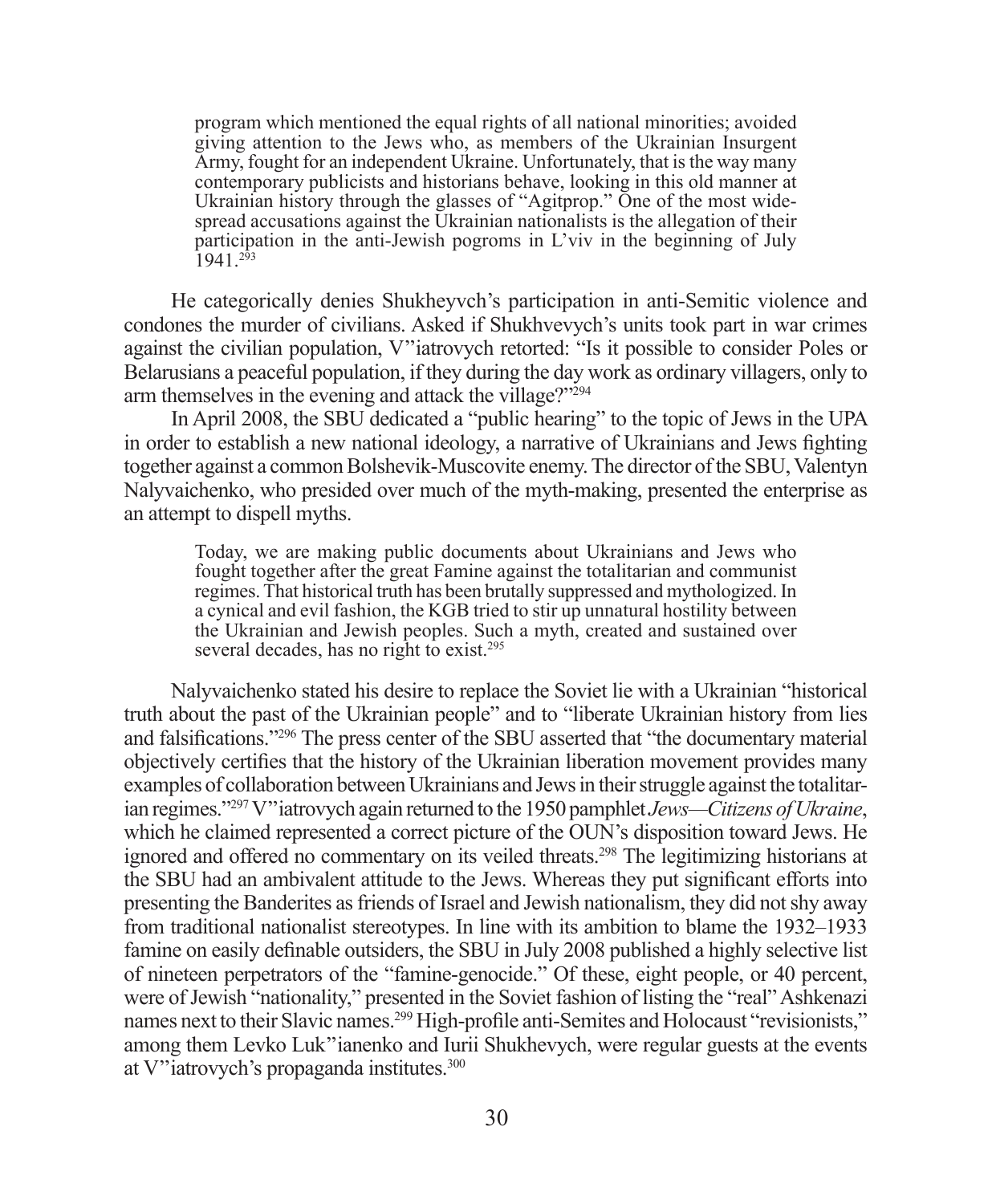> program which mentioned the equal rights of all national minorities; avoided giving attention to the Jews who, as members of the Ukrainian Insurgent Army, fought for an independent Ukraine. Unfortunately, that is the way many contemporary publicists and historians behave, looking in this old manner at Ukrainian history through the glasses of "Agitprop." One of the most widespread accusations against the Ukrainian nationalists is the allegation of their participation in the anti-Jewish pogroms in L'viv in the beginning of July 1941.[293]

He categorically denies Shukheyvch's participation in anti-Semitic violence and condones the murder of civilians. Asked if Shukhvevych's units took part in war crimes against the civilian population, V"iatrovych retorted: "Is it possible to consider Poles or Belarusians a peaceful population, if they during the day work as ordinary villagers, only to arm themselves in the evening and attack the village?"[294]

In April 2008, the SBU dedicated a "public hearing" to the topic of Jews in the UPA in order to establish a new national ideology, a narrative of Ukrainians and Jews fighting together against a common Bolshevik-Muscovite enemy. The director of the SBU, Valentyn Nalyvaichenko, who presided over much of the myth-making, presented the enterprise as an attempt to dispell myths.

> Today, we are making public documents about Ukrainians and Jews who fought together after the great Famine against the totalitarian and communist regimes. That historical truth has been brutally suppressed and mythologized. In a cynical and evil fashion, the KGB tried to stir up unnatural hostility between the Ukrainian and Jewish peoples. Such a myth, created and sustained over several decades, has no right to exist.[295]

Nalyvaichenko stated his desire to replace the Soviet lie with a Ukrainian "historical truth about the past of the Ukrainian people" and to "liberate Ukrainian history from lies and falsifications."[296] The press center of the SBU asserted that "the documentary material objectively certifies that the history of the Ukrainian liberation movement provides many examples of collaboration between Ukrainians and Jews in their struggle against the totalitarian regimes."[297] V"iatrovych again returned to the 1950 pamphlet *Jews—Citizens of Ukraine*, which he claimed represented a correct picture of the OUN's disposition toward Jews. He ignored and offered no commentary on its veiled threats.[298] The legitimizing historians at the SBU had an ambivalent attitude to the Jews. Whereas they put significant efforts into presenting the Banderites as friends of Israel and Jewish nationalism, they did not shy away from traditional nationalist stereotypes. In line with its ambition to blame the 1932–1933 famine on easily definable outsiders, the SBU in July 2008 published a highly selective list of nineteen perpetrators of the "famine-genocide." Of these, eight people, or 40 percent, were of Jewish "nationality," presented in the Soviet fashion of listing the "real" Ashkenazi names next to their Slavic names.[299] High-profile anti-Semites and Holocaust "revisionists," among them Levko Luk"ianenko and Iurii Shukhevych, were regular guests at the events at V"iatrovych's propaganda institutes.[300]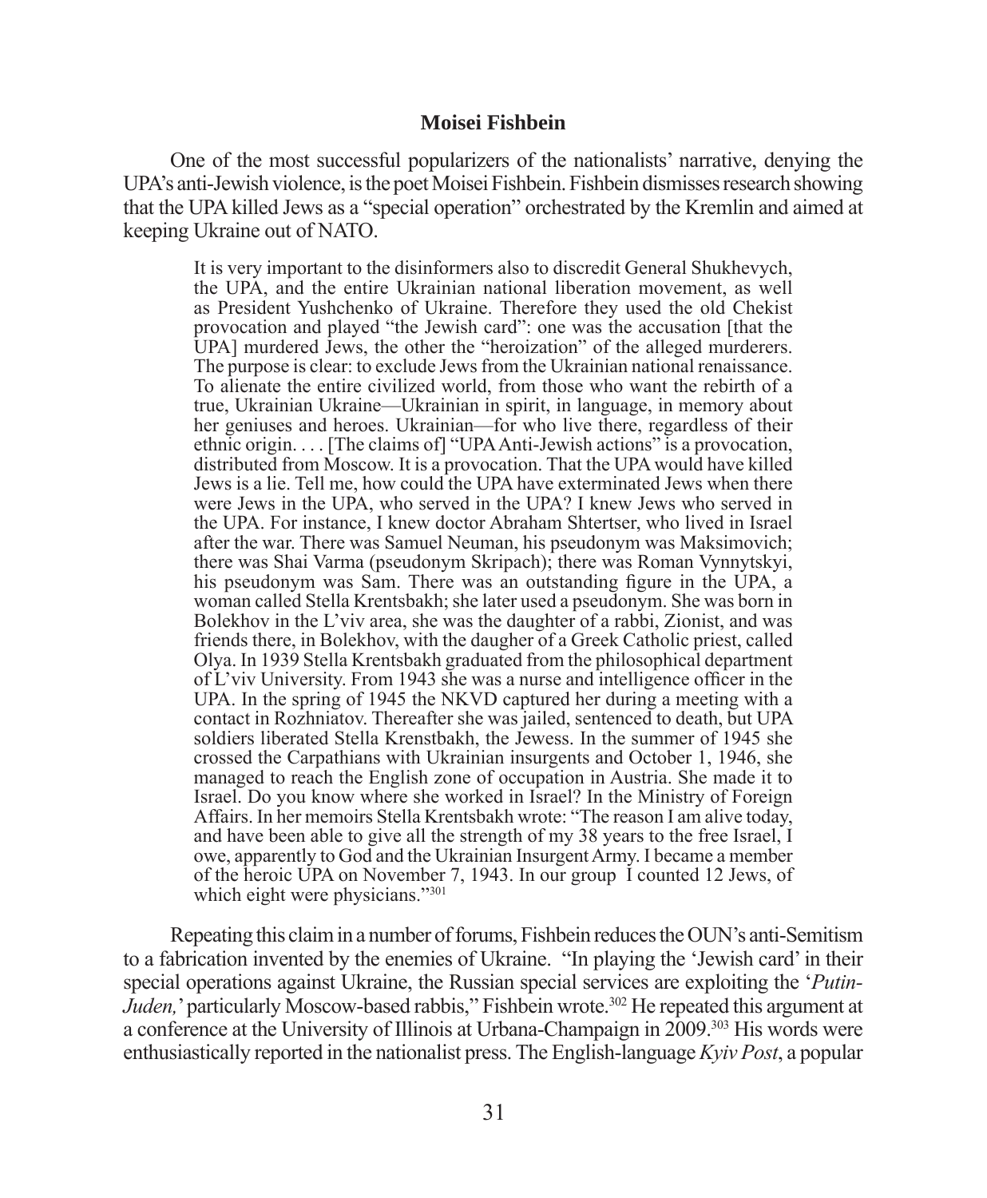### Moisei Fishbein

One of the most successful popularizers of the nationalists' narrative, denying the UPA's anti-Jewish violence, is the poet Moisei Fishbein. Fishbein dismisses research showing that the UPA killed Jews as a "special operation" orchestrated by the Kremlin and aimed at keeping Ukraine out of NATO.

> It is very important to the disinformers also to discredit General Shukhevych, the UPA, and the entire Ukrainian national liberation movement, as well as President Yushchenko of Ukraine. Therefore they used the old Chekist provocation and played "the Jewish card": one was the accusation [that the UPA] murdered Jews, the other the "heroization" of the alleged murderers. The purpose is clear: to exclude Jews from the Ukrainian national renaissance. To alienate the entire civilized world, from those who want the rebirth of a true, Ukrainian Ukraine—Ukrainian in spirit, in language, in memory about her geniuses and heroes. Ukrainian—for who live there, regardless of their ethnic origin. . . . [The claims of] "UPA Anti-Jewish actions" is a provocation, distributed from Moscow. It is a provocation. That the UPA would have killed Jews is a lie. Tell me, how could the UPA have exterminated Jews when there were Jews in the UPA, who served in the UPA? I knew Jews who served in the UPA. For instance, I knew doctor Abraham Shtertser, who lived in Israel after the war. There was Samuel Neuman, his pseudonym was Maksimovich; there was Shai Varma (pseudonym Skripach); there was Roman Vynnytskyi, his pseudonym was Sam. There was an outstanding figure in the UPA, a woman called Stella Krentsbakh; she later used a pseudonym. She was born in Bolekhov in the L'viv area, she was the daughter of a rabbi, Zionist, and was friends there, in Bolekhov, with the daugher of a Greek Catholic priest, called Olya. In 1939 Stella Krentsbakh graduated from the philosophical department of L'viv University. From 1943 she was a nurse and intelligence officer in the UPA. In the spring of 1945 the NKVD captured her during a meeting with a contact in Rozhniatov. Thereafter she was jailed, sentenced to death, but UPA soldiers liberated Stella Krenstbakh, the Jewess. In the summer of 1945 she crossed the Carpathians with Ukrainian insurgents and October 1, 1946, she managed to reach the English zone of occupation in Austria. She made it to Israel. Do you know where she worked in Israel? In the Ministry of Foreign Affairs. In her memoirs Stella Krentsbakh wrote: "The reason I am alive today, and have been able to give all the strength of my 38 years to the free Israel, I owe, apparently to God and the Ukrainian Insurgent Army. I became a member of the heroic UPA on November 7, 1943. In our group I counted 12 Jews, of which eight were physicians."[301]

Repeating this claim in a number of forums, Fishbein reduces the OUN's anti-Semitism to a fabrication invented by the enemies of Ukraine. "In playing the 'Jewish card' in their special operations against Ukraine, the Russian special services are exploiting the '*Putin-Juden,*' particularly Moscow-based rabbis," Fishbein wrote.[302] He repeated this argument at a conference at the University of Illinois at Urbana-Champaign in 2009.[303] His words were enthusiastically reported in the nationalist press. The English-language *Kyiv Post*, a popular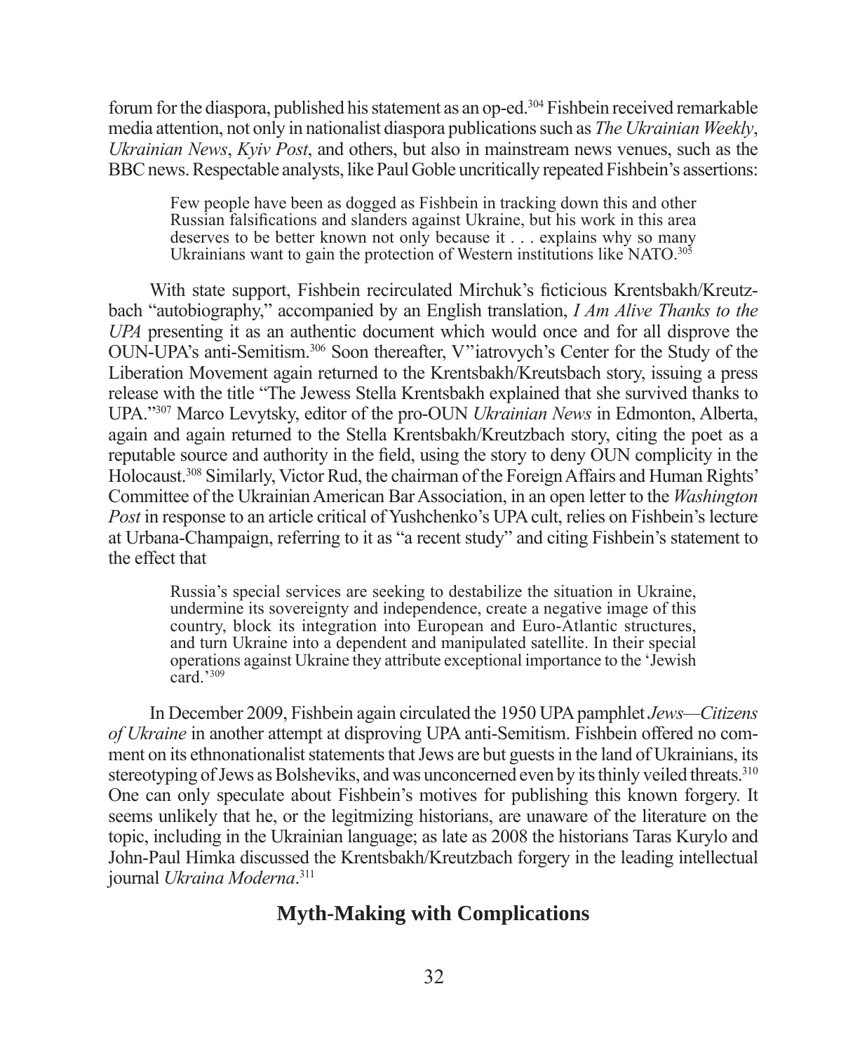forum for the diaspora, published his statement as an op-ed.[304] Fishbein received remarkable media attention, not only in nationalist diaspora publications such as *The Ukrainian Weekly*, *Ukrainian News*, *Kyiv Post*, and others, but also in mainstream news venues, such as the BBC news. Respectable analysts, like Paul Goble uncritically repeated Fishbein's assertions:

> Few people have been as dogged as Fishbein in tracking down this and other Russian falsifications and slanders against Ukraine, but his work in this area deserves to be better known not only because it . . . explains why so many Ukrainians want to gain the protection of Western institutions like NATO.[305]

With state support, Fishbein recirculated Mirchuk's ficticious Krentsbakh/Kreutzbach "autobiography," accompanied by an English translation, *I Am Alive Thanks to the UPA* presenting it as an authentic document which would once and for all disprove the OUN-UPA's anti-Semitism.[306] Soon thereafter, V"iatrovych's Center for the Study of the Liberation Movement again returned to the Krentsbakh/Kreutsbach story, issuing a press release with the title "The Jewess Stella Krentsbakh explained that she survived thanks to UPA."[307] Marco Levytsky, editor of the pro-OUN *Ukrainian News* in Edmonton, Alberta, again and again returned to the Stella Krentsbakh/Kreutzbach story, citing the poet as a reputable source and authority in the field, using the story to deny OUN complicity in the Holocaust.[308] Similarly, Victor Rud, the chairman of the Foreign Affairs and Human Rights' Committee of the Ukrainian American Bar Association, in an open letter to the *Washington Post* in response to an article critical of Yushchenko's UPA cult, relies on Fishbein's lecture at Urbana-Champaign, referring to it as "a recent study" and citing Fishbein's statement to the effect that

> Russia's special services are seeking to destabilize the situation in Ukraine, undermine its sovereignty and independence, create a negative image of this country, block its integration into European and Euro-Atlantic structures, and turn Ukraine into a dependent and manipulated satellite. In their special operations against Ukraine they attribute exceptional importance to the 'Jewish card.'[309]

In December 2009, Fishbein again circulated the 1950 UPA pamphlet *Jews—Citizens of Ukraine* in another attempt at disproving UPA anti-Semitism. Fishbein offered no comment on its ethnonationalist statements that Jews are but guests in the land of Ukrainians, its stereotyping of Jews as Bolsheviks, and was unconcerned even by its thinly veiled threats.[310] One can only speculate about Fishbein's motives for publishing this known forgery. It seems unlikely that he, or the legitmizing historians, are unaware of the literature on the topic, including in the Ukrainian language; as late as 2008 the historians Taras Kurylo and John-Paul Himka discussed the Krentsbakh/Kreutzbach forgery in the leading intellectual journal *Ukraina Moderna*.[311]

## Myth-Making with Complications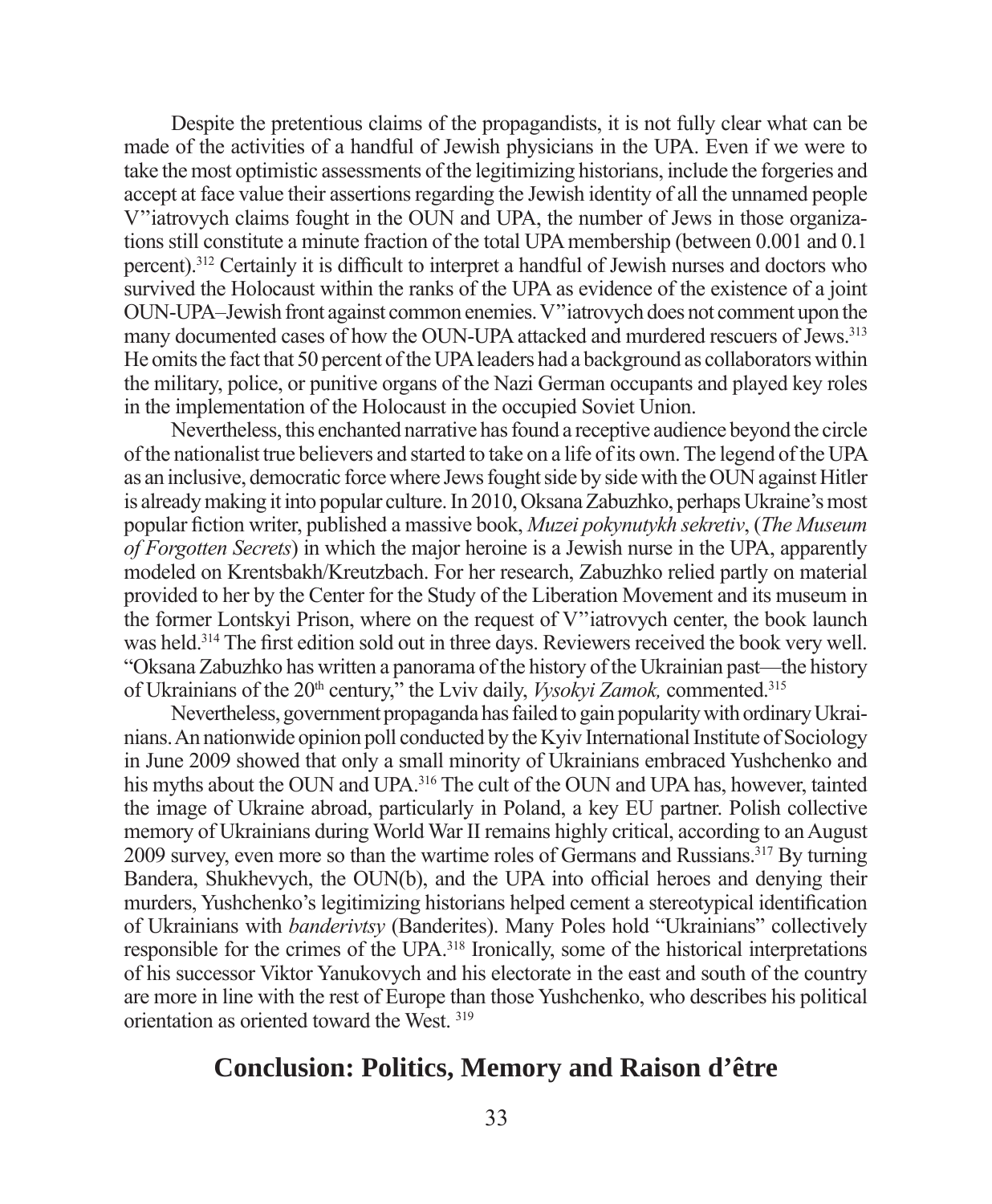Despite the pretentious claims of the propagandists, it is not fully clear what can be made of the activities of a handful of Jewish physicians in the UPA. Even if we were to take the most optimistic assessments of the legitimizing historians, include the forgeries and accept at face value their assertions regarding the Jewish identity of all the unnamed people V"iatrovych claims fought in the OUN and UPA, the number of Jews in those organizations still constitute a minute fraction of the total UPA membership (between 0.001 and 0.1 percent).[312] Certainly it is difficult to interpret a handful of Jewish nurses and doctors who survived the Holocaust within the ranks of the UPA as evidence of the existence of a joint OUN-UPA–Jewish front against common enemies. V"iatrovych does not comment upon the many documented cases of how the OUN-UPA attacked and murdered rescuers of Jews.[313] He omits the fact that 50 percent of the UPA leaders had a background as collaborators within the military, police, or punitive organs of the Nazi German occupants and played key roles in the implementation of the Holocaust in the occupied Soviet Union.

Nevertheless, this enchanted narrative has found a receptive audience beyond the circle of the nationalist true believers and started to take on a life of its own. The legend of the UPA as an inclusive, democratic force where Jews fought side by side with the OUN against Hitler is already making it into popular culture. In 2010, Oksana Zabuzhko, perhaps Ukraine's most popular fiction writer, published a massive book, *Muzei pokynutykh sekretiv*, (*The Museum of Forgotten Secrets*) in which the major heroine is a Jewish nurse in the UPA, apparently modeled on Krentsbakh/Kreutzbach. For her research, Zabuzhko relied partly on material provided to her by the Center for the Study of the Liberation Movement and its museum in the former Lontskyi Prison, where on the request of V"iatrovych center, the book launch was held.[314] The first edition sold out in three days. Reviewers received the book very well. "Oksana Zabuzhko has written a panorama of the history of the Ukrainian past—the history of Ukrainians of the 20th century," the Lviv daily, *Vysokyi Zamok,* commented.[315]

Nevertheless, government propaganda has failed to gain popularity with ordinary Ukrainians. An nationwide opinion poll conducted by the Kyiv International Institute of Sociology in June 2009 showed that only a small minority of Ukrainians embraced Yushchenko and his myths about the OUN and UPA.[316] The cult of the OUN and UPA has, however, tainted the image of Ukraine abroad, particularly in Poland, a key EU partner. Polish collective memory of Ukrainians during World War II remains highly critical, according to an August 2009 survey, even more so than the wartime roles of Germans and Russians.[317] By turning Bandera, Shukhevych, the OUN(b), and the UPA into official heroes and denying their murders, Yushchenko's legitimizing historians helped cement a stereotypical identification of Ukrainians with *banderivtsy* (Banderites). Many Poles hold "Ukrainians" collectively responsible for the crimes of the UPA.[318] Ironically, some of the historical interpretations of his successor Viktor Yanukovych and his electorate in the east and south of the country are more in line with the rest of Europe than those Yushchenko, who describes his political orientation as oriented toward the West.[319]

## Conclusion: Politics, Memory and Raison d'être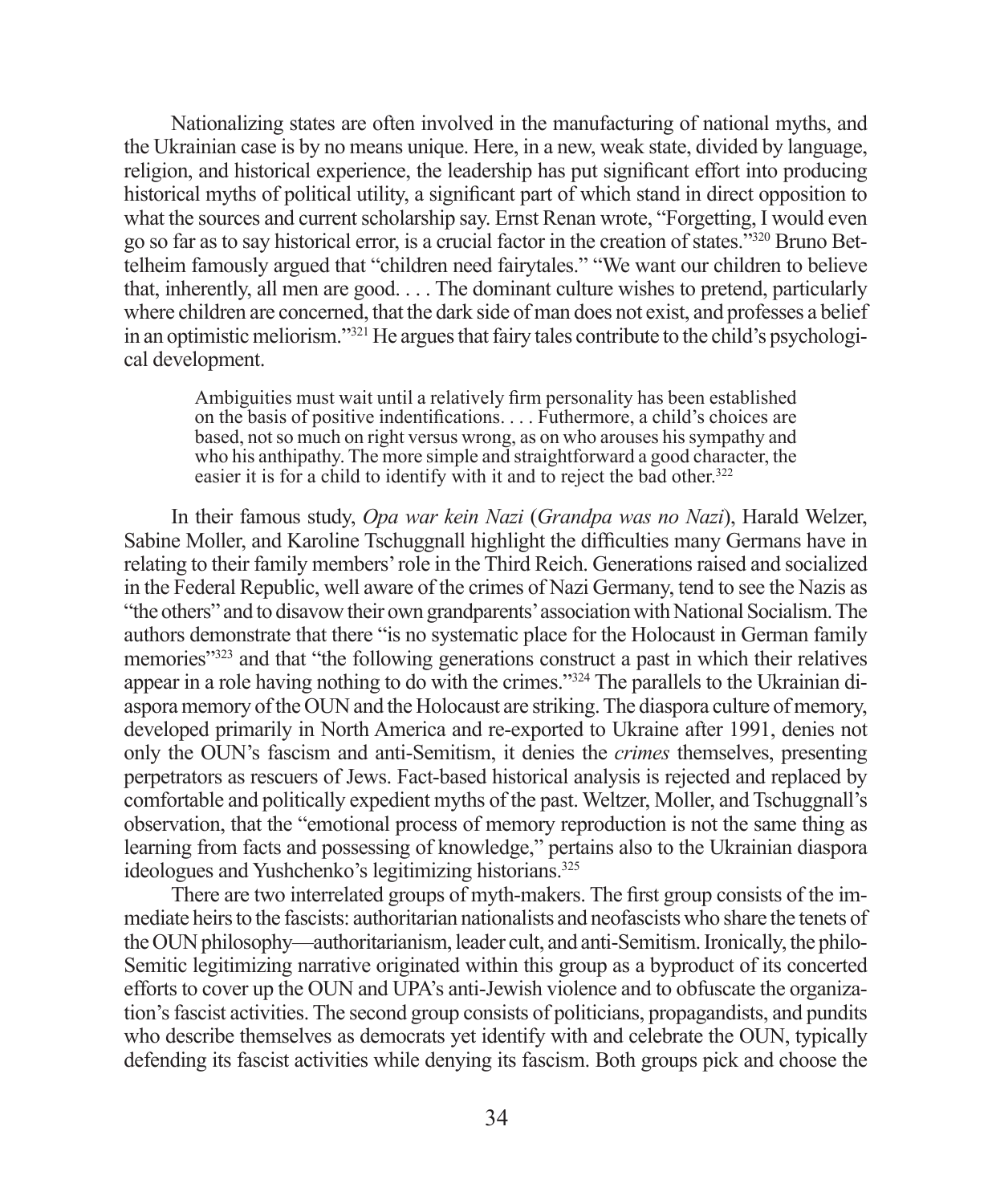Nationalizing states are often involved in the manufacturing of national myths, and the Ukrainian case is by no means unique. Here, in a new, weak state, divided by language, religion, and historical experience, the leadership has put significant effort into producing historical myths of political utility, a significant part of which stand in direct opposition to what the sources and current scholarship say. Ernst Renan wrote, "Forgetting, I would even go so far as to say historical error, is a crucial factor in the creation of states."[320] Bruno Bettelheim famously argued that "children need fairytales." "We want our children to believe that, inherently, all men are good. . . . The dominant culture wishes to pretend, particularly where children are concerned, that the dark side of man does not exist, and professes a belief in an optimistic meliorism."[321] He argues that fairy tales contribute to the child's psychological development.

> Ambiguities must wait until a relatively firm personality has been established on the basis of positive indentifications. . . . Futhermore, a child's choices are based, not so much on right versus wrong, as on who arouses his sympathy and who his anthipathy. The more simple and straightforward a good character, the easier it is for a child to identify with it and to reject the bad other.[322]

In their famous study, *Opa war kein Nazi* (*Grandpa was no Nazi*), Harald Welzer, Sabine Moller, and Karoline Tschuggnall highlight the difficulties many Germans have in relating to their family members' role in the Third Reich. Generations raised and socialized in the Federal Republic, well aware of the crimes of Nazi Germany, tend to see the Nazis as "the others" and to disavow their own grandparents' association with National Socialism. The authors demonstrate that there "is no systematic place for the Holocaust in German family memories"[323] and that "the following generations construct a past in which their relatives appear in a role having nothing to do with the crimes."[324] The parallels to the Ukrainian diaspora memory of the OUN and the Holocaust are striking. The diaspora culture of memory, developed primarily in North America and re-exported to Ukraine after 1991, denies not only the OUN's fascism and anti-Semitism, it denies the *crimes* themselves, presenting perpetrators as rescuers of Jews. Fact-based historical analysis is rejected and replaced by comfortable and politically expedient myths of the past. Weltzer, Moller, and Tschuggnall's observation, that the "emotional process of memory reproduction is not the same thing as learning from facts and possessing of knowledge," pertains also to the Ukrainian diaspora ideologues and Yushchenko's legitimizing historians.[325]

There are two interrelated groups of myth-makers. The first group consists of the immediate heirs to the fascists: authoritarian nationalists and neofascists who share the tenets of the OUN philosophy—authoritarianism, leader cult, and anti-Semitism. Ironically, the philo-Semitic legitimizing narrative originated within this group as a byproduct of its concerted efforts to cover up the OUN and UPA's anti-Jewish violence and to obfuscate the organization's fascist activities. The second group consists of politicians, propagandists, and pundits who describe themselves as democrats yet identify with and celebrate the OUN, typically defending its fascist activities while denying its fascism. Both groups pick and choose the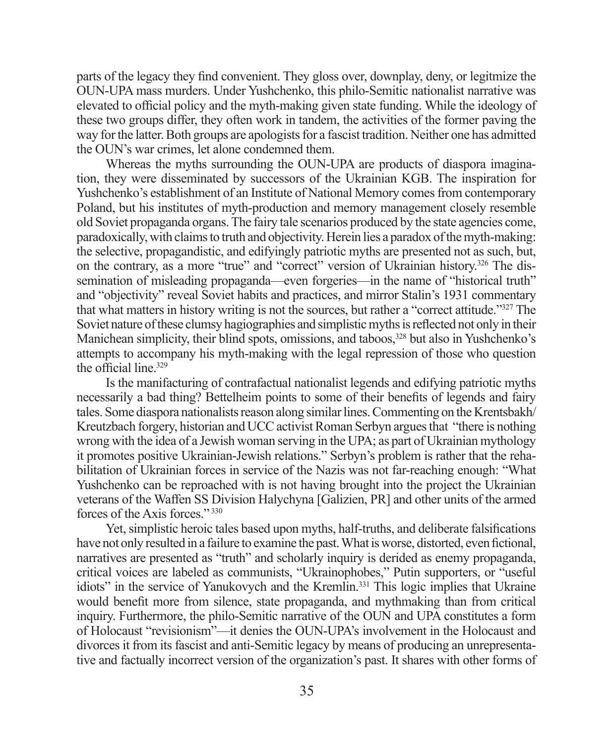parts of the legacy they find convenient. They gloss over, downplay, deny, or legitmize the OUN-UPA mass murders. Under Yushchenko, this philo-Semitic nationalist narrative was elevated to official policy and the myth-making given state funding. While the ideology of these two groups differ, they often work in tandem, the activities of the former paving the way for the latter. Both groups are apologists for a fascist tradition. Neither one has admitted the OUN's war crimes, let alone condemned them.

Whereas the myths surrounding the OUN-UPA are products of diaspora imagination, they were disseminated by successors of the Ukrainian KGB. The inspiration for Yushchenko's establishment of an Institute of National Memory comes from contemporary Poland, but his institutes of myth-production and memory management closely resemble old Soviet propaganda organs. The fairy tale scenarios produced by the state agencies come, paradoxically, with claims to truth and objectivity. Herein lies a paradox of the myth-making: the selective, propagandistic, and edifyingly patriotic myths are presented not as such, but, on the contrary, as a more "true" and "correct" version of Ukrainian history.[326] The dissemination of misleading propaganda—even forgeries—in the name of "historical truth" and "objectivity" reveal Soviet habits and practices, and mirror Stalin's 1931 commentary that what matters in history writing is not the sources, but rather a "correct attitude."[327] The Soviet nature of these clumsy hagiographies and simplistic myths is reflected not only in their Manichean simplicity, their blind spots, omissions, and taboos,[328] but also in Yushchenko's attempts to accompany his myth-making with the legal repression of those who question the official line.[329]

Is the manifacturing of contrafactual nationalist legends and edifying patriotic myths necessarily a bad thing? Bettelheim points to some of their benefits of legends and fairy tales. Some diaspora nationalists reason along similar lines. Commenting on the Krentsbakh/Kreutzbach forgery, historian and UCC activist Roman Serbyn argues that "there is nothing wrong with the idea of a Jewish woman serving in the UPA; as part of Ukrainian mythology it promotes positive Ukrainian-Jewish relations." Serbyn's problem is rather that the rehabilitation of Ukrainian forces in service of the Nazis was not far-reaching enough: "What Yushchenko can be reproached with is not having brought into the project the Ukrainian veterans of the Waffen SS Division Halychyna [Galizien, PR] and other units of the armed forces of the Axis forces."[330]

Yet, simplistic heroic tales based upon myths, half-truths, and deliberate falsifications have not only resulted in a failure to examine the past. What is worse, distorted, even fictional, narratives are presented as "truth" and scholarly inquiry is derided as enemy propaganda, critical voices are labeled as communists, "Ukrainophobes," Putin supporters, or "useful idiots" in the service of Yanukovych and the Kremlin.[331] This logic implies that Ukraine would benefit more from silence, state propaganda, and mythmaking than from critical inquiry. Furthermore, the philo-Semitic narrative of the OUN and UPA constitutes a form of Holocaust "revisionism"—it denies the OUN-UPA's involvement in the Holocaust and divorces it from its fascist and anti-Semitic legacy by means of producing an unrepresentative and factually incorrect version of the organization's past. It shares with other forms of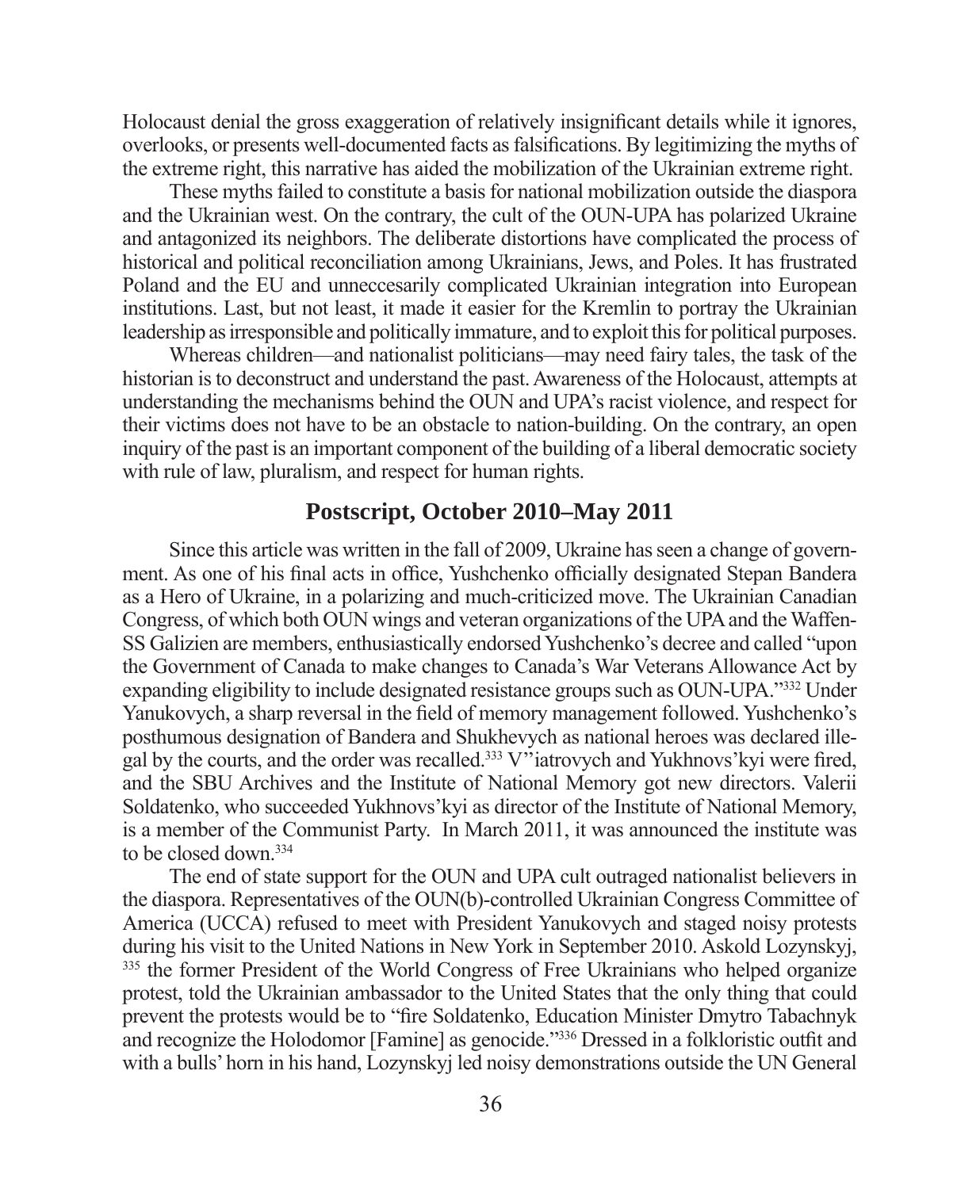Holocaust denial the gross exaggeration of relatively insignificant details while it ignores, overlooks, or presents well-documented facts as falsifications. By legitimizing the myths of the extreme right, this narrative has aided the mobilization of the Ukrainian extreme right.

These myths failed to constitute a basis for national mobilization outside the diaspora and the Ukrainian west. On the contrary, the cult of the OUN-UPA has polarized Ukraine and antagonized its neighbors. The deliberate distortions have complicated the process of historical and political reconciliation among Ukrainians, Jews, and Poles. It has frustrated Poland and the EU and unneccesarily complicated Ukrainian integration into European institutions. Last, but not least, it made it easier for the Kremlin to portray the Ukrainian leadership as irresponsible and politically immature, and to exploit this for political purposes.

Whereas children—and nationalist politicians—may need fairy tales, the task of the historian is to deconstruct and understand the past. Awareness of the Holocaust, attempts at understanding the mechanisms behind the OUN and UPA's racist violence, and respect for their victims does not have to be an obstacle to nation-building. On the contrary, an open inquiry of the past is an important component of the building of a liberal democratic society with rule of law, pluralism, and respect for human rights.

## Postscript, October 2010–May 2011

Since this article was written in the fall of 2009, Ukraine has seen a change of government. As one of his final acts in office, Yushchenko officially designated Stepan Bandera as a Hero of Ukraine, in a polarizing and much-criticized move. The Ukrainian Canadian Congress, of which both OUN wings and veteran organizations of the UPA and the Waffen-SS Galizien are members, enthusiastically endorsed Yushchenko's decree and called "upon the Government of Canada to make changes to Canada's War Veterans Allowance Act by expanding eligibility to include designated resistance groups such as OUN-UPA."[332] Under Yanukovych, a sharp reversal in the field of memory management followed. Yushchenko's posthumous designation of Bandera and Shukhevych as national heroes was declared illegal by the courts, and the order was recalled.[333] V''iatrovych and Yukhnovs'kyi were fired, and the SBU Archives and the Institute of National Memory got new directors. Valerii Soldatenko, who succeeded Yukhnovs'kyi as director of the Institute of National Memory, is a member of the Communist Party. In March 2011, it was announced the institute was to be closed down.[334]

The end of state support for the OUN and UPA cult outraged nationalist believers in the diaspora. Representatives of the OUN(b)-controlled Ukrainian Congress Committee of America (UCCA) refused to meet with President Yanukovych and staged noisy protests during his visit to the United Nations in New York in September 2010. Askold Lozynskyj,[335] the former President of the World Congress of Free Ukrainians who helped organize protest, told the Ukrainian ambassador to the United States that the only thing that could prevent the protests would be to "fire Soldatenko, Education Minister Dmytro Tabachnyk and recognize the Holodomor [Famine] as genocide."[336] Dressed in a folkloristic outfit and with a bulls' horn in his hand, Lozynskyj led noisy demonstrations outside the UN General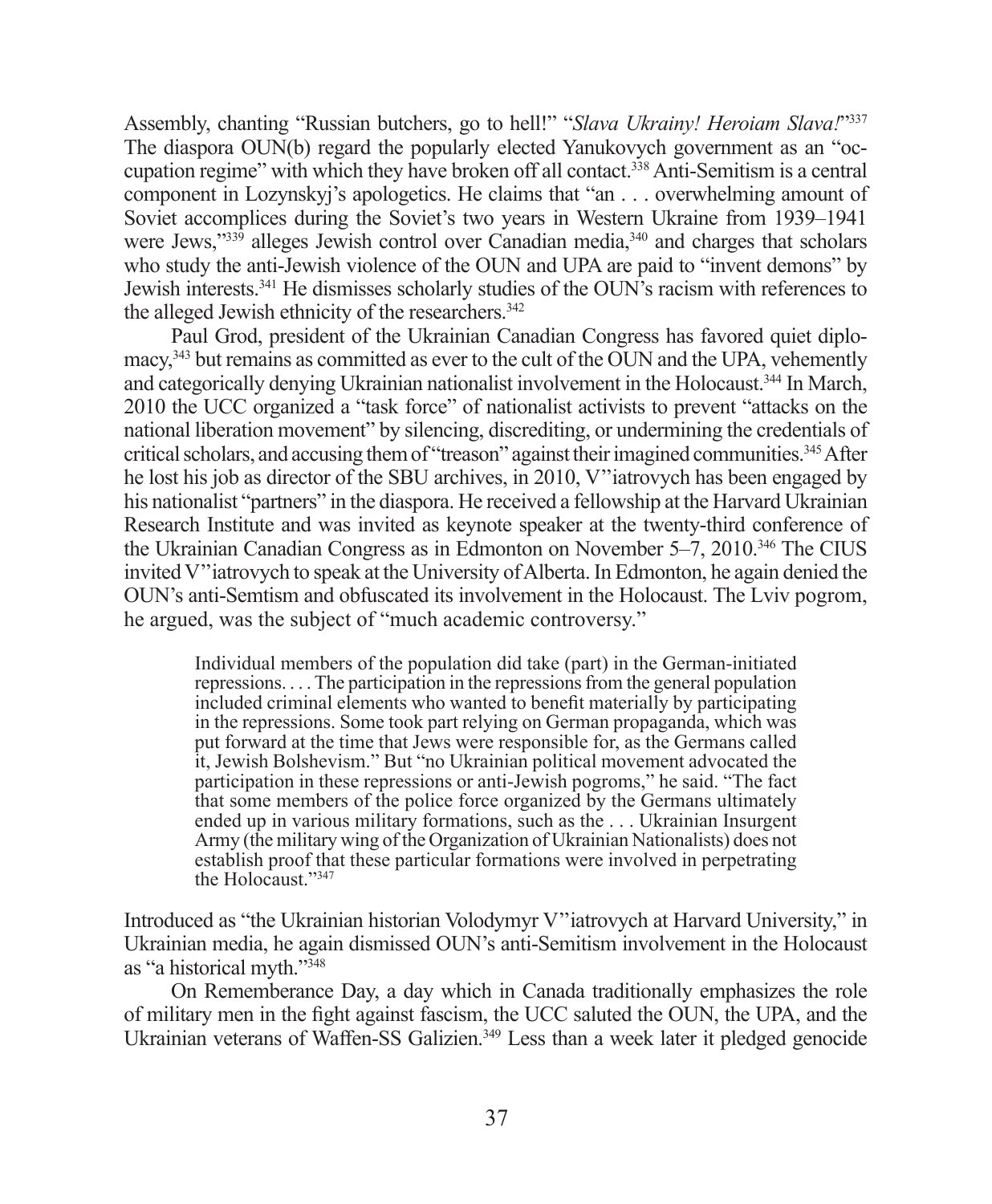Assembly, chanting "Russian butchers, go to hell!" "*Slava Ukrainy! Heroiam Slava!*"[337] The diaspora OUN(b) regard the popularly elected Yanukovych government as an "occupation regime" with which they have broken off all contact.[338] Anti-Semitism is a central component in Lozynskyj's apologetics. He claims that "an . . . overwhelming amount of Soviet accomplices during the Soviet's two years in Western Ukraine from 1939–1941 were Jews,"[339] alleges Jewish control over Canadian media,[340] and charges that scholars who study the anti-Jewish violence of the OUN and UPA are paid to "invent demons" by Jewish interests.[341] He dismisses scholarly studies of the OUN's racism with references to the alleged Jewish ethnicity of the researchers.[342]

Paul Grod, president of the Ukrainian Canadian Congress has favored quiet diplomacy,[343] but remains as committed as ever to the cult of the OUN and the UPA, vehemently and categorically denying Ukrainian nationalist involvement in the Holocaust.[344] In March, 2010 the UCC organized a "task force" of nationalist activists to prevent "attacks on the national liberation movement" by silencing, discrediting, or undermining the credentials of critical scholars, and accusing them of "treason" against their imagined communities.[345] After he lost his job as director of the SBU archives, in 2010, V"iatrovych has been engaged by his nationalist "partners" in the diaspora. He received a fellowship at the Harvard Ukrainian Research Institute and was invited as keynote speaker at the twenty-third conference of the Ukrainian Canadian Congress as in Edmonton on November 5–7, 2010.[346] The CIUS invited V"iatrovych to speak at the University of Alberta. In Edmonton, he again denied the OUN's anti-Semtism and obfuscated its involvement in the Holocaust. The Lviv pogrom, he argued, was the subject of "much academic controversy."

> Individual members of the population did take (part) in the German-initiated repressions. . . . The participation in the repressions from the general population included criminal elements who wanted to benefit materially by participating in the repressions. Some took part relying on German propaganda, which was put forward at the time that Jews were responsible for, as the Germans called it, Jewish Bolshevism." But "no Ukrainian political movement advocated the participation in these repressions or anti-Jewish pogroms," he said. "The fact that some members of the police force organized by the Germans ultimately ended up in various military formations, such as the . . . Ukrainian Insurgent Army (the military wing of the Organization of Ukrainian Nationalists) does not establish proof that these particular formations were involved in perpetrating the Holocaust."[347]

Introduced as "the Ukrainian historian Volodymyr V"iatrovych at Harvard University," in Ukrainian media, he again dismissed OUN's anti-Semitism involvement in the Holocaust as "a historical myth."[348]

On Rememberance Day, a day which in Canada traditionally emphasizes the role of military men in the fight against fascism, the UCC saluted the OUN, the UPA, and the Ukrainian veterans of Waffen-SS Galizien.[349] Less than a week later it pledged genocide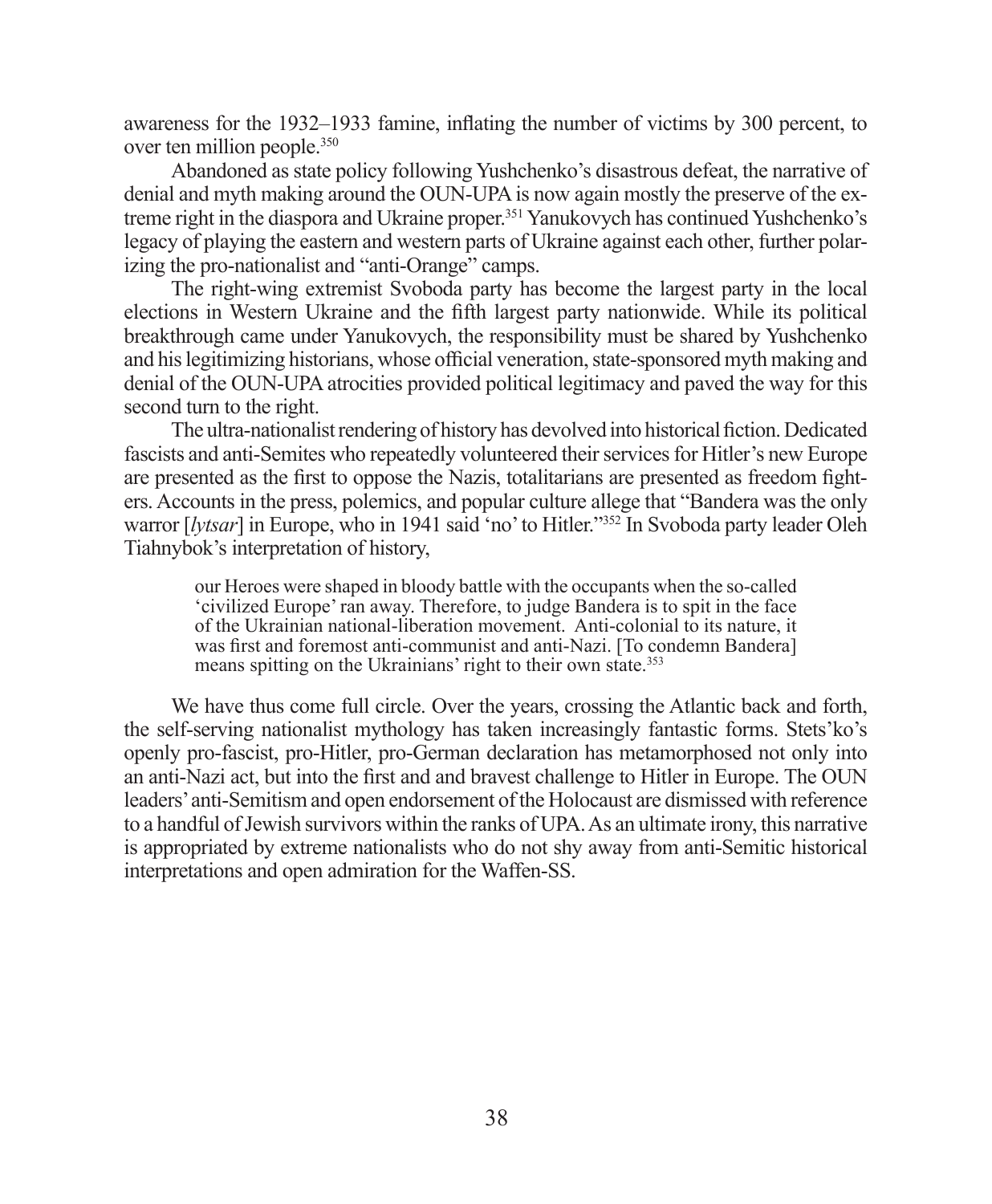awareness for the 1932–1933 famine, inflating the number of victims by 300 percent, to over ten million people.[350]

Abandoned as state policy following Yushchenko's disastrous defeat, the narrative of denial and myth making around the OUN-UPA is now again mostly the preserve of the extreme right in the diaspora and Ukraine proper.[351] Yanukovych has continued Yushchenko's legacy of playing the eastern and western parts of Ukraine against each other, further polarizing the pro-nationalist and "anti-Orange" camps.

The right-wing extremist Svoboda party has become the largest party in the local elections in Western Ukraine and the fifth largest party nationwide. While its political breakthrough came under Yanukovych, the responsibility must be shared by Yushchenko and his legitimizing historians, whose official veneration, state-sponsored myth making and denial of the OUN-UPA atrocities provided political legitimacy and paved the way for this second turn to the right.

The ultra-nationalist rendering of history has devolved into historical fiction. Dedicated fascists and anti-Semites who repeatedly volunteered their services for Hitler's new Europe are presented as the first to oppose the Nazis, totalitarians are presented as freedom fighters. Accounts in the press, polemics, and popular culture allege that "Bandera was the only warror [*lytsar*] in Europe, who in 1941 said 'no' to Hitler."[352] In Svoboda party leader Oleh Tiahnybok's interpretation of history,

> our Heroes were shaped in bloody battle with the occupants when the so-called 'civilized Europe' ran away. Therefore, to judge Bandera is to spit in the face of the Ukrainian national-liberation movement. Anti-colonial to its nature, it was first and foremost anti-communist and anti-Nazi. [To condemn Bandera] means spitting on the Ukrainians' right to their own state.[353]

We have thus come full circle. Over the years, crossing the Atlantic back and forth, the self-serving nationalist mythology has taken increasingly fantastic forms. Stets'ko's openly pro-fascist, pro-Hitler, pro-German declaration has metamorphosed not only into an anti-Nazi act, but into the first and and bravest challenge to Hitler in Europe. The OUN leaders' anti-Semitism and open endorsement of the Holocaust are dismissed with reference to a handful of Jewish survivors within the ranks of UPA. As an ultimate irony, this narrative is appropriated by extreme nationalists who do not shy away from anti-Semitic historical interpretations and open admiration for the Waffen-SS.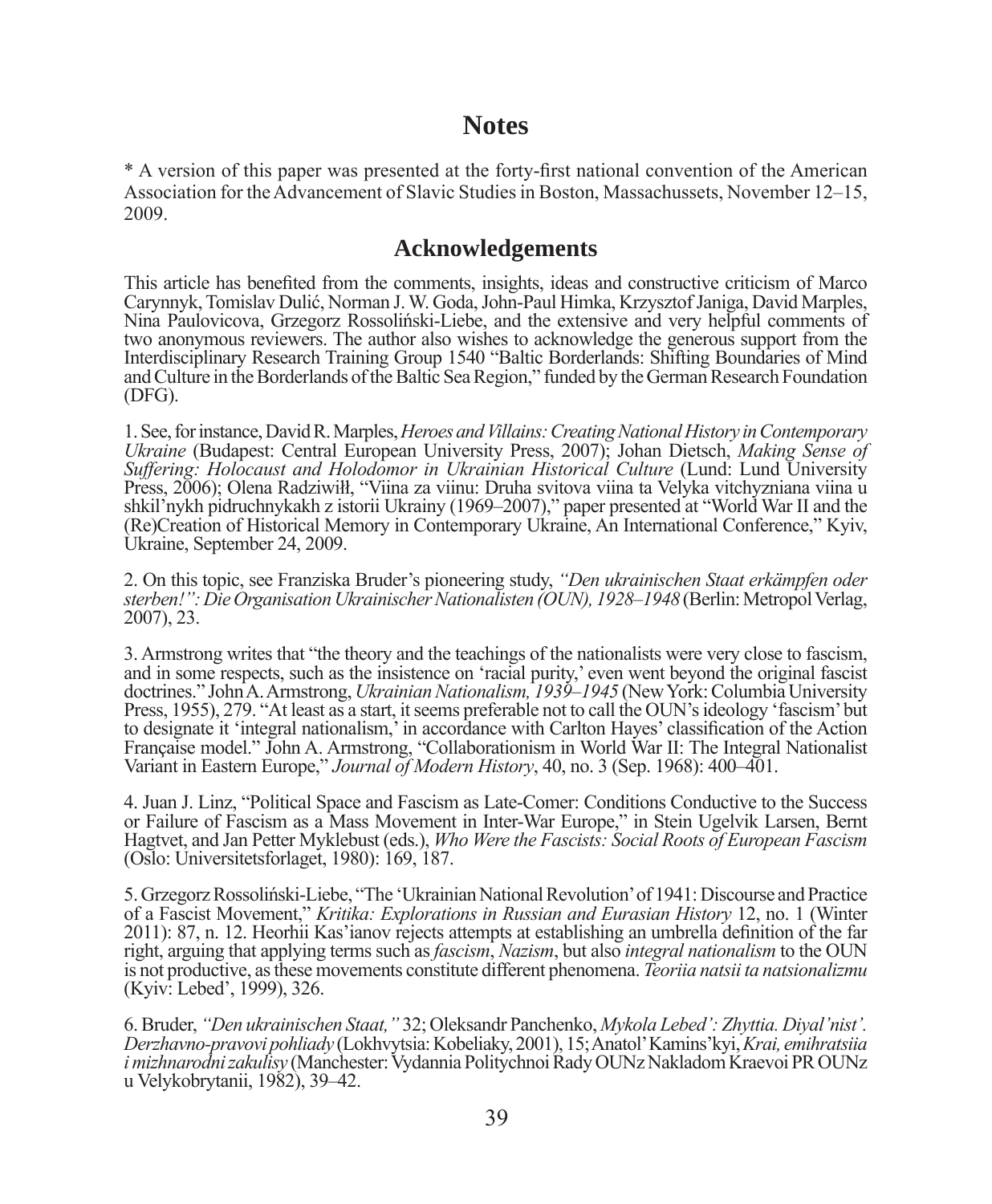## Notes

* A version of this paper was presented at the forty-first national convention of the American Association for the Advancement of Slavic Studies in Boston, Massachussets, November 12–15, 2009.

## Acknowledgements

This article has benefited from the comments, insights, ideas and constructive criticism of Marco Carynnyk, Tomislav Dulić, Norman J. W. Goda, John-Paul Himka, Krzysztof Janiga, David Marples, Nina Paulovicova, Grzegorz Rossoliński-Liebe, and the extensive and very helpful comments of two anonymous reviewers. The author also wishes to acknowledge the generous support from the Interdisciplinary Research Training Group 1540 "Baltic Borderlands: Shifting Boundaries of Mind and Culture in the Borderlands of the Baltic Sea Region," funded by the German Research Foundation (DFG).

1. See, for instance, David R. Marples, *Heroes and Villains: Creating National History in Contemporary Ukraine* (Budapest: Central European University Press, 2007); Johan Dietsch, *Making Sense of Suffering: Holocaust and Holodomor in Ukrainian Historical Culture* (Lund: Lund University Press, 2006); Olena Radziwiłł, "Viina za viinu: Druha svitova viina ta Velyka vitchyzniana viina u shkil'nykh pidruchnykakh z istorii Ukrainy (1969–2007)," paper presented at "World War II and the (Re)Creation of Historical Memory in Contemporary Ukraine, An International Conference," Kyiv, Ukraine, September 24, 2009.

2. On this topic, see Franziska Bruder's pioneering study, *"Den ukrainischen Staat erkämpfen oder sterben!": Die Organisation Ukrainischer Nationalisten (OUN), 1928–1948* (Berlin: Metropol Verlag, 2007), 23.

3. Armstrong writes that "the theory and the teachings of the nationalists were very close to fascism, and in some respects, such as the insistence on 'racial purity,' even went beyond the original fascist doctrines." John A. Armstrong, *Ukrainian Nationalism, 1939–1945* (New York: Columbia University Press, 1955), 279. "At least as a start, it seems preferable not to call the OUN's ideology 'fascism' but to designate it 'integral nationalism,' in accordance with Carlton Hayes' classification of the Action Française model." John A. Armstrong, "Collaborationism in World War II: The Integral Nationalist Variant in Eastern Europe," *Journal of Modern History*, 40, no. 3 (Sep. 1968): 400–401.

4. Juan J. Linz, "Political Space and Fascism as Late-Comer: Conditions Conductive to the Success or Failure of Fascism as a Mass Movement in Inter-War Europe," in Stein Ugelvik Larsen, Bernt Hagtvet, and Jan Petter Myklebust (eds.), *Who Were the Fascists: Social Roots of European Fascism* (Oslo: Universitetsforlaget, 1980): 169, 187.

5. Grzegorz Rossoliński-Liebe, "The 'Ukrainian National Revolution' of 1941: Discourse and Practice of a Fascist Movement," *Kritika: Explorations in Russian and Eurasian History* 12, no. 1 (Winter 2011): 87, n. 12. Heorhii Kas'ianov rejects attempts at establishing an umbrella definition of the far right, arguing that applying terms such as *fascism*, *Nazism*, but also *integral nationalism* to the OUN is not productive, as these movements constitute different phenomena. *Teoriia natsii ta natsionalizmu* (Kyiv: Lebed', 1999), 326.

6. Bruder, *"Den ukrainischen Staat,"* 32; Oleksandr Panchenko, *Mykola Lebed': Zhyttia. Diyal'nist'. Derzhavno-pravovi pohliady* (Lokhvytsia: Kobeliaky, 2001), 15; Anatol' Kamins'kyi, *Krai, emihratsiia i mizhnarodni zakulisy* (Manchester: Vydannia Politychnoi Rady OUNz Nakladom Kraevoi PR OUNz u Velykobrytanii, 1982), 39–42.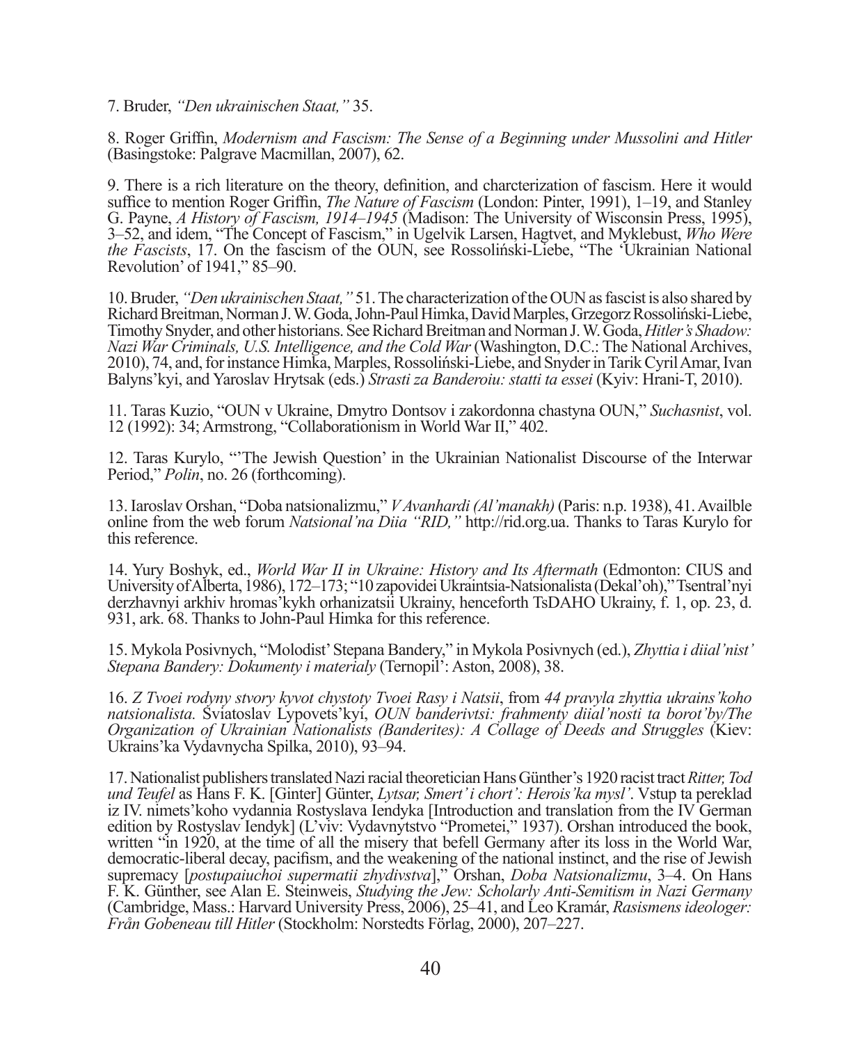7. Bruder, *"Den ukrainischen Staat,"* 35.

8. Roger Griffin, *Modernism and Fascism: The Sense of a Beginning under Mussolini and Hitler* (Basingstoke: Palgrave Macmillan, 2007), 62.

9. There is a rich literature on the theory, definition, and charcterization of fascism. Here it would suffice to mention Roger Griffin, *The Nature of Fascism* (London: Pinter, 1991), 1–19, and Stanley G. Payne, *A History of Fascism, 1914–1945* (Madison: The University of Wisconsin Press, 1995), 3–52, and idem, "The Concept of Fascism," in Ugelvik Larsen, Hagtvet, and Myklebust, *Who Were the Fascists*, 17. On the fascism of the OUN, see Rossoliński-Liebe, "The 'Ukrainian National Revolution' of 1941," 85–90.

10. Bruder, *"Den ukrainischen Staat,"* 51. The characterization of the OUN as fascist is also shared by Richard Breitman, Norman J. W. Goda, John-Paul Himka, David Marples, Grzegorz Rossoliński-Liebe, Timothy Snyder, and other historians. See Richard Breitman and Norman J. W. Goda, *Hitler's Shadow: Nazi War Criminals, U.S. Intelligence, and the Cold War* (Washington, D.C.: The National Archives, 2010), 74, and, for instance Himka, Marples, Rossoliński-Liebe, and Snyder in Tarik Cyril Amar, Ivan Balyns'kyi, and Yaroslav Hrytsak (eds.) *Strasti za Banderoiu: statti ta essei* (Kyiv: Hrani-T, 2010).

11. Taras Kuzio, "OUN v Ukraine, Dmytro Dontsov i zakordonna chastyna OUN," *Suchasnist*, vol. 12 (1992): 34; Armstrong, "Collaborationism in World War II," 402.

12. Taras Kurylo, "'The Jewish Question' in the Ukrainian Nationalist Discourse of the Interwar Period," *Polin*, no. 26 (forthcoming).

13. Iaroslav Orshan, "Doba natsionalizmu," *V Avanhardi (Al'manakh)* (Paris: n.p. 1938), 41. Availble online from the web forum *Natsional'na Diia "RID,"* http://rid.org.ua. Thanks to Taras Kurylo for this reference.

14. Yury Boshyk, ed., *World War II in Ukraine: History and Its Aftermath* (Edmonton: CIUS and University of Alberta, 1986), 172–173; "10 zapovidei Ukraintsia-Natsionalista (Dekal'oh)," Tsentral'nyi derzhavnyi arkhiv hromas'kykh orhanizatsii Ukrainy, henceforth TsDAHO Ukrainy, f. 1, op. 23, d. 931, ark. 68. Thanks to John-Paul Himka for this reference.

15. Mykola Posivnych, "Molodist' Stepana Bandery," in Mykola Posivnych (ed.), *Zhyttia i diial'nist' Stepana Bandery: Dokumenty i materialy* (Ternopil': Aston, 2008), 38.

16. *Z Tvoei rodyny stvory kyvot chystoty Tvoei Rasy i Natsii*, from *44 pravyla zhyttia ukrains'koho natsionalista.* Sviatoslav Lypovets'kyi, *OUN banderivtsi: frahmenty diial'nosti ta borot'by/The Organization of Ukrainian Nationalists (Banderites): A Collage of Deeds and Struggles* (Kiev: Ukrains'ka Vydavnycha Spilka, 2010), 93–94.

17. Nationalist publishers translated Nazi racial theoretician Hans Günther's 1920 racist tract *Ritter, Tod und Teufel* as Hans F. K. [Ginter] Günter, *Lytsar, Smert' i chort': Herois'ka mysl'*. Vstup ta pereklad iz IV. nimets'koho vydannia Rostyslava Iendyka [Introduction and translation from the IV German edition by Rostyslav Iendyk] (L'viv: Vydavnytstvo "Prometei," 1937). Orshan introduced the book, written "in 1920, at the time of all the misery that befell Germany after its loss in the World War, democratic-liberal decay, pacifism, and the weakening of the national instinct, and the rise of Jewish supremacy [*postupaiuchoi supermatii zhydivstva*]," Orshan, *Doba Natsionalizmu*, 3–4. On Hans F. K. Günther, see Alan E. Steinweis, *Studying the Jew: Scholarly Anti-Semitism in Nazi Germany* (Cambridge, Mass.: Harvard University Press, 2006), 25–41, and Leo Kramár, *Rasismens ideologer: Från Gobeneau till Hitler* (Stockholm: Norstedts Förlag, 2000), 207–227.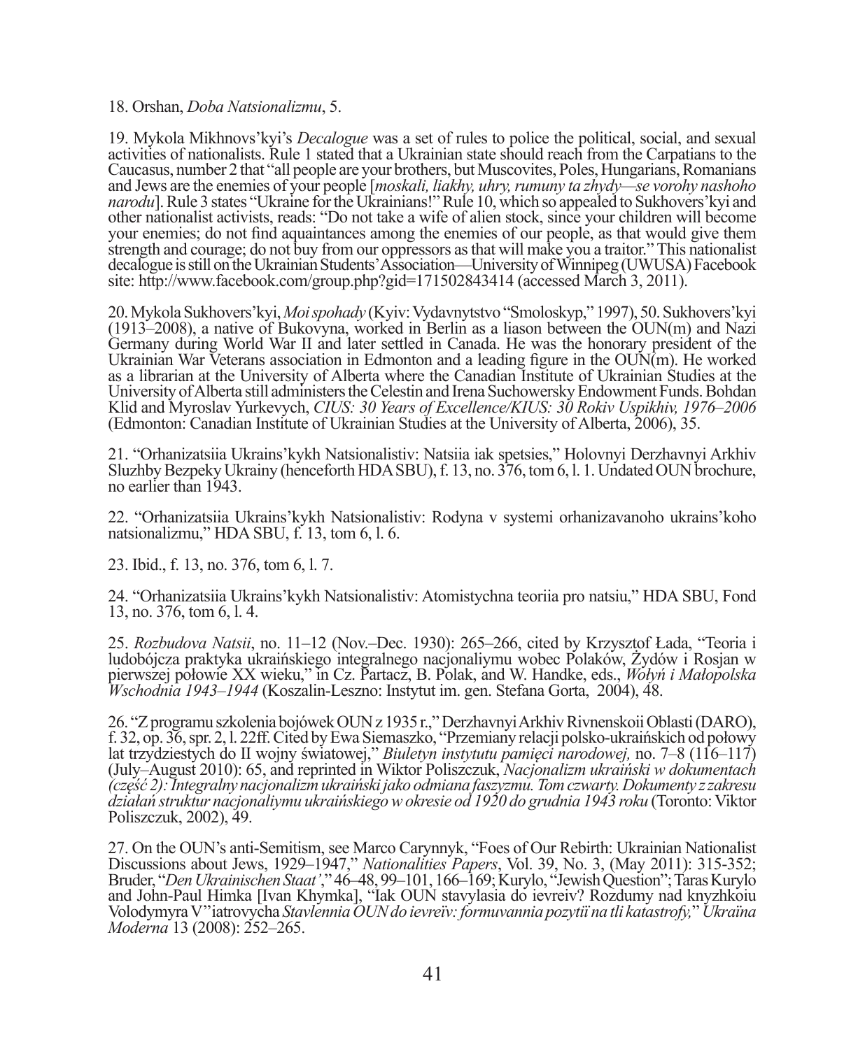18. Orshan, *Doba Natsionalizmu*, 5.

19. Mykola Mikhnovs'kyi's *Decalogue* was a set of rules to police the political, social, and sexual activities of nationalists. Rule 1 stated that a Ukrainian state should reach from the Carpatians to the Caucasus, number 2 that "all people are your brothers, but Muscovites, Poles, Hungarians, Romanians and Jews are the enemies of your people [*moskali, liakhy, uhry, rumuny ta zhydy—se vorohy nashoho narodu*]. Rule 3 states "Ukraine for the Ukrainians!" Rule 10, which so appealed to Sukhovers'kyi and other nationalist activists, reads: "Do not take a wife of alien stock, since your children will become your enemies; do not find aquaintances among the enemies of our people, as that would give them strength and courage; do not buy from our oppressors as that will make you a traitor." This nationalist decalogue is still on the Ukrainian Students' Association—University of Winnipeg (UWUSA) Facebook site: http://www.facebook.com/group.php?gid=171502843414 (accessed March 3, 2011).

20. Mykola Sukhovers'kyi, *Moi spohady* (Kyiv: Vydavnytstvo "Smoloskyp," 1997), 50. Sukhovers'kyi (1913–2008), a native of Bukovyna, worked in Berlin as a liason between the OUN(m) and Nazi Germany during World War II and later settled in Canada. He was the honorary president of the Ukrainian War Veterans association in Edmonton and a leading figure in the OUN(m). He worked as a librarian at the University of Alberta where the Canadian Institute of Ukrainian Studies at the University of Alberta still administers the Celestin and Irena Suchowersky Endowment Funds. Bohdan Klid and Myroslav Yurkevych, *CIUS: 30 Years of Excellence/KIUS: 30 Rokiv Uspikhiv, 1976–2006* (Edmonton: Canadian Institute of Ukrainian Studies at the University of Alberta, 2006), 35.

21. "Orhanizatsiia Ukrains'kykh Natsionalistiv: Natsiia iak spetsies," Holovnyi Derzhavnyi Arkhiv Sluzhby Bezpeky Ukrainy (henceforth HDA SBU), f. 13, no. 376, tom 6, l. 1. Undated OUN brochure, no earlier than 1943.

22. "Orhanizatsiia Ukrains'kykh Natsionalistiv: Rodyna v systemi orhanizavanoho ukrains'koho natsionalizmu," HDA SBU, f. 13, tom 6, l. 6.

23. Ibid., f. 13, no. 376, tom 6, l. 7.

24. "Orhanizatsiia Ukrains'kykh Natsionalistiv: Atomistychna teoriia pro natsiu," HDA SBU, Fond 13, no. 376, tom 6, l. 4.

25. *Rozbudova Natsii*, no. 11–12 (Nov.–Dec. 1930): 265–266, cited by Krzysztof Łada, "Teoria i ludobójcza praktyka ukraińskiego integralnego nacjonaliymu wobec Polaków, Żydów i Rosjan w pierwszej połowie XX wieku," in Cz. Partacz, B. Polak, and W. Handke, eds., *Wołyń i Małopolska Wschodnia 1943–1944* (Koszalin-Leszno: Instytut im. gen. Stefana Gorta, 2004), 48.

26. "Z programu szkolenia bojówek OUN z 1935 r.," Derzhavnyi Arkhiv Rivnenskoii Oblasti (DARO), f. 32, op. 36, spr. 2, l. 22ff. Cited by Ewa Siemaszko, "Przemiany relacji polsko-ukraińskich od połowy lat trzydziestych do II wojny światowej," *Biuletyn instytutu pamięci narodowej,* no. 7–8 (116–117) (July–August 2010): 65, and reprinted in Wiktor Poliszczuk, *Nacjonalizm ukraiński w dokumentach (część 2): Integralny nacjonalizm ukraiński jako odmiana faszyzmu. Tom czwarty. Dokumenty z zakresu działań struktur nacjonaliymu ukraińskiego w okresie od 1920 do grudnia 1943 roku* (Toronto: Viktor Poliszczuk, 2002), 49.

27. On the OUN's anti-Semitism, see Marco Carynnyk, "Foes of Our Rebirth: Ukrainian Nationalist Discussions about Jews, 1929–1947," *Nationalities Papers*, Vol. 39, No. 3, (May 2011): 315-352; Bruder, "*Den Ukrainischen Staat'*," 46–48, 99–101, 166–169; Kurylo, "Jewish Question"; Taras Kurylo and John-Paul Himka [Ivan Khymka], "Iak OUN stavylasia do ievreiv? Rozdumy nad knyzhkoiu Volodymyra V"iatrovycha *Stavlennia OUN do ievreïv: formuvannia pozytiï na tli katastrofy,*" *Ukraïna Moderna* 13 (2008): 252–265.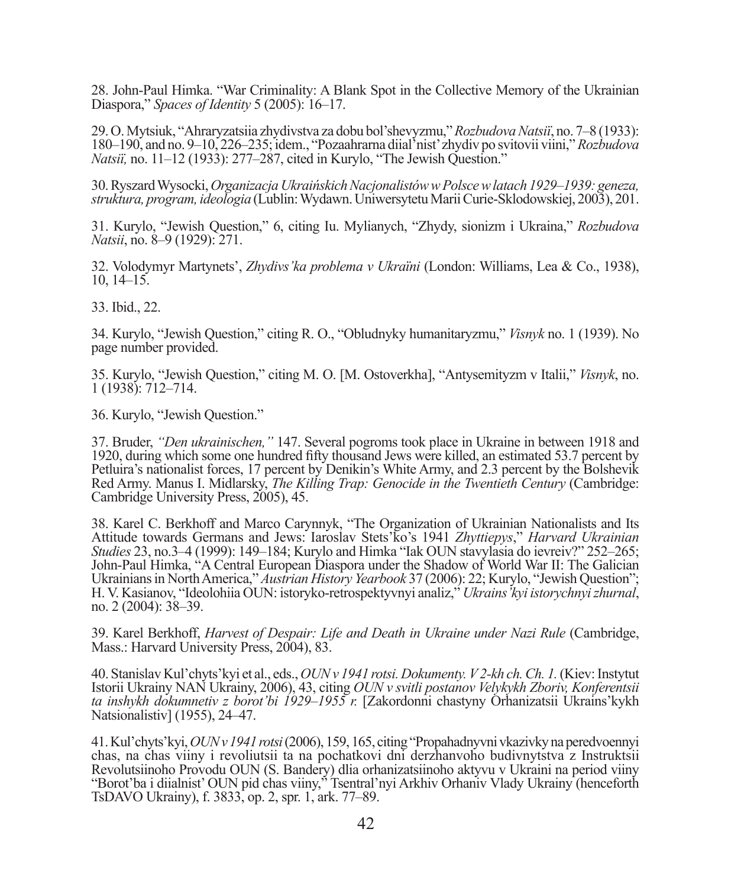28. John-Paul Himka. "War Criminality: A Blank Spot in the Collective Memory of the Ukrainian Diaspora," *Spaces of Identity* 5 (2005): 16–17.

29. O. Mytsiuk, "Ahraryzatsiia zhydivstva za dobu bol'shevyzmu," *Rozbudova Natsiï*, no. 7–8 (1933): 180–190, and no. 9–10, 226–235; idem., "Pozaahrarna diial'nist' zhydiv po svitovii viini," *Rozbudova Natsiï,* no. 11–12 (1933): 277–287, cited in Kurylo, "The Jewish Question."

30. Ryszard Wysocki, *Organizacja Ukraińskich Nacjonalistów w Polsce w latach 1929–1939: geneza, struktura, program, ideologia* (Lublin: Wydawn. Uniwersytetu Marii Curie-Sklodowskiej, 2003), 201.

31. Kurylo, "Jewish Question," 6, citing Iu. Mylianych, "Zhydy, sionizm i Ukraina," *Rozbudova Natsii*, no. 8–9 (1929): 271.

32. Volodymyr Martynets', *Zhydivs'ka problema v Ukraïni* (London: Williams, Lea & Co., 1938), 10, 14–15.

33. Ibid., 22.

34. Kurylo, "Jewish Question," citing R. O., "Obludnyky humanitaryzmu," *Visnyk* no. 1 (1939). No page number provided.

35. Kurylo, "Jewish Question," citing M. O. [M. Ostoverkha], "Antysemityzm v Italii," *Visnyk*, no. 1 (1938): 712–714.

36. Kurylo, "Jewish Question."

37. Bruder, *"Den ukrainischen,"* 147. Several pogroms took place in Ukraine in between 1918 and 1920, during which some one hundred fifty thousand Jews were killed, an estimated 53.7 percent by Petluira's nationalist forces, 17 percent by Denikin's White Army, and 2.3 percent by the Bolshevik Red Army. Manus I. Midlarsky, *The Killing Trap: Genocide in the Twentieth Century* (Cambridge: Cambridge University Press, 2005), 45.

38. Karel C. Berkhoff and Marco Carynnyk, "The Organization of Ukrainian Nationalists and Its Attitude towards Germans and Jews: Iaroslav Stets'ko's 1941 *Zhyttiepys*," *Harvard Ukrainian Studies* 23, no.3–4 (1999): 149–184; Kurylo and Himka "Iak OUN stavylasia do ievreiv?" 252–265; John-Paul Himka, "A Central European Diaspora under the Shadow of World War II: The Galician Ukrainians in North America," *Austrian History Yearbook* 37 (2006): 22; Kurylo, "Jewish Question"; H. V. Kasianov, "Ideolohiia OUN: istoryko-retrospektyvnyi analiz," *Ukrains'kyi istorychnyi zhurnal*, no. 2 (2004): 38–39.

39. Karel Berkhoff, *Harvest of Despair: Life and Death in Ukraine under Nazi Rule* (Cambridge, Mass.: Harvard University Press, 2004), 83.

40. Stanislav Kul'chyts'kyi et al., eds., *OUN v 1941 rotsi. Dokumenty. V 2-kh ch. Ch. 1.* (Kiev: Instytut Istorii Ukrainy NAN Ukrainy, 2006), 43, citing *OUN v svitli postanov Velykykh Zboriv, Konferentsii ta inshykh dokumnetiv z borot'bi 1929–1955 r.* [Zakordonni chastyny Orhanizatsii Ukrains'kykh Natsionalistiv] (1955), 24–47.

41. Kul'chyts'kyi, *OUN v 1941 rotsi* (2006), 159, 165, citing "Propahadnyvni vkazivky na peredvoennyi chas, na chas viiny i revoliutsii ta na pochatkovi dni derzhanvoho budivnytstva z Instruktsii Revolutsiinoho Provodu OUN (S. Bandery) dlia orhanizatsiinoho aktyvu v Ukraini na period viiny "Borot'ba i diialnist' OUN pid chas viiny," Tsentral'nyi Arkhiv Orhaniv Vlady Ukrainy (henceforth TsDAVO Ukrainy), f. 3833, op. 2, spr. 1, ark. 77–89.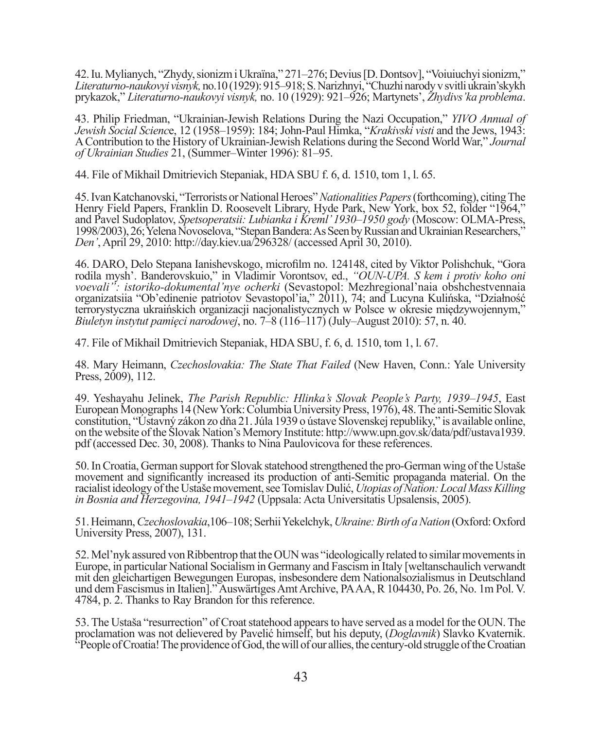42. Iu. Mylianych, "Zhydy, sionizm i Ukraïna," 271–276; Devius [D. Dontsov], "Voiuiuchyi sionizm," *Literaturno-naukovyi visnyk,* no.10 (1929): 915–918; S. Narizhnyi, "Chuzhi narody v svitli ukrain'skykh prykazok," *Literaturno-naukovyi visnyk,* no. 10 (1929): 921–926; Martynets', *Zhydivs'ka problema*.

43. Philip Friedman, "Ukrainian-Jewish Relations During the Nazi Occupation," *YIVO Annual of Jewish Social Scienc*e, 12 (1958–1959): 184; John-Paul Himka, "*Krakivski visti* and the Jews, 1943: A Contribution to the History of Ukrainian-Jewish Relations during the Second World War," *Journal of Ukrainian Studies* 21, (Summer–Winter 1996): 81–95.

44. File of Mikhail Dmitrievich Stepaniak, HDA SBU f. 6, d. 1510, tom 1, l. 65.

45. Ivan Katchanovski, "Terrorists or National Heroes" *Nationalities Papers* (forthcoming), citing The Henry Field Papers, Franklin D. Roosevelt Library, Hyde Park, New York, box 52, folder "1964," and Pavel Sudoplatov, *Spetsoperatsii: Lubianka i Kreml' 1930–1950 gody* (Moscow: OLMA-Press, 1998/2003), 26; Yelena Novoselova, "Stepan Bandera: As Seen by Russian and Ukrainian Researchers," *Den'*, April 29, 2010: http://day.kiev.ua/296328/ (accessed April 30, 2010).

46. DARO, Delo Stepana Ianishevskogo, microfilm no. 124148, cited by Viktor Polishchuk, "Gora rodila mysh'. Banderovskuio," in Vladimir Vorontsov, ed., *"OUN-UPA. S kem i protiv koho oni voevali": istoriko-dokumental'nye ocherki* (Sevastopol: Mezhregional'naia obshchestvennaia organizatsiia "Ob'edinenie patriotov Sevastopol'ia," 2011), 74; and Lucyna Kulińska, "Działność terrorystyczna ukraińskich organizacji nacjonalistycznych w Polsce w okresie międzywojennym," *Biuletyn instytut pamięci narodowej*, no. 7–8 (116–117) (July–August 2010): 57, n. 40.

47. File of Mikhail Dmitrievich Stepaniak, HDA SBU, f. 6, d. 1510, tom 1, l. 67.

48. Mary Heimann, *Czechoslovakia: The State That Failed* (New Haven, Conn.: Yale University Press, 2009), 112.

49. Yeshayahu Jelinek, *The Parish Republic: Hlinka's Slovak People's Party, 1939–1945*, East European Monographs 14 (New York: Columbia University Press, 1976), 48. The anti-Semitic Slovak constitution, "Ústavný zákon zo dňa 21. Júla 1939 o ústave Slovenskej republiky," is available online, on the website of the Slovak Nation's Memory Institute: http://www.upn.gov.sk/data/pdf/ustava1939.pdf (accessed Dec. 30, 2008). Thanks to Nina Paulovicova for these references.

50. In Croatia, German support for Slovak statehood strengthened the pro-German wing of the Ustaše movement and significantly increased its production of anti-Semitic propaganda material. On the racialist ideology of the Ustaše movement, see Tomislav Dulić, *Utopias of Nation: Local Mass Killing in Bosnia and Herzegovina, 1941–1942* (Uppsala: Acta Universitatis Upsalensis, 2005).

51. Heimann, *Czechoslovakia*,106–108; Serhii Yekelchyk, *Ukraine: Birth of a Nation* (Oxford: Oxford University Press, 2007), 131.

52. Mel'nyk assured von Ribbentrop that the OUN was "ideologically related to similar movements in Europe, in particular National Socialism in Germany and Fascism in Italy [weltanschaulich verwandt mit den gleichartigen Bewegungen Europas, insbesondere dem Nationalsozialismus in Deutschland und dem Fascismus in Italien]." Auswärtiges Amt Archive, PA AA, R 104430, Po. 26, No. 1m Pol. V. 4784, p. 2. Thanks to Ray Brandon for this reference.

53. The Ustaša "resurrection" of Croat statehood appears to have served as a model for the OUN. The proclamation was not delievered by Pavelić himself, but his deputy, (*Doglavnik*) Slavko Kvaternik. "People of Croatia! The providence of God, the will of our allies, the century-old struggle of the Croatian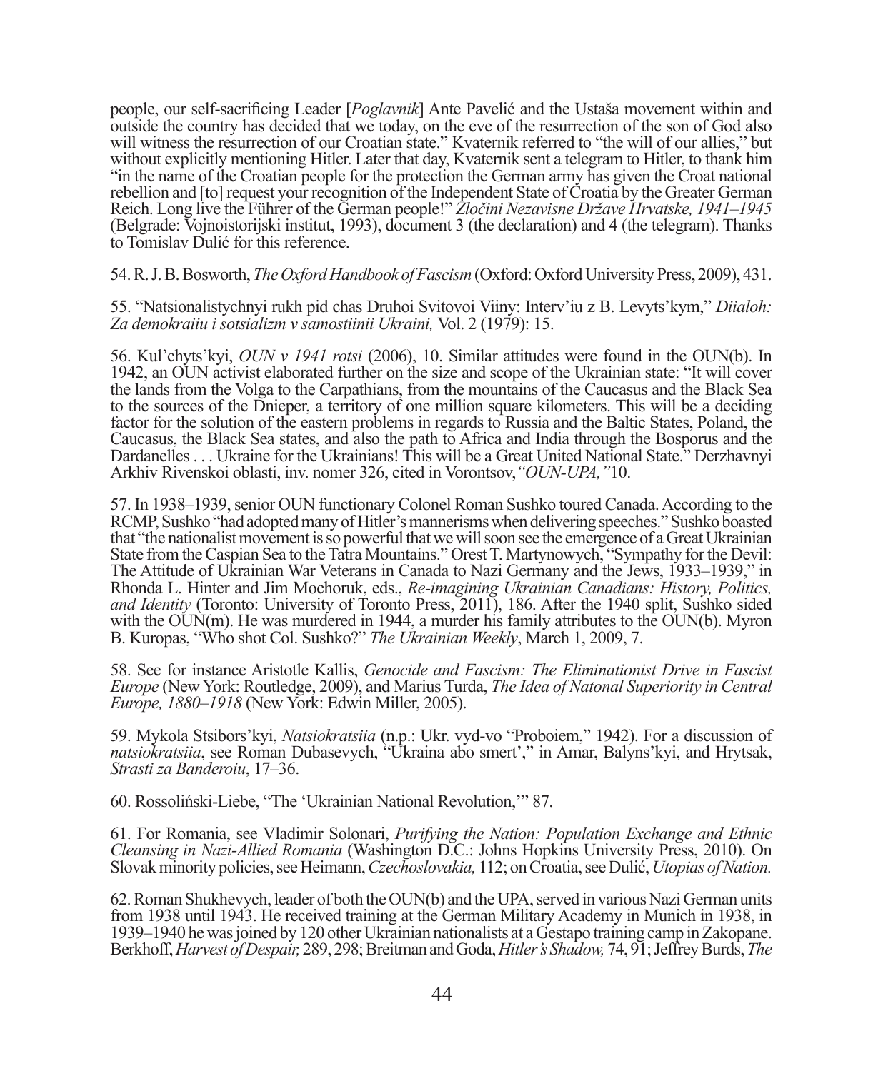people, our self-sacrificing Leader [*Poglavnik*] Ante Pavelić and the Ustaša movement within and outside the country has decided that we today, on the eve of the resurrection of the son of God also will witness the resurrection of our Croatian state." Kvaternik referred to "the will of our allies," but without explicitly mentioning Hitler. Later that day, Kvaternik sent a telegram to Hitler, to thank him "in the name of the Croatian people for the protection the German army has given the Croat national rebellion and [to] request your recognition of the Independent State of Croatia by the Greater German Reich. Long live the Führer of the German people!" *Zločini Nezavisne Države Hrvatske, 1941–1945* (Belgrade: Vojnoistorijski institut, 1993), document 3 (the declaration) and 4 (the telegram). Thanks to Tomislav Dulić for this reference.

54. R. J. B. Bosworth, *The Oxford Handbook of Fascism* (Oxford: Oxford University Press, 2009), 431.

55. "Natsionalistychnyi rukh pid chas Druhoi Svitovoi Viiny: Interv'iu z B. Levyts'kym," *Diialoh: Za demokraiiu i sotsializm v samostiinii Ukraini,* Vol. 2 (1979): 15.

56. Kul'chyts'kyi, *OUN v 1941 rotsi* (2006), 10. Similar attitudes were found in the OUN(b). In 1942, an OUN activist elaborated further on the size and scope of the Ukrainian state: "It will cover the lands from the Volga to the Carpathians, from the mountains of the Caucasus and the Black Sea to the sources of the Dnieper, a territory of one million square kilometers. This will be a deciding factor for the solution of the eastern problems in regards to Russia and the Baltic States, Poland, the Caucasus, the Black Sea states, and also the path to Africa and India through the Bosporus and the Dardanelles . . . Ukraine for the Ukrainians! This will be a Great United National State." Derzhavnyi Arkhiv Rivenskoi oblasti, inv. nomer 326, cited in Vorontsov, *"OUN-UPA,"* 10.

57. In 1938–1939, senior OUN functionary Colonel Roman Sushko toured Canada. According to the RCMP, Sushko "had adopted many of Hitler's mannerisms when delivering speeches." Sushko boasted that "the nationalist movement is so powerful that we will soon see the emergence of a Great Ukrainian State from the Caspian Sea to the Tatra Mountains." Orest T. Martynowych, "Sympathy for the Devil: The Attitude of Ukrainian War Veterans in Canada to Nazi Germany and the Jews, 1933–1939," in Rhonda L. Hinter and Jim Mochoruk, eds., *Re-imagining Ukrainian Canadians: History, Politics, and Identity* (Toronto: University of Toronto Press, 2011), 186. After the 1940 split, Sushko sided with the OUN(m). He was murdered in 1944, a murder his family attributes to the OUN(b). Myron B. Kuropas, "Who shot Col. Sushko?" *The Ukrainian Weekly*, March 1, 2009, 7.

58. See for instance Aristotle Kallis, *Genocide and Fascism: The Eliminationist Drive in Fascist Europe* (New York: Routledge, 2009), and Marius Turda, *The Idea of Natonal Superiority in Central Europe, 1880–1918* (New York: Edwin Miller, 2005).

59. Mykola Stsibors'kyi, *Natsiokratsiia* (n.p.: Ukr. vyd-vo "Proboiem," 1942). For a discussion of *natsiokratsiia*, see Roman Dubasevych, "Ukraina abo smert'," in Amar, Balyns'kyi, and Hrytsak, *Strasti za Banderoiu*, 17–36.

60. Rossoliński-Liebe, "The 'Ukrainian National Revolution,'" 87.

61. For Romania, see Vladimir Solonari, *Purifying the Nation: Population Exchange and Ethnic Cleansing in Nazi-Allied Romania* (Washington D.C.: Johns Hopkins University Press, 2010). On Slovak minority policies, see Heimann, *Czechoslovakia,* 112; on Croatia, see Dulić, *Utopias of Nation.*

62. Roman Shukhevych, leader of both the OUN(b) and the UPA, served in various Nazi German units from 1938 until 1943. He received training at the German Military Academy in Munich in 1938, in 1939–1940 he was joined by 120 other Ukrainian nationalists at a Gestapo training camp in Zakopane. Berkhoff, *Harvest of Despair,* 289, 298; Breitman and Goda, *Hitler's Shadow,* 74, 91; Jeffrey Burds, *The*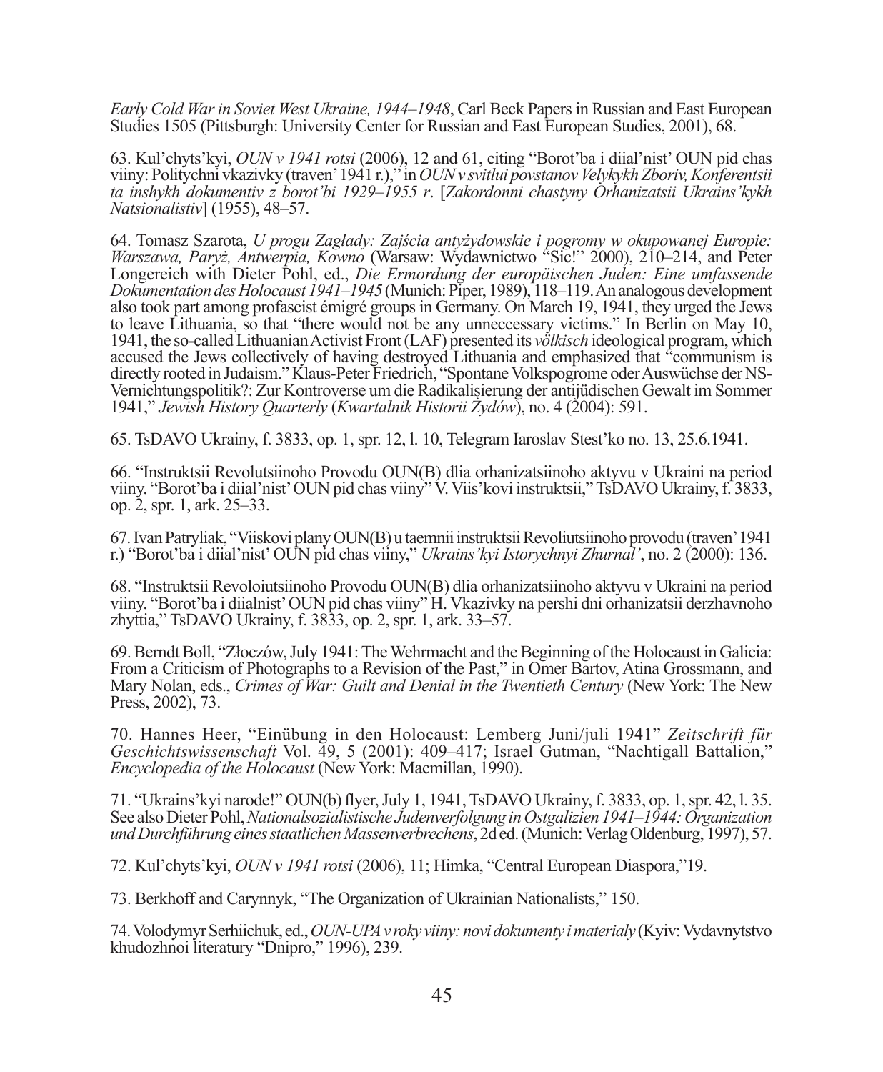*Early Cold War in Soviet West Ukraine, 1944–1948*, Carl Beck Papers in Russian and East European Studies 1505 (Pittsburgh: University Center for Russian and East European Studies, 2001), 68.

63. Kul'chyts'kyi, *OUN v 1941 rotsi* (2006), 12 and 61, citing "Borot'ba i diial'nist' OUN pid chas viiny: Politychni vkazivky (traven' 1941 r.)," in *OUN v svitlui povstanov Velykykh Zboriv, Konferentsii ta inshykh dokumentiv z borot'bi 1929–1955 r*. [*Zakordonni chastyny Orhanizatsii Ukrains'kykh Natsionalistiv*] (1955), 48–57.

64. Tomasz Szarota, *U progu Zagłady: Zajścia antyżydowskie i pogromy w okupowanej Europie: Warszawa, Paryż, Antwerpia, Kowno* (Warsaw: Wydawnictwo "Sic!" 2000), 210–214, and Peter Longereich with Dieter Pohl, ed., *Die Ermordung der europäischen Juden: Eine umfassende Dokumentation des Holocaust 1941–1945* (Munich: Piper, 1989), 118–119. An analogous development also took part among profascist émigré groups in Germany. On March 19, 1941, they urged the Jews to leave Lithuania, so that "there would not be any unneccessary victims." In Berlin on May 10, 1941, the so-called Lithuanian Activist Front (LAF) presented its *völkisch* ideological program, which accused the Jews collectively of having destroyed Lithuania and emphasized that "communism is directly rooted in Judaism." Klaus-Peter Friedrich, "Spontane Volkspogrome oder Auswüchse der NS-Vernichtungspolitik?: Zur Kontroverse um die Radikalisierung der antijüdischen Gewalt im Sommer 1941," *Jewish History Quarterly* (*Kwartalnik Historii Żydów*), no. 4 (2004): 591.

65. TsDAVO Ukrainy, f. 3833, op. 1, spr. 12, l. 10, Telegram Iaroslav Stest'ko no. 13, 25.6.1941.

66. "Instruktsii Revolutsiinoho Provodu OUN(B) dlia orhanizatsiinoho aktyvu v Ukraini na period viiny. "Borot'ba i diial'nist' OUN pid chas viiny" V. Viis'kovi instruktsii," TsDAVO Ukrainy, f. 3833, op. 2, spr. 1, ark. 25–33.

67. Ivan Patryliak, "Viiskovi plany OUN(B) u taemnii instruktsii Revoliutsiinoho provodu (traven' 1941 r.) "Borot'ba i diial'nist' OUN pid chas viiny," *Ukrains'kyi Istorychnyi Zhurnal'*, no. 2 (2000): 136.

68. "Instruktsii Revoloiutsiinoho Provodu OUN(B) dlia orhanizatsiinoho aktyvu v Ukraini na period viiny. "Borot'ba i diialnist' OUN pid chas viiny" H. Vkazivky na pershi dni orhanizatsii derzhavnoho zhyttia," TsDAVO Ukrainy, f. 3833, op. 2, spr. 1, ark. 33–57.

69. Berndt Boll, "Złoczów, July 1941: The Wehrmacht and the Beginning of the Holocaust in Galicia: From a Criticism of Photographs to a Revision of the Past," in Omer Bartov, Atina Grossmann, and Mary Nolan, eds., *Crimes of War: Guilt and Denial in the Twentieth Century* (New York: The New Press, 2002), 73.

70. Hannes Heer, "Einübung in den Holocaust: Lemberg Juni/juli 1941" *Zeitschrift für Geschichtswissenschaft* Vol. 49, 5 (2001): 409–417; Israel Gutman, "Nachtigall Battalion," *Encyclopedia of the Holocaust* (New York: Macmillan, 1990).

71. "Ukrains'kyi narode!" OUN(b) flyer, July 1, 1941, TsDAVO Ukrainy, f. 3833, op. 1, spr. 42, l. 35. See also Dieter Pohl, *Nationalsozialistische Judenverfolgung in Ostgalizien 1941–1944: Organization und Durchführung eines staatlichen Massenverbrechens*, 2d ed. (Munich: Verlag Oldenburg, 1997), 57.

72. Kul'chyts'kyi, *OUN v 1941 rotsi* (2006), 11; Himka, "Central European Diaspora,"19.

73. Berkhoff and Carynnyk, "The Organization of Ukrainian Nationalists," 150.

74. Volodymyr Serhiichuk, ed., *OUN-UPA v roky viiny: novi dokumenty i materialy* (Kyiv: Vydavnytstvo khudozhnoi literatury "Dnipro," 1996), 239.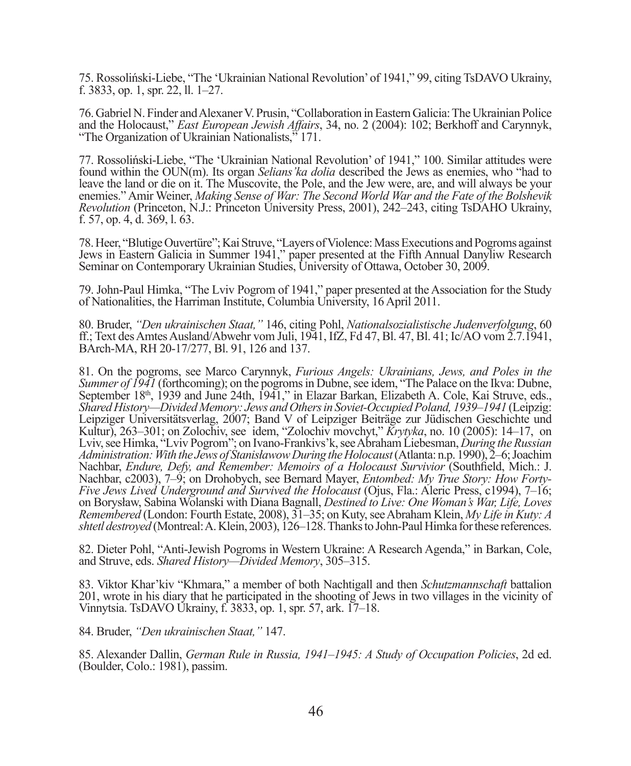75. Rossoliński-Liebe, "The 'Ukrainian National Revolution' of 1941," 99, citing TsDAVO Ukrainy, f. 3833, op. 1, spr. 22, ll. 1–27.

76. Gabriel N. Finder and Alexaner V. Prusin, "Collaboration in Eastern Galicia: The Ukrainian Police and the Holocaust," *East European Jewish Affairs*, 34, no. 2 (2004): 102; Berkhoff and Carynnyk, "The Organization of Ukrainian Nationalists," 171.

77. Rossoliński-Liebe, "The 'Ukrainian National Revolution' of 1941," 100. Similar attitudes were found within the OUN(m). Its organ *Selians'ka dolia* described the Jews as enemies, who "had to leave the land or die on it. The Muscovite, the Pole, and the Jew were, are, and will always be your enemies." Amir Weiner, *Making Sense of War: The Second World War and the Fate of the Bolshevik Revolution* (Princeton, N.J.: Princeton University Press, 2001), 242–243, citing TsDAHO Ukrainy, f. 57, op. 4, d. 369, l. 63.

78. Heer, "Blutige Ouvertüre"; Kai Struve, "Layers of Violence: Mass Executions and Pogroms against Jews in Eastern Galicia in Summer 1941," paper presented at the Fifth Annual Danyliw Research Seminar on Contemporary Ukrainian Studies, University of Ottawa, October 30, 2009.

79. John-Paul Himka, "The Lviv Pogrom of 1941," paper presented at the Association for the Study of Nationalities, the Harriman Institute, Columbia University, 16 April 2011.

80. Bruder, *"Den ukrainischen Staat,"* 146, citing Pohl, *Nationalsozialistische Judenverfolgung*, 60 ff.; Text des Amtes Ausland/Abwehr vom Juli, 1941, IfZ, Fd 47, Bl. 47, Bl. 41; Ic/AO vom 2.7.1941, BArch-MA, RH 20-17/277, Bl. 91, 126 and 137.

81. On the pogroms, see Marco Carynnyk, *Furious Angels: Ukrainians, Jews, and Poles in the Summer of 1941* (forthcoming); on the pogroms in Dubne, see idem, "The Palace on the Ikva: Dubne, September 18th, 1939 and June 24th, 1941," in Elazar Barkan, Elizabeth A. Cole, Kai Struve, eds., *Shared History—Divided Memory: Jews and Others in Soviet-Occupied Poland, 1939–1941* (Leipzig: Leipziger Universitätsverlag, 2007; Band V of Leipziger Beiträge zur Jüdischen Geschichte und Kultur), 263–301; on Zolochiv, see idem, "Zolochiv movchyt," *Krytyka*, no. 10 (2005): 14–17, on Lviv, see Himka, "Lviv Pogrom"; on Ivano-Frankivs'k, see Abraham Liebesman, *During the Russian Administration: With the Jews of Stanisławow During the Holocaust* (Atlanta: n.p. 1990), 2–6; Joachim Nachbar, *Endure, Defy, and Remember: Memoirs of a Holocaust Survivior* (Southfield, Mich.: J. Nachbar, c2003), 7–9; on Drohobych, see Bernard Mayer, *Entombed: My True Story: How Forty-Five Jews Lived Underground and Survived the Holocaust* (Ojus, Fla.: Aleric Press, c1994), 7–16; on Borysław, Sabina Wolanski with Diana Bagnall, *Destined to Live: One Woman's War, Life, Loves Remembered* (London: Fourth Estate, 2008), 31–35; on Kuty, see Abraham Klein, *My Life in Kuty: A shtetl destroyed* (Montreal: A. Klein, 2003), 126–128. Thanks to John-Paul Himka for these references.

82. Dieter Pohl, "Anti-Jewish Pogroms in Western Ukraine: A Research Agenda," in Barkan, Cole, and Struve, eds. *Shared History—Divided Memory*, 305–315.

83. Viktor Khar'kiv "Khmara," a member of both Nachtigall and then *Schutzmannschaft* battalion 201, wrote in his diary that he participated in the shooting of Jews in two villages in the vicinity of Vinnytsia. TsDAVO Ukrainy, f. 3833, op. 1, spr. 57, ark. 17–18.

84. Bruder, *"Den ukrainischen Staat,"* 147.

85. Alexander Dallin, *German Rule in Russia, 1941–1945: A Study of Occupation Policies*, 2d ed. (Boulder, Colo.: 1981), passim.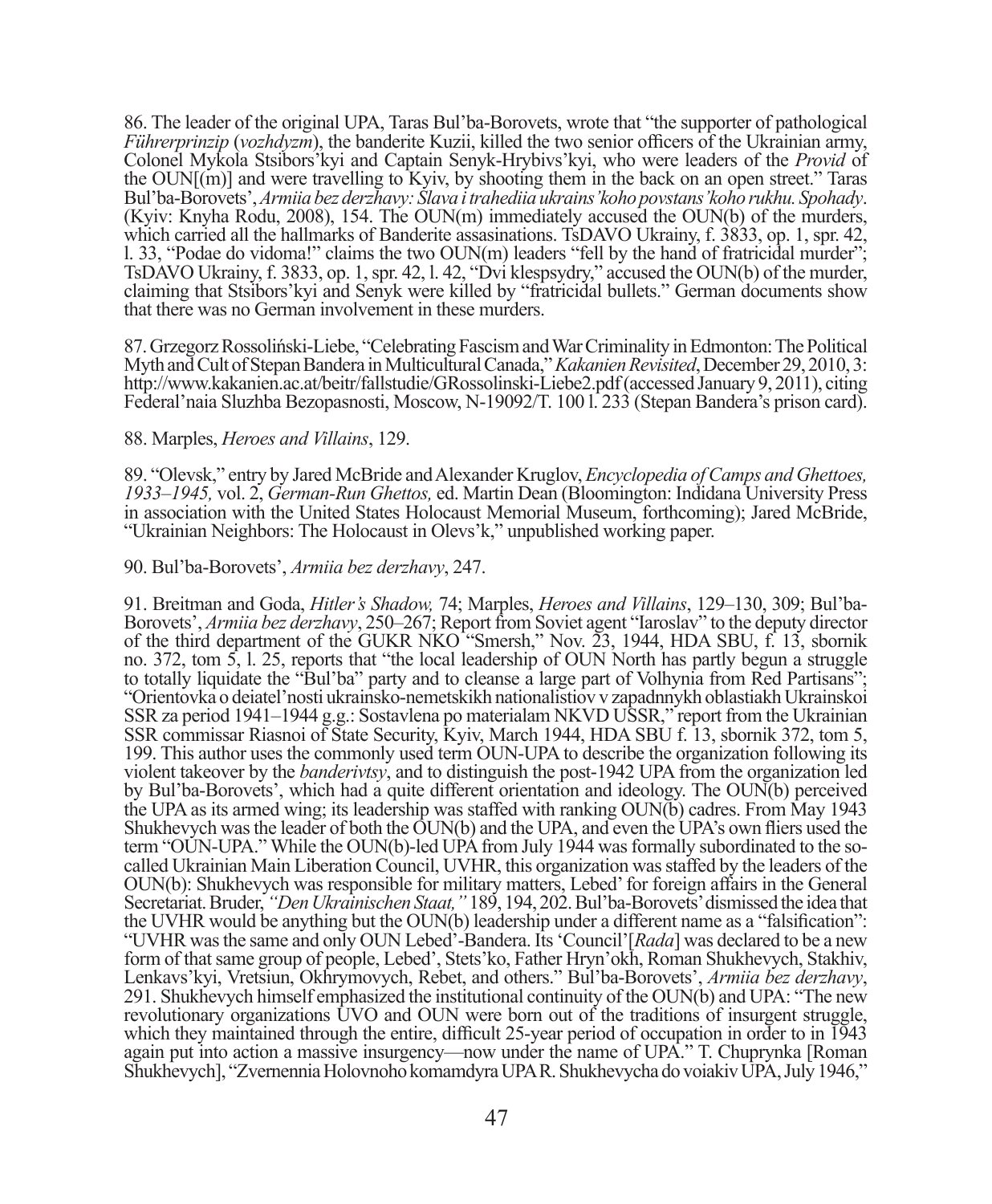86. The leader of the original UPA, Taras Bul'ba-Borovets, wrote that "the supporter of pathological *Führerprinzip* (*vozhdyzm*), the banderite Kuzii, killed the two senior officers of the Ukrainian army, Colonel Mykola Stsibors'kyi and Captain Senyk-Hrybivs'kyi, who were leaders of the *Provid* of the OUN[(m)] and were travelling to Kyiv, by shooting them in the back on an open street." Taras Bul'ba-Borovets', *Armiia bez derzhavy: Slava i trahediia ukrains'koho povstans'koho rukhu. Spohady*. (Kyiv: Knyha Rodu, 2008), 154. The OUN(m) immediately accused the OUN(b) of the murders, which carried all the hallmarks of Banderite assasinations. TsDAVO Ukrainy, f. 3833, op. 1, spr. 42, l. 33, "Podae do vidoma!" claims the two OUN(m) leaders "fell by the hand of fratricidal murder"; TsDAVO Ukrainy, f. 3833, op. 1, spr. 42, l. 42, "Dvi klespsydry," accused the OUN(b) of the murder, claiming that Stsibors'kyi and Senyk were killed by "fratricidal bullets." German documents show that there was no German involvement in these murders.

87. Grzegorz Rossoliński-Liebe, "Celebrating Fascism and War Criminality in Edmonton: The Political Myth and Cult of Stepan Bandera in Multicultural Canada," *Kakanien Revisited*, December 29, 2010, 3: http://www.kakanien.ac.at/beitr/fallstudie/GRossolinski-Liebe2.pdf (accessed January 9, 2011), citing Federal'naia Sluzhba Bezopasnosti, Moscow, N-19092/T. 100 l. 233 (Stepan Bandera's prison card).

88. Marples, *Heroes and Villains*, 129.

89. "Olevsk," entry by Jared McBride and Alexander Kruglov, *Encyclopedia of Camps and Ghettoes, 1933–1945,* vol. 2, *German-Run Ghettos,* ed. Martin Dean (Bloomington: Indidana University Press in association with the United States Holocaust Memorial Museum, forthcoming); Jared McBride, "Ukrainian Neighbors: The Holocaust in Olevs'k," unpublished working paper.

90. Bul'ba-Borovets', *Armiia bez derzhavy*, 247.

91. Breitman and Goda, *Hitler's Shadow,* 74; Marples, *Heroes and Villains*, 129–130, 309; Bul'ba-Borovets', *Armiia bez derzhavy*, 250–267; Report from Soviet agent "Iaroslav" to the deputy director of the third department of the GUKR NKO "Smersh," Nov. 23, 1944, HDA SBU, f. 13, sbornik no. 372, tom 5, l. 25, reports that "the local leadership of OUN North has partly begun a struggle to totally liquidate the "Bul'ba" party and to cleanse a large part of Volhynia from Red Partisans"; "Orientovka o deiatel'nosti ukrainsko-nemetskikh nationalistiov v zapadnnykh oblastiakh Ukrainskoi SSR za period 1941–1944 g.g.: Sostavlena po materialam NKVD USSR," report from the Ukrainian SSR commissar Riasnoi of State Security, Kyiv, March 1944, HDA SBU f. 13, sbornik 372, tom 5, 199. This author uses the commonly used term OUN-UPA to describe the organization following its violent takeover by the *banderivtsy*, and to distinguish the post-1942 UPA from the organization led by Bul'ba-Borovets', which had a quite different orientation and ideology. The OUN(b) perceived the UPA as its armed wing; its leadership was staffed with ranking OUN(b) cadres. From May 1943 Shukhevych was the leader of both the OUN(b) and the UPA, and even the UPA's own fliers used the term "OUN-UPA." While the OUN(b)-led UPA from July 1944 was formally subordinated to the so-called Ukrainian Main Liberation Council, UVHR, this organization was staffed by the leaders of the OUN(b): Shukhevych was responsible for military matters, Lebed' for foreign affairs in the General Secretariat. Bruder, *"Den Ukrainischen Staat,"* 189, 194, 202. Bul'ba-Borovets' dismissed the idea that the UVHR would be anything but the OUN(b) leadership under a different name as a "falsification": "UVHR was the same and only OUN Lebed'-Bandera. Its 'Council'[*Rada*] was declared to be a new form of that same group of people, Lebed', Stets'ko, Father Hryn'okh, Roman Shukhevych, Stakhiv, Lenkavs'kyi, Vretsiun, Okhrymovych, Rebet, and others." Bul'ba-Borovets', *Armiia bez derzhavy*, 291. Shukhevych himself emphasized the institutional continuity of the OUN(b) and UPA: "The new revolutionary organizations UVO and OUN were born out of the traditions of insurgent struggle, which they maintained through the entire, difficult 25-year period of occupation in order to in 1943 again put into action a massive insurgency—now under the name of UPA." T. Chuprynka [Roman Shukhevych], "Zvernennia Holovnoho komamdyra UPA R. Shukhevycha do voiakiv UPA, July 1946,"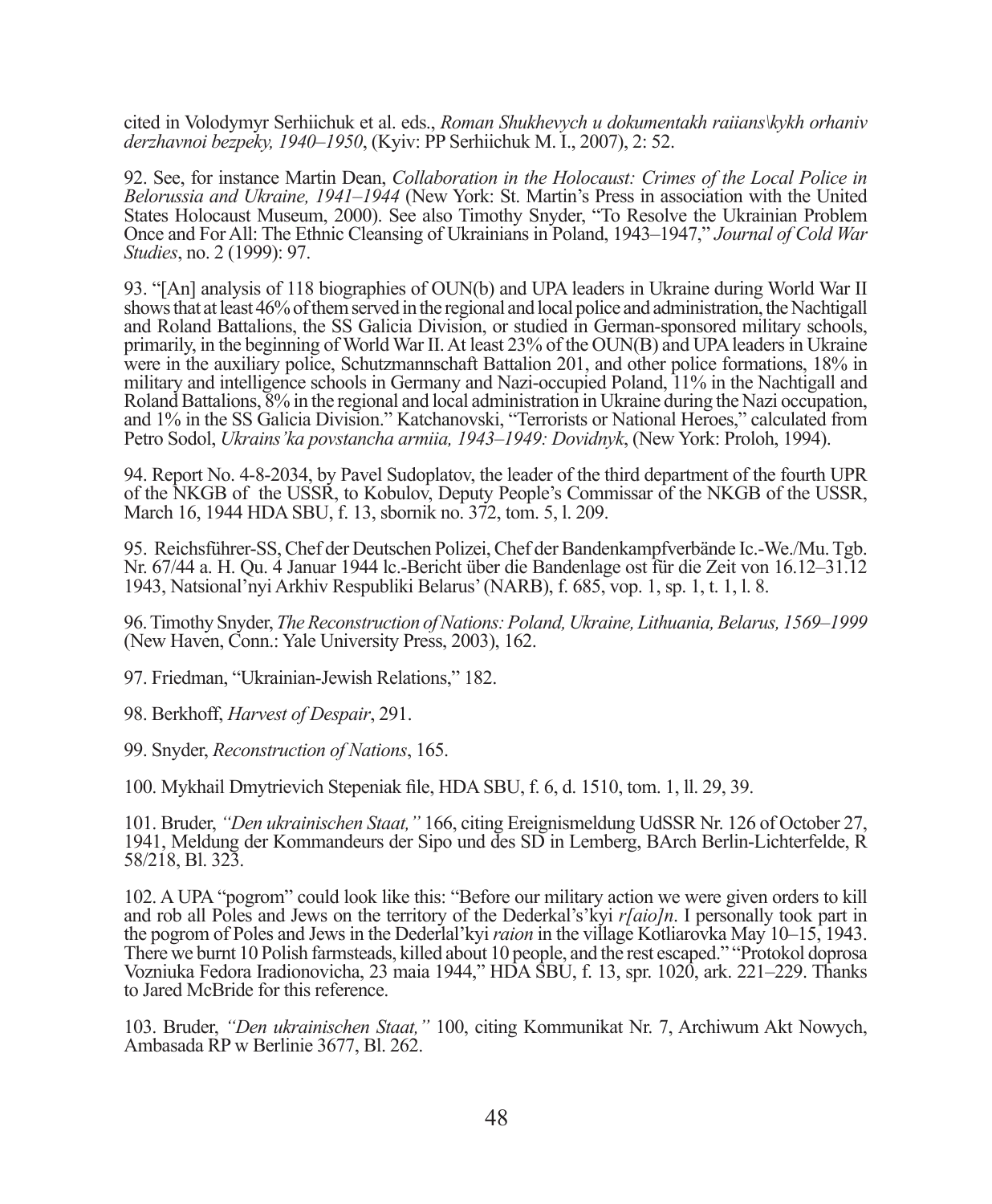cited in Volodymyr Serhiichuk et al. eds., *Roman Shukhevych u dokumentakh raiians\kykh orhaniv derzhavnoi bezpeky, 1940–1950*, (Kyiv: PP Serhiichuk M. I., 2007), 2: 52.

92. See, for instance Martin Dean, *Collaboration in the Holocaust: Crimes of the Local Police in Belorussia and Ukraine, 1941–1944* (New York: St. Martin's Press in association with the United States Holocaust Museum, 2000). See also Timothy Snyder, "To Resolve the Ukrainian Problem Once and For All: The Ethnic Cleansing of Ukrainians in Poland, 1943–1947," *Journal of Cold War Studies*, no. 2 (1999): 97.

93. "[An] analysis of 118 biographies of OUN(b) and UPA leaders in Ukraine during World War II shows that at least 46% of them served in the regional and local police and administration, the Nachtigall and Roland Battalions, the SS Galicia Division, or studied in German-sponsored military schools, primarily, in the beginning of World War II. At least 23% of the OUN(B) and UPA leaders in Ukraine were in the auxiliary police, Schutzmannschaft Battalion 201, and other police formations, 18% in military and intelligence schools in Germany and Nazi-occupied Poland, 11% in the Nachtigall and Roland Battalions, 8% in the regional and local administration in Ukraine during the Nazi occupation, and 1% in the SS Galicia Division." Katchanovski, "Terrorists or National Heroes," calculated from Petro Sodol, *Ukrains'ka povstancha armiia, 1943–1949: Dovidnyk*, (New York: Proloh, 1994).

94. Report No. 4-8-2034, by Pavel Sudoplatov, the leader of the third department of the fourth UPR of the NKGB of the USSR, to Kobulov, Deputy People's Commissar of the NKGB of the USSR, March 16, 1944 HDA SBU, f. 13, sbornik no. 372, tom. 5, l. 209.

95. Reichsführer-SS, Chef der Deutschen Polizei, Chef der Bandenkampfverbände Ic.-We./Mu. Tgb. Nr. 67/44 a. H. Qu. 4 Januar 1944 lc.-Bericht über die Bandenlage ost für die Zeit von 16.12–31.12 1943, Natsional'nyi Arkhiv Respubliki Belarus' (NARB), f. 685, vop. 1, sp. 1, t. 1, l. 8.

96. Timothy Snyder, *The Reconstruction of Nations: Poland, Ukraine, Lithuania, Belarus, 1569–1999* (New Haven, Conn.: Yale University Press, 2003), 162.

97. Friedman, "Ukrainian-Jewish Relations," 182.

98. Berkhoff, *Harvest of Despair*, 291.

99. Snyder, *Reconstruction of Nations*, 165.

100. Mykhail Dmytrievich Stepeniak file, HDA SBU, f. 6, d. 1510, tom. 1, ll. 29, 39.

101. Bruder, *"Den ukrainischen Staat,"* 166, citing Ereignismeldung UdSSR Nr. 126 of October 27, 1941, Meldung der Kommandeurs der Sipo und des SD in Lemberg, BArch Berlin-Lichterfelde, R 58/218, Bl. 323.

102. A UPA "pogrom" could look like this: "Before our military action we were given orders to kill and rob all Poles and Jews on the territory of the Dederkal's'kyi *r[aio]n*. I personally took part in the pogrom of Poles and Jews in the Dederlal'kyi *raion* in the village Kotliarovka May 10–15, 1943. There we burnt 10 Polish farmsteads, killed about 10 people, and the rest escaped." "Protokol doprosa Vozniuka Fedora Iradionovicha, 23 maia 1944," HDA SBU, f. 13, spr. 1020, ark. 221–229. Thanks to Jared McBride for this reference.

103. Bruder, *"Den ukrainischen Staat,"* 100, citing Kommunikat Nr. 7, Archiwum Akt Nowych, Ambasada RP w Berlinie 3677, Bl. 262.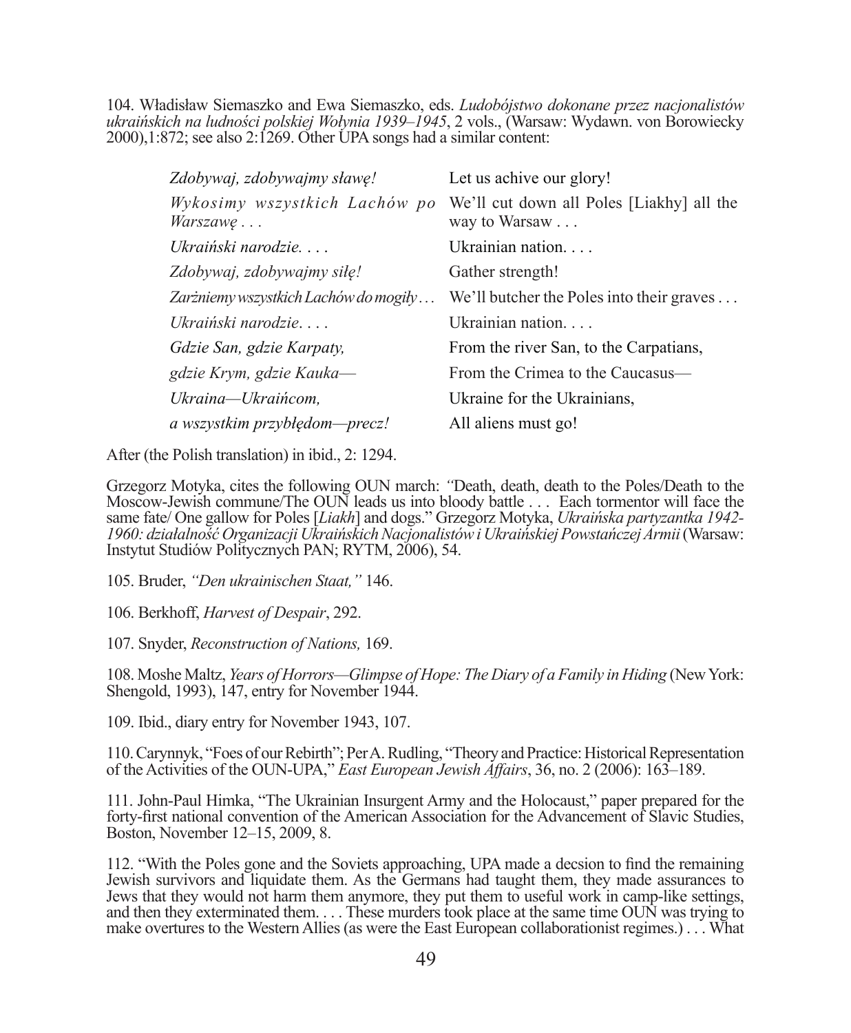104. Władisław Siemaszko and Ewa Siemaszko, eds. *Ludobójstwo dokonane przez nacjonalistów ukraińskich na ludności polskiej Wołynia 1939–1945*, 2 vols., (Warsaw: Wydawn. von Borowiecky 2000),1:872; see also 2:1269. Other UPA songs had a similar content:

| | |
|---|---|
| *Zdobywaj, zdobywajmy sławę!* | Let us achive our glory! |
| *Wykosimy wszystkich Lachów po Warszawę . . .* | We'll cut down all Poles [Liakhy] all the way to Warsaw . . . |
| *Ukraiński narodzie. . . .* | Ukrainian nation. . . . |
| *Zdobywaj, zdobywajmy siłę!* | Gather strength! |
| *Zarżniemy wszystkich Lachów do mogiły . . .* | We'll butcher the Poles into their graves . . . |
| *Ukraiński narodzie. . . .* | Ukrainian nation. . . . |
| *Gdzie San, gdzie Karpaty,* | From the river San, to the Carpatians, |
| *gdzie Krym, gdzie Kauka—* | From the Crimea to the Caucasus— |
| *Ukraina—Ukraińcom,* | Ukraine for the Ukrainians, |
| *a wszystkim przybłędom—precz!* | All aliens must go! |

After (the Polish translation) in ibid., 2: 1294.

Grzegorz Motyka, cites the following OUN march: "Death, death, death to the Poles/Death to the Moscow-Jewish commune/The OUN leads us into bloody battle . . . Each tormentor will face the same fate/ One gallow for Poles [*Liakh*] and dogs." Grzegorz Motyka, *Ukraińska partyzantka 1942-1960: działalność Organizacji Ukraińskich Nacjonalistów i Ukraińskiej Powstańczej Armii* (Warsaw: Instytut Studiów Politycznych PAN; RYTM, 2006), 54.

105. Bruder, *"Den ukrainischen Staat,"* 146.

106. Berkhoff, *Harvest of Despair*, 292.

107. Snyder, *Reconstruction of Nations,* 169.

108. Moshe Maltz, *Years of Horrors—Glimpse of Hope: The Diary of a Family in Hiding* (New York: Shengold, 1993), 147, entry for November 1944.

109. Ibid., diary entry for November 1943, 107.

110. Carynnyk, "Foes of our Rebirth"; Per A. Rudling, "Theory and Practice: Historical Representation of the Activities of the OUN-UPA," *East European Jewish Affairs*, 36, no. 2 (2006): 163–189.

111. John-Paul Himka, "The Ukrainian Insurgent Army and the Holocaust," paper prepared for the forty-first national convention of the American Association for the Advancement of Slavic Studies, Boston, November 12–15, 2009, 8.

112. "With the Poles gone and the Soviets approaching, UPA made a decsion to find the remaining Jewish survivors and liquidate them. As the Germans had taught them, they made assurances to Jews that they would not harm them anymore, they put them to useful work in camp-like settings, and then they exterminated them. . . . These murders took place at the same time OUN was trying to make overtures to the Western Allies (as were the East European collaborationist regimes.) . . . What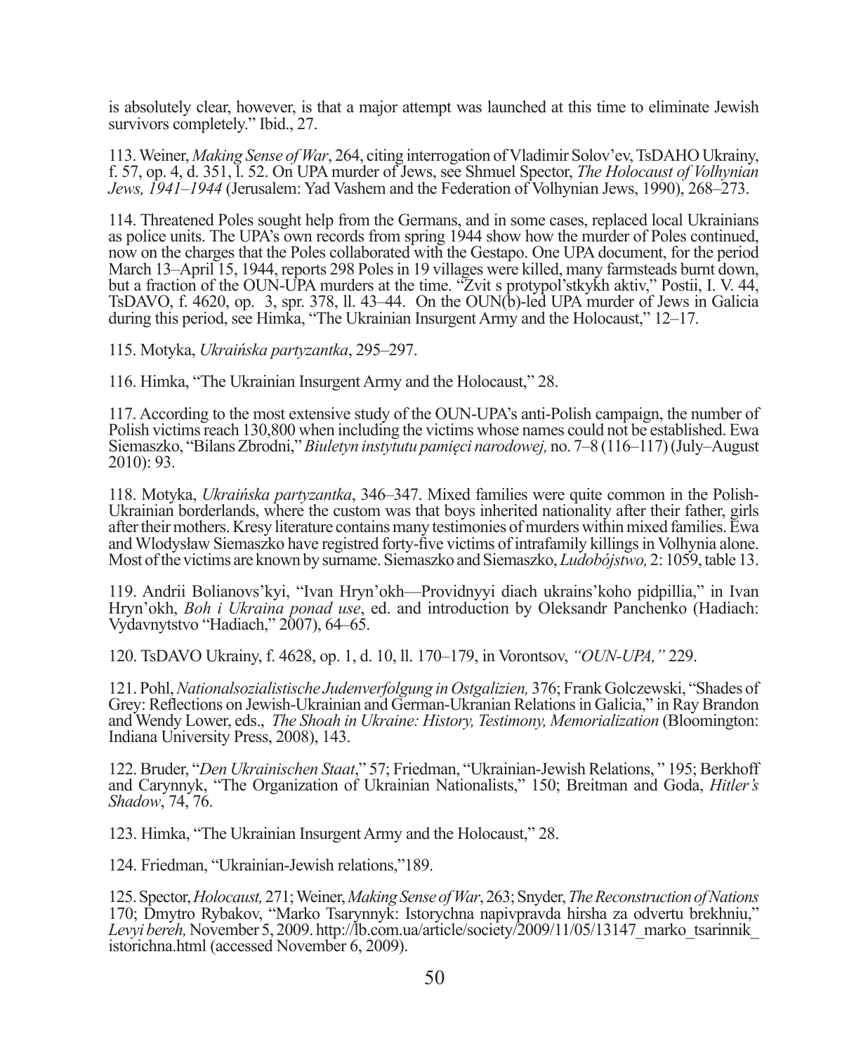is absolutely clear, however, is that a major attempt was launched at this time to eliminate Jewish survivors completely." Ibid., 27.

113. Weiner, *Making Sense of War*, 264, citing interrogation of Vladimir Solov'ev, TsDAHO Ukrainy, f. 57, op. 4, d. 351, l. 52. On UPA murder of Jews, see Shmuel Spector, *The Holocaust of Volhynian Jews, 1941–1944* (Jerusalem: Yad Vashem and the Federation of Volhynian Jews, 1990), 268–273.

114. Threatened Poles sought help from the Germans, and in some cases, replaced local Ukrainians as police units. The UPA's own records from spring 1944 show how the murder of Poles continued, now on the charges that the Poles collaborated with the Gestapo. One UPA document, for the period March 13–April 15, 1944, reports 298 Poles in 19 villages were killed, many farmsteads burnt down, but a fraction of the OUN-UPA murders at the time. "Zvit s protypol'stykh aktiv," Postii, I. V. 44, TsDAVO, f. 4620, op. 3, spr. 378, ll. 43–44. On the OUN(b)-led UPA murder of Jews in Galicia during this period, see Himka, "The Ukrainian Insurgent Army and the Holocaust," 12–17.

115. Motyka, *Ukraińska partyzantka*, 295–297.

116. Himka, "The Ukrainian Insurgent Army and the Holocaust," 28.

117. According to the most extensive study of the OUN-UPA's anti-Polish campaign, the number of Polish victims reach 130,800 when including the victims whose names could not be established. Ewa Siemaszko, "Bilans Zbrodni," *Biuletyn instytutu pamięci narodowej,* no. 7–8 (116–117) (July–August 2010): 93.

118. Motyka, *Ukraińska partyzantka*, 346–347. Mixed families were quite common in the Polish-Ukrainian borderlands, where the custom was that boys inherited nationality after their father, girls after their mothers. Kresy literature contains many testimonies of murders within mixed families. Ewa and Wlodysław Siemaszko have registred forty-five victims of intrafamily killings in Volhynia alone. Most of the victims are known by surname. Siemaszko and Siemaszko, *Ludobójstwo,* 2: 1059, table 13.

119. Andrii Bolianovs'kyi, "Ivan Hryn'okh—Providnyyi diach ukrains'koho pidpillia," in Ivan Hryn'okh, *Boh i Ukraina ponad use*, ed. and introduction by Oleksandr Panchenko (Hadiach: Vydavnytstvo "Hadiach," 2007), 64–65.

120. TsDAVO Ukrainy, f. 4628, op. 1, d. 10, ll. 170–179, in Vorontsov, *"OUN-UPA,"* 229.

121. Pohl, *Nationalsozialistische Judenverfolgung in Ostgalizien,* 376; Frank Golczewski, "Shades of Grey: Reflections on Jewish-Ukrainian and German-Ukranian Relations in Galicia," in Ray Brandon and Wendy Lower, eds., *The Shoah in Ukraine: History, Testimony, Memorialization* (Bloomington: Indiana University Press, 2008), 143.

122. Bruder, "*Den Ukrainischen Staat*," 57; Friedman, "Ukrainian-Jewish Relations, " 195; Berkhoff and Carynnyk, "The Organization of Ukrainian Nationalists," 150; Breitman and Goda, *Hitler's Shadow*, 74, 76.

123. Himka, "The Ukrainian Insurgent Army and the Holocaust," 28.

124. Friedman, "Ukrainian-Jewish relations,"189.

125. Spector, *Holocaust,* 271; Weiner, *Making Sense of War*, 263; Snyder, *The Reconstruction of Nations* 170; Dmytro Rybakov, "Marko Tsarynnyk: Istorychna napivpravda hirsha za odvertu brekhniu," *Levyi bereh,* November 5, 2009. http://lb.com.ua/article/society/2009/11/05/13147_marko_tsarinnik_istorichna.html (accessed November 6, 2009).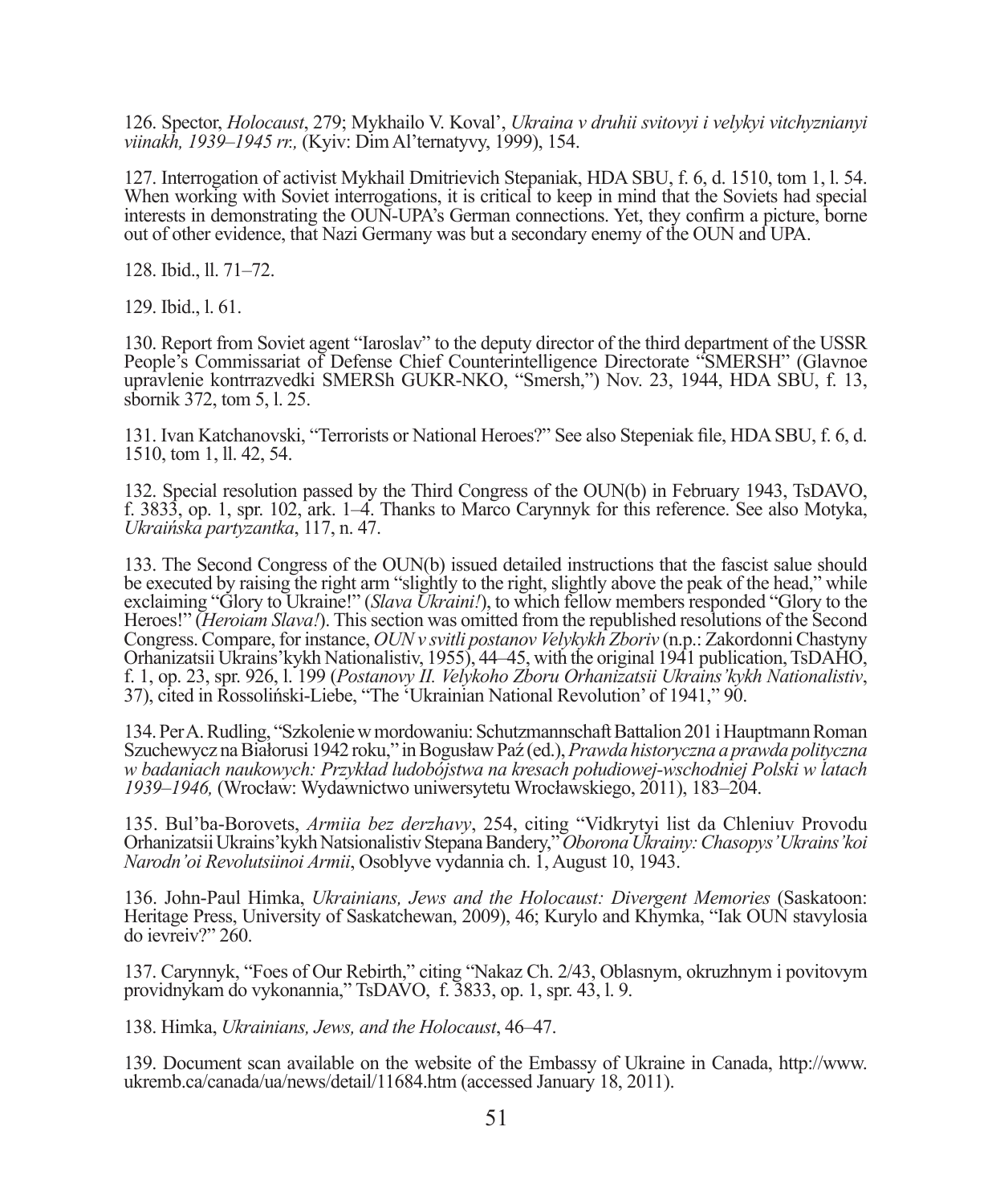126. Spector, *Holocaust*, 279; Mykhailo V. Koval', *Ukraina v druhii svitovyi i velykyi vitchyznianyi viinakh, 1939–1945 rr.,* (Kyiv: Dim Al'ternatyvy, 1999), 154.

127. Interrogation of activist Mykhail Dmitrievich Stepaniak, HDA SBU, f. 6, d. 1510, tom 1, l. 54. When working with Soviet interrogations, it is critical to keep in mind that the Soviets had special interests in demonstrating the OUN-UPA's German connections. Yet, they confirm a picture, borne out of other evidence, that Nazi Germany was but a secondary enemy of the OUN and UPA.

128. Ibid., ll. 71–72.

129. Ibid., l. 61.

130. Report from Soviet agent "Iaroslav" to the deputy director of the third department of the USSR People's Commissariat of Defense Chief Counterintelligence Directorate "SMERSH" (Glavnoe upravlenie kontrrazvedki SMERSh GUKR-NKO, "Smersh,") Nov. 23, 1944, HDA SBU, f. 13, sbornik 372, tom 5, l. 25.

131. Ivan Katchanovski, "Terrorists or National Heroes?" See also Stepeniak file, HDA SBU, f. 6, d. 1510, tom 1, ll. 42, 54.

132. Special resolution passed by the Third Congress of the OUN(b) in February 1943, TsDAVO, f. 3833, op. 1, spr. 102, ark. 1–4. Thanks to Marco Carynnyk for this reference. See also Motyka, *Ukraińska partyzantka*, 117, n. 47.

133. The Second Congress of the OUN(b) issued detailed instructions that the fascist salue should be executed by raising the right arm "slightly to the right, slightly above the peak of the head," while exclaiming "Glory to Ukraine!" (*Slava Ukraini!*), to which fellow members responded "Glory to the Heroes!" (*Heroiam Slava!*). This section was omitted from the republished resolutions of the Second Congress. Compare, for instance, *OUN v svitli postanov Velykykh Zboriv* (n.p.: Zakordonni Chastyny Orhanizatsii Ukrains'kykh Nationalistiv, 1955), 44–45, with the original 1941 publication, TsDAHO, f. 1, op. 23, spr. 926, l. 199 (*Postanovy II. Velykoho Zboru Orhanizatsii Ukrains'kykh Nationalistiv*, 37), cited in Rossoliński-Liebe, "The 'Ukrainian National Revolution' of 1941," 90.

134. Per A. Rudling, "Szkolenie w mordowaniu: Schutzmannschaft Battalion 201 i Hauptmann Roman Szuchewycz na Białorusi 1942 roku," in Bogusław Paź (ed.), *Prawda historyczna a prawda polityczna w badaniach naukowych: Przykład ludobójstwa na kresach południowej-wschodniej Polski w latach 1939–1946,* (Wrocław: Wydawnictwo uniwersytetu Wrocławskiego, 2011), 183–204.

135. Bul'ba-Borovets, *Armiia bez derzhavy*, 254, citing "Vidkrytyi list da Chleniuv Provodu Orhanizatsii Ukrains'kykh Natsionalistiv Stepana Bandery," *Oborona Ukrainy: Chasopys' Ukrains'koi Narodn'oi Revolutsiinoi Armii*, Osoblyve vydannia ch. 1, August 10, 1943.

136. John-Paul Himka, *Ukrainians, Jews and the Holocaust: Divergent Memories* (Saskatoon: Heritage Press, University of Saskatchewan, 2009), 46; Kurylo and Khymka, "Iak OUN stavylosia do ievreiv?" 260.

137. Carynnyk, "Foes of Our Rebirth," citing "Nakaz Ch. 2/43, Oblasnym, okruzhnym i povitovym providnykam do vykonannia," TsDAVO, f. 3833, op. 1, spr. 43, l. 9.

138. Himka, *Ukrainians, Jews, and the Holocaust*, 46–47.

139. Document scan available on the website of the Embassy of Ukraine in Canada, http://www.ukremb.ca/canada/ua/news/detail/11684.htm (accessed January 18, 2011).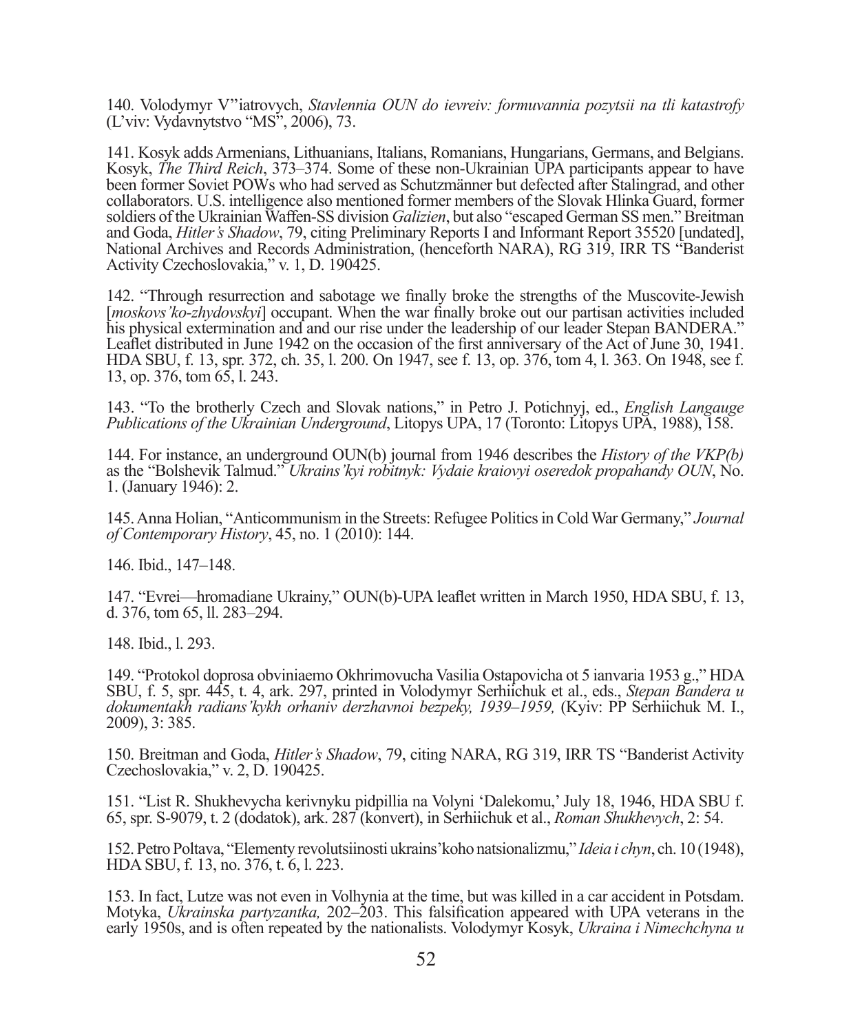140. Volodymyr V"iatrovych, *Stavlennia OUN do ievreiv: formuvannia pozytsii na tli katastrofy* (L'viv: Vydavnytstvo "MS", 2006), 73.

141. Kosyk adds Armenians, Lithuanians, Italians, Romanians, Hungarians, Germans, and Belgians. Kosyk, *The Third Reich*, 373–374. Some of these non-Ukrainian UPA participants appear to have been former Soviet POWs who had served as Schutzmänner but defected after Stalingrad, and other collaborators. U.S. intelligence also mentioned former members of the Slovak Hlinka Guard, former soldiers of the Ukrainian Waffen-SS division *Galizien*, but also "escaped German SS men." Breitman and Goda, *Hitler's Shadow*, 79, citing Preliminary Reports I and Informant Report 35520 [undated], National Archives and Records Administration, (henceforth NARA), RG 319, IRR TS "Banderist Activity Czechoslovakia," v. 1, D. 190425.

142. "Through resurrection and sabotage we finally broke the strengths of the Muscovite-Jewish [*moskovs'ko-zhydovskyi*] occupant. When the war finally broke out our partisan activities included his physical extermination and and our rise under the leadership of our leader Stepan BANDERA." Leaflet distributed in June 1942 on the occasion of the first anniversary of the Act of June 30, 1941. HDA SBU, f. 13, spr. 372, ch. 35, l. 200. On 1947, see f. 13, op. 376, tom 4, l. 363. On 1948, see f. 13, op. 376, tom 65, l. 243.

143. "To the brotherly Czech and Slovak nations," in Petro J. Potichnyj, ed., *English Langauge Publications of the Ukrainian Underground*, Litopys UPA, 17 (Toronto: Litopys UPA, 1988), 158.

144. For instance, an underground OUN(b) journal from 1946 describes the *History of the VKP(b)* as the "Bolshevik Talmud." *Ukrains'kyi robitnyk: Vydaie kraiovyi oseredok propahandy OUN*, No. 1. (January 1946): 2.

145. Anna Holian, "Anticommunism in the Streets: Refugee Politics in Cold War Germany," *Journal of Contemporary History*, 45, no. 1 (2010): 144.

146. Ibid., 147–148.

147. "Evrei—hromadiane Ukrainy," OUN(b)-UPA leaflet written in March 1950, HDA SBU, f. 13, d. 376, tom 65, ll. 283–294.

148. Ibid., l. 293.

149. "Protokol doprosa obviniaemo Okhrimovucha Vasilia Ostapovicha ot 5 ianvaria 1953 g.," HDA SBU, f. 5, spr. 445, t. 4, ark. 297, printed in Volodymyr Serhiichuk et al., eds., *Stepan Bandera u dokumentakh radians'kykh orhaniv derzhavnoi bezpeky, 1939–1959,* (Kyiv: PP Serhiichuk M. I., 2009), 3: 385.

150. Breitman and Goda, *Hitler's Shadow*, 79, citing NARA, RG 319, IRR TS "Banderist Activity Czechoslovakia," v. 2, D. 190425.

151. "List R. Shukhevycha kerivnyku pidpillia na Volyni 'Dalekomu,' July 18, 1946, HDA SBU f. 65, spr. S-9079, t. 2 (dodatok), ark. 287 (konvert), in Serhiichuk et al., *Roman Shukhevych*, 2: 54.

152. Petro Poltava, "Elementy revolutsiinosti ukrains'koho natsionalizmu," *Ideia i chyn*, ch. 10 (1948), HDA SBU, f. 13, no. 376, t. 6, l. 223.

153. In fact, Lutze was not even in Volhynia at the time, but was killed in a car accident in Potsdam. Motyka, *Ukrainska partyzantka,* 202–203. This falsification appeared with UPA veterans in the early 1950s, and is often repeated by the nationalists. Volodymyr Kosyk, *Ukraina i Nimechchyna u*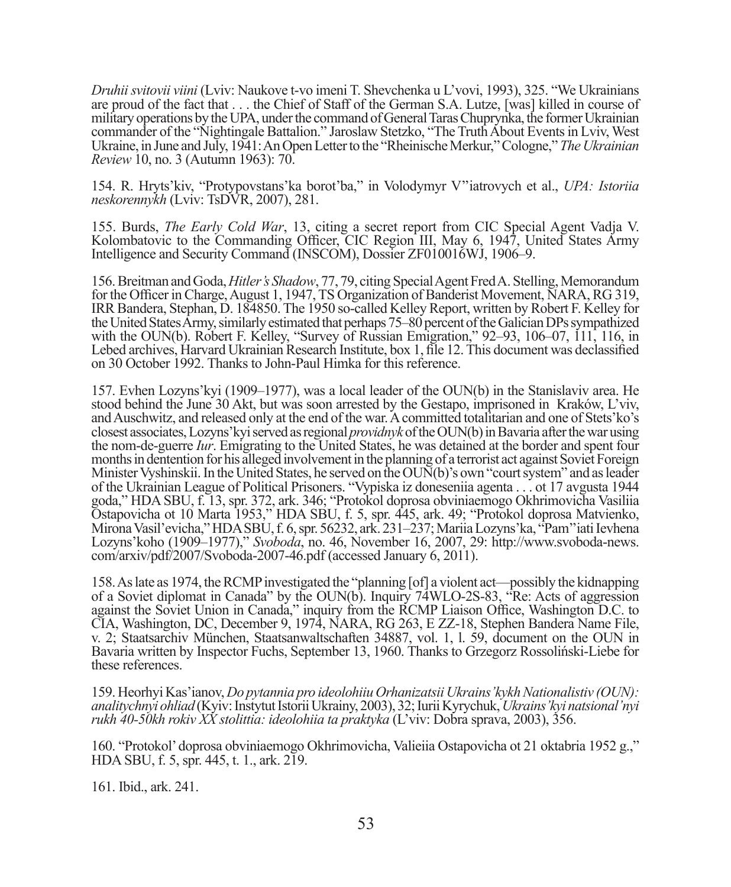*Druhii svitovii viini* (Lviv: Naukove t-vo imeni T. Shevchenka u L'vovi, 1993), 325. "We Ukrainians are proud of the fact that . . . the Chief of Staff of the German S.A. Lutze, [was] killed in course of military operations by the UPA, under the command of General Taras Chuprynka, the former Ukrainian commander of the "Nightingale Battalion." Jaroslaw Stetzko, "The Truth About Events in Lviv, West Ukraine, in June and July, 1941: An Open Letter to the "Rheinische Merkur," Cologne," *The Ukrainian Review* 10, no. 3 (Autumn 1963): 70.

154. R. Hryts'kiv, "Protypovstans'ka borot'ba," in Volodymyr V''iatrovych et al., *UPA: Istoriia neskorennykh* (Lviv: TsDVR, 2007), 281.

155. Burds, *The Early Cold War*, 13, citing a secret report from CIC Special Agent Vadja V. Kolombatovic to the Commanding Officer, CIC Region III, May 6, 1947, United States Army Intelligence and Security Command (INSCOM), Dossier ZF010016WJ, 1906–9.

156. Breitman and Goda, *Hitler's Shadow*, 77, 79, citing Special Agent Fred A. Stelling, Memorandum for the Officer in Charge, August 1, 1947, TS Organization of Banderist Movement, NARA, RG 319, IRR Bandera, Stephan, D. 184850. The 1950 so-called Kelley Report, written by Robert F. Kelley for the United States Army, similarly estimated that perhaps 75–80 percent of the Galician DPs sympathized with the OUN(b). Robert F. Kelley, "Survey of Russian Emigration," 92–93, 106–07, 111, 116, in Lebed archives, Harvard Ukrainian Research Institute, box 1, file 12. This document was declassified on 30 October 1992. Thanks to John-Paul Himka for this reference.

157. Evhen Lozyns'kyi (1909–1977), was a local leader of the OUN(b) in the Stanislaviv area. He stood behind the June 30 Akt, but was soon arrested by the Gestapo, imprisoned in Kraków, L'viv, and Auschwitz, and released only at the end of the war. A committed totalitarian and one of Stets'ko's closest associates, Lozyns'kyi served as regional *providnyk* of the OUN(b) in Bavaria after the war using the nom-de-guerre *Iur*. Emigrating to the United States, he was detained at the border and spent four months in dentention for his alleged involvement in the planning of a terrorist act against Soviet Foreign Minister Vyshinskii. In the United States, he served on the OUN(b)'s own "court system" and as leader of the Ukrainian League of Political Prisoners. "Vypiska iz doneseniia agenta . . . ot 17 avgusta 1944 goda," HDA SBU, f. 13, spr. 372, ark. 346; "Protokol doprosa obviniaemogo Okhrimovicha Vasiliia Ostapovicha ot 10 Marta 1953," HDA SBU, f. 5, spr. 445, ark. 49; "Protokol doprosa Matvienko, Mirona Vasil'evicha," HDA SBU, f. 6, spr. 56232, ark. 231–237; Mariia Lozyns'ka, "Pam''iati Ievhena Lozyns'koho (1909–1977)," *Svoboda*, no. 46, November 16, 2007, 29: http://www.svoboda-news.com/arxiv/pdf/2007/Svoboda-2007-46.pdf (accessed January 6, 2011).

158. As late as 1974, the RCMP investigated the "planning [of] a violent act—possibly the kidnapping of a Soviet diplomat in Canada" by the OUN(b). Inquiry 74WLO-2S-83, "Re: Acts of aggression against the Soviet Union in Canada," inquiry from the RCMP Liaison Office, Washington D.C. to CIA, Washington, DC, December 9, 1974, NARA, RG 263, E ZZ-18, Stephen Bandera Name File, v. 2; Staatsarchiv München, Staatsanwaltschaften 34887, vol. 1, l. 59, document on the OUN in Bavaria written by Inspector Fuchs, September 13, 1960. Thanks to Grzegorz Rossoliński-Liebe for these references.

159. Heorhyi Kas'ianov, *Do pytannia pro ideolohiiu Orhanizatsii Ukrains'kykh Nationalistiv (OUN): analitychnyi ohliad* (Kyiv: Instytut Istorii Ukrainy, 2003), 32; Iurii Kyrychuk, *Ukrains'kyi natsional'nyi rukh 40-50kh rokiv XX stolittia: ideolohiia ta praktyka* (L'viv: Dobra sprava, 2003), 356.

160. "Protokol' doprosa obviniaemogo Okhrimovicha, Valieiia Ostapovicha ot 21 oktabria 1952 g.," HDA SBU, f. 5, spr. 445, t. 1., ark. 219.

161. Ibid., ark. 241.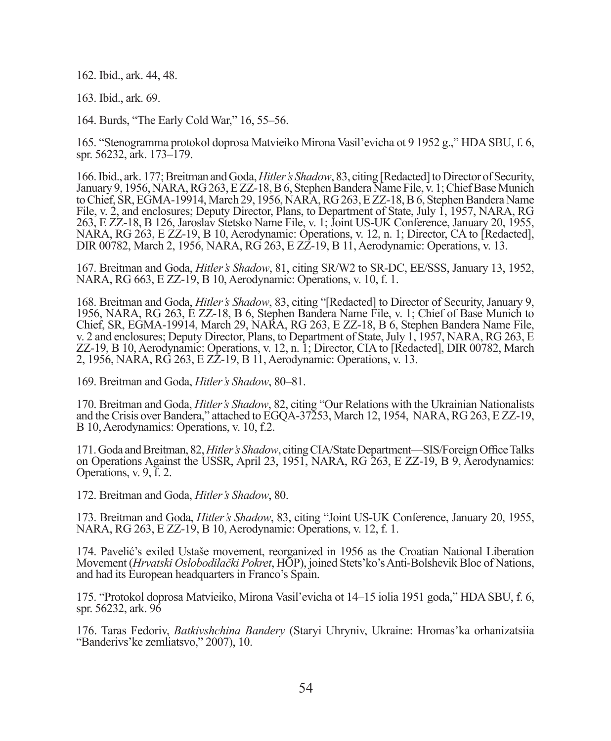162. Ibid., ark. 44, 48.

163. Ibid., ark. 69.

164. Burds, "The Early Cold War," 16, 55–56.

165. "Stenogramma protokol doprosa Matvieiko Mirona Vasil'evicha ot 9 1952 g.," HDA SBU, f. 6, spr. 56232, ark. 173–179.

166. Ibid., ark. 177; Breitman and Goda, *Hitler's Shadow*, 83, citing [Redacted] to Director of Security, January 9, 1956, NARA, RG 263, E ZZ-18, B 6, Stephen Bandera Name File, v. 1; Chief Base Munich to Chief, SR, EGMA-19914, March 29, 1956, NARA, RG 263, E ZZ-18, B 6, Stephen Bandera Name File, v. 2, and enclosures; Deputy Director, Plans, to Department of State, July 1, 1957, NARA, RG 263, E ZZ-18, B 126, Jaroslav Stetsko Name File, v. 1; Joint US-UK Conference, January 20, 1955, NARA, RG 263, E ZZ-19, B 10, Aerodynamic: Operations, v. 12, n. 1; Director, CA to [Redacted], DIR 00782, March 2, 1956, NARA, RG 263, E ZZ-19, B 11, Aerodynamic: Operations, v. 13.

167. Breitman and Goda, *Hitler's Shadow*, 81, citing SR/W2 to SR-DC, EE/SSS, January 13, 1952, NARA, RG 663, E ZZ-19, B 10, Aerodynamic: Operations, v. 10, f. 1.

168. Breitman and Goda, *Hitler's Shadow*, 83, citing "[Redacted] to Director of Security, January 9, 1956, NARA, RG 263, E ZZ-18, B 6, Stephen Bandera Name File, v. 1; Chief of Base Munich to Chief, SR, EGMA-19914, March 29, NARA, RG 263, E ZZ-18, B 6, Stephen Bandera Name File, v. 2 and enclosures; Deputy Director, Plans, to Department of State, July 1, 1957, NARA, RG 263, E ZZ-19, B 10, Aerodynamic: Operations, v. 12, n. 1; Director, CIA to [Redacted], DIR 00782, March 2, 1956, NARA, RG 263, E ZZ-19, B 11, Aerodynamic: Operations, v. 13.

169. Breitman and Goda, *Hitler's Shadow*, 80–81.

170. Breitman and Goda, *Hitler's Shadow*, 82, citing "Our Relations with the Ukrainian Nationalists and the Crisis over Bandera," attached to EGQA-37253, March 12, 1954, NARA, RG 263, E ZZ-19, B 10, Aerodynamics: Operations, v. 10, f.2.

171. Goda and Breitman, 82, *Hitler's Shadow*, citing CIA/State Department—SIS/Foreign Office Talks on Operations Against the USSR, April 23, 1951, NARA, RG 263, E ZZ-19, B 9, Aerodynamics: Operations, v. 9, f. 2.

172. Breitman and Goda, *Hitler's Shadow*, 80.

173. Breitman and Goda, *Hitler's Shadow*, 83, citing "Joint US-UK Conference, January 20, 1955, NARA, RG 263, E ZZ-19, B 10, Aerodynamic: Operations, v. 12, f. 1.

174. Pavelić's exiled Ustaše movement, reorganized in 1956 as the Croatian National Liberation Movement (*Hrvatski Oslobodilački Pokret*, HOP), joined Stets'ko's Anti-Bolshevik Bloc of Nations, and had its European headquarters in Franco's Spain.

175. "Protokol doprosa Matvieiko, Mirona Vasil'evicha ot 14–15 iolia 1951 goda," HDA SBU, f. 6, spr. 56232, ark. 96

176. Taras Fedoriv, *Batkivshchina Bandery* (Staryi Uhryniv, Ukraine: Hromas'ka orhanizatsiia "Banderivs'ke zemliatsvo," 2007), 10.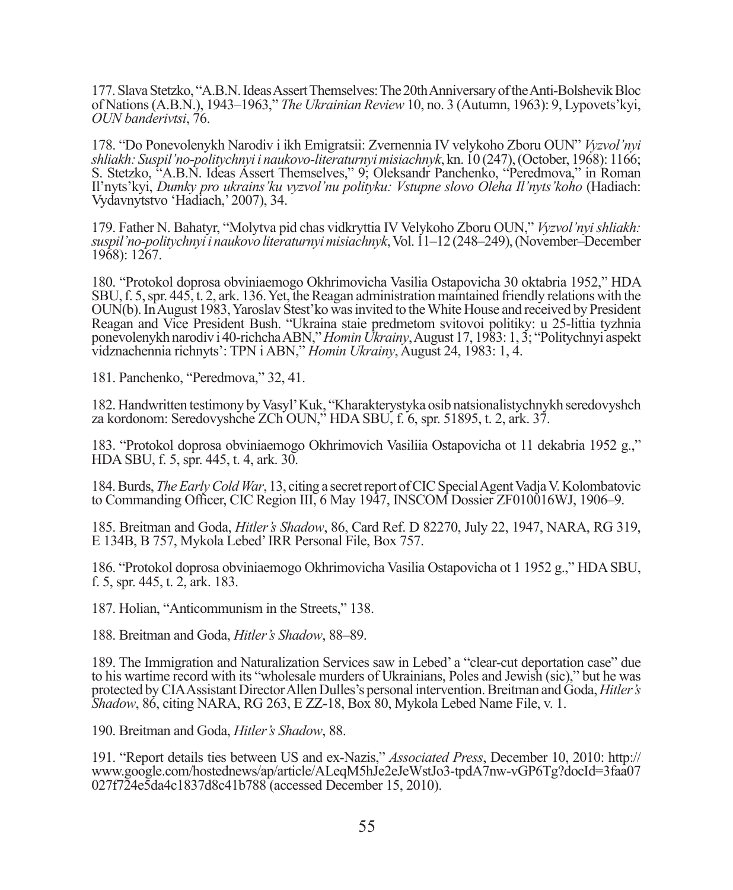177. Slava Stetzko, "A.B.N. Ideas Assert Themselves: The 20th Anniversary of the Anti-Bolshevik Bloc of Nations (A.B.N.), 1943–1963," *The Ukrainian Review* 10, no. 3 (Autumn, 1963): 9, Lypovets'kyi, *OUN banderivtsi*, 76.

178. "Do Ponevolenykh Narodiv i ikh Emigratsii: Zvernennia IV velykoho Zboru OUN" *Vyzvol'nyi shliakh: Suspil'no-politychnyi i naukovo-literaturnyi misiachnyk*, kn. 10 (247), (October, 1968): 1166; S. Stetzko, "A.B.N. Ideas Assert Themselves," 9; Oleksandr Panchenko, "Peredmova," in Roman Il'nyts'kyi, *Dumky pro ukrains'ku vyzvol'nu polityku: Vstupne slovo Oleha Il'nyts'koho* (Hadiach: Vydavnytstvo 'Hadiach,' 2007), 34.

179. Father N. Bahatyr, "Molytva pid chas vidkryttia IV Velykoho Zboru OUN," *Vyzvol'nyi shliakh: suspil'no-politychnyi i naukovo literaturnyi misiachnyk*, Vol. 11–12 (248–249), (November–December 1968): 1267.

180. "Protokol doprosa obviniaemogo Okhrimovicha Vasilia Ostapovicha 30 oktabria 1952," HDA SBU, f. 5, spr. 445, t. 2, ark. 136. Yet, the Reagan administration maintained friendly relations with the OUN(b). In August 1983, Yaroslav Stest'ko was invited to the White House and received by President Reagan and Vice President Bush. "Ukraina staie predmetom svitovoi polityky: u 25-littia tyzhnia ponevolenykh narodiv i 40-richcha ABN," *Homin Ukrainy*, August 17, 1983: 1, 3; "Politychnyi aspekt vidznachennia richnyts': TPN i ABN," *Homin Ukrainy*, August 24, 1983: 1, 4.

181. Panchenko, "Peredmova," 32, 41.

182. Handwritten testimony by Vasyl' Kuk, "Kharakterystyka osib natsionalistychnykh seredovyshch za kordonom: Seredovyshche ZCh OUN," HDA SBU, f. 6, spr. 51895, t. 2, ark. 37.

183. "Protokol doprosa obviniaemogo Okhrimovich Vasiliia Ostapovicha ot 11 dekabria 1952 g.," HDA SBU, f. 5, spr. 445, t. 4, ark. 30.

184. Burds, *The Early Cold War*, 13, citing a secret report of CIC Special Agent Vadja V. Kolombatovic to Commanding Officer, CIC Region III, 6 May 1947, INSCOM Dossier ZF010016WJ, 1906–9.

185. Breitman and Goda, *Hitler's Shadow*, 86, Card Ref. D 82270, July 22, 1947, NARA, RG 319, E 134B, B 757, Mykola Lebed' IRR Personal File, Box 757.

186. "Protokol doprosa obviniaemogo Okhrimovicha Vasilia Ostapovicha ot 1 1952 g.," HDA SBU, f. 5, spr. 445, t. 2, ark. 183.

187. Holian, "Anticommunism in the Streets," 138.

188. Breitman and Goda, *Hitler's Shadow*, 88–89.

189. The Immigration and Naturalization Services saw in Lebed' a "clear-cut deportation case" due to his wartime record with its "wholesale murders of Ukrainians, Poles and Jewish (sic)," but he was protected by CIA Assistant Director Allen Dulles's personal intervention. Breitman and Goda, *Hitler's Shadow*, 86, citing NARA, RG 263, E ZZ-18, Box 80, Mykola Lebed Name File, v. 1.

190. Breitman and Goda, *Hitler's Shadow*, 88.

191. "Report details ties between US and ex-Nazis," *Associated Press*, December 10, 2010: http://www.google.com/hostednews/ap/article/ALeqM5hJe2eJeWstJo3-tpdA7nw-vGP6Tg?docId=3faa07027f724e5da4c1837d8c41b788 (accessed December 15, 2010).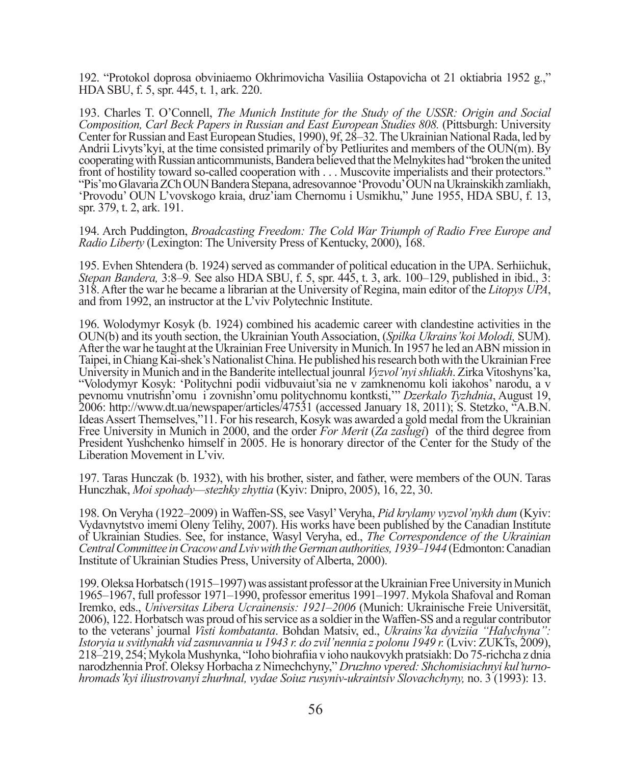192. "Protokol doprosa obviniaemo Okhrimovicha Vasiliia Ostapovicha ot 21 oktiabria 1952 g.," HDA SBU, f. 5, spr. 445, t. 1, ark. 220.

193. Charles T. O'Connell, *The Munich Institute for the Study of the USSR: Origin and Social Composition, Carl Beck Papers in Russian and East European Studies 808.* (Pittsburgh: University Center for Russian and East European Studies, 1990), 9f, 28–32. The Ukrainian National Rada, led by Andrii Livyts'kyi, at the time consisted primarily of by Petliurites and members of the OUN(m). By cooperating with Russian anticommunists, Bandera believed that the Melnykites had "broken the united front of hostility toward so-called cooperation with . . . Muscovite imperialists and their protectors." "Pis'mo Glavaria ZCh OUN Bandera Stepana, adresovannoe 'Provodu' OUN na Ukrainskikh zamliakh, 'Provodu' OUN L'vovskogo kraia, druz'iam Chernomu i Usmikhu," June 1955, HDA SBU, f. 13, spr. 379, t. 2, ark. 191.

194. Arch Puddington, *Broadcasting Freedom: The Cold War Triumph of Radio Free Europe and Radio Liberty* (Lexington: The University Press of Kentucky, 2000), 168.

195. Evhen Shtendera (b. 1924) served as commander of political education in the UPA. Serhiichuk, *Stepan Bandera,* 3:8–9*.* See also HDA SBU, f. 5, spr. 445, t. 3, ark. 100–129, published in ibid., 3: 318. After the war he became a librarian at the University of Regina, main editor of the *Litopys UPA*, and from 1992, an instructor at the L'viv Polytechnic Institute.

196. Wolodymyr Kosyk (b. 1924) combined his academic career with clandestine activities in the OUN(b) and its youth section, the Ukrainian Youth Association, (*Spilka Ukrains'koi Molodi,* SUM). After the war he taught at the Ukrainian Free University in Munich. In 1957 he led an ABN mission in Taipei, in Chiang Kai-shek's Nationalist China. He published his research both with the Ukrainian Free University in Munich and in the Banderite intellectual jounral *Vyzvol'nyi shliakh*. Zirka Vitoshyns'ka, "Volodymyr Kosyk: 'Politychni podii vidbuvaiut'sia ne v zamknenomu koli iakohos' narodu, a v pevnomu vnutrishn'omu i zovnishn'omu politychnomu kontksti,'" *Dzerkalo Tyzhdnia*, August 19, 2006: http://www.dt.ua/newspaper/articles/47531 (accessed January 18, 2011); S. Stetzko, "A.B.N. Ideas Assert Themselves,"11. For his research, Kosyk was awarded a gold medal from the Ukrainian Free University in Munich in 2000, and the order *For Merit* (*Za zaslugi*) of the third degree from President Yushchenko himself in 2005. He is honorary director of the Center for the Study of the Liberation Movement in L'viv.

197. Taras Hunczak (b. 1932), with his brother, sister, and father, were members of the OUN. Taras Hunczhak, *Moi spohady—stezhky zhyttia* (Kyiv: Dnipro, 2005), 16, 22, 30.

198. On Veryha (1922–2009) in Waffen-SS, see Vasyl' Veryha, *Pid krylamy vyzvol'nykh dum* (Kyiv: Vydavnytstvo imemi Oleny Telihy, 2007). His works have been published by the Canadian Institute of Ukrainian Studies. See, for instance, Wasyl Veryha, ed., *The Correspondence of the Ukrainian Central Committee in Cracow and Lviv with the German authorities, 1939–1944* (Edmonton: Canadian Institute of Ukrainian Studies Press, University of Alberta, 2000).

199. Oleksa Horbatsch (1915–1997) was assistant professor at the Ukrainian Free University in Munich 1965–1967, full professor 1971–1990, professor emeritus 1991–1997. Mykola Shafoval and Roman Iremko, eds., *Universitas Libera Ucrainensis: 1921–2006* (Munich: Ukrainische Freie Universität, 2006), 122. Horbatsch was proud of his service as a soldier in the Waffen-SS and a regular contributor to the veterans' journal *Visti kombatanta*. Bohdan Matsiv, ed., *Ukrains'ka dyviziia "Halychyna": Istoryia u svitlynakh vid zasnuvannia u 1943 r. do zvil'nennia z polonu 1949 r.* (Lviv: ZUKTs, 2009), 218–219, 254; Mykola Mushynka, "Ioho biohrafiia v ioho naukovykh pratsiakh: Do 75-richcha z dnia narodzhennia Prof. Oleksy Horbacha z Nimechchyny," *Druzhno vpered: Shchomisiachnyi kul'turno-hromads'kyi iliustrovanyi zhurhnal, vydae Soiuz rusyniv-ukraintsiv Slovachchyny,* no. 3 (1993): 13.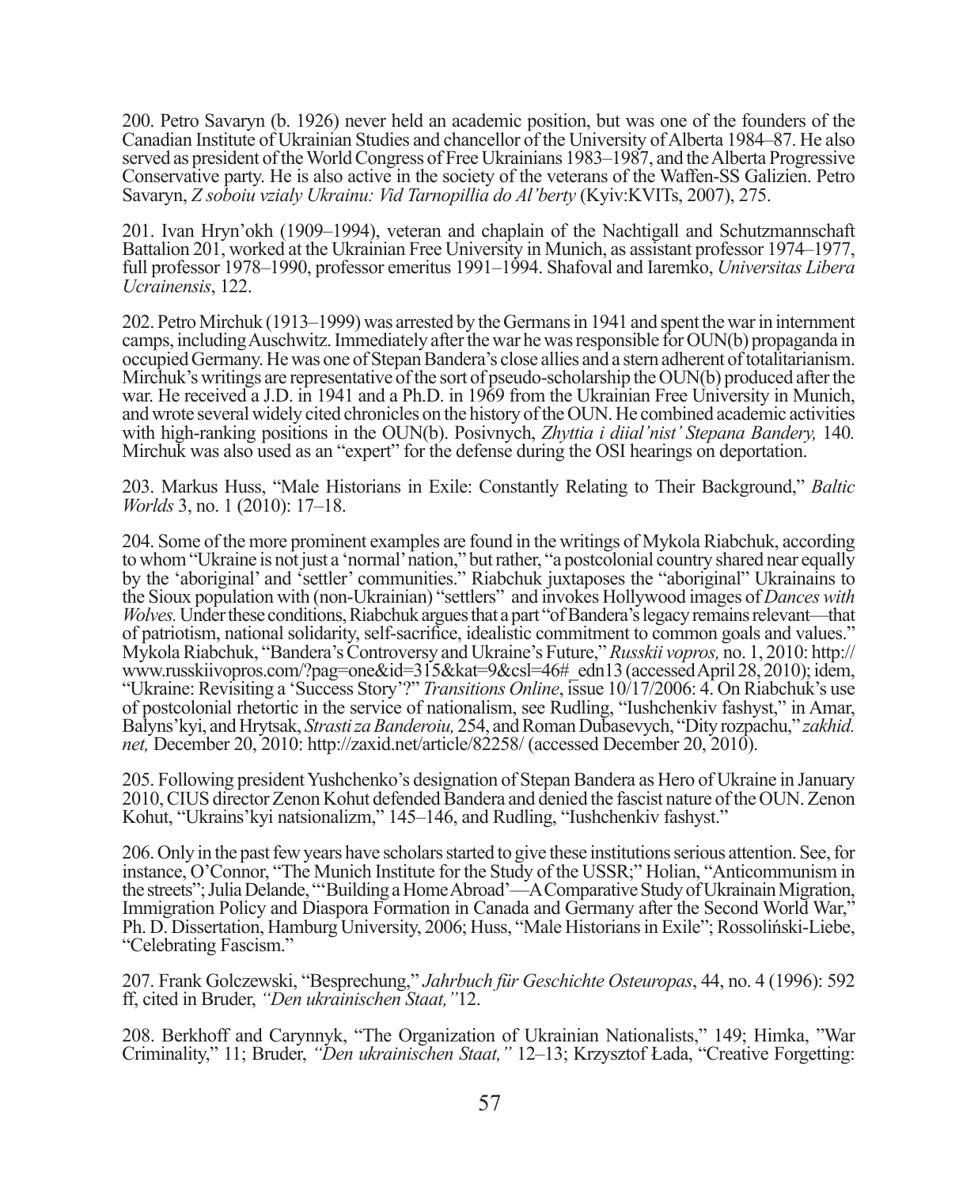200. Petro Savaryn (b. 1926) never held an academic position, but was one of the founders of the Canadian Institute of Ukrainian Studies and chancellor of the University of Alberta 1984–87. He also served as president of the World Congress of Free Ukrainians 1983–1987, and the Alberta Progressive Conservative party. He is also active in the society of the veterans of the Waffen-SS Galizien. Petro Savaryn, *Z soboiu vzialy Ukrainu: Vid Tarnopillia do Al'berty* (Kyiv:KVITs, 2007), 275.

201. Ivan Hryn'okh (1909–1994), veteran and chaplain of the Nachtigall and Schutzmannschaft Battalion 201, worked at the Ukrainian Free University in Munich, as assistant professor 1974–1977, full professor 1978–1990, professor emeritus 1991–1994. Shafoval and Iaremko, *Universitas Libera Ucrainensis*, 122.

202. Petro Mirchuk (1913–1999) was arrested by the Germans in 1941 and spent the war in internment camps, including Auschwitz. Immediately after the war he was responsible for OUN(b) propaganda in occupied Germany. He was one of Stepan Bandera's close allies and a stern adherent of totalitarianism. Mirchuk's writings are representative of the sort of pseudo-scholarship the OUN(b) produced after the war. He received a J.D. in 1941 and a Ph.D. in 1969 from the Ukrainian Free University in Munich, and wrote several widely cited chronicles on the history of the OUN. He combined academic activities with high-ranking positions in the OUN(b). Posivnych, *Zhyttia i diial'nist' Stepana Bandery,* 140. Mirchuk was also used as an "expert" for the defense during the OSI hearings on deportation.

203. Markus Huss, "Male Historians in Exile: Constantly Relating to Their Background," *Baltic Worlds* 3, no. 1 (2010): 17–18.

204. Some of the more prominent examples are found in the writings of Mykola Riabchuk, according to whom "Ukraine is not just a 'normal' nation," but rather, "a postcolonial country shared near equally by the 'aboriginal' and 'settler' communities." Riabchuk juxtaposes the "aboriginal" Ukrainains to the Sioux population with (non-Ukrainian) "settlers" and invokes Hollywood images of *Dances with Wolves.* Under these conditions, Riabchuk argues that a part "of Bandera's legacy remains relevant—that of patriotism, national solidarity, self-sacrifice, idealistic commitment to common goals and values." Mykola Riabchuk, "Bandera's Controversy and Ukraine's Future," *Russkii vopros,* no. 1, 2010: http://www.russkiivopros.com/?pag=one&id=315&kat=9&csl=46#_edn13 (accessed April 28, 2010); idem, "Ukraine: Revisiting a 'Success Story'?" *Transitions Online*, issue 10/17/2006: 4. On Riabchuk's use of postcolonial rhetortic in the service of nationalism, see Rudling, "Iushchenkiv fashyst," in Amar, Balyns'kyi, and Hrytsak, *Strasti za Banderoiu,* 254, and Roman Dubasevych, "Dity rozpachu," *zakhid.net,* December 20, 2010: http://zaxid.net/article/82258/ (accessed December 20, 2010).

205. Following president Yushchenko's designation of Stepan Bandera as Hero of Ukraine in January 2010, CIUS director Zenon Kohut defended Bandera and denied the fascist nature of the OUN. Zenon Kohut, "Ukrains'kyi natsionalizm," 145–146, and Rudling, "Iushchenkiv fashyst."

206. Only in the past few years have scholars started to give these institutions serious attention. See, for instance, O'Connor, "The Munich Institute for the Study of the USSR;" Holian, "Anticommunism in the streets"; Julia Delande, "'Building a Home Abroad'—A Comparative Study of Ukrainain Migration, Immigration Policy and Diaspora Formation in Canada and Germany after the Second World War," Ph. D. Dissertation, Hamburg University, 2006; Huss, "Male Historians in Exile"; Rossoliński-Liebe, "Celebrating Fascism."

207. Frank Golczewski, "Besprechung," *Jahrbuch für Geschichte Osteuropas*, 44, no. 4 (1996): 592 ff, cited in Bruder, *"Den ukrainischen Staat,"* 12.

208. Berkhoff and Carynnyk, "The Organization of Ukrainian Nationalists," 149; Himka, "War Criminality," 11; Bruder, *"Den ukrainischen Staat,"* 12–13; Krzysztof Łada, "Creative Forgetting: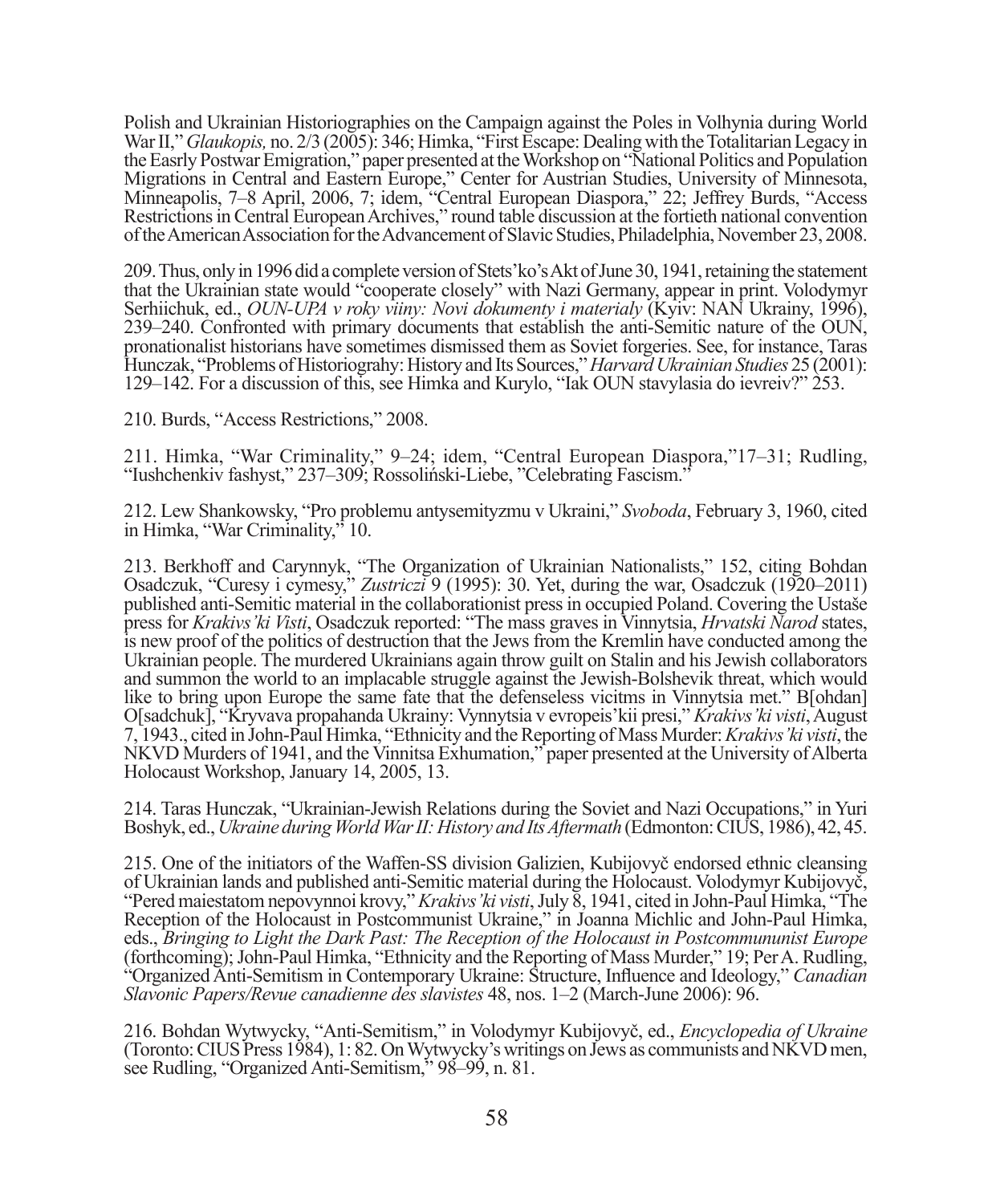Polish and Ukrainian Historiographies on the Campaign against the Poles in Volhynia during World War II," *Glaukopis,* no. 2/3 (2005): 346; Himka, "First Escape: Dealing with the Totalitarian Legacy in the Easrly Postwar Emigration," paper presented at the Workshop on "National Politics and Population Migrations in Central and Eastern Europe," Center for Austrian Studies, University of Minnesota, Minneapolis, 7–8 April, 2006, 7; idem, "Central European Diaspora," 22; Jeffrey Burds, "Access Restrictions in Central European Archives," round table discussion at the fortieth national convention of the American Association for the Advancement of Slavic Studies, Philadelphia, November 23, 2008.

209. Thus, only in 1996 did a complete version of Stets'ko's Akt of June 30, 1941, retaining the statement that the Ukrainian state would "cooperate closely" with Nazi Germany, appear in print. Volodymyr Serhiichuk, ed., *OUN-UPA v roky viiny: Novi dokumenty i materialy* (Kyiv: NAN Ukrainy, 1996), 239–240. Confronted with primary documents that establish the anti-Semitic nature of the OUN, pronationalist historians have sometimes dismissed them as Soviet forgeries. See, for instance, Taras Hunczak, "Problems of Historiograhy: History and Its Sources," *Harvard Ukrainian Studies* 25 (2001): 129–142. For a discussion of this, see Himka and Kurylo, "Iak OUN stavylasia do ievreiv?" 253.

210. Burds, "Access Restrictions," 2008.

211. Himka, "War Criminality," 9–24; idem, "Central European Diaspora,"17–31; Rudling, "Iushchenkiv fashyst," 237–309; Rossoliński-Liebe, "Celebrating Fascism."

212. Lew Shankowsky, "Pro problemu antysemityzmu v Ukraini," *Svoboda*, February 3, 1960, cited in Himka, "War Criminality," 10.

213. Berkhoff and Carynnyk, "The Organization of Ukrainian Nationalists," 152, citing Bohdan Osadczuk, "Curesy i cymesy," *Zustriczi* 9 (1995): 30. Yet, during the war, Osadczuk (1920–2011) published anti-Semitic material in the collaborationist press in occupied Poland. Covering the Ustaše press for *Krakivs'ki Visti*, Osadczuk reported: "The mass graves in Vinnytsia, *Hrvatski Narod* states, is new proof of the politics of destruction that the Jews from the Kremlin have conducted among the Ukrainian people. The murdered Ukrainians again throw guilt on Stalin and his Jewish collaborators and summon the world to an implacable struggle against the Jewish-Bolshevik threat, which would like to bring upon Europe the same fate that the defenseless vicitms in Vinnytsia met." B[ohdan] O[sadchuk], "Kryvava propahanda Ukrainy: Vynnytsia v evropeis'kii presi," *Krakivs'ki visti*, August 7, 1943., cited in John-Paul Himka, "Ethnicity and the Reporting of Mass Murder: *Krakivs'ki visti*, the NKVD Murders of 1941, and the Vinnitsa Exhumation," paper presented at the University of Alberta Holocaust Workshop, January 14, 2005, 13.

214. Taras Hunczak, "Ukrainian-Jewish Relations during the Soviet and Nazi Occupations," in Yuri Boshyk, ed., *Ukraine during World War II: History and Its Aftermath* (Edmonton: CIUS, 1986), 42, 45.

215. One of the initiators of the Waffen-SS division Galizien, Kubijovyč endorsed ethnic cleansing of Ukrainian lands and published anti-Semitic material during the Holocaust. Volodymyr Kubijovyč, "Pered maiestatom nepovynnoi krovy," *Krakivs'ki visti*, July 8, 1941, cited in John-Paul Himka, "The Reception of the Holocaust in Postcommunist Ukraine," in Joanna Michlic and John-Paul Himka, eds., *Bringing to Light the Dark Past: The Reception of the Holocaust in Postcommununist Europe* (forthcoming); John-Paul Himka, "Ethnicity and the Reporting of Mass Murder," 19; Per A. Rudling, "Organized Anti-Semitism in Contemporary Ukraine: Structure, Influence and Ideology," *Canadian Slavonic Papers/Revue canadienne des slavistes* 48, nos. 1–2 (March-June 2006): 96.

216. Bohdan Wytwycky, "Anti-Semitism," in Volodymyr Kubijovyč, ed., *Encyclopedia of Ukraine* (Toronto: CIUS Press 1984), 1: 82. On Wytwycky's writings on Jews as communists and NKVD men, see Rudling, "Organized Anti-Semitism," 98–99, n. 81.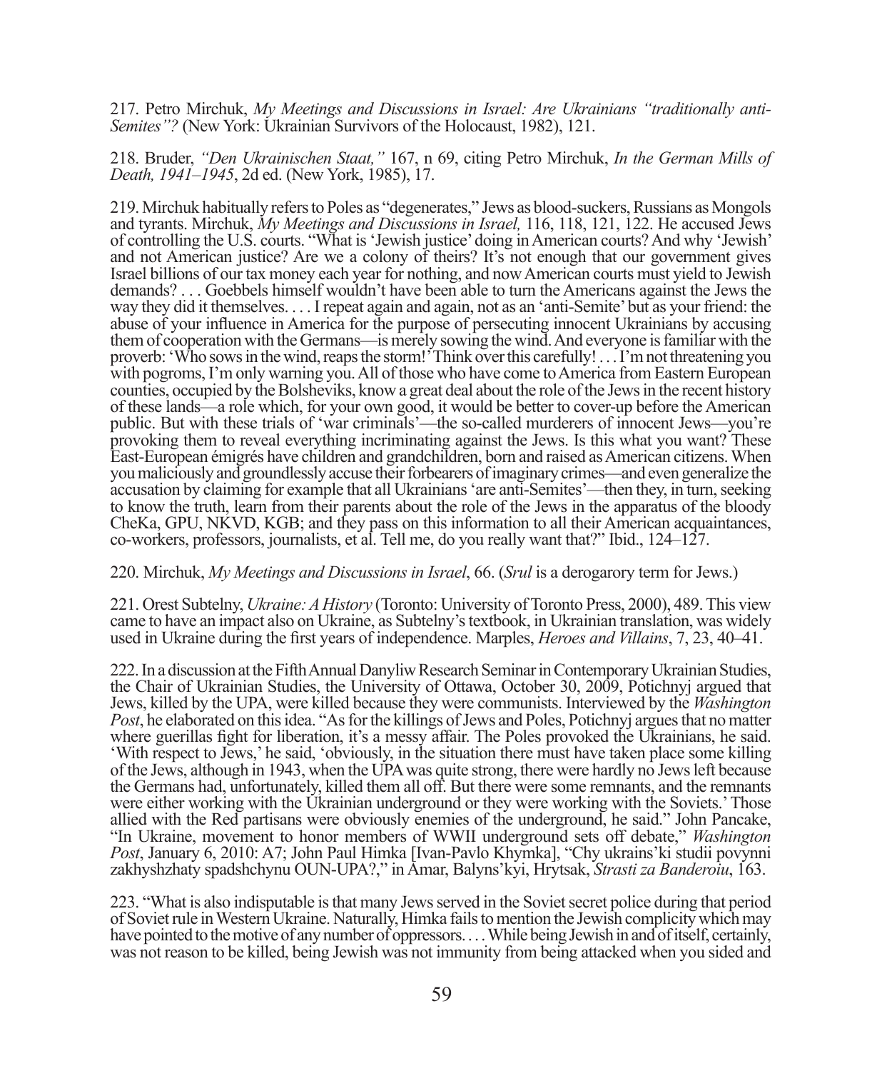217. Petro Mirchuk, *My Meetings and Discussions in Israel: Are Ukrainians "traditionally anti-Semites"?* (New York: Ukrainian Survivors of the Holocaust, 1982), 121.

218. Bruder, *"Den Ukrainischen Staat,"* 167, n 69, citing Petro Mirchuk, *In the German Mills of Death, 1941–1945*, 2d ed. (New York, 1985), 17.

219. Mirchuk habitually refers to Poles as "degenerates," Jews as blood-suckers, Russians as Mongols and tyrants. Mirchuk, *My Meetings and Discussions in Israel,* 116, 118, 121, 122. He accused Jews of controlling the U.S. courts. "What is 'Jewish justice' doing in American courts? And why 'Jewish' and not American justice? Are we a colony of theirs? It's not enough that our government gives Israel billions of our tax money each year for nothing, and now American courts must yield to Jewish demands? . . . Goebbels himself wouldn't have been able to turn the Americans against the Jews the way they did it themselves. . . . I repeat again and again, not as an 'anti-Semite' but as your friend: the abuse of your influence in America for the purpose of persecuting innocent Ukrainians by accusing them of cooperation with the Germans—is merely sowing the wind. And everyone is familiar with the proverb: 'Who sows in the wind, reaps the storm!' Think over this carefully! . . . I'm not threatening you with pogroms, I'm only warning you. All of those who have come to America from Eastern European counties, occupied by the Bolsheviks, know a great deal about the role of the Jews in the recent history of these lands—a role which, for your own good, it would be better to cover-up before the American public. But with these trials of 'war criminals'—the so-called murderers of innocent Jews—you're provoking them to reveal everything incriminating against the Jews. Is this what you want? These East-European émigrés have children and grandchildren, born and raised as American citizens. When you maliciously and groundlessly accuse their forbearers of imaginary crimes—and even generalize the accusation by claiming for example that all Ukrainians 'are anti-Semites'—then they, in turn, seeking to know the truth, learn from their parents about the role of the Jews in the apparatus of the bloody CheKa, GPU, NKVD, KGB; and they pass on this information to all their American acquaintances, co-workers, professors, journalists, et al. Tell me, do you really want that?" Ibid., 124–127.

220. Mirchuk, *My Meetings and Discussions in Israel*, 66. (*Srul* is a derogarory term for Jews.)

221. Orest Subtelny, *Ukraine: A History* (Toronto: University of Toronto Press, 2000), 489. This view came to have an impact also on Ukraine, as Subtelny's textbook, in Ukrainian translation, was widely used in Ukraine during the first years of independence. Marples, *Heroes and Villains*, 7, 23, 40–41.

222. In a discussion at the Fifth Annual Danyliw Research Seminar in Contemporary Ukrainian Studies, the Chair of Ukrainian Studies, the University of Ottawa, October 30, 2009, Potichnyj argued that Jews, killed by the UPA, were killed because they were communists. Interviewed by the *Washington Post*, he elaborated on this idea. "As for the killings of Jews and Poles, Potichnyj argues that no matter where guerillas fight for liberation, it's a messy affair. The Poles provoked the Ukrainians, he said. 'With respect to Jews,' he said, 'obviously, in the situation there must have taken place some killing of the Jews, although in 1943, when the UPA was quite strong, there were hardly no Jews left because the Germans had, unfortunately, killed them all off. But there were some remnants, and the remnants were either working with the Ukrainian underground or they were working with the Soviets.' Those allied with the Red partisans were obviously enemies of the underground, he said." John Pancake, "In Ukraine, movement to honor members of WWII underground sets off debate," *Washington Post*, January 6, 2010: A7; John Paul Himka [Ivan-Pavlo Khymka], "Chy ukrains'ki studii povynni zakhyshzhaty spadshchynu OUN-UPA?," in Amar, Balyns'kyi, Hrytsak, *Strasti za Banderoiu*, 163.

223. "What is also indisputable is that many Jews served in the Soviet secret police during that period of Soviet rule in Western Ukraine. Naturally, Himka fails to mention the Jewish complicity which may have pointed to the motive of any number of oppressors. . . . While being Jewish in and of itself, certainly, was not reason to be killed, being Jewish was not immunity from being attacked when you sided and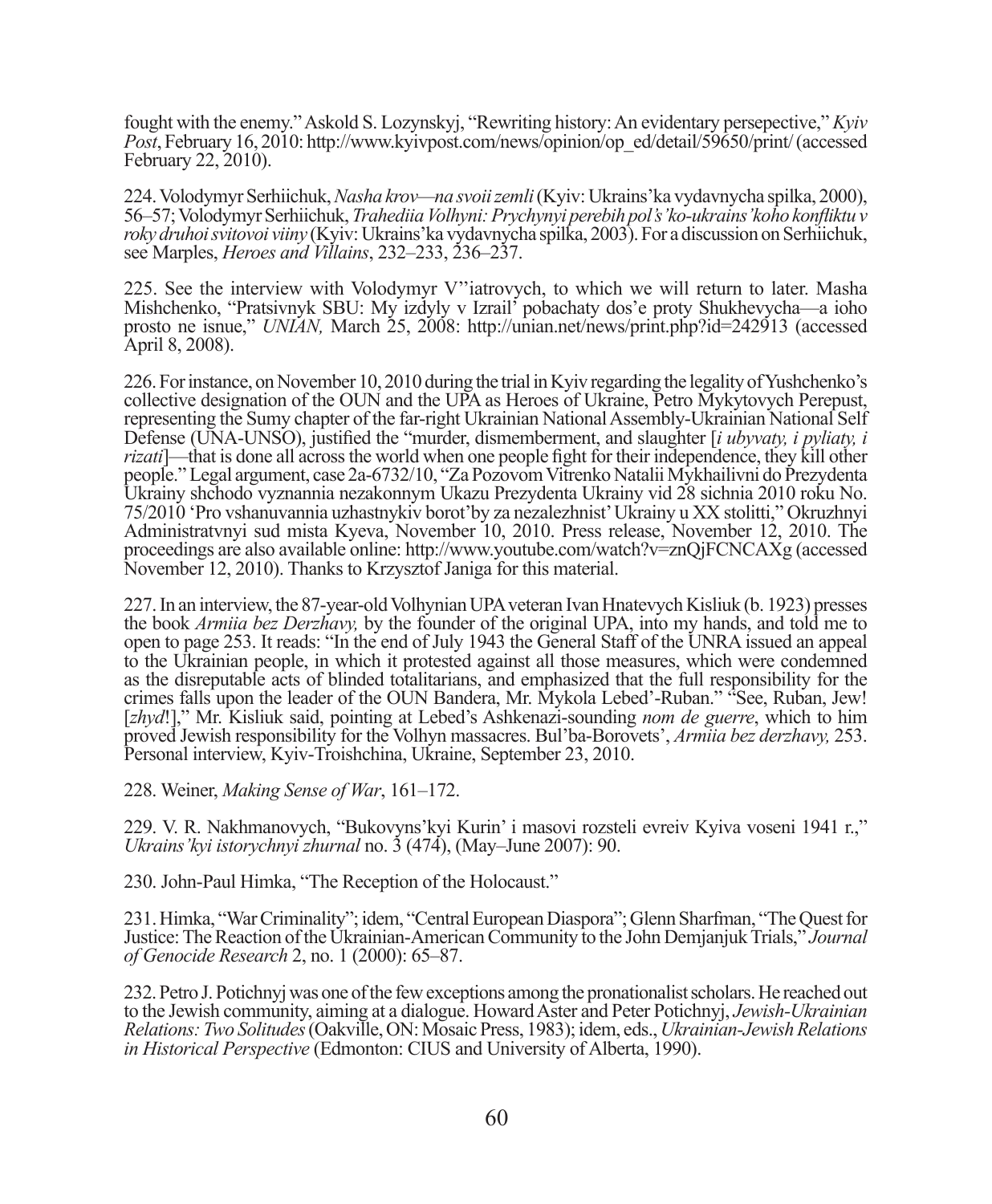fought with the enemy." Askold S. Lozynskyj, "Rewriting history: An evidentary persepective," *Kyiv Post*, February 16, 2010: http://www.kyivpost.com/news/opinion/op_ed/detail/59650/print/ (accessed February 22, 2010).

224. Volodymyr Serhiichuk, *Nasha krov—na svoii zemli* (Kyiv: Ukrains'ka vydavnycha spilka, 2000), 56–57; Volodymyr Serhiichuk, *Trahediia Volhyni: Prychynyi perebih pol's'ko-ukrains'koho konfliktu v roky druhoi svitovoi viiny* (Kyiv: Ukrains'ka vydavnycha spilka, 2003). For a discussion on Serhiichuk, see Marples, *Heroes and Villains*, 232–233, 236–237.

225. See the interview with Volodymyr V''iatrovych, to which we will return to later. Masha Mishchenko, "Pratsivnyk SBU: My izdyly v Izrail' pobachaty dos'e proty Shukhevycha—a ioho prosto ne isnue," *UNIAN,* March 25, 2008: http://unian.net/news/print.php?id=242913 (accessed April 8, 2008).

226. For instance, on November 10, 2010 during the trial in Kyiv regarding the legality of Yushchenko's collective designation of the OUN and the UPA as Heroes of Ukraine, Petro Mykytovych Perepust, representing the Sumy chapter of the far-right Ukrainian National Assembly-Ukrainian National Self Defense (UNA-UNSO), justified the "murder, dismemberment, and slaughter [*i ubyvaty, i pyliaty, i rizati*]—that is done all across the world when one people fight for their independence, they kill other people." Legal argument, case 2a-6732/10, "Za Pozovom Vitrenko Natalii Mykhailivni do Prezydenta Ukrainy shchodo vyznannia nezakonnym Ukazu Prezydenta Ukrainy vid 28 sichnia 2010 roku No. 75/2010 'Pro vshanuvannia uzhastnykiv borot'by za nezalezhnist' Ukrainy u XX stolitti," Okruzhnyi Administratvnyi sud mista Kyeva, November 10, 2010. Press release, November 12, 2010. The proceedings are also available online: http://www.youtube.com/watch?v=znQjFCNCAXg (accessed November 12, 2010). Thanks to Krzysztof Janiga for this material.

227. In an interview, the 87-year-old Volhynian UPA veteran Ivan Hnatevych Kisliuk (b. 1923) presses the book *Armiia bez Derzhavy,* by the founder of the original UPA, into my hands, and told me to open to page 253. It reads: "In the end of July 1943 the General Staff of the UNRA issued an appeal to the Ukrainian people, in which it protested against all those measures, which were condemned as the disreputable acts of blinded totalitarians, and emphasized that the full responsibility for the crimes falls upon the leader of the OUN Bandera, Mr. Mykola Lebed'-Ruban." "See, Ruban, Jew! [*zhyd*!]," Mr. Kisliuk said, pointing at Lebed's Ashkenazi-sounding *nom de guerre*, which to him proved Jewish responsibility for the Volhyn massacres. Bul'ba-Borovets', *Armiia bez derzhavy,* 253. Personal interview, Kyiv-Troishchina, Ukraine, September 23, 2010.

228. Weiner, *Making Sense of War*, 161–172.

229. V. R. Nakhmanovych, "Bukovyns'kyi Kurin' i masovi rozsteli evreiv Kyiva voseni 1941 r.," *Ukrains'kyi istorychnyi zhurnal* no. 3 (474), (May–June 2007): 90.

230. John-Paul Himka, "The Reception of the Holocaust."

231. Himka, "War Criminality"; idem, "Central European Diaspora"; Glenn Sharfman, "The Quest for Justice: The Reaction of the Ukrainian-American Community to the John Demjanjuk Trials," *Journal of Genocide Research* 2, no. 1 (2000): 65–87.

232. Petro J. Potichnyj was one of the few exceptions among the pronationalist scholars. He reached out to the Jewish community, aiming at a dialogue. Howard Aster and Peter Potichnyj, *Jewish-Ukrainian Relations: Two Solitudes* (Oakville, ON: Mosaic Press, 1983); idem, eds., *Ukrainian-Jewish Relations in Historical Perspective* (Edmonton: CIUS and University of Alberta, 1990).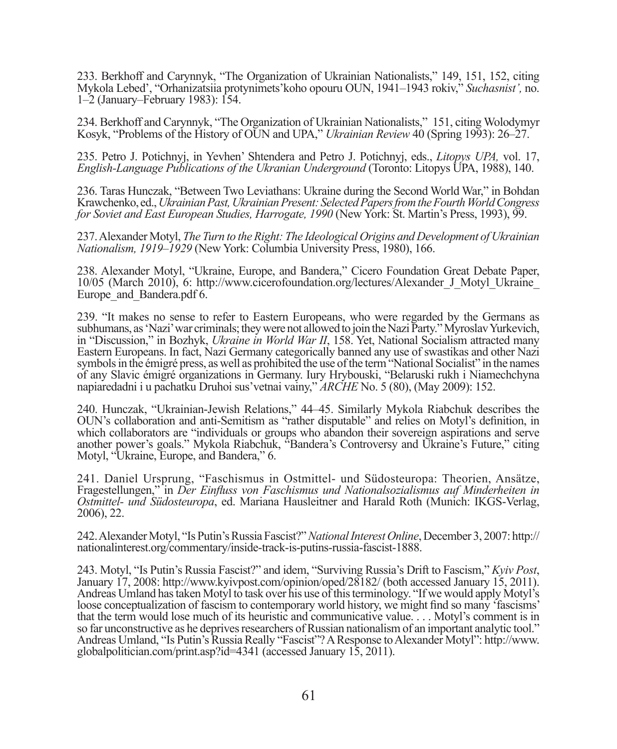233. Berkhoff and Carynnyk, "The Organization of Ukrainian Nationalists," 149, 151, 152, citing Mykola Lebed', "Orhanizatsiia protynimets'koho opouru OUN, 1941–1943 rokiv," *Suchasnist',* no. 1–2 (January–February 1983): 154.

234. Berkhoff and Carynnyk, "The Organization of Ukrainian Nationalists," 151, citing Wolodymyr Kosyk, "Problems of the History of OUN and UPA," *Ukrainian Review* 40 (Spring 1993): 26–27.

235. Petro J. Potichnyj, in Yevhen' Shtendera and Petro J. Potichnyj, eds., *Litopys UPA,* vol. 17, *English-Language Publications of the Ukranian Underground* (Toronto: Litopys UPA, 1988), 140.

236. Taras Hunczak, "Between Two Leviathans: Ukraine during the Second World War," in Bohdan Krawchenko, ed., *Ukrainian Past, Ukrainian Present: Selected Papers from the Fourth World Congress for Soviet and East European Studies, Harrogate, 1990* (New York: St. Martin's Press, 1993), 99.

237. Alexander Motyl, *The Turn to the Right: The Ideological Origins and Development of Ukrainian Nationalism, 1919–1929* (New York: Columbia University Press, 1980), 166.

238. Alexander Motyl, "Ukraine, Europe, and Bandera," Cicero Foundation Great Debate Paper, 10/05 (March 2010), 6: http://www.cicerofoundation.org/lectures/Alexander_J_Motyl_Ukraine_Europe_and_Bandera.pdf 6.

239. "It makes no sense to refer to Eastern Europeans, who were regarded by the Germans as subhumans, as 'Nazi' war criminals; they were not allowed to join the Nazi Party." Myroslav Yurkevich, in "Discussion," in Bozhyk, *Ukraine in World War II*, 158. Yet, National Socialism attracted many Eastern Europeans. In fact, Nazi Germany categorically banned any use of swastikas and other Nazi symbols in the émigré press, as well as prohibited the use of the term "National Socialist" in the names of any Slavic émigré organizations in Germany. Iury Hrybouski, "Belaruski rukh i Niamechchyna napiaredadni i u pachatku Druhoi sus'vetnai vainy," *ARCHE* No. 5 (80), (May 2009): 152.

240. Hunczak, "Ukrainian-Jewish Relations," 44–45. Similarly Mykola Riabchuk describes the OUN's collaboration and anti-Semitism as "rather disputable" and relies on Motyl's definition, in which collaborators are "individuals or groups who abandon their sovereign aspirations and serve another power's goals." Mykola Riabchuk, "Bandera's Controversy and Ukraine's Future," citing Motyl, "Ukraine, Europe, and Bandera," 6.

241. Daniel Ursprung, "Faschismus in Ostmittel- und Südosteuropa: Theorien, Ansätze, Fragestellungen," in *Der Einfluss von Faschismus und Nationalsozialismus auf Minderheiten in Ostmittel- und Südosteuropa*, ed. Mariana Hausleitner and Harald Roth (Munich: IKGS-Verlag, 2006), 22.

242. Alexander Motyl, "Is Putin's Russia Fascist?" *National Interest Online*, December 3, 2007: http://nationalinterest.org/commentary/inside-track-is-putins-russia-fascist-1888.

243. Motyl, "Is Putin's Russia Fascist?" and idem, "Surviving Russia's Drift to Fascism," *Kyiv Post*, January 17, 2008: http://www.kyivpost.com/opinion/oped/28182/ (both accessed January 15, 2011). Andreas Umland has taken Motyl to task over his use of this terminology. "If we would apply Motyl's loose conceptualization of fascism to contemporary world history, we might find so many 'fascisms' that the term would lose much of its heuristic and communicative value. . . . Motyl's comment is in so far unconstructive as he deprives researchers of Russian nationalism of an important analytic tool." Andreas Umland, "Is Putin's Russia Really "Fascist"? A Response to Alexander Motyl": http://www.globalpolitician.com/print.asp?id=4341 (accessed January 15, 2011).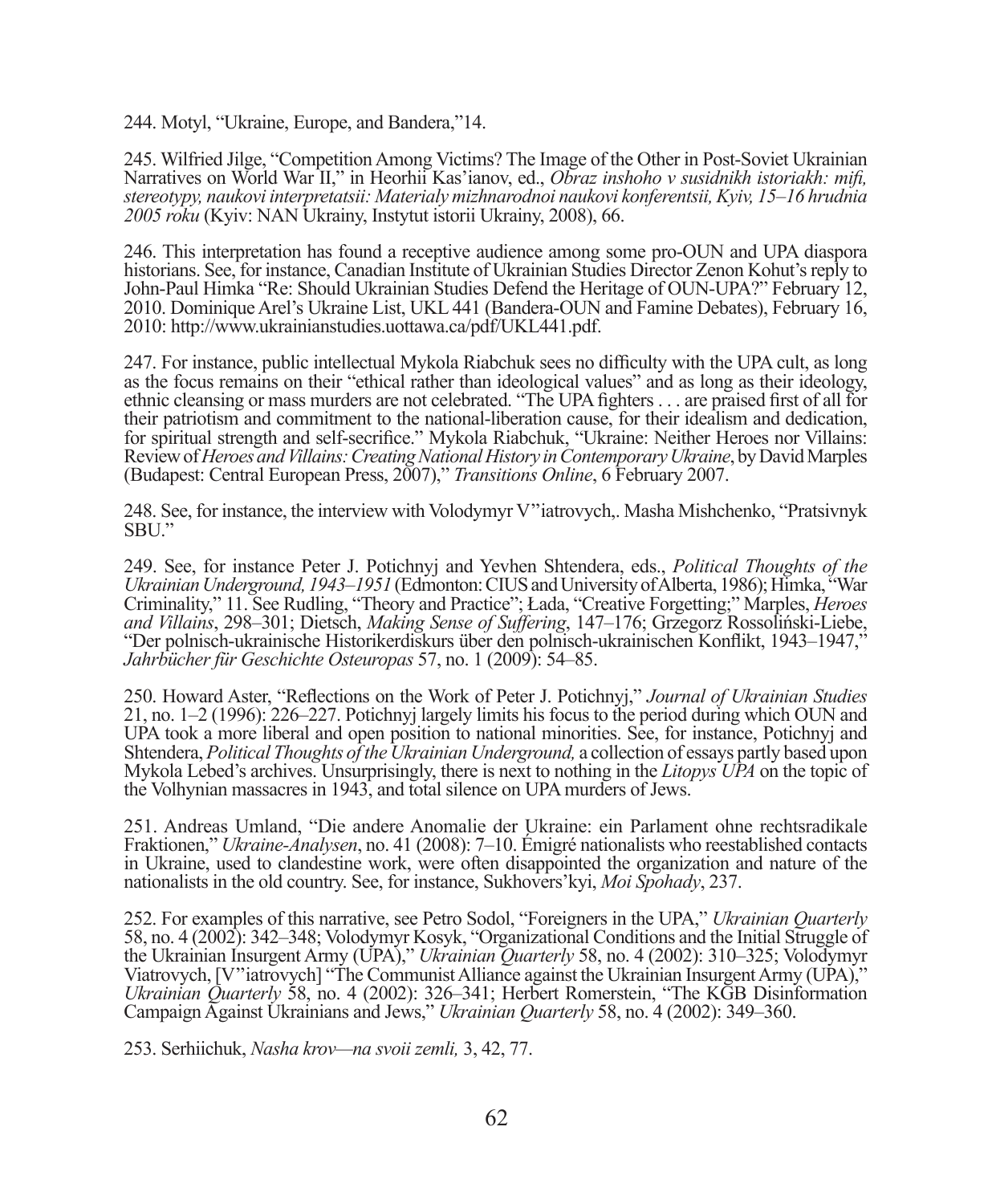244. Motyl, "Ukraine, Europe, and Bandera,"14.

245. Wilfried Jilge, "Competition Among Victims? The Image of the Other in Post-Soviet Ukrainian Narratives on World War II," in Heorhii Kas'ianov, ed., *Obraz inshoho v susidnikh istoriakh: mifi, stereotypy, naukovi interpretatsii: Materialy mizhnarodnoi naukovi konferentsii, Kyiv, 15–16 hrudnia 2005 roku* (Kyiv: NAN Ukrainy, Instytut istorii Ukrainy, 2008), 66.

246. This interpretation has found a receptive audience among some pro-OUN and UPA diaspora historians. See, for instance, Canadian Institute of Ukrainian Studies Director Zenon Kohut's reply to John-Paul Himka "Re: Should Ukrainian Studies Defend the Heritage of OUN-UPA?" February 12, 2010. Dominique Arel's Ukraine List, UKL 441 (Bandera-OUN and Famine Debates), February 16, 2010: http://www.ukrainianstudies.uottawa.ca/pdf/UKL441.pdf.

247. For instance, public intellectual Mykola Riabchuk sees no difficulty with the UPA cult, as long as the focus remains on their "ethical rather than ideological values" and as long as their ideology, ethnic cleansing or mass murders are not celebrated. "The UPA fighters . . . are praised first of all for their patriotism and commitment to the national-liberation cause, for their idealism and dedication, for spiritual strength and self-secrifice." Mykola Riabchuk, "Ukraine: Neither Heroes nor Villains: Review of *Heroes and Villains: Creating National History in Contemporary Ukraine*, by David Marples (Budapest: Central European Press, 2007)," *Transitions Online*, 6 February 2007.

248. See, for instance, the interview with Volodymyr V"iatrovych,. Masha Mishchenko, "Pratsivnyk SBU."

249. See, for instance Peter J. Potichnyj and Yevhen Shtendera, eds., *Political Thoughts of the Ukrainian Underground, 1943–1951* (Edmonton: CIUS and University of Alberta, 1986); Himka, "War Criminality," 11. See Rudling, "Theory and Practice"; Łada, "Creative Forgetting;" Marples, *Heroes and Villains*, 298–301; Dietsch, *Making Sense of Suffering*, 147–176; Grzegorz Rossoliński-Liebe, "Der polnisch-ukrainische Historikerdiskurs über den polnisch-ukrainischen Konflikt, 1943–1947," *Jahrbücher für Geschichte Osteuropas* 57, no. 1 (2009): 54–85.

250. Howard Aster, "Reflections on the Work of Peter J. Potichnyj," *Journal of Ukrainian Studies* 21, no. 1–2 (1996): 226–227. Potichnyj largely limits his focus to the period during which OUN and UPA took a more liberal and open position to national minorities. See, for instance, Potichnyj and Shtendera, *Political Thoughts of the Ukrainian Underground,* a collection of essays partly based upon Mykola Lebed's archives. Unsurprisingly, there is next to nothing in the *Litopys UPA* on the topic of the Volhynian massacres in 1943, and total silence on UPA murders of Jews.

251. Andreas Umland, "Die andere Anomalie der Ukraine: ein Parlament ohne rechtsradikale Fraktionen," *Ukraine-Analysen*, no. 41 (2008): 7–10. Émigré nationalists who reestablished contacts in Ukraine, used to clandestine work, were often disappointed the organization and nature of the nationalists in the old country. See, for instance, Sukhovers'kyi, *Moi Spohady*, 237.

252. For examples of this narrative, see Petro Sodol, "Foreigners in the UPA," *Ukrainian Quarterly* 58, no. 4 (2002): 342–348; Volodymyr Kosyk, "Organizational Conditions and the Initial Struggle of the Ukrainian Insurgent Army (UPA)," *Ukrainian Quarterly* 58, no. 4 (2002): 310–325; Volodymyr Viatrovych, [V"iatrovych] "The Communist Alliance against the Ukrainian Insurgent Army (UPA)," *Ukrainian Quarterly* 58, no. 4 (2002): 326–341; Herbert Romerstein, "The KGB Disinformation Campaign Against Ukrainians and Jews," *Ukrainian Quarterly* 58, no. 4 (2002): 349–360.

253. Serhiichuk, *Nasha krov—na svoii zemli,* 3, 42, 77.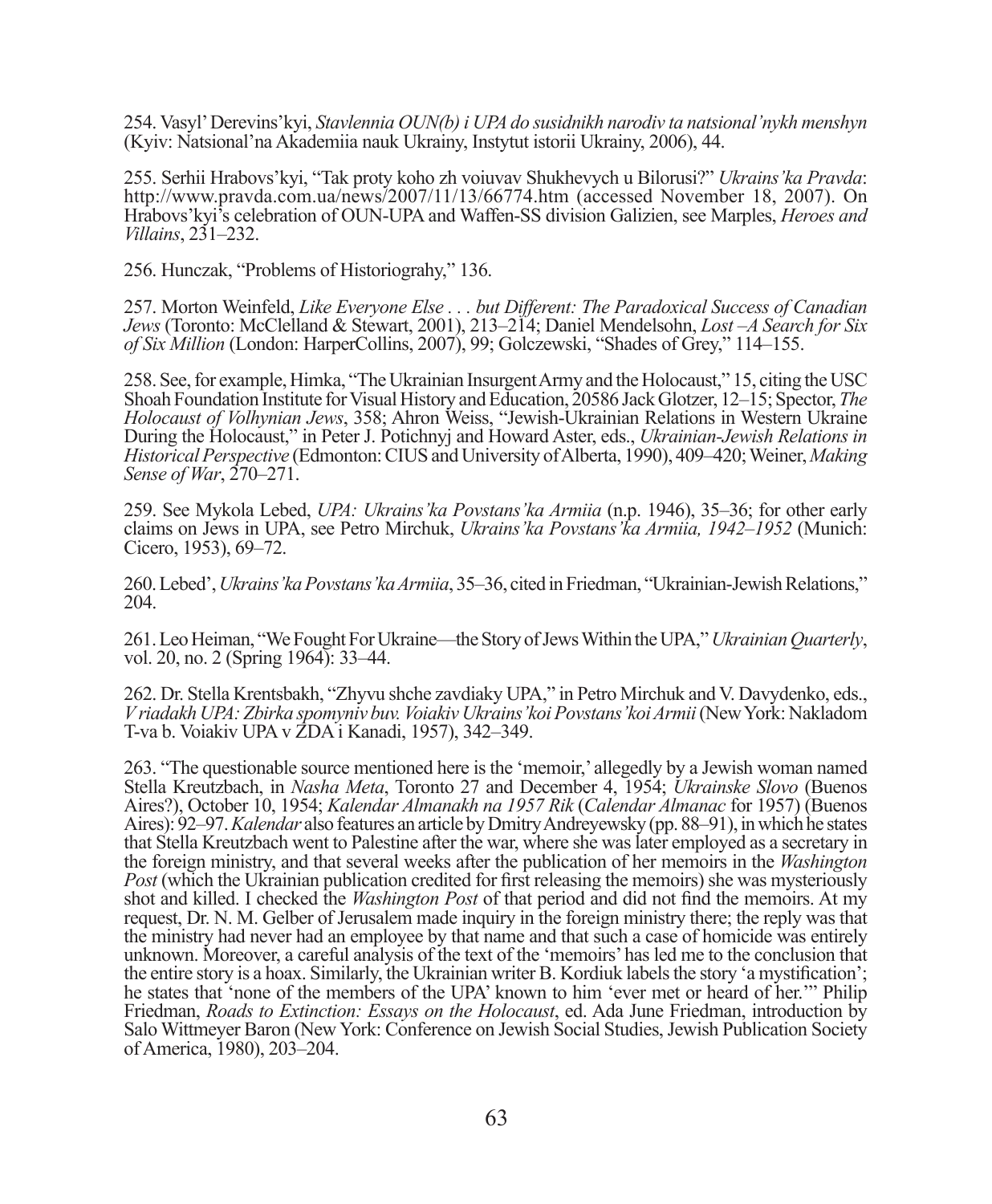254. Vasyl' Derevins'kyi, *Stavlennia OUN(b) i UPA do susidnikh narodiv ta natsional'nykh menshyn* (Kyiv: Natsional'na Akademiia nauk Ukrainy, Instytut istorii Ukrainy, 2006), 44.

255. Serhii Hrabovs'kyi, "Tak proty koho zh voiuvav Shukhevych u Bilorusi?" *Ukrains'ka Pravda*: http://www.pravda.com.ua/news/2007/11/13/66774.htm (accessed November 18, 2007). On Hrabovs'kyi's celebration of OUN-UPA and Waffen-SS division Galizien, see Marples, *Heroes and Villains*, 231–232.

256. Hunczak, "Problems of Historiograhy," 136.

257. Morton Weinfeld, *Like Everyone Else . . . but Different: The Paradoxical Success of Canadian Jews* (Toronto: McClelland & Stewart, 2001), 213–214; Daniel Mendelsohn, *Lost –A Search for Six of Six Million* (London: HarperCollins, 2007), 99; Golczewski, "Shades of Grey," 114–155.

258. See, for example, Himka, "The Ukrainian Insurgent Army and the Holocaust," 15, citing the USC Shoah Foundation Institute for Visual History and Education, 20586 Jack Glotzer, 12–15; Spector, *The Holocaust of Volhynian Jews*, 358; Ahron Weiss, "Jewish-Ukrainian Relations in Western Ukraine During the Holocaust," in Peter J. Potichnyj and Howard Aster, eds., *Ukrainian-Jewish Relations in Historical Perspective* (Edmonton: CIUS and University of Alberta, 1990), 409–420; Weiner, *Making Sense of War*, 270–271.

259. See Mykola Lebed, *UPA: Ukrains'ka Povstans'ka Armiia* (n.p. 1946), 35–36; for other early claims on Jews in UPA, see Petro Mirchuk, *Ukrains'ka Povstans'ka Armiia, 1942–1952* (Munich: Cicero, 1953), 69–72.

260. Lebed', *Ukrains'ka Povstans'ka Armiia*, 35–36, cited in Friedman, "Ukrainian-Jewish Relations," 204.

261. Leo Heiman, "We Fought For Ukraine—the Story of Jews Within the UPA," *Ukrainian Quarterly*, vol. 20, no. 2 (Spring 1964): 33–44.

262. Dr. Stella Krentsbakh, "Zhyvu shche zavdiaky UPA," in Petro Mirchuk and V. Davydenko, eds., *V riadakh UPA: Zbirka spomyniv buv. Voiakiv Ukrains'koi Povstans'koi Armii* (New York: Nakladom T-va b. Voiakiv UPA v ZDA i Kanadi, 1957), 342–349.

263. "The questionable source mentioned here is the 'memoir,' allegedly by a Jewish woman named Stella Kreutzbach, in *Nasha Meta*, Toronto 27 and December 4, 1954; *Ukrainske Slovo* (Buenos Aires?), October 10, 1954; *Kalendar Almanakh na 1957 Rik* (*Calendar Almanac* for 1957) (Buenos Aires): 92–97. *Kalendar* also features an article by Dmitry Andreyewsky (pp. 88–91), in which he states that Stella Kreutzbach went to Palestine after the war, where she was later employed as a secretary in the foreign ministry, and that several weeks after the publication of her memoirs in the *Washington Post* (which the Ukrainian publication credited for first releasing the memoirs) she was mysteriously shot and killed. I checked the *Washington Post* of that period and did not find the memoirs. At my request, Dr. N. M. Gelber of Jerusalem made inquiry in the foreign ministry there; the reply was that the ministry had never had an employee by that name and that such a case of homicide was entirely unknown. Moreover, a careful analysis of the text of the 'memoirs' has led me to the conclusion that the entire story is a hoax. Similarly, the Ukrainian writer B. Kordiuk labels the story 'a mystification'; he states that 'none of the members of the UPA' known to him 'ever met or heard of her.'" Philip Friedman, *Roads to Extinction: Essays on the Holocaust*, ed. Ada June Friedman, introduction by Salo Wittmeyer Baron (New York: Conference on Jewish Social Studies, Jewish Publication Society of America, 1980), 203–204.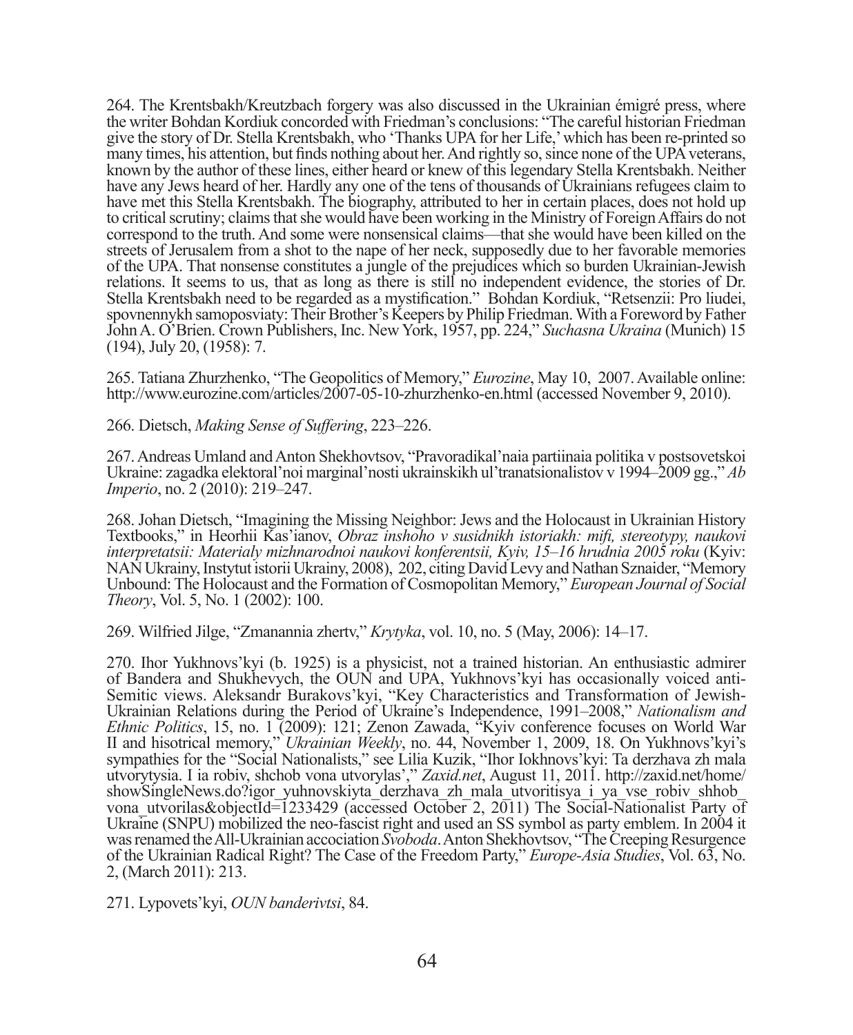264. The Krentsbakh/Kreutzbach forgery was also discussed in the Ukrainian émigré press, where the writer Bohdan Kordiuk concorded with Friedman's conclusions: "The careful historian Friedman give the story of Dr. Stella Krentsbakh, who 'Thanks UPA for her Life,' which has been re-printed so many times, his attention, but finds nothing about her. And rightly so, since none of the UPA veterans, known by the author of these lines, either heard or knew of this legendary Stella Krentsbakh. Neither have any Jews heard of her. Hardly any one of the tens of thousands of Ukrainians refugees claim to have met this Stella Krentsbakh. The biography, attributed to her in certain places, does not hold up to critical scrutiny; claims that she would have been working in the Ministry of Foreign Affairs do not correspond to the truth. And some were nonsensical claims—that she would have been killed on the streets of Jerusalem from a shot to the nape of her neck, supposedly due to her favorable memories of the UPA. That nonsense constitutes a jungle of the prejudices which so burden Ukrainian-Jewish relations. It seems to us, that as long as there is still no independent evidence, the stories of Dr. Stella Krentsbakh need to be regarded as a mystification." Bohdan Kordiuk, "Retsenzii: Pro liudei, spovnennykh samoposviaty: Their Brother's Keepers by Philip Friedman. With a Foreword by Father John A. O'Brien. Crown Publishers, Inc. New York, 1957, pp. 224," *Suchasna Ukraina* (Munich) 15 (194), July 20, (1958): 7.

265. Tatiana Zhurzhenko, "The Geopolitics of Memory," *Eurozine*, May 10, 2007. Available online: http://www.eurozine.com/articles/2007-05-10-zhurzhenko-en.html (accessed November 9, 2010).

266. Dietsch, *Making Sense of Suffering*, 223–226.

267. Andreas Umland and Anton Shekhovtsov, "Pravoradikal'naia partiinaia politika v postsovetskoi Ukraine: zagadka elektoral'noi marginal'nosti ukrainskikh ul'tranatsionalistov v 1994–2009 gg.," *Ab Imperio*, no. 2 (2010): 219–247.

268. Johan Dietsch, "Imagining the Missing Neighbor: Jews and the Holocaust in Ukrainian History Textbooks," in Heorhii Kas'ianov, *Obraz inshoho v susidnikh istoriakh: mifi, stereotypy, naukovi interpretatsii: Materialy mizhnarodnoi naukovi konferentsii, Kyiv, 15–16 hrudnia 2005 roku* (Kyiv: NAN Ukrainy, Instytut istorii Ukrainy, 2008), 202, citing David Levy and Nathan Sznaider, "Memory Unbound: The Holocaust and the Formation of Cosmopolitan Memory," *European Journal of Social Theory*, Vol. 5, No. 1 (2002): 100.

269. Wilfried Jilge, "Zmanannia zhertv," *Krytyka*, vol. 10, no. 5 (May, 2006): 14–17.

270. Ihor Yukhnovs'kyi (b. 1925) is a physicist, not a trained historian. An enthusiastic admirer of Bandera and Shukhevych, the OUN and UPA, Yukhnovs'kyi has occasionally voiced anti-Semitic views. Aleksandr Burakovs'kyi, "Key Characteristics and Transformation of Jewish-Ukrainian Relations during the Period of Ukraine's Independence, 1991–2008," *Nationalism and Ethnic Politics*, 15, no. 1 (2009): 121; Zenon Zawada, "Kyiv conference focuses on World War II and hisotrical memory," *Ukrainian Weekly*, no. 44, November 1, 2009, 18. On Yukhnovs'kyi's sympathies for the "Social Nationalists," see Lilia Kuzik, "Ihor Iokhnovs'kyi: Ta derzhava zh mala utvorytysia. I ia robiv, shchob vona utvorylas'," *Zaxid.net*, August 11, 2011. http://zaxid.net/home/showSingleNews.do?igor_yuhnovskiyta_derzhava_zh_mala_utvoritisya_i_ya_vse_robiv_shhob_vona_utvorilas&objectId=1233429 (accessed October 2, 2011) The Social-Nationalist Party of Ukraine (SNPU) mobilized the neo-fascist right and used an SS symbol as party emblem. In 2004 it was renamed the All-Ukrainian accociation *Svoboda*. Anton Shekhovtsov, "The Creeping Resurgence of the Ukrainian Radical Right? The Case of the Freedom Party," *Europe-Asia Studies*, Vol. 63, No. 2, (March 2011): 213.

271. Lypovets'kyi, *OUN banderivtsi*, 84.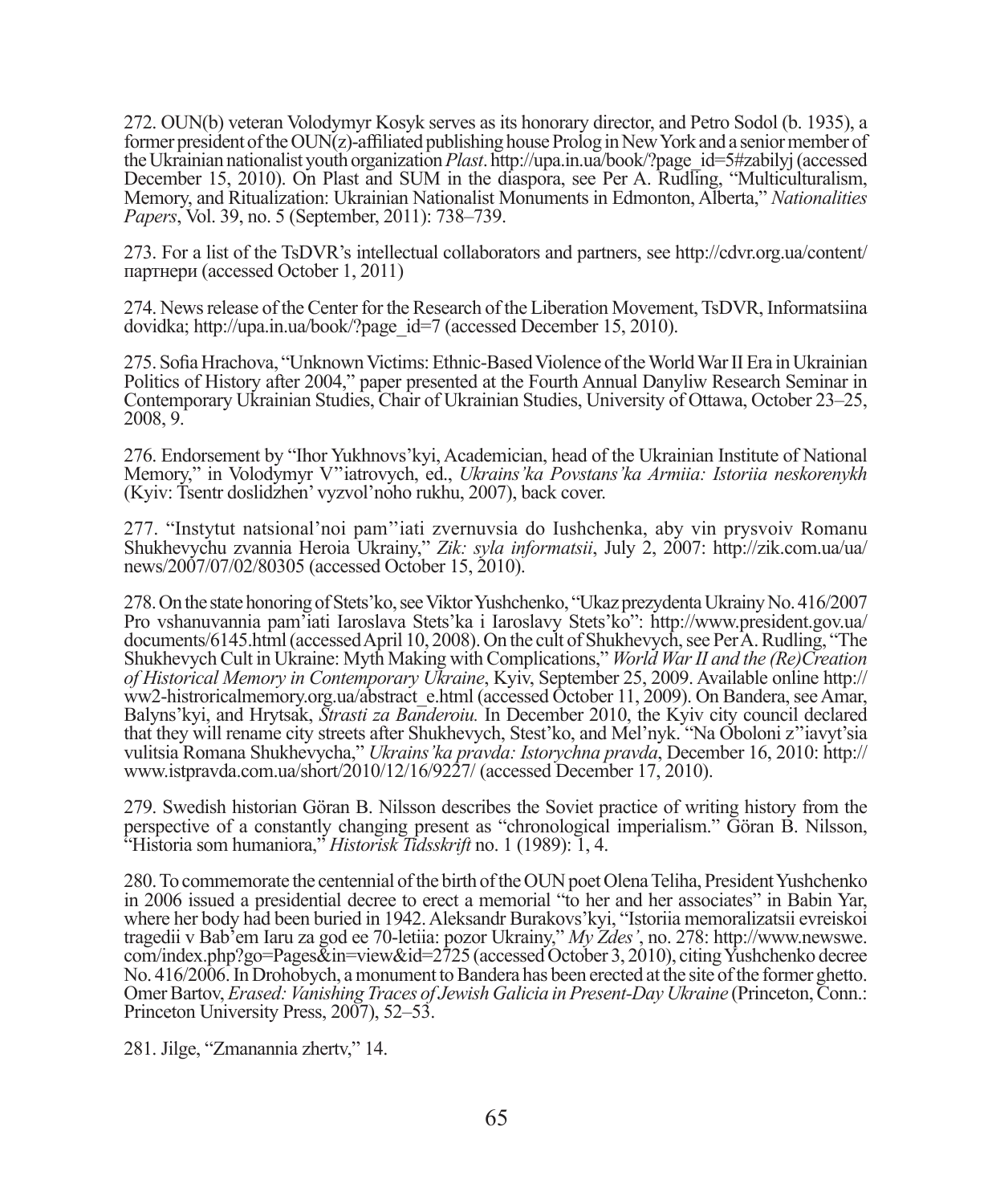272. OUN(b) veteran Volodymyr Kosyk serves as its honorary director, and Petro Sodol (b. 1935), a former president of the OUN(z)-affiliated publishing house Prolog in New York and a senior member of the Ukrainian nationalist youth organization *Plast*. http://upa.in.ua/book/?page_id=5#zabilyj (accessed December 15, 2010). On Plast and SUM in the diaspora, see Per A. Rudling, "Multiculturalism, Memory, and Ritualization: Ukrainian Nationalist Monuments in Edmonton, Alberta," *Nationalities Papers*, Vol. 39, no. 5 (September, 2011): 738–739.

273. For a list of the TsDVR's intellectual collaborators and partners, see http://cdvr.org.ua/content/партнери (accessed October 1, 2011)

274. News release of the Center for the Research of the Liberation Movement, TsDVR, Informatsiina dovidka; http://upa.in.ua/book/?page_id=7 (accessed December 15, 2010).

275. Sofia Hrachova, "Unknown Victims: Ethnic-Based Violence of the World War II Era in Ukrainian Politics of History after 2004," paper presented at the Fourth Annual Danyliw Research Seminar in Contemporary Ukrainian Studies, Chair of Ukrainian Studies, University of Ottawa, October 23–25, 2008, 9.

276. Endorsement by "Ihor Yukhnovs'kyi, Academician, head of the Ukrainian Institute of National Memory," in Volodymyr V"iatrovych, ed., *Ukrains'ka Povstans'ka Armiia: Istoriia neskorenykh* (Kyiv: Tsentr doslidzhen' vyzvol'noho rukhu, 2007), back cover.

277. "Instytut natsional'noi pam''iati zvernuvsia do Iushchenka, aby vin prysvoiv Romanu Shukhevychu zvannia Heroia Ukrainy," *Zik: syla informatsii*, July 2, 2007: http://zik.com.ua/ua/news/2007/07/02/80305 (accessed October 15, 2010).

278. On the state honoring of Stets'ko, see Viktor Yushchenko, "Ukaz prezydenta Ukrainy No. 416/2007 Pro vshanuvannia pam'iati Iaroslava Stets'ka i Iaroslavy Stets'ko": http://www.president.gov.ua/documents/6145.html (accessed April 10, 2008). On the cult of Shukhevych, see Per A. Rudling, "The Shukhevych Cult in Ukraine: Myth Making with Complications," *World War II and the (Re)Creation of Historical Memory in Contemporary Ukraine*, Kyiv, September 25, 2009. Available online http://ww2-histroricalmemory.org.ua/abstract_e.html (accessed October 11, 2009). On Bandera, see Amar, Balyns'kyi, and Hrytsak, *Strasti za Banderoiu.* In December 2010, the Kyiv city council declared that they will rename city streets after Shukhevych, Stest'ko, and Mel'nyk. "Na Oboloni z''iavyt'sia vulitsia Romana Shukhevycha," *Ukrains'ka pravda: Istorychna pravda*, December 16, 2010: http://www.istpravda.com.ua/short/2010/12/16/9227/ (accessed December 17, 2010).

279. Swedish historian Göran B. Nilsson describes the Soviet practice of writing history from the perspective of a constantly changing present as "chronological imperialism." Göran B. Nilsson, "Historia som humaniora," *Historisk Tidsskrift* no. 1 (1989): 1, 4.

280. To commemorate the centennial of the birth of the OUN poet Olena Teliha, President Yushchenko in 2006 issued a presidential decree to erect a memorial "to her and her associates" in Babin Yar, where her body had been buried in 1942. Aleksandr Burakovs'kyi, "Istoriia memorializatsii evreiskoi tragedii v Bab'em Iaru za god ee 70-letiia: pozor Ukrainy," *My Zdes'*, no. 278: http://www.newswe.com/index.php?go=Pages&in=view&id=2725 (accessed October 3, 2010), citing Yushchenko decree No. 416/2006. In Drohobych, a monument to Bandera has been erected at the site of the former ghetto. Omer Bartov, *Erased: Vanishing Traces of Jewish Galicia in Present-Day Ukraine* (Princeton, Conn.: Princeton University Press, 2007), 52–53.

281. Jilge, "Zmanannia zhertv," 14.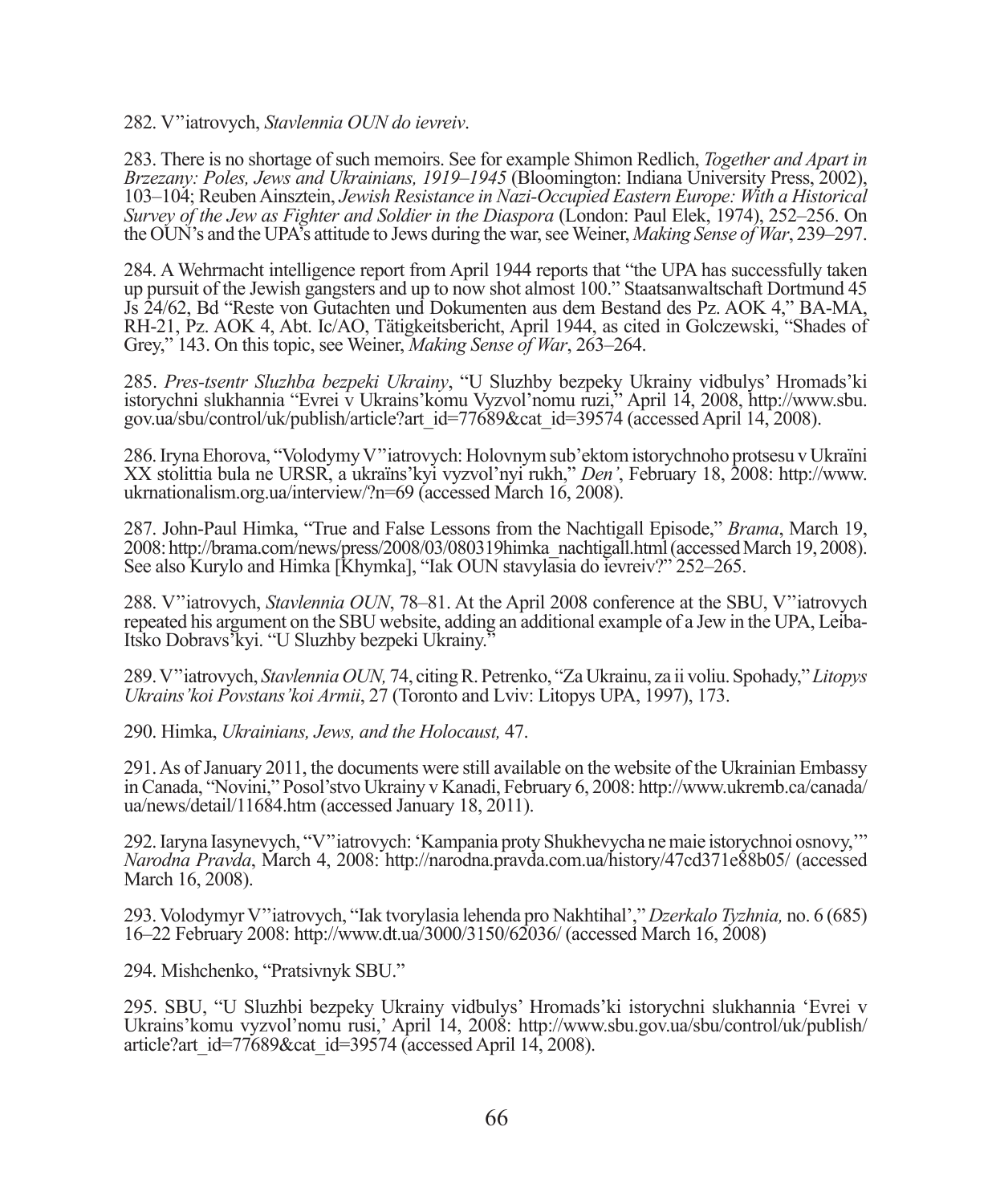282. V”iatrovych, *Stavlennia OUN do ievreiv*.

283. There is no shortage of such memoirs. See for example Shimon Redlich, *Together and Apart in Brzezany: Poles, Jews and Ukrainians, 1919–1945* (Bloomington: Indiana University Press, 2002), 103–104; Reuben Ainsztein, *Jewish Resistance in Nazi-Occupied Eastern Europe: With a Historical Survey of the Jew as Fighter and Soldier in the Diaspora* (London: Paul Elek, 1974), 252–256. On the OUN's and the UPA's attitude to Jews during the war, see Weiner, *Making Sense of War*, 239–297.

284. A Wehrmacht intelligence report from April 1944 reports that “the UPA has successfully taken up pursuit of the Jewish gangsters and up to now shot almost 100.” Staatsanwaltschaft Dortmund 45 Js 24/62, Bd “Reste von Gutachten und Dokumenten aus dem Bestand des Pz. AOK 4,” BA-MA, RH-21, Pz. AOK 4, Abt. Ic/AO, Tätigkeitsbericht, April 1944, as cited in Golczewski, “Shades of Grey,” 143. On this topic, see Weiner, *Making Sense of War*, 263–264.

285. *Pres-tsentr Sluzhba bezpeki Ukrainy*, “U Sluzhby bezpeky Ukrainy vidbulys' Hromads'ki istorychni slukhannia “Evrei v Ukrains'komu Vyzvol'nomu ruzi,” April 14, 2008, http://www.sbu.gov.ua/sbu/control/uk/publish/article?art_id=77689&cat_id=39574 (accessed April 14, 2008).

286. Iryna Ehorova, “Volodymy V”iatrovych: Holovnym sub'ektom istorychnoho protsesu v Ukraïni XX stolittia bula ne URSR, a ukraïns'kyi vyzvol'nyi rukh,” *Den'*, February 18, 2008: http://www.ukrnationalism.org.ua/interview/?n=69 (accessed March 16, 2008).

287. John-Paul Himka, “True and False Lessons from the Nachtigall Episode,” *Brama*, March 19, 2008: http://brama.com/news/press/2008/03/080319himka_nachtigall.html (accessed March 19, 2008). See also Kurylo and Himka [Khymka], “Iak OUN stavylasia do ievreiv?” 252–265.

288. V”iatrovych, *Stavlennia OUN*, 78–81. At the April 2008 conference at the SBU, V”iatrovych repeated his argument on the SBU website, adding an additional example of a Jew in the UPA, Leiba-Itsko Dobravs'kyi. “U Sluzhby bezpeki Ukrainy.”

289. V”iatrovych, *Stavlennia OUN,* 74, citing R. Petrenko, “Za Ukrainu, za ii voliu. Spohady,” *Litopys Ukrains'koi Povstans'koi Armii*, 27 (Toronto and Lviv: Litopys UPA, 1997), 173.

290. Himka, *Ukrainians, Jews, and the Holocaust,* 47.

291. As of January 2011, the documents were still available on the website of the Ukrainian Embassy in Canada, “Novini,” Posol'stvo Ukrainy v Kanadi, February 6, 2008: http://www.ukremb.ca/canada/ua/news/detail/11684.htm (accessed January 18, 2011).

292. Iaryna Iasynevych, “V”iatrovych: 'Kampania proty Shukhevycha ne maie istorychnoi osnovy,'” *Narodna Pravda*, March 4, 2008: http://narodna.pravda.com.ua/history/47cd371e88b05/ (accessed March 16, 2008).

293. Volodymyr V”iatrovych, “Iak tvorylasia lehenda pro Nakhtihal',” *Dzerkalo Tyzhnia,* no. 6 (685) 16–22 February 2008: http://www.dt.ua/3000/3150/62036/ (accessed March 16, 2008)

294. Mishchenko, “Pratsivnyk SBU.”

295. SBU, “U Sluzhbi bezpeky Ukrainy vidbulys' Hromads'ki istorychni slukhannia 'Evrei v Ukrains'komu vyzvol'nomu rusi,' April 14, 2008: http://www.sbu.gov.ua/sbu/control/uk/publish/article?art_id=77689&cat_id=39574 (accessed April 14, 2008).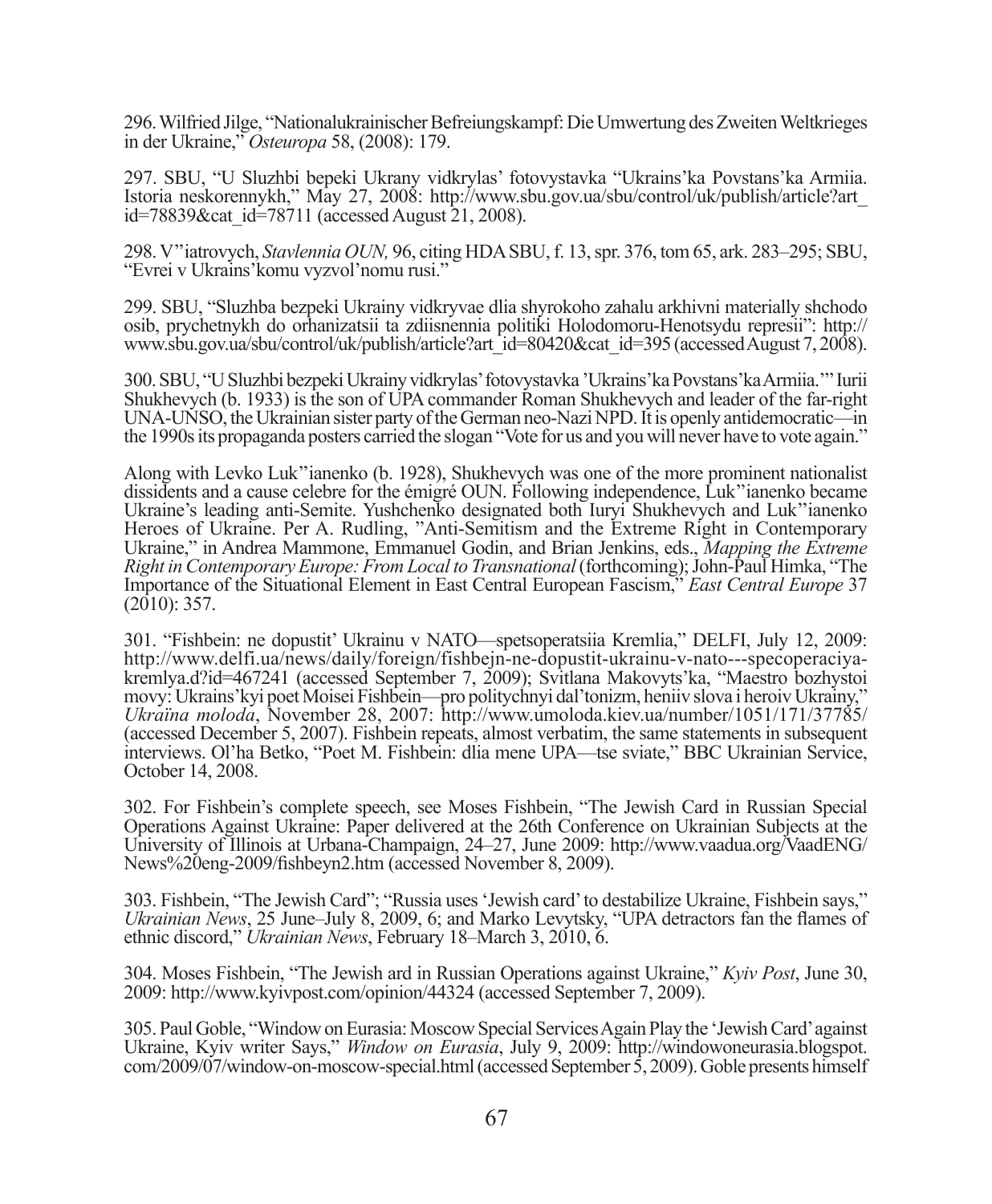296. Wilfried Jilge, "Nationalukrainischer Befreiungskampf: Die Umwertung des Zweiten Weltkrieges in der Ukraine," *Osteuropa* 58, (2008): 179.

297. SBU, "U Sluzhbi bepeki Ukrany vidkrylas' fotovystavka "Ukrains'ka Povstans'ka Armiia. Istoria neskorennykh," May 27, 2008: http://www.sbu.gov.ua/sbu/control/uk/publish/article?art_id=78839&cat_id=78711 (accessed August 21, 2008).

298. V"iatrovych, *Stavlennia OUN,* 96, citing HDA SBU, f. 13, spr. 376, tom 65, ark. 283–295; SBU, "Evrei v Ukrains'komu vyzvol'nomu rusi."

299. SBU, "Sluzhba bezpeki Ukrainy vidkryvae dlia shyrokoho zahalu arkhivni materially shchodo osib, prychetnykh do orhanizatsii ta zdiisnennia politiki Holodomoru-Henotsydu represii": http://www.sbu.gov.ua/sbu/control/uk/publish/article?art_id=80420&cat_id=395 (accessed August 7, 2008).

300. SBU, "U Sluzhbi bezpeki Ukrainy vidkrylas' fotovystavka 'Ukrains'ka Povstans'ka Armiia.'" Iurii Shukhevych (b. 1933) is the son of UPA commander Roman Shukhevych and leader of the far-right UNA-UNSO, the Ukrainian sister party of the German neo-Nazi NPD. It is openly antidemocratic—in the 1990s its propaganda posters carried the slogan "Vote for us and you will never have to vote again."

Along with Levko Luk"ianenko (b. 1928), Shukhevych was one of the more prominent nationalist dissidents and a cause celebre for the émigré OUN. Following independence, Luk"ianenko became Ukraine's leading anti-Semite. Yushchenko designated both Iuryi Shukhevych and Luk"ianenko Heroes of Ukraine. Per A. Rudling, "Anti-Semitism and the Extreme Right in Contemporary Ukraine," in Andrea Mammone, Emmanuel Godin, and Brian Jenkins, eds., *Mapping the Extreme Right in Contemporary Europe: From Local to Transnational* (forthcoming); John-Paul Himka, "The Importance of the Situational Element in East Central European Fascism," *East Central Europe* 37 (2010): 357.

301. "Fishbein: ne dopustit' Ukrainu v NATO—spetsoperatsiia Kremlia," DELFI, July 12, 2009: http://www.delfi.ua/news/daily/foreign/fishbejn-ne-dopustit-ukrainu-v-nato---specoperaciya-kremlya.d?id=467241 (accessed September 7, 2009); Svitlana Makovyts'ka, "Maestro bozhystoi movy: Ukrains'kyi poet Moisei Fishbein—pro politychnyi dal'tonizm, heniiv slova i heroiv Ukrainy," *Ukraïna moloda*, November 28, 2007: http://www.umoloda.kiev.ua/number/1051/171/37785/ (accessed December 5, 2007). Fishbein repeats, almost verbatim, the same statements in subsequent interviews. Ol'ha Betko, "Poet M. Fishbein: dlia mene UPA—tse sviate," BBC Ukrainian Service, October 14, 2008.

302. For Fishbein's complete speech, see Moses Fishbein, "The Jewish Card in Russian Special Operations Against Ukraine: Paper delivered at the 26th Conference on Ukrainian Subjects at the University of Illinois at Urbana-Champaign, 24–27, June 2009: http://www.vaadua.org/VaadENG/News%20eng-2009/fishbeyn2.htm (accessed November 8, 2009).

303. Fishbein, "The Jewish Card"; "Russia uses 'Jewish card' to destabilize Ukraine, Fishbein says," *Ukrainian News*, 25 June–July 8, 2009, 6; and Marko Levytsky, "UPA detractors fan the flames of ethnic discord," *Ukrainian News*, February 18–March 3, 2010, 6.

304. Moses Fishbein, "The Jewish ard in Russian Operations against Ukraine," *Kyiv Post*, June 30, 2009: http://www.kyivpost.com/opinion/44324 (accessed September 7, 2009).

305. Paul Goble, "Window on Eurasia: Moscow Special Services Again Play the 'Jewish Card' against Ukraine, Kyiv writer Says," *Window on Eurasia*, July 9, 2009: http://windowoneurasia.blogspot.com/2009/07/window-on-moscow-special.html (accessed September 5, 2009). Goble presents himself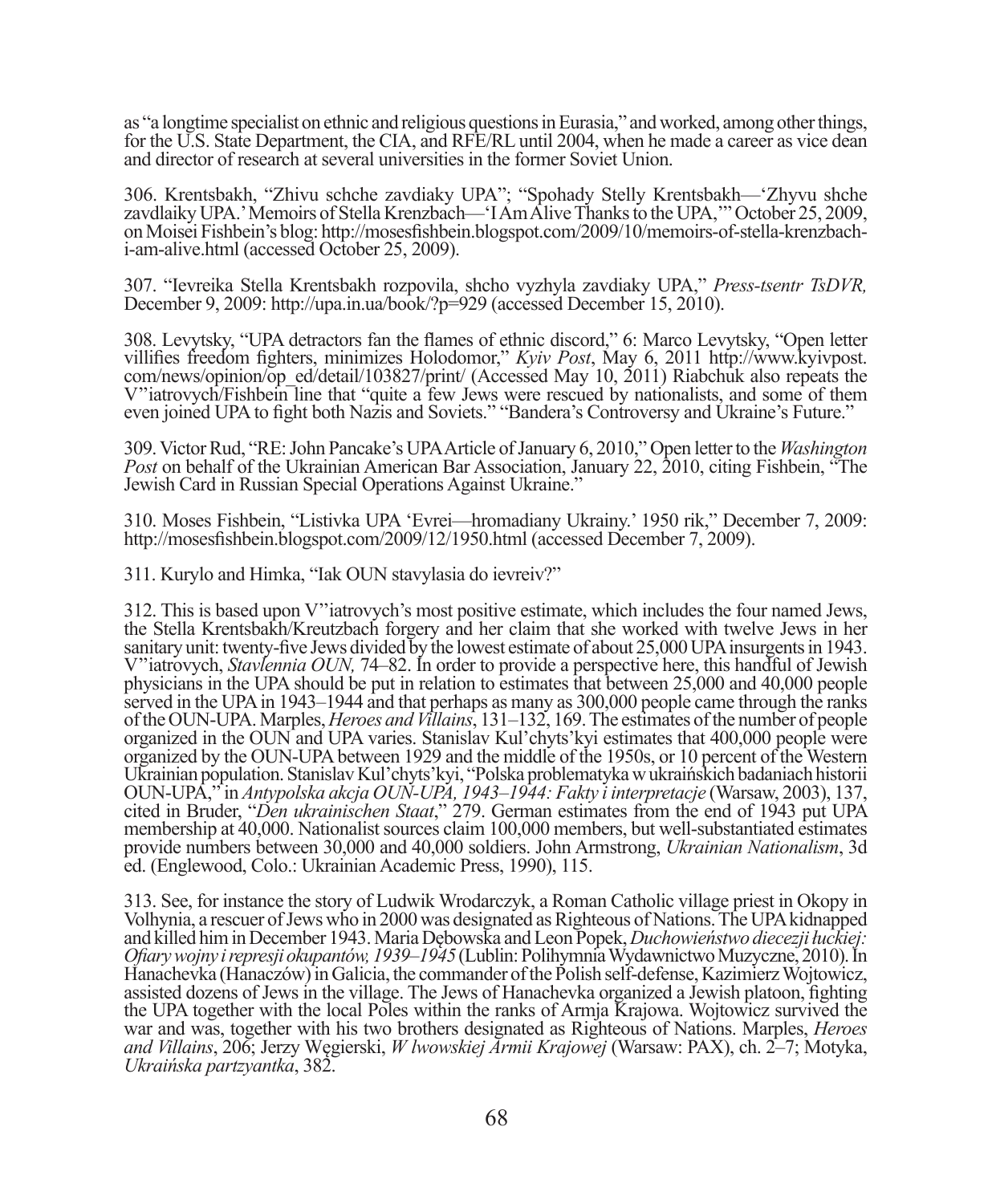as "a longtime specialist on ethnic and religious questions in Eurasia," and worked, among other things, for the U.S. State Department, the CIA, and RFE/RL until 2004, when he made a career as vice dean and director of research at several universities in the former Soviet Union.

306. Krentsbakh, "Zhivu schche zavdiaky UPA"; "Spohady Stelly Krentsbakh—'Zhyvu shche zavdlaiky UPA.' Memoirs of Stella Krenzbach—'I Am Alive Thanks to the UPA,'" October 25, 2009, on Moisei Fishbein's blog: http://mosesfishbein.blogspot.com/2009/10/memoirs-of-stella-krenzbach-i-am-alive.html (accessed October 25, 2009).

307. "Ievreika Stella Krentsbakh rozpovila, shcho vyzhyla zavdiaky UPA," *Press-tsentr TsDVR,* December 9, 2009: http://upa.in.ua/book/?p=929 (accessed December 15, 2010).

308. Levytsky, "UPA detractors fan the flames of ethnic discord," 6: Marco Levytsky, "Open letter villifies freedom fighters, minimizes Holodomor," *Kyiv Post*, May 6, 2011 http://www.kyivpost.com/news/opinion/op_ed/detail/103827/print/ (Accessed May 10, 2011) Riabchuk also repeats the V"iatrovych/Fishbein line that "quite a few Jews were rescued by nationalists, and some of them even joined UPA to fight both Nazis and Soviets." "Bandera's Controversy and Ukraine's Future."

309. Victor Rud, "RE: John Pancake's UPA Article of January 6, 2010," Open letter to the *Washington Post* on behalf of the Ukrainian American Bar Association, January 22, 2010, citing Fishbein, "The Jewish Card in Russian Special Operations Against Ukraine."

310. Moses Fishbein, "Listivka UPA 'Evrei—hromadiany Ukrainy.' 1950 rik," December 7, 2009: http://mosesfishbein.blogspot.com/2009/12/1950.html (accessed December 7, 2009).

311. Kurylo and Himka, "Iak OUN stavylasia do ievreiv?"

312. This is based upon V"iatrovych's most positive estimate, which includes the four named Jews, the Stella Krentsbakh/Kreutzbach forgery and her claim that she worked with twelve Jews in her sanitary unit: twenty-five Jews divided by the lowest estimate of about 25,000 UPA insurgents in 1943. V"iatrovych, *Stavlennia OUN,* 74–82. In order to provide a perspective here, this handful of Jewish physicians in the UPA should be put in relation to estimates that between 25,000 and 40,000 people served in the UPA in 1943–1944 and that perhaps as many as 300,000 people came through the ranks of the OUN-UPA. Marples, *Heroes and Villains*, 131–132, 169. The estimates of the number of people organized in the OUN and UPA varies. Stanislav Kul'chyts'kyi estimates that 400,000 people were organized by the OUN-UPA between 1929 and the middle of the 1950s, or 10 percent of the Western Ukrainian population. Stanislav Kul'chyts'kyi, "Polska problematyka w ukraińskich badaniach historii OUN-UPA," in *Antypolska akcja OUN-UPA, 1943–1944: Fakty i interpretacje* (Warsaw, 2003), 137, cited in Bruder, "*Den ukrainischen Staat*," 279. German estimates from the end of 1943 put UPA membership at 40,000. Nationalist sources claim 100,000 members, but well-substantiated estimates provide numbers between 30,000 and 40,000 soldiers. John Armstrong, *Ukrainian Nationalism*, 3d ed. (Englewood, Colo.: Ukrainian Academic Press, 1990), 115.

313. See, for instance the story of Ludwik Wrodarczyk, a Roman Catholic village priest in Okopy in Volhynia, a rescuer of Jews who in 2000 was designated as Righteous of Nations. The UPA kidnapped and killed him in December 1943. Maria Dębowska and Leon Popek, *Duchowieństwo diecezji łuckiej: Ofiary wojny i represji okupantów, 1939–1945* (Lublin: Polihymnia Wydawnictwo Muzyczne, 2010). In Hanachevka (Hanaczów) in Galicia, the commander of the Polish self-defense, Kazimierz Wojtowicz, assisted dozens of Jews in the village. The Jews of Hanachevka organized a Jewish platoon, fighting the UPA together with the local Poles within the ranks of Armja Krajowa. Wojtowicz survived the war and was, together with his two brothers designated as Righteous of Nations. Marples, *Heroes and Villains*, 206; Jerzy Węgierski, *W lwowskiej Armii Krajowej* (Warsaw: PAX), ch. 2–7; Motyka, *Ukraińska partzyantka*, 382.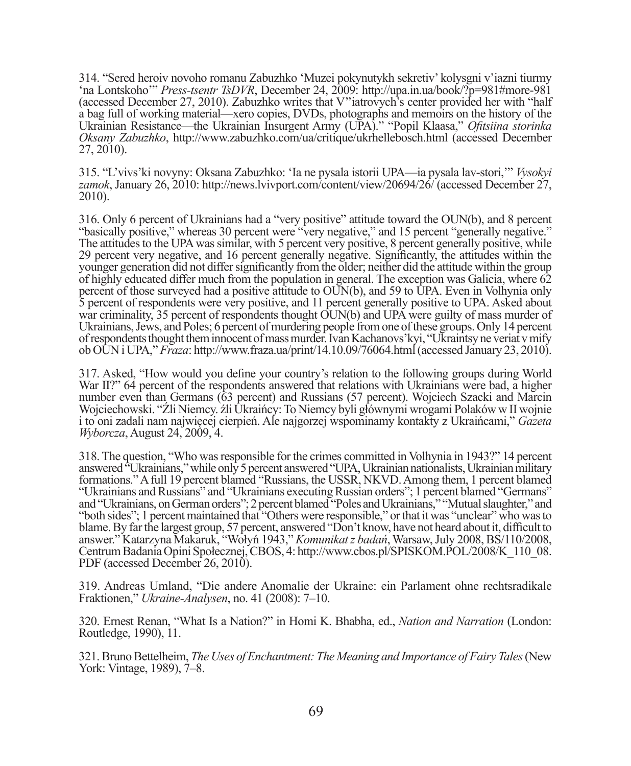314. "Sered heroiv novoho romanu Zabuzhko 'Muzei pokynutykh sekretiv' kolysgni v'iazni tiurmy 'na Lontskoho'" *Press-tsentr TsDVR*, December 24, 2009: http://upa.in.ua/book/?p=981#more-981 (accessed December 27, 2010). Zabuzhko writes that V"iatrovych's center provided her with "half a bag full of working material—xero copies, DVDs, photographs and memoirs on the history of the Ukrainian Resistance—the Ukrainian Insurgent Army (UPA)." "Popil Klaasa," *Ofitsiina storinka Oksany Zabuzhko*, http://www.zabuzhko.com/ua/critique/ukrhellebosch.html (accessed December 27, 2010).

315. "L'vivs'ki novyny: Oksana Zabuzhko: 'Ia ne pysala istorii UPA—ia pysala lav-stori,'" *Vysokyi zamok*, January 26, 2010: http://news.lvivport.com/content/view/20694/26/ (accessed December 27, 2010).

316. Only 6 percent of Ukrainians had a "very positive" attitude toward the OUN(b), and 8 percent "basically positive," whereas 30 percent were "very negative," and 15 percent "generally negative." The attitudes to the UPA was similar, with 5 percent very positive, 8 percent generally positive, while 29 percent very negative, and 16 percent generally negative. Significantly, the attitudes within the younger generation did not differ significantly from the older; neither did the attitude within the group of highly educated differ much from the population in general. The exception was Galicia, where 62 percent of those surveyed had a positive attitude to OUN(b), and 59 to UPA. Even in Volhynia only 5 percent of respondents were very positive, and 11 percent generally positive to UPA. Asked about war criminality, 35 percent of respondents thought OUN(b) and UPA were guilty of mass murder of Ukrainians, Jews, and Poles; 6 percent of murdering people from one of these groups. Only 14 percent of respondents thought them innocent of mass murder. Ivan Kachanovs'kyi, "Ukraintsy ne veriat v mify ob OUN i UPA," *Fraza*: http://www.fraza.ua/print/14.10.09/76064.html (accessed January 23, 2010).

317. Asked, "How would you define your country's relation to the following groups during World War II?" 64 percent of the respondents answered that relations with Ukrainians were bad, a higher number even than Germans (63 percent) and Russians (57 percent). Wojciech Szacki and Marcin Wojciechowski. "Źli Niemcy. źli Ukraińcy: To Niemcy byli głównymi wrogami Polaków w II wojnie i to oni zadali nam najwięcej cierpień. Ale najgorzej wspominamy kontakty z Ukraińcami," *Gazeta Wyborcza*, August 24, 2009, 4.

318. The question, "Who was responsible for the crimes committed in Volhynia in 1943?" 14 percent answered "Ukrainians," while only 5 percent answered "UPA, Ukrainian nationalists, Ukrainian military formations." A full 19 percent blamed "Russians, the USSR, NKVD. Among them, 1 percent blamed "Ukrainians and Russians" and "Ukrainians executing Russian orders"; 1 percent blamed "Germans" and "Ukrainians, on German orders"; 2 percent blamed "Poles and Ukrainians," "Mutual slaughter," and "both sides"; 1 percent maintained that "Others were responsible," or that it was "unclear" who was to blame. By far the largest group, 57 percent, answered "Don't know, have not heard about it, difficult to answer." Katarzyna Makaruk, "Wołyń 1943," *Komunikat z badań*, Warsaw, July 2008, BS/110/2008, Centrum Badania Opini Społecznej, CBOS, 4: http://www.cbos.pl/SPISKOM.POL/2008/K_110_08.PDF (accessed December 26, 2010).

319. Andreas Umland, "Die andere Anomalie der Ukraine: ein Parlament ohne rechtsradikale Fraktionen," *Ukraine-Analysen*, no. 41 (2008): 7–10.

320. Ernest Renan, "What Is a Nation?" in Homi K. Bhabha, ed., *Nation and Narration* (London: Routledge, 1990), 11.

321. Bruno Bettelheim, *The Uses of Enchantment: The Meaning and Importance of Fairy Tales* (New York: Vintage, 1989), 7–8.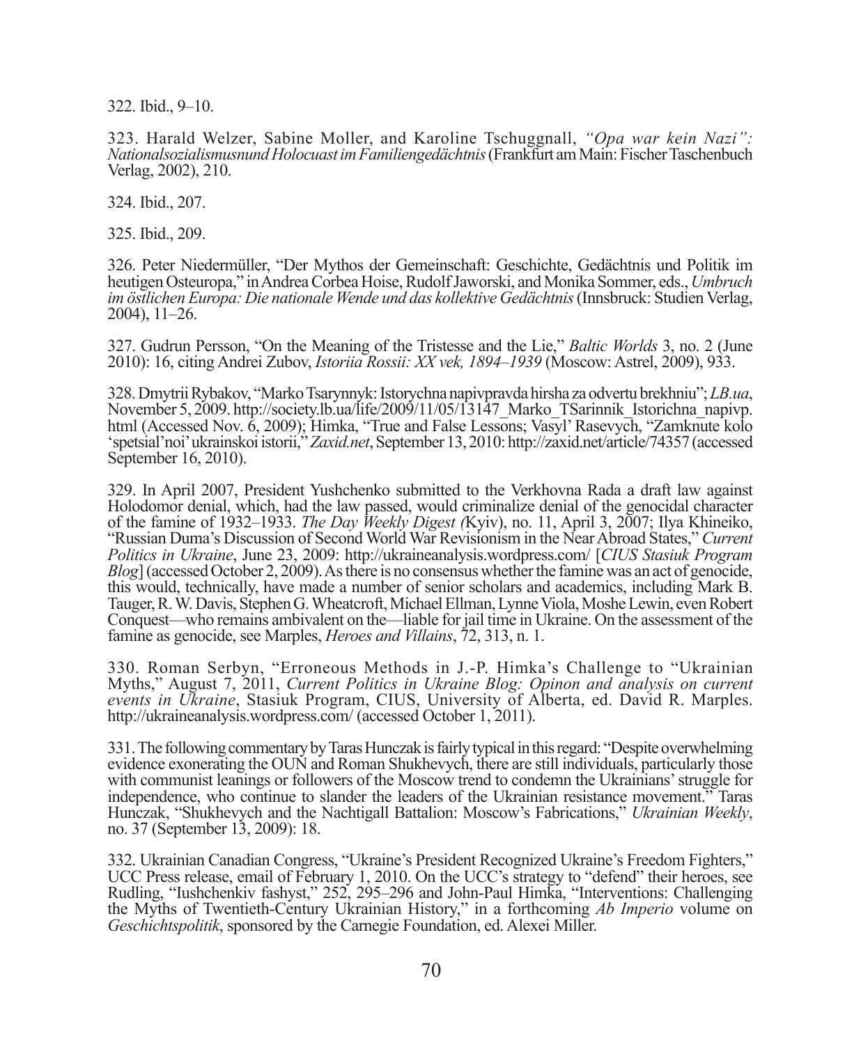322. Ibid., 9–10.

323. Harald Welzer, Sabine Moller, and Karoline Tschuggnall, *"Opa war kein Nazi": Nationalsozialismusnund Holocuast im Familiengedächtnis* (Frankfurt am Main: Fischer Taschenbuch Verlag, 2002), 210.

324. Ibid., 207.

325. Ibid., 209.

326. Peter Niedermüller, "Der Mythos der Gemeinschaft: Geschichte, Gedächtnis und Politik im heutigen Osteuropa," in Andrea Corbea Hoise, Rudolf Jaworski, and Monika Sommer, eds., *Umbruch im östlichen Europa: Die nationale Wende und das kollektive Gedächtnis* (Innsbruck: Studien Verlag, 2004), 11–26.

327. Gudrun Persson, "On the Meaning of the Tristesse and the Lie," *Baltic Worlds* 3, no. 2 (June 2010): 16, citing Andrei Zubov, *Istoriia Rossii: XX vek, 1894–1939* (Moscow: Astrel, 2009), 933.

328. Dmytrii Rybakov, "Marko Tsarynnyk: Istorychna napivpravda hirsha za odvertu brekhniu"; *LB.ua*, November 5, 2009. http://society.lb.ua/life/2009/11/05/13147_Marko_TSarinnik_Istorichna_napivp.html (Accessed Nov. 6, 2009); Himka, "True and False Lessons; Vasyl' Rasevych, "Zamknute kolo 'spetsial'noi' ukrainskoi istorii," *Zaxid.net*, September 13, 2010: http://zaxid.net/article/74357 (accessed September 16, 2010).

329. In April 2007, President Yushchenko submitted to the Verkhovna Rada a draft law against Holodomor denial, which, had the law passed, would criminalize denial of the genocidal character of the famine of 1932–1933. *The Day Weekly Digest (*Kyiv), no. 11, April 3, 2007; Ilya Khineiko, "Russian Duma's Discussion of Second World War Revisionism in the Near Abroad States," *Current Politics in Ukraine*, June 23, 2009: http://ukraineanalysis.wordpress.com/ [*CIUS Stasiuk Program Blog*] (accessed October 2, 2009). As there is no consensus whether the famine was an act of genocide, this would, technically, have made a number of senior scholars and academics, including Mark B. Tauger, R. W. Davis, Stephen G. Wheatcroft, Michael Ellman, Lynne Viola, Moshe Lewin, even Robert Conquest—who remains ambivalent on the—liable for jail time in Ukraine. On the assessment of the famine as genocide, see Marples, *Heroes and Villains*, 72, 313, n. 1.

330. Roman Serbyn, "Erroneous Methods in J.-P. Himka's Challenge to "Ukrainian Myths," August 7, 2011, *Current Politics in Ukraine Blog: Opinon and analysis on current events in Ukraine*, Stasiuk Program, CIUS, University of Alberta, ed. David R. Marples. http://ukraineanalysis.wordpress.com/ (accessed October 1, 2011).

331. The following commentary by Taras Hunczak is fairly typical in this regard: "Despite overwhelming evidence exonerating the OUN and Roman Shukhevych, there are still individuals, particularly those with communist leanings or followers of the Moscow trend to condemn the Ukrainians' struggle for independence, who continue to slander the leaders of the Ukrainian resistance movement." Taras Hunczak, "Shukhevych and the Nachtigall Battalion: Moscow's Fabrications," *Ukrainian Weekly*, no. 37 (September 13, 2009): 18.

332. Ukrainian Canadian Congress, "Ukraine's President Recognized Ukraine's Freedom Fighters," UCC Press release, email of February 1, 2010. On the UCC's strategy to "defend" their heroes, see Rudling, "Iushchenkiv fashyst," 252, 295–296 and John-Paul Himka, "Interventions: Challenging the Myths of Twentieth-Century Ukrainian History," in a forthcoming *Ab Imperio* volume on *Geschichtspolitik*, sponsored by the Carnegie Foundation, ed. Alexei Miller.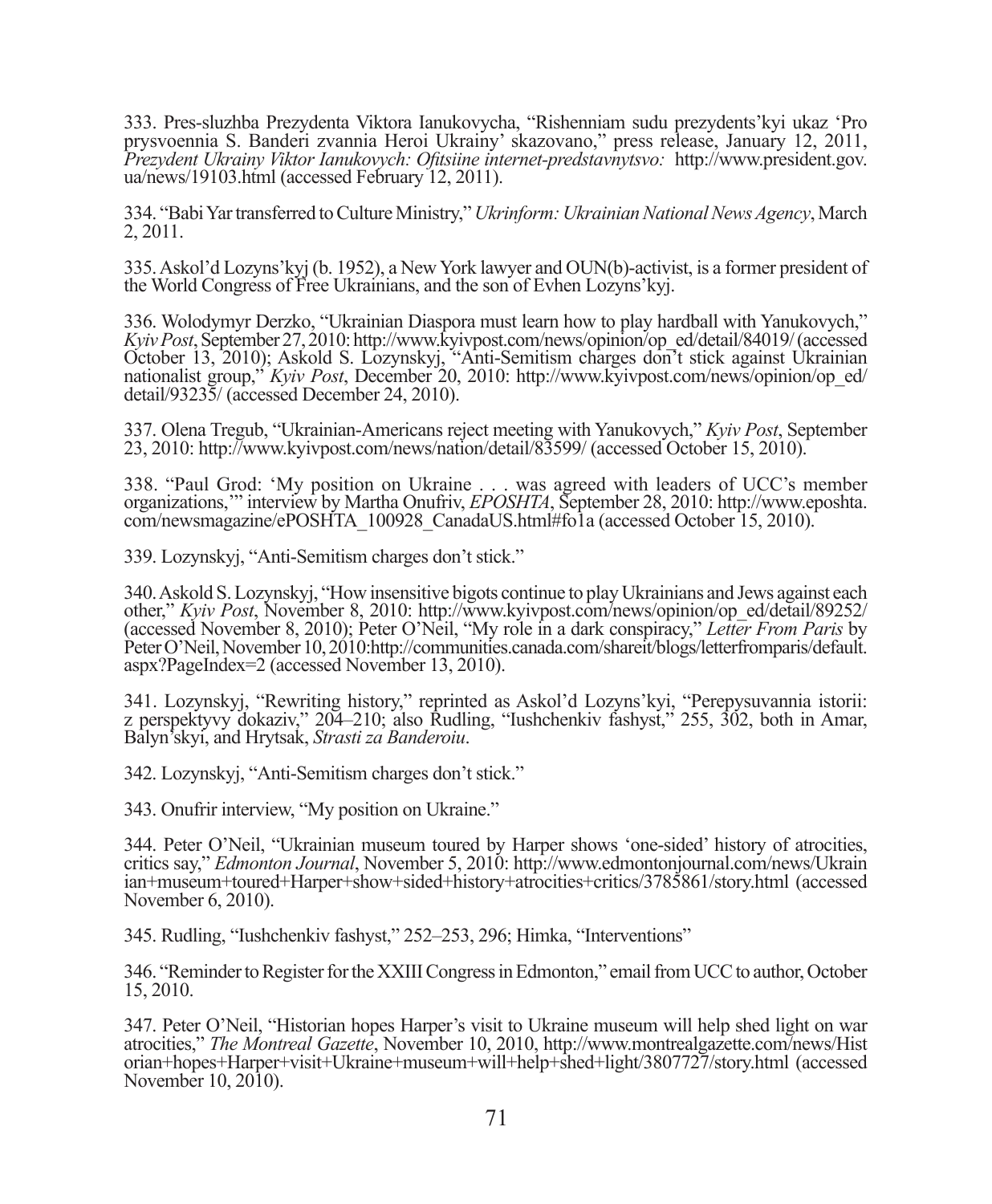333. Pres-sluzhba Prezydenta Viktora Ianukovycha, "Rishenniam sudu prezydents'kyi ukaz 'Pro prysvoennia S. Banderi zvannia Heroi Ukrainy' skazovano," press release, January 12, 2011, *Prezydent Ukrainy Viktor Ianukovych: Ofitsiine internet-predstavnytsvo:* http://www.president.gov.ua/news/19103.html (accessed February 12, 2011).

334. "Babi Yar transferred to Culture Ministry," *Ukrinform: Ukrainian National News Agency*, March 2, 2011.

335. Askol'd Lozyns'kyj (b. 1952), a New York lawyer and OUN(b)-activist, is a former president of the World Congress of Free Ukrainians, and the son of Evhen Lozyns'kyj.

336. Wolodymyr Derzko, "Ukrainian Diaspora must learn how to play hardball with Yanukovych," *Kyiv Post*, September 27, 2010: http://www.kyivpost.com/news/opinion/op_ed/detail/84019/ (accessed October 13, 2010); Askold S. Lozynskyj, "Anti-Semitism charges don't stick against Ukrainian nationalist group," *Kyiv Post*, December 20, 2010: http://www.kyivpost.com/news/opinion/op_ed/detail/93235/ (accessed December 24, 2010).

337. Olena Tregub, "Ukrainian-Americans reject meeting with Yanukovych," *Kyiv Post*, September 23, 2010: http://www.kyivpost.com/news/nation/detail/83599/ (accessed October 15, 2010).

338. "Paul Grod: 'My position on Ukraine . . . was agreed with leaders of UCC's member organizations,'" interview by Martha Onufriv, *EPOSHTA*, September 28, 2010: http://www.eposhta.com/newsmagazine/ePOSHTA_100928_CanadaUS.html#fo1a (accessed October 15, 2010).

339. Lozynskyj, "Anti-Semitism charges don't stick."

340. Askold S. Lozynskyj, "How insensitive bigots continue to play Ukrainians and Jews against each other," *Kyiv Post*, November 8, 2010: http://www.kyivpost.com/news/opinion/op_ed/detail/89252/ (accessed November 8, 2010); Peter O'Neil, "My role in a dark conspiracy," *Letter From Paris* by Peter O'Neil, November 10, 2010:http://communities.canada.com/shareit/blogs/letterfromparis/default.aspx?PageIndex=2 (accessed November 13, 2010).

341. Lozynskyj, "Rewriting history," reprinted as Askol'd Lozyns'kyi, "Perepysuvannia istorii: z perspektyvy dokaziv," 204–210; also Rudling, "Iushchenkiv fashyst," 255, 302, both in Amar, Balyn'skyi, and Hrytsak, *Strasti za Banderoiu*.

342. Lozynskyj, "Anti-Semitism charges don't stick."

343. Onufrir interview, "My position on Ukraine."

344. Peter O'Neil, "Ukrainian museum toured by Harper shows 'one-sided' history of atrocities, critics say," *Edmonton Journal*, November 5, 2010: http://www.edmontonjournal.com/news/Ukrainian+museum+toured+Harper+show+sided+history+atrocities+critics/3785861/story.html (accessed November 6, 2010).

345. Rudling, "Iushchenkiv fashyst," 252–253, 296; Himka, "Interventions"

346. "Reminder to Register for the XXIII Congress in Edmonton," email from UCC to author, October 15, 2010.

347. Peter O'Neil, "Historian hopes Harper's visit to Ukraine museum will help shed light on war atrocities," *The Montreal Gazette*, November 10, 2010, http://www.montrealgazette.com/news/Historian+hopes+Harper+visit+Ukraine+museum+will+help+shed+light/3807727/story.html (accessed November 10, 2010).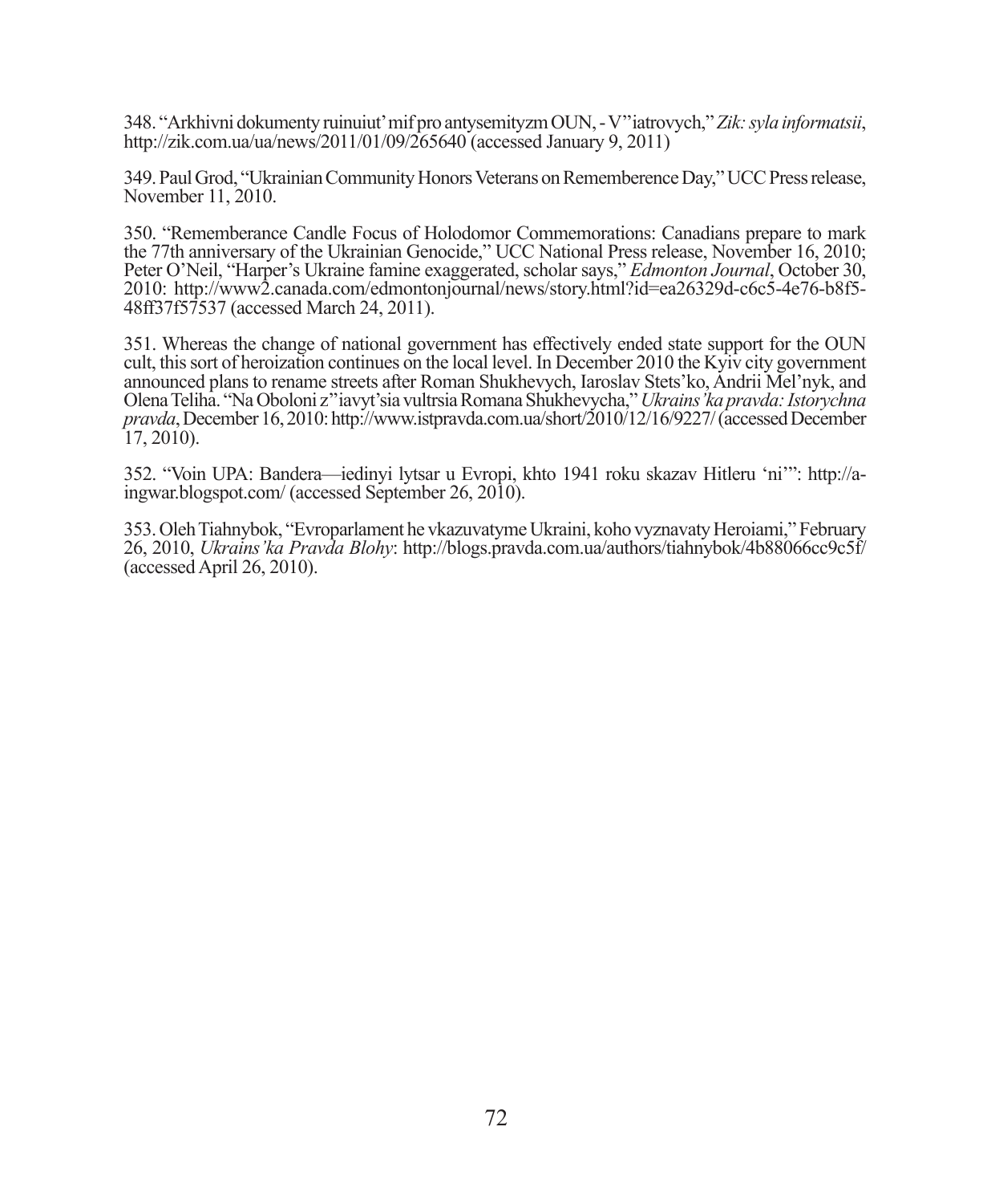348. "Arkhivni dokumenty ruinuiut' mif pro antysemityzm OUN, - V"iatrovych," *Zik: syla informatsii*, http://zik.com.ua/ua/news/2011/01/09/265640 (accessed January 9, 2011)

349. Paul Grod, "Ukrainian Community Honors Veterans on Rememberence Day," UCC Press release, November 11, 2010.

350. "Rememberance Candle Focus of Holodomor Commemorations: Canadians prepare to mark the 77th anniversary of the Ukrainian Genocide," UCC National Press release, November 16, 2010; Peter O'Neil, "Harper's Ukraine famine exaggerated, scholar says," *Edmonton Journal*, October 30, 2010: http://www2.canada.com/edmontonjournal/news/story.html?id=ea26329d-c6c5-4e76-b8f5-48ff37f57537 (accessed March 24, 2011).

351. Whereas the change of national government has effectively ended state support for the OUN cult, this sort of heroization continues on the local level. In December 2010 the Kyiv city government announced plans to rename streets after Roman Shukhevych, Iaroslav Stets'ko, Andrii Mel'nyk, and Olena Teliha. "Na Oboloni z"iavyt'sia vultrsia Romana Shukhevycha," *Ukrains'ka pravda: Istorychna pravda*, December 16, 2010: http://www.istpravda.com.ua/short/2010/12/16/9227/ (accessed December 17, 2010).

352. "Voin UPA: Bandera—iedinyi lytsar u Evropi, khto 1941 roku skazav Hitleru 'ni'": http://a-ingwar.blogspot.com/ (accessed September 26, 2010).

353. Oleh Tiahnybok, "Evroparlament he vkazuvatyme Ukraini, koho vyznavaty Heroiami," February 26, 2010, *Ukrains'ka Pravda Blohy*: http://blogs.pravda.com.ua/authors/tiahnybok/4b88066cc9c5f/ (accessed April 26, 2010).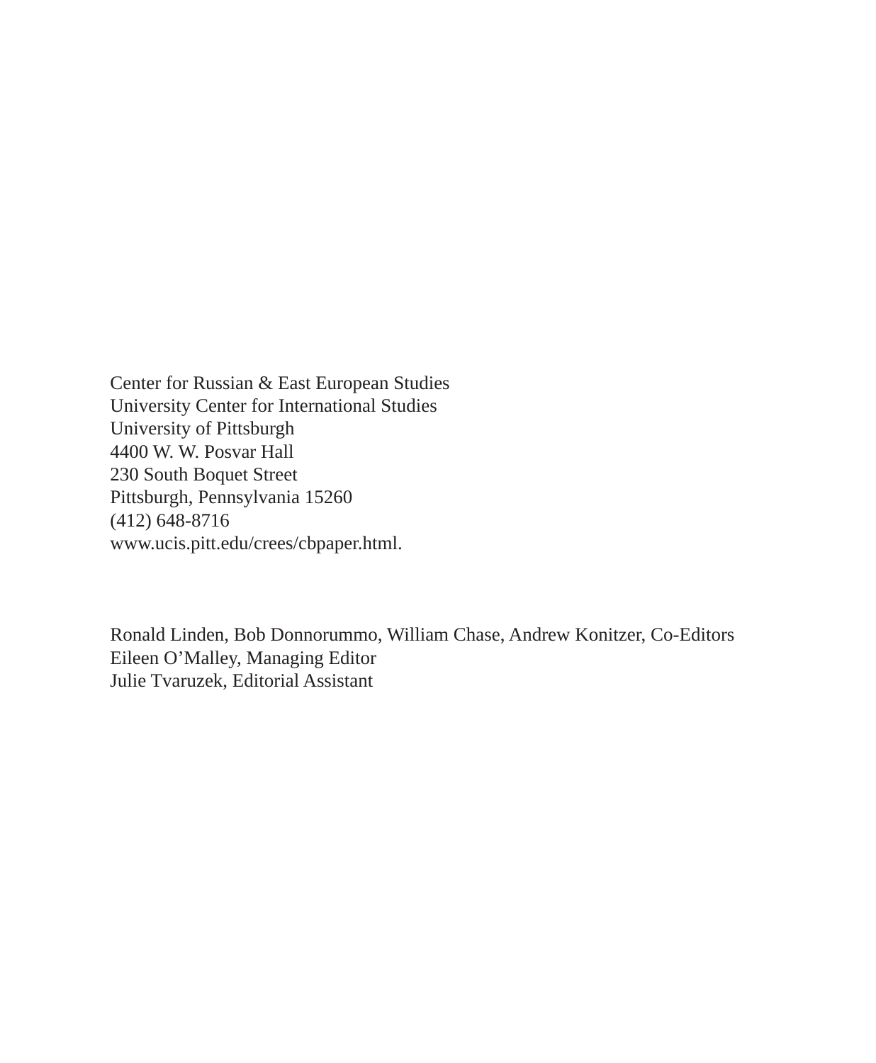Center for Russian & East European Studies
University Center for International Studies
University of Pittsburgh
4400 W. W. Posvar Hall
230 South Boquet Street
Pittsburgh, Pennsylvania 15260
(412) 648-8716
www.ucis.pitt.edu/crees/cbpaper.html.

Ronald Linden, Bob Donnorummo, William Chase, Andrew Konitzer, Co-Editors
Eileen O'Malley, Managing Editor
Julie Tvaruzek, Editorial Assistant